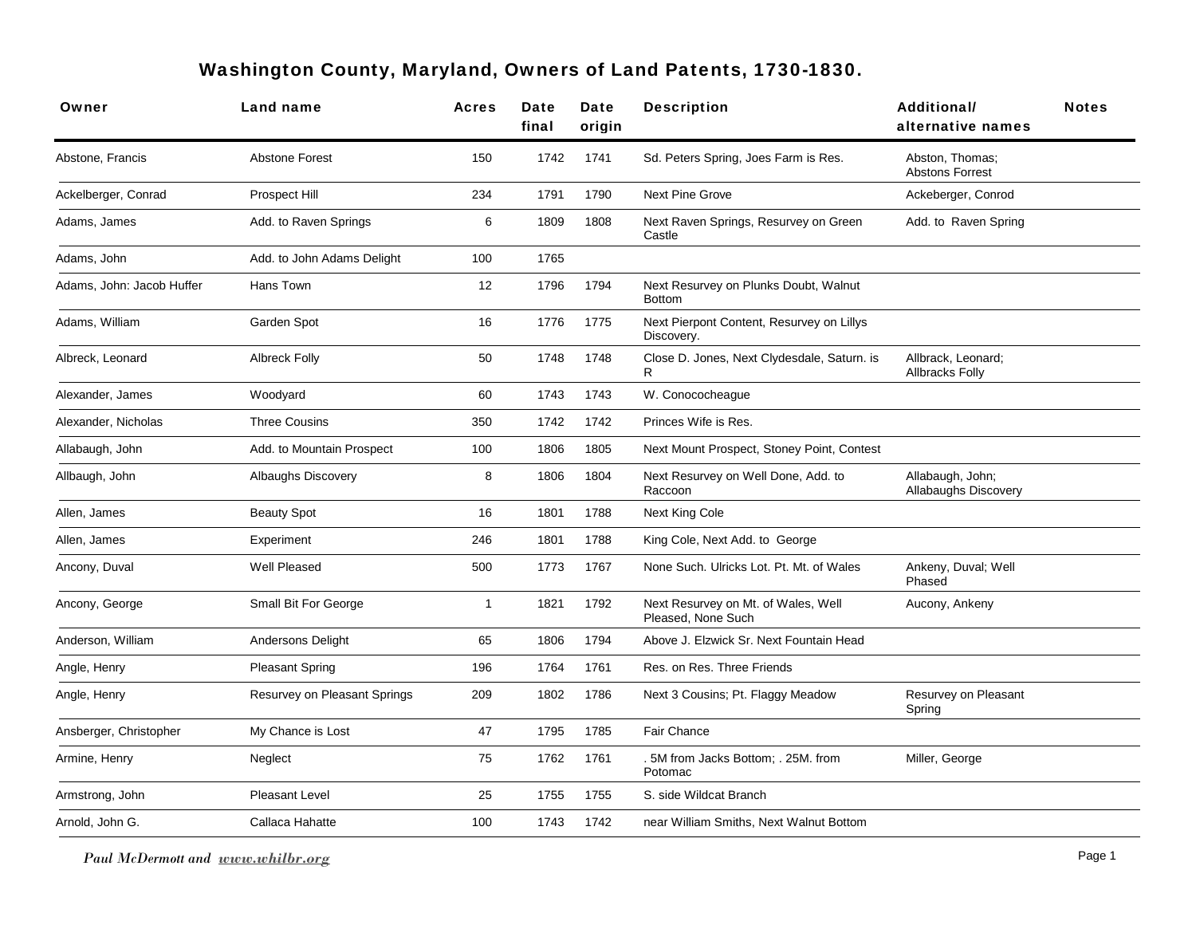# Washington County, Maryland, Owners of Land Patents, 1730-1830.

| Owner | Land name | Acres | Date final | Date origin | Description | Additional/ alternative names | Notes |
|---|---|---|---|---|---|---|---|
| Abstone, Francis | Abstone Forest | 150 | 1742 | 1741 | Sd. Peters Spring, Joes Farm is Res. | Abston, Thomas; Abstons Forrest | |
| Ackelberger, Conrad | Prospect Hill | 234 | 1791 | 1790 | Next Pine Grove | Ackeberger, Conrod | |
| Adams, James | Add. to Raven Springs | 6 | 1809 | 1808 | Next Raven Springs, Resurvey on Green Castle | Add. to Raven Spring | |
| Adams, John | Add. to John Adams Delight | 100 | 1765 | | | | |
| Adams, John: Jacob Huffer | Hans Town | 12 | 1796 | 1794 | Next Resurvey on Plunks Doubt, Walnut Bottom | | |
| Adams, William | Garden Spot | 16 | 1776 | 1775 | Next Pierpont Content, Resurvey on Lillys Discovery. | | |
| Albreck, Leonard | Albreck Folly | 50 | 1748 | 1748 | Close D. Jones, Next Clydesdale, Saturn. is R | Allbrack, Leonard; Allbracks Folly | |
| Alexander, James | Woodyard | 60 | 1743 | 1743 | W. Conococheague | | |
| Alexander, Nicholas | Three Cousins | 350 | 1742 | 1742 | Princes Wife is Res. | | |
| Allabaugh, John | Add. to Mountain Prospect | 100 | 1806 | 1805 | Next Mount Prospect, Stoney Point, Contest | | |
| Allbaugh, John | Albaughs Discovery | 8 | 1806 | 1804 | Next Resurvey on Well Done, Add. to Raccoon | Allabaugh, John; Allabaughs Discovery | |
| Allen, James | Beauty Spot | 16 | 1801 | 1788 | Next King Cole | | |
| Allen, James | Experiment | 246 | 1801 | 1788 | King Cole, Next Add. to George | | |
| Ancony, Duval | Well Pleased | 500 | 1773 | 1767 | None Such. Ulricks Lot. Pt. Mt. of Wales | Ankeny, Duval; Well Phased | |
| Ancony, George | Small Bit For George | 1 | 1821 | 1792 | Next Resurvey on Mt. of Wales, Well Pleased, None Such | Aucony, Ankeny | |
| Anderson, William | Andersons Delight | 65 | 1806 | 1794 | Above J. Elzwick Sr. Next Fountain Head | | |
| Angle, Henry | Pleasant Spring | 196 | 1764 | 1761 | Res. on Res. Three Friends | | |
| Angle, Henry | Resurvey on Pleasant Springs | 209 | 1802 | 1786 | Next 3 Cousins; Pt. Flaggy Meadow | Resurvey on Pleasant Spring | |
| Ansberger, Christopher | My Chance is Lost | 47 | 1795 | 1785 | Fair Chance | | |
| Armine, Henry | Neglect | 75 | 1762 | 1761 | . 5M from Jacks Bottom; . 25M. from Potomac | Miller, George | |
| Armstrong, John | Pleasant Level | 25 | 1755 | 1755 | S. side Wildcat Branch | | |
| Arnold, John G. | Callaca Hahatte | 100 | 1743 | 1742 | near William Smiths, Next Walnut Bottom | | |

*Paul McDermott and www.whilbr.org*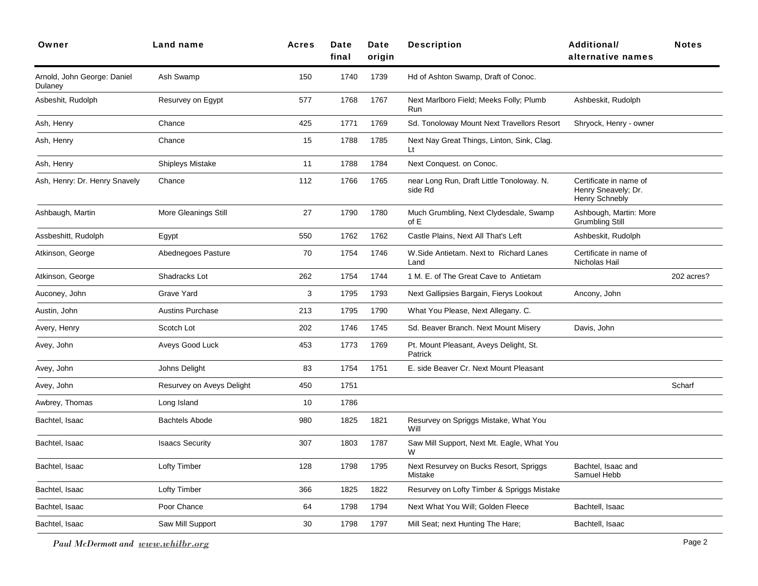| Owner | Land name | Acres | Date final | Date origin | Description | Additional/ alternative names | Notes |
|---|---|---|---|---|---|---|---|
| Arnold, John George: Daniel Dulaney | Ash Swamp | 150 | 1740 | 1739 | Hd of Ashton Swamp, Draft of Conoc. | | |
| Asbeshit, Rudolph | Resurvey on Egypt | 577 | 1768 | 1767 | Next Marlboro Field; Meeks Folly; Plumb Run | Ashbeskit, Rudolph | |
| Ash, Henry | Chance | 425 | 1771 | 1769 | Sd. Tonoloway Mount Next Travellors Resort | Shryock, Henry - owner | |
| Ash, Henry | Chance | 15 | 1788 | 1785 | Next Nay Great Things, Linton, Sink, Clag. Lt | | |
| Ash, Henry | Shipleys Mistake | 11 | 1788 | 1784 | Next Conquest. on Conoc. | | |
| Ash, Henry: Dr. Henry Snavely | Chance | 112 | 1766 | 1765 | near Long Run, Draft Little Tonoloway. N. side Rd | Certificate in name of Henry Sneavely; Dr. Henry Schnebly | |
| Ashbaugh, Martin | More Gleanings Still | 27 | 1790 | 1780 | Much Grumbling, Next Clydesdale, Swamp of E | Ashbough, Martin: More Grumbling Still | |
| Assbeshitt, Rudolph | Egypt | 550 | 1762 | 1762 | Castle Plains, Next All That's Left | Ashbeskit, Rudolph | |
| Atkinson, George | Abednegoes Pasture | 70 | 1754 | 1746 | W.Side Antietam. Next to Richard Lanes Land | Certificate in name of Nicholas Hail | |
| Atkinson, George | Shadracks Lot | 262 | 1754 | 1744 | 1 M. E. of The Great Cave to Antietam | | 202 acres? |
| Auconey, John | Grave Yard | 3 | 1795 | 1793 | Next Gallipsies Bargain, Fierys Lookout | Ancony, John | |
| Austin, John | Austins Purchase | 213 | 1795 | 1790 | What You Please, Next Allegany. C. | | |
| Avery, Henry | Scotch Lot | 202 | 1746 | 1745 | Sd. Beaver Branch. Next Mount Misery | Davis, John | |
| Avey, John | Aveys Good Luck | 453 | 1773 | 1769 | Pt. Mount Pleasant, Aveys Delight, St. Patrick | | |
| Avey, John | Johns Delight | 83 | 1754 | 1751 | E. side Beaver Cr. Next Mount Pleasant | | |
| Avey, John | Resurvey on Aveys Delight | 450 | 1751 | | | | Scharf |
| Awbrey, Thomas | Long Island | 10 | 1786 | | | | |
| Bachtel, Isaac | Bachtels Abode | 980 | 1825 | 1821 | Resurvey on Spriggs Mistake, What You Will | | |
| Bachtel, Isaac | Isaacs Security | 307 | 1803 | 1787 | Saw Mill Support, Next Mt. Eagle, What You W | | |
| Bachtel, Isaac | Lofty Timber | 128 | 1798 | 1795 | Next Resurvey on Bucks Resort, Spriggs Mistake | Bachtel, Isaac and Samuel Hebb | |
| Bachtel, Isaac | Lofty Timber | 366 | 1825 | 1822 | Resurvey on Lofty Timber & Spriggs Mistake | | |
| Bachtel, Isaac | Poor Chance | 64 | 1798 | 1794 | Next What You Will; Golden Fleece | Bachtell, Isaac | |
| Bachtel, Isaac | Saw Mill Support | 30 | 1798 | 1797 | Mill Seat; next Hunting The Hare; | Bachtell, Isaac | |

*Paul McDermott and* ***www.whilbr.org***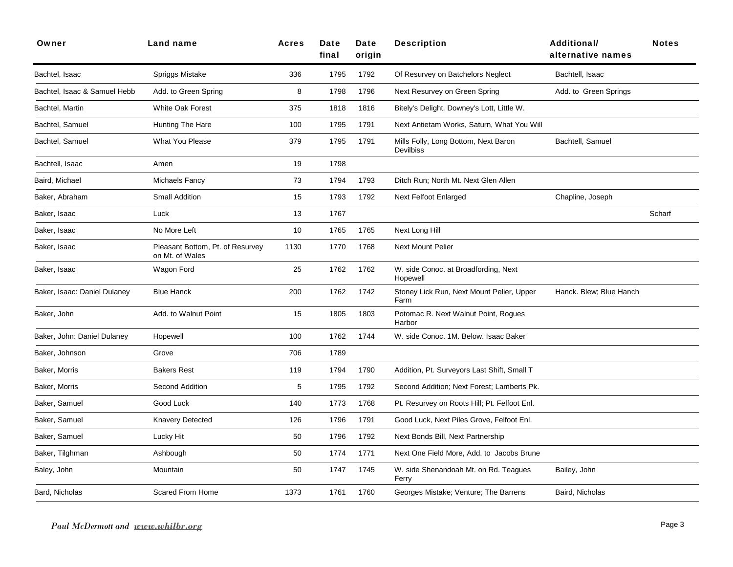| Owner | Land name | Acres | Date final | Date origin | Description | Additional/ alternative names | Notes |
|---|---|---|---|---|---|---|---|
| Bachtel, Isaac | Spriggs Mistake | 336 | 1795 | 1792 | Of Resurvey on Batchelors Neglect | Bachtell, Isaac | |
| Bachtel, Isaac & Samuel Hebb | Add. to Green Spring | 8 | 1798 | 1796 | Next Resurvey on Green Spring | Add. to Green Springs | |
| Bachtel, Martin | White Oak Forest | 375 | 1818 | 1816 | Bitely's Delight. Downey's Lott, Little W. | | |
| Bachtel, Samuel | Hunting The Hare | 100 | 1795 | 1791 | Next Antietam Works, Saturn, What You Will | | |
| Bachtel, Samuel | What You Please | 379 | 1795 | 1791 | Mills Folly, Long Bottom, Next Baron Devilbiss | Bachtell, Samuel | |
| Bachtell, Isaac | Amen | 19 | 1798 | | | | |
| Baird, Michael | Michaels Fancy | 73 | 1794 | 1793 | Ditch Run; North Mt. Next Glen Allen | | |
| Baker, Abraham | Small Addition | 15 | 1793 | 1792 | Next Felfoot Enlarged | Chapline, Joseph | |
| Baker, Isaac | Luck | 13 | 1767 | | | | Scharf |
| Baker, Isaac | No More Left | 10 | 1765 | 1765 | Next Long Hill | | |
| Baker, Isaac | Pleasant Bottom, Pt. of Resurvey on Mt. of Wales | 1130 | 1770 | 1768 | Next Mount Pelier | | |
| Baker, Isaac | Wagon Ford | 25 | 1762 | 1762 | W. side Conoc. at Broadfording, Next Hopewell | | |
| Baker, Isaac: Daniel Dulaney | Blue Hanck | 200 | 1762 | 1742 | Stoney Lick Run, Next Mount Pelier, Upper Farm | Hanck. Blew; Blue Hanch | |
| Baker, John | Add. to Walnut Point | 15 | 1805 | 1803 | Potomac R. Next Walnut Point, Rogues Harbor | | |
| Baker, John: Daniel Dulaney | Hopewell | 100 | 1762 | 1744 | W. side Conoc. 1M. Below. Isaac Baker | | |
| Baker, Johnson | Grove | 706 | 1789 | | | | |
| Baker, Morris | Bakers Rest | 119 | 1794 | 1790 | Addition, Pt. Surveyors Last Shift, Small T | | |
| Baker, Morris | Second Addition | 5 | 1795 | 1792 | Second Addition; Next Forest; Lamberts Pk. | | |
| Baker, Samuel | Good Luck | 140 | 1773 | 1768 | Pt. Resurvey on Roots Hill; Pt. Felfoot Enl. | | |
| Baker, Samuel | Knavery Detected | 126 | 1796 | 1791 | Good Luck, Next Piles Grove, Felfoot Enl. | | |
| Baker, Samuel | Lucky Hit | 50 | 1796 | 1792 | Next Bonds Bill, Next Partnership | | |
| Baker, Tilghman | Ashbough | 50 | 1774 | 1771 | Next One Field More, Add. to Jacobs Brune | | |
| Baley, John | Mountain | 50 | 1747 | 1745 | W. side Shenandoah Mt. on Rd. Teagues Ferry | Bailey, John | |
| Bard, Nicholas | Scared From Home | 1373 | 1761 | 1760 | Georges Mistake; Venture; The Barrens | Baird, Nicholas | |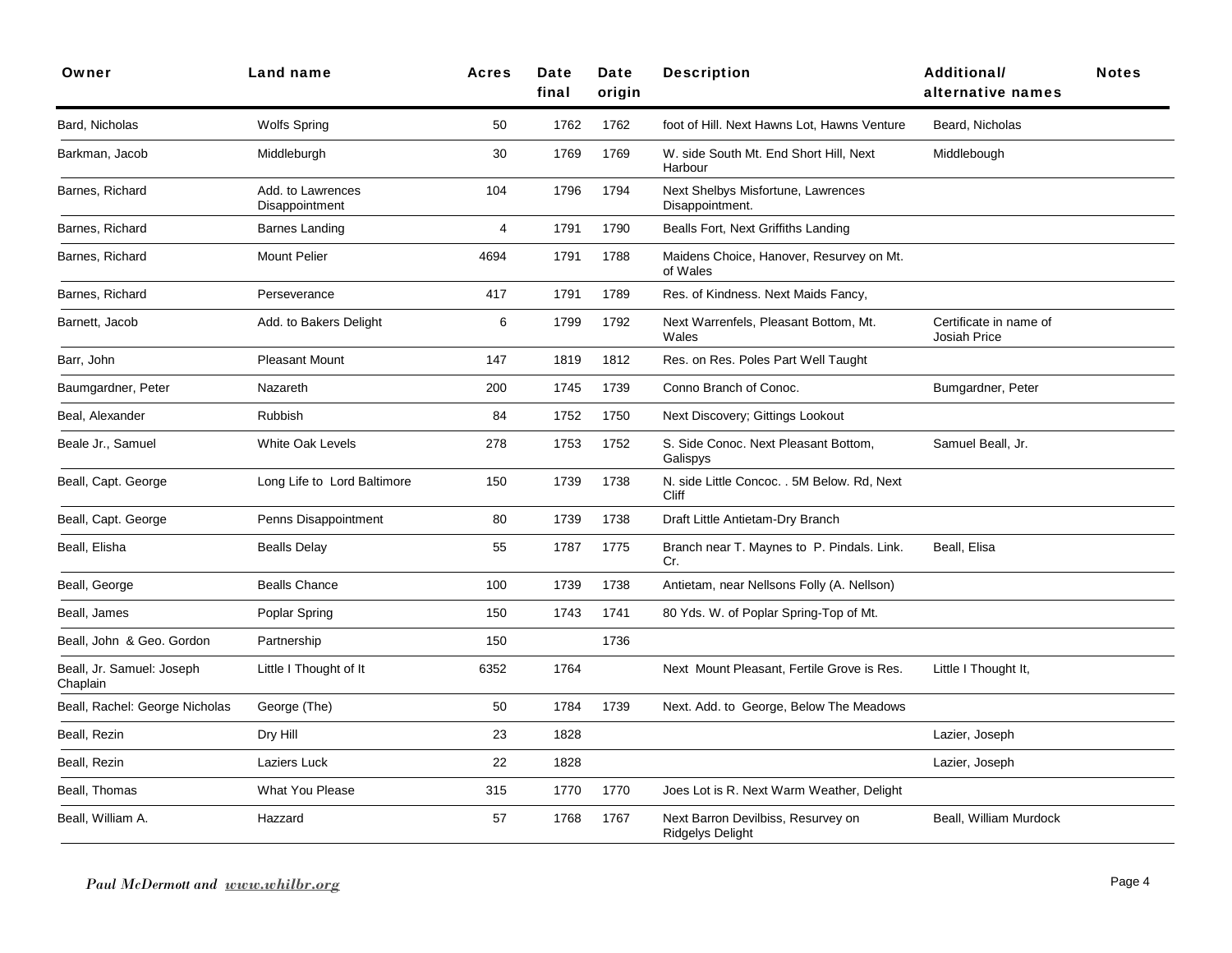| Owner | Land name | Acres | Date final | Date origin | Description | Additional/ alternative names | Notes |
|---|---|---|---|---|---|---|---|
| Bard, Nicholas | Wolfs Spring | 50 | 1762 | 1762 | foot of Hill. Next Hawns Lot, Hawns Venture | Beard, Nicholas | |
| Barkman, Jacob | Middleburgh | 30 | 1769 | 1769 | W. side South Mt. End Short Hill, Next Harbour | Middlebough | |
| Barnes, Richard | Add. to Lawrences Disappointment | 104 | 1796 | 1794 | Next Shelbys Misfortune, Lawrences Disappointment. | | |
| Barnes, Richard | Barnes Landing | 4 | 1791 | 1790 | Bealls Fort, Next Griffiths Landing | | |
| Barnes, Richard | Mount Pelier | 4694 | 1791 | 1788 | Maidens Choice, Hanover, Resurvey on Mt. of Wales | | |
| Barnes, Richard | Perseverance | 417 | 1791 | 1789 | Res. of Kindness. Next Maids Fancy, | | |
| Barnett, Jacob | Add. to Bakers Delight | 6 | 1799 | 1792 | Next Warrenfels, Pleasant Bottom, Mt. Wales | Certificate in name of Josiah Price | |
| Barr, John | Pleasant Mount | 147 | 1819 | 1812 | Res. on Res. Poles Part Well Taught | | |
| Baumgardner, Peter | Nazareth | 200 | 1745 | 1739 | Conno Branch of Conoc. | Bumgardner, Peter | |
| Beal, Alexander | Rubbish | 84 | 1752 | 1750 | Next Discovery; Gittings Lookout | | |
| Beale Jr., Samuel | White Oak Levels | 278 | 1753 | 1752 | S. Side Conoc. Next Pleasant Bottom, Galispys | Samuel Beall, Jr. | |
| Beall, Capt. George | Long Life to Lord Baltimore | 150 | 1739 | 1738 | N. side Little Concoc. . 5M Below. Rd, Next Cliff | | |
| Beall, Capt. George | Penns Disappointment | 80 | 1739 | 1738 | Draft Little Antietam-Dry Branch | | |
| Beall, Elisha | Bealls Delay | 55 | 1787 | 1775 | Branch near T. Maynes to P. Pindals. Link. Cr. | Beall, Elisa | |
| Beall, George | Bealls Chance | 100 | 1739 | 1738 | Antietam, near Nellsons Folly (A. Nellson) | | |
| Beall, James | Poplar Spring | 150 | 1743 | 1741 | 80 Yds. W. of Poplar Spring-Top of Mt. | | |
| Beall, John & Geo. Gordon | Partnership | 150 | | 1736 | | | |
| Beall, Jr. Samuel: Joseph Chaplain | Little I Thought of It | 6352 | 1764 | | Next Mount Pleasant, Fertile Grove is Res. | Little I Thought It, | |
| Beall, Rachel: George Nicholas | George (The) | 50 | 1784 | 1739 | Next. Add. to George, Below The Meadows | | |
| Beall, Rezin | Dry Hill | 23 | 1828 | | | Lazier, Joseph | |
| Beall, Rezin | Laziers Luck | 22 | 1828 | | | Lazier, Joseph | |
| Beall, Thomas | What You Please | 315 | 1770 | 1770 | Joes Lot is R. Next Warm Weather, Delight | | |
| Beall, William A. | Hazzard | 57 | 1768 | 1767 | Next Barron Devilbiss, Resurvey on Ridgelys Delight | Beall, William Murdock | |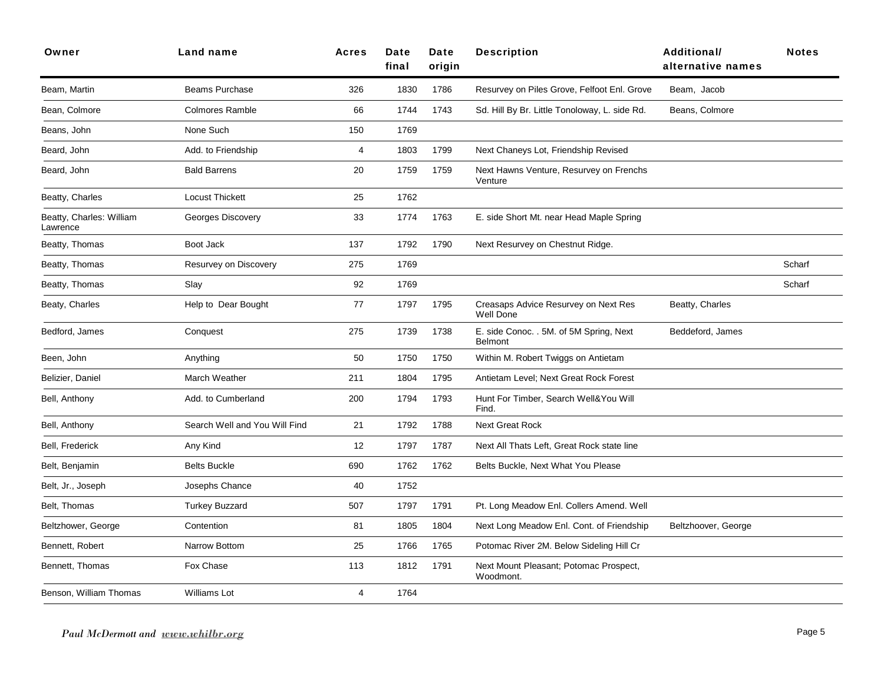| Owner | Land name | Acres | Date final | Date origin | Description | Additional/ alternative names | Notes |
|---|---|---|---|---|---|---|---|
| Beam, Martin | Beams Purchase | 326 | 1830 | 1786 | Resurvey on Piles Grove, Felfoot Enl. Grove | Beam,  Jacob | |
| Bean, Colmore | Colmores Ramble | 66 | 1744 | 1743 | Sd. Hill By Br. Little Tonoloway, L. side Rd. | Beans, Colmore | |
| Beans, John | None Such | 150 | 1769 | | | | |
| Beard, John | Add. to Friendship | 4 | 1803 | 1799 | Next Chaneys Lot, Friendship Revised | | |
| Beard, John | Bald Barrens | 20 | 1759 | 1759 | Next Hawns Venture, Resurvey on Frenchs Venture | | |
| Beatty, Charles | Locust Thickett | 25 | 1762 | | | | |
| Beatty, Charles: William Lawrence | Georges Discovery | 33 | 1774 | 1763 | E. side Short Mt. near Head Maple Spring | | |
| Beatty, Thomas | Boot Jack | 137 | 1792 | 1790 | Next Resurvey on Chestnut Ridge. | | |
| Beatty, Thomas | Resurvey on Discovery | 275 | 1769 | | | | Scharf |
| Beatty, Thomas | Slay | 92 | 1769 | | | | Scharf |
| Beaty, Charles | Help to  Dear Bought | 77 | 1797 | 1795 | Creasaps Advice Resurvey on Next Res Well Done | Beatty, Charles | |
| Bedford, James | Conquest | 275 | 1739 | 1738 | E. side Conoc. . 5M. of 5M Spring, Next Belmont | Beddeford, James | |
| Been, John | Anything | 50 | 1750 | 1750 | Within M. Robert Twiggs on Antietam | | |
| Belizier, Daniel | March Weather | 211 | 1804 | 1795 | Antietam Level; Next Great Rock Forest | | |
| Bell, Anthony | Add. to Cumberland | 200 | 1794 | 1793 | Hunt For Timber, Search Well&You Will Find. | | |
| Bell, Anthony | Search Well and You Will Find | 21 | 1792 | 1788 | Next Great Rock | | |
| Bell, Frederick | Any Kind | 12 | 1797 | 1787 | Next All Thats Left, Great Rock state line | | |
| Belt, Benjamin | Belts Buckle | 690 | 1762 | 1762 | Belts Buckle, Next What You Please | | |
| Belt, Jr., Joseph | Josephs Chance | 40 | 1752 | | | | |
| Belt, Thomas | Turkey Buzzard | 507 | 1797 | 1791 | Pt. Long Meadow Enl. Collers Amend. Well | | |
| Beltzhower, George | Contention | 81 | 1805 | 1804 | Next Long Meadow Enl. Cont. of Friendship | Beltzhoover, George | |
| Bennett, Robert | Narrow Bottom | 25 | 1766 | 1765 | Potomac River 2M. Below Sideling Hill Cr | | |
| Bennett, Thomas | Fox Chase | 113 | 1812 | 1791 | Next Mount Pleasant; Potomac Prospect, Woodmont. | | |
| Benson, William Thomas | Williams Lot | 4 | 1764 | | | | |

*Paul McDermott and* ***www.whilbr.org***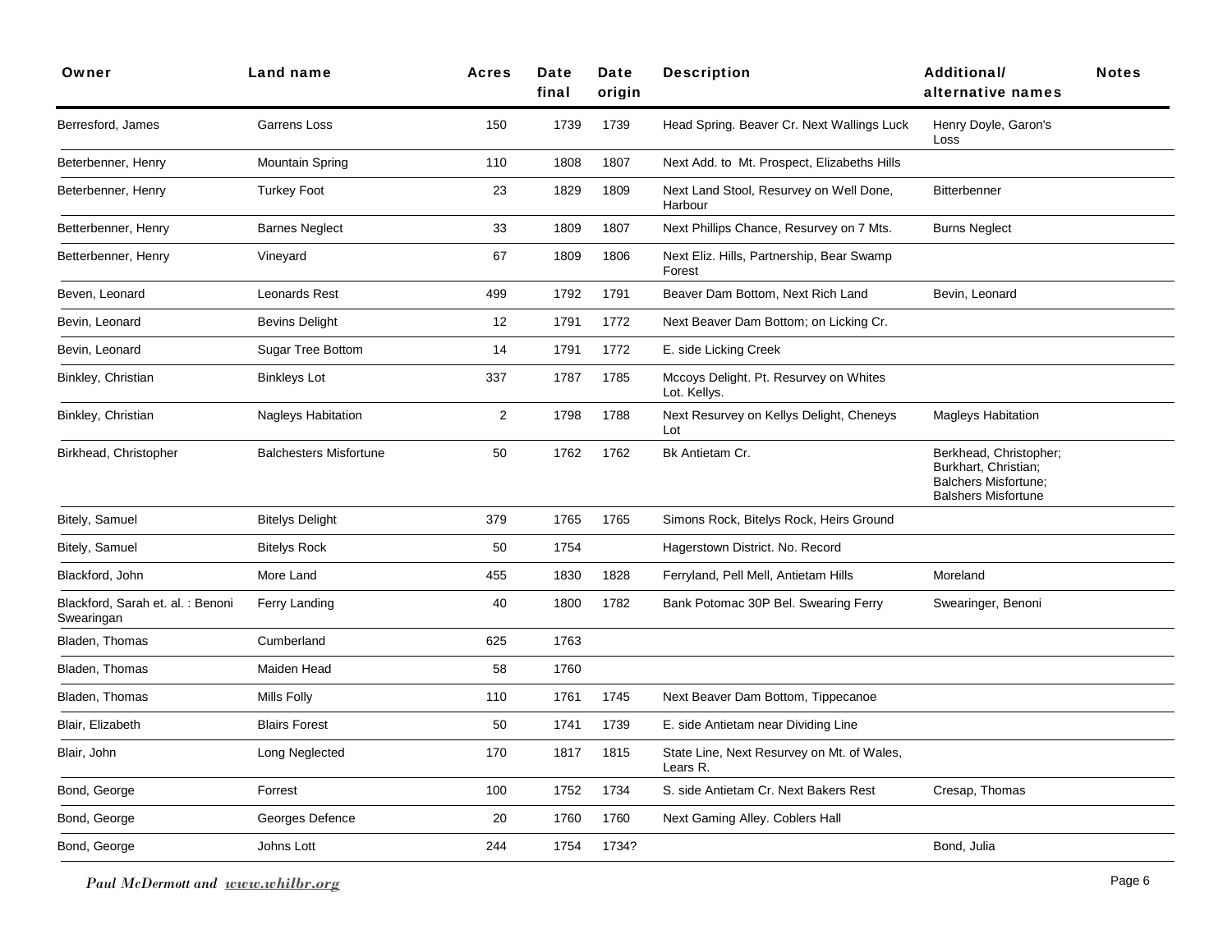| Owner | Land name | Acres | Date final | Date origin | Description | Additional/ alternative names | Notes |
|---|---|---|---|---|---|---|---|
| Berresford, James | Garrens Loss | 150 | 1739 | 1739 | Head Spring. Beaver Cr. Next Wallings Luck | Henry Doyle, Garon's Loss | |
| Beterbenner, Henry | Mountain Spring | 110 | 1808 | 1807 | Next Add. to Mt. Prospect, Elizabeths Hills | | |
| Beterbenner, Henry | Turkey Foot | 23 | 1829 | 1809 | Next Land Stool, Resurvey on Well Done, Harbour | Bitterbenner | |
| Betterbenner, Henry | Barnes Neglect | 33 | 1809 | 1807 | Next Phillips Chance, Resurvey on 7 Mts. | Burns Neglect | |
| Betterbenner, Henry | Vineyard | 67 | 1809 | 1806 | Next Eliz. Hills, Partnership, Bear Swamp Forest | | |
| Beven, Leonard | Leonards Rest | 499 | 1792 | 1791 | Beaver Dam Bottom, Next Rich Land | Bevin, Leonard | |
| Bevin, Leonard | Bevins Delight | 12 | 1791 | 1772 | Next Beaver Dam Bottom; on Licking Cr. | | |
| Bevin, Leonard | Sugar Tree Bottom | 14 | 1791 | 1772 | E. side Licking Creek | | |
| Binkley, Christian | Binkleys Lot | 337 | 1787 | 1785 | Mccoys Delight. Pt. Resurvey on Whites Lot. Kellys. | | |
| Binkley, Christian | Nagleys Habitation | 2 | 1798 | 1788 | Next Resurvey on Kellys Delight, Cheneys Lot | Magleys Habitation | |
| Birkhead, Christopher | Balchesters Misfortune | 50 | 1762 | 1762 | Bk Antietam Cr. | Berkhead, Christopher; Burkhart, Christian; Balchers Misfortune; Balshers Misfortune | |
| Bitely, Samuel | Bitelys Delight | 379 | 1765 | 1765 | Simons Rock, Bitelys Rock, Heirs Ground | | |
| Bitely, Samuel | Bitelys Rock | 50 | 1754 | | Hagerstown District. No. Record | | |
| Blackford, John | More Land | 455 | 1830 | 1828 | Ferryland, Pell Mell, Antietam Hills | Moreland | |
| Blackford, Sarah et. al. : Benoni Swearingan | Ferry Landing | 40 | 1800 | 1782 | Bank Potomac 30P Bel. Swearing Ferry | Swearinger, Benoni | |
| Bladen, Thomas | Cumberland | 625 | 1763 | | | | |
| Bladen, Thomas | Maiden Head | 58 | 1760 | | | | |
| Bladen, Thomas | Mills Folly | 110 | 1761 | 1745 | Next Beaver Dam Bottom, Tippecanoe | | |
| Blair, Elizabeth | Blairs Forest | 50 | 1741 | 1739 | E. side Antietam near Dividing Line | | |
| Blair, John | Long Neglected | 170 | 1817 | 1815 | State Line, Next Resurvey on Mt. of Wales, Lears R. | | |
| Bond, George | Forrest | 100 | 1752 | 1734 | S. side Antietam Cr. Next Bakers Rest | Cresap, Thomas | |
| Bond, George | Georges Defence | 20 | 1760 | 1760 | Next Gaming Alley. Coblers Hall | | |
| Bond, George | Johns Lott | 244 | 1754 | 1734? | | Bond, Julia | |

*Paul McDermott and* ***www.whilbr.org***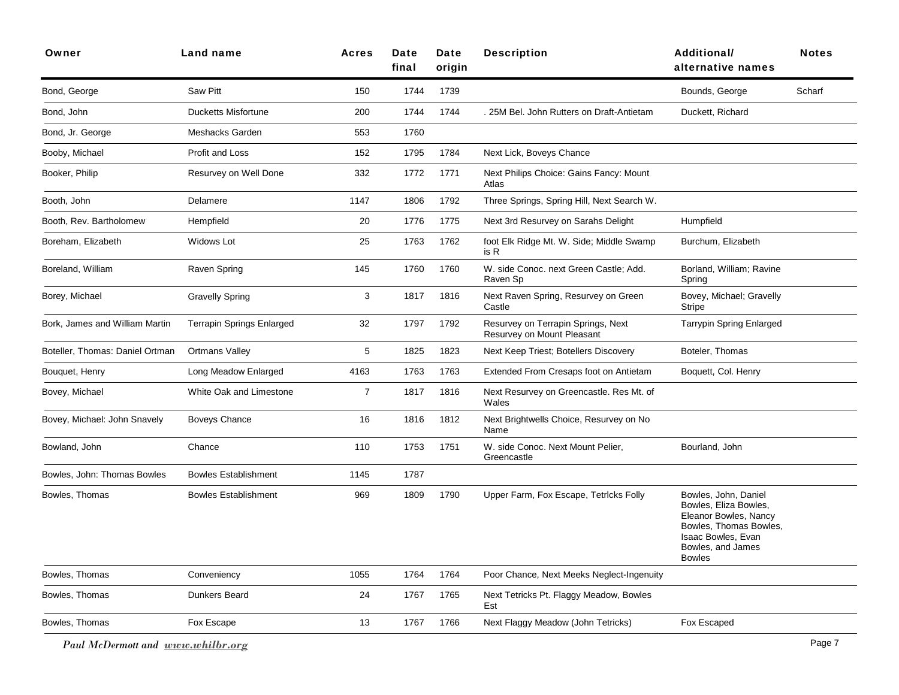| Owner | Land name | Acres | Date final | Date origin | Description | Additional/ alternative names | Notes |
|---|---|---|---|---|---|---|---|
| Bond, George | Saw Pitt | 150 | 1744 | 1739 | | Bounds, George | Scharf |
| Bond, John | Ducketts Misfortune | 200 | 1744 | 1744 | . 25M Bel. John Rutters on Draft-Antietam | Duckett, Richard | |
| Bond, Jr. George | Meshacks Garden | 553 | 1760 | | | | |
| Booby, Michael | Profit and Loss | 152 | 1795 | 1784 | Next Lick, Boveys Chance | | |
| Booker, Philip | Resurvey on Well Done | 332 | 1772 | 1771 | Next Philips Choice: Gains Fancy: Mount Atlas | | |
| Booth, John | Delamere | 1147 | 1806 | 1792 | Three Springs, Spring Hill, Next Search W. | | |
| Booth, Rev. Bartholomew | Hempfield | 20 | 1776 | 1775 | Next 3rd Resurvey on Sarahs Delight | Humpfield | |
| Boreham, Elizabeth | Widows Lot | 25 | 1763 | 1762 | foot Elk Ridge Mt. W. Side; Middle Swamp is R | Burchum, Elizabeth | |
| Boreland, William | Raven Spring | 145 | 1760 | 1760 | W. side Conoc. next Green Castle; Add. Raven Sp | Borland, William; Ravine Spring | |
| Borey, Michael | Gravelly Spring | 3 | 1817 | 1816 | Next Raven Spring, Resurvey on Green Castle | Bovey, Michael; Gravelly Stripe | |
| Bork, James and William Martin | Terrapin Springs Enlarged | 32 | 1797 | 1792 | Resurvey on Terrapin Springs, Next Resurvey on Mount Pleasant | Tarrypin Spring Enlarged | |
| Boteller, Thomas: Daniel Ortman | Ortmans Valley | 5 | 1825 | 1823 | Next Keep Triest; Botellers Discovery | Boteler, Thomas | |
| Bouquet, Henry | Long Meadow Enlarged | 4163 | 1763 | 1763 | Extended From Cresaps foot on Antietam | Boquett, Col. Henry | |
| Bovey, Michael | White Oak and Limestone | 7 | 1817 | 1816 | Next Resurvey on Greencastle. Res Mt. of Wales | | |
| Bovey, Michael: John Snavely | Boveys Chance | 16 | 1816 | 1812 | Next Brightwells Choice, Resurvey on No Name | | |
| Bowland, John | Chance | 110 | 1753 | 1751 | W. side Conoc. Next Mount Pelier, Greencastle | Bourland, John | |
| Bowles, John: Thomas Bowles | Bowles Establishment | 1145 | 1787 | | | | |
| Bowles, Thomas | Bowles Establishment | 969 | 1809 | 1790 | Upper Farm, Fox Escape, Tetrlcks Folly | Bowles, John, Daniel Bowles, Eliza Bowles, Eleanor Bowles, Nancy Bowles, Thomas Bowles, Isaac Bowles, Evan Bowles, and James Bowles | |
| Bowles, Thomas | Conveniency | 1055 | 1764 | 1764 | Poor Chance, Next Meeks Neglect-Ingenuity | | |
| Bowles, Thomas | Dunkers Beard | 24 | 1767 | 1765 | Next Tetricks Pt. Flaggy Meadow, Bowles Est | | |
| Bowles, Thomas | Fox Escape | 13 | 1767 | 1766 | Next Flaggy Meadow (John Tetricks) | Fox Escaped | |

*Paul McDermott and www.whilbr.org*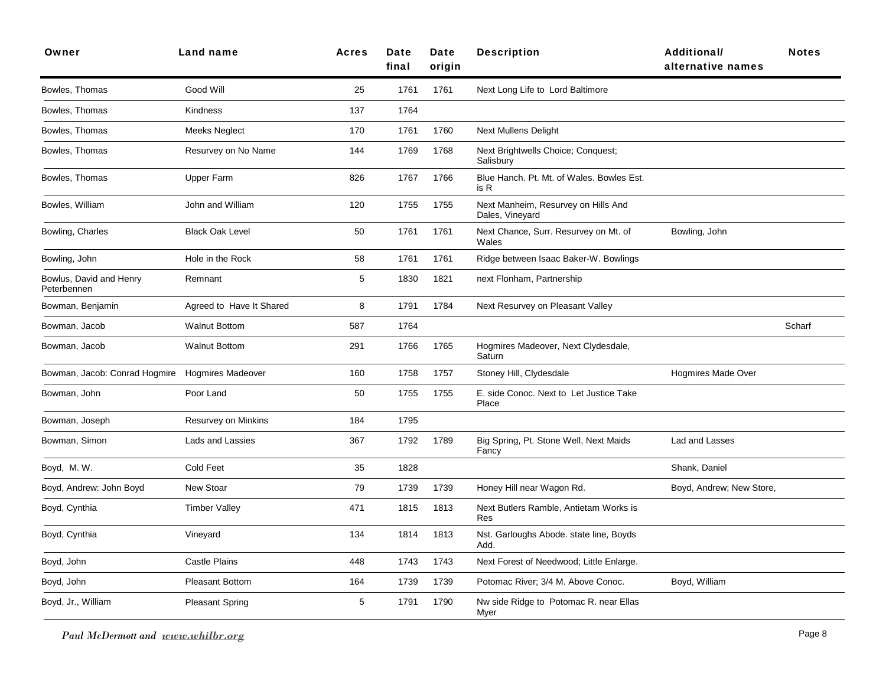| Owner | Land name | Acres | Date final | Date origin | Description | Additional/ alternative names | Notes |
|---|---|---|---|---|---|---|---|
| Bowles, Thomas | Good Will | 25 | 1761 | 1761 | Next Long Life to Lord Baltimore | | |
| Bowles, Thomas | Kindness | 137 | 1764 | | | | |
| Bowles, Thomas | Meeks Neglect | 170 | 1761 | 1760 | Next Mullens Delight | | |
| Bowles, Thomas | Resurvey on No Name | 144 | 1769 | 1768 | Next Brightwells Choice; Conquest; Salisbury | | |
| Bowles, Thomas | Upper Farm | 826 | 1767 | 1766 | Blue Hanch. Pt. Mt. of Wales. Bowles Est. is R | | |
| Bowles, William | John and William | 120 | 1755 | 1755 | Next Manheim, Resurvey on Hills And Dales, Vineyard | | |
| Bowling, Charles | Black Oak Level | 50 | 1761 | 1761 | Next Chance, Surr. Resurvey on Mt. of Wales | Bowling, John | |
| Bowling, John | Hole in the Rock | 58 | 1761 | 1761 | Ridge between Isaac Baker-W. Bowlings | | |
| Bowlus, David and Henry Peterbennen | Remnant | 5 | 1830 | 1821 | next Flonham, Partnership | | |
| Bowman, Benjamin | Agreed to Have It Shared | 8 | 1791 | 1784 | Next Resurvey on Pleasant Valley | | |
| Bowman, Jacob | Walnut Bottom | 587 | 1764 | | | | Scharf |
| Bowman, Jacob | Walnut Bottom | 291 | 1766 | 1765 | Hogmires Madeover, Next Clydesdale, Saturn | | |
| Bowman, Jacob: Conrad Hogmire | Hogmires Madeover | 160 | 1758 | 1757 | Stoney Hill, Clydesdale | Hogmires Made Over | |
| Bowman, John | Poor Land | 50 | 1755 | 1755 | E. side Conoc. Next to Let Justice Take Place | | |
| Bowman, Joseph | Resurvey on Minkins | 184 | 1795 | | | | |
| Bowman, Simon | Lads and Lassies | 367 | 1792 | 1789 | Big Spring, Pt. Stone Well, Next Maids Fancy | Lad and Lasses | |
| Boyd, M. W. | Cold Feet | 35 | 1828 | | | Shank, Daniel | |
| Boyd, Andrew: John Boyd | New Stoar | 79 | 1739 | 1739 | Honey Hill near Wagon Rd. | Boyd, Andrew; New Store, | |
| Boyd, Cynthia | Timber Valley | 471 | 1815 | 1813 | Next Butlers Ramble, Antietam Works is Res | | |
| Boyd, Cynthia | Vineyard | 134 | 1814 | 1813 | Nst. Garloughs Abode. state line, Boyds Add. | | |
| Boyd, John | Castle Plains | 448 | 1743 | 1743 | Next Forest of Needwood; Little Enlarge. | | |
| Boyd, John | Pleasant Bottom | 164 | 1739 | 1739 | Potomac River; 3/4 M. Above Conoc. | Boyd, William | |
| Boyd, Jr., William | Pleasant Spring | 5 | 1791 | 1790 | Nw side Ridge to Potomac R. near Ellas Myer | | |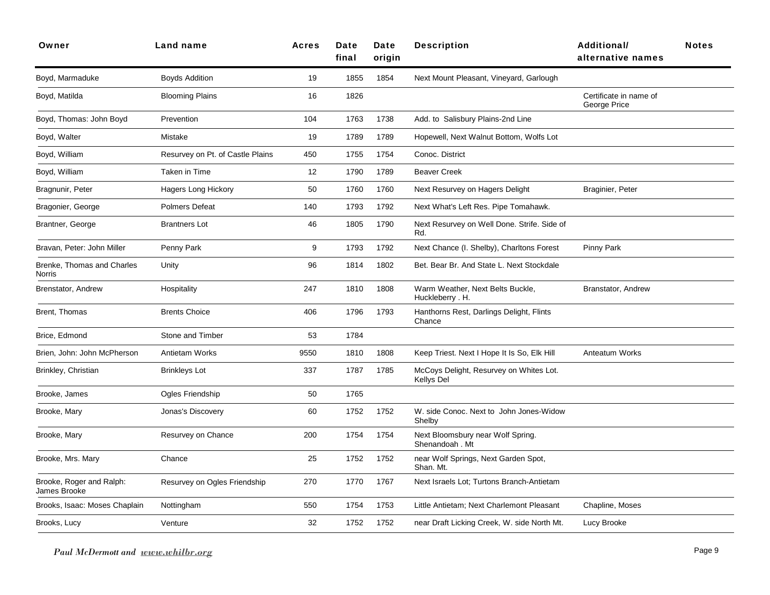| Owner | Land name | Acres | Date final | Date origin | Description | Additional/ alternative names | Notes |
|---|---|---|---|---|---|---|---|
| Boyd, Marmaduke | Boyds Addition | 19 | 1855 | 1854 | Next Mount Pleasant, Vineyard, Garlough | | |
| Boyd, Matilda | Blooming Plains | 16 | 1826 | | | Certificate in name of George Price | |
| Boyd, Thomas: John Boyd | Prevention | 104 | 1763 | 1738 | Add. to Salisbury Plains-2nd Line | | |
| Boyd, Walter | Mistake | 19 | 1789 | 1789 | Hopewell, Next Walnut Bottom, Wolfs Lot | | |
| Boyd, William | Resurvey on Pt. of Castle Plains | 450 | 1755 | 1754 | Conoc. District | | |
| Boyd, William | Taken in Time | 12 | 1790 | 1789 | Beaver Creek | | |
| Bragnunir, Peter | Hagers Long Hickory | 50 | 1760 | 1760 | Next Resurvey on Hagers Delight | Braginier, Peter | |
| Bragonier, George | Polmers Defeat | 140 | 1793 | 1792 | Next What's Left Res. Pipe Tomahawk. | | |
| Brantner, George | Brantners Lot | 46 | 1805 | 1790 | Next Resurvey on Well Done. Strife. Side of Rd. | | |
| Bravan, Peter: John Miller | Penny Park | 9 | 1793 | 1792 | Next Chance (I. Shelby), Charltons Forest | Pinny Park | |
| Brenke, Thomas and Charles Norris | Unity | 96 | 1814 | 1802 | Bet. Bear Br. And State L. Next Stockdale | | |
| Brenstator, Andrew | Hospitality | 247 | 1810 | 1808 | Warm Weather, Next Belts Buckle, Huckleberry . H. | Branstator, Andrew | |
| Brent, Thomas | Brents Choice | 406 | 1796 | 1793 | Hanthorns Rest, Darlings Delight, Flints Chance | | |
| Brice, Edmond | Stone and Timber | 53 | 1784 | | | | |
| Brien, John: John McPherson | Antietam Works | 9550 | 1810 | 1808 | Keep Triest. Next I Hope It Is So, Elk Hill | Anteatum Works | |
| Brinkley, Christian | Brinkleys Lot | 337 | 1787 | 1785 | McCoys Delight, Resurvey on Whites Lot. Kellys Del | | |
| Brooke, James | Ogles Friendship | 50 | 1765 | | | | |
| Brooke, Mary | Jonas's Discovery | 60 | 1752 | 1752 | W. side Conoc. Next to John Jones-Widow Shelby | | |
| Brooke, Mary | Resurvey on Chance | 200 | 1754 | 1754 | Next Bloomsbury near Wolf Spring. Shenandoah . Mt | | |
| Brooke, Mrs. Mary | Chance | 25 | 1752 | 1752 | near Wolf Springs, Next Garden Spot, Shan. Mt. | | |
| Brooke, Roger and Ralph: James Brooke | Resurvey on Ogles Friendship | 270 | 1770 | 1767 | Next Israels Lot; Turtons Branch-Antietam | | |
| Brooks, Isaac: Moses Chaplain | Nottingham | 550 | 1754 | 1753 | Little Antietam; Next Charlemont Pleasant | Chapline, Moses | |
| Brooks, Lucy | Venture | 32 | 1752 | 1752 | near Draft Licking Creek, W. side North Mt. | Lucy Brooke | |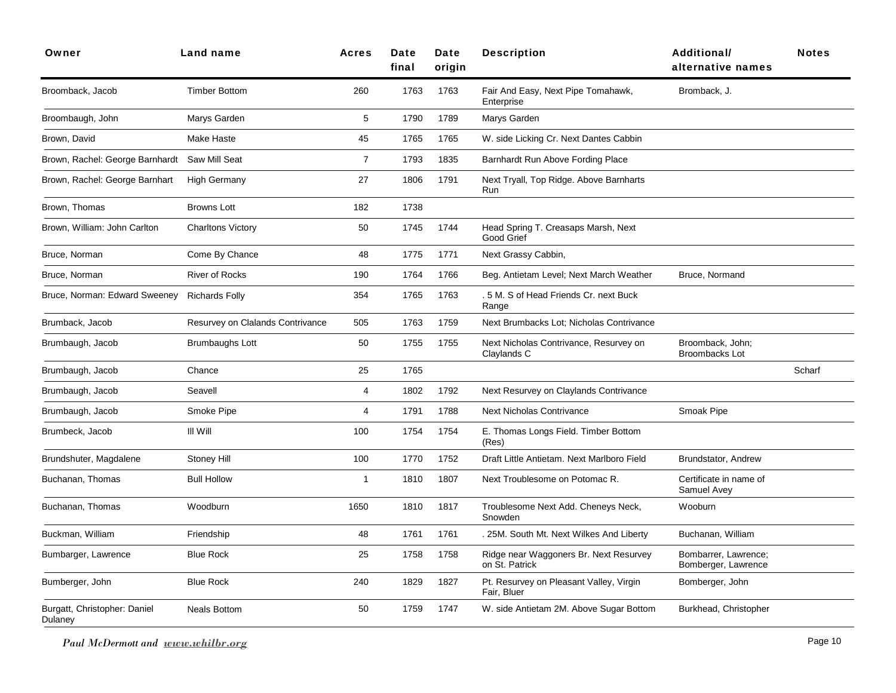| Owner | Land name | Acres | Date final | Date origin | Description | Additional/ alternative names | Notes |
|---|---|---|---|---|---|---|---|
| Broomback, Jacob | Timber Bottom | 260 | 1763 | 1763 | Fair And Easy, Next Pipe Tomahawk, Enterprise | Bromback, J. | |
| Broombaugh, John | Marys Garden | 5 | 1790 | 1789 | Marys Garden | | |
| Brown, David | Make Haste | 45 | 1765 | 1765 | W. side Licking Cr. Next Dantes Cabbin | | |
| Brown, Rachel: George Barnhardt | Saw Mill Seat | 7 | 1793 | 1835 | Barnhardt Run Above Fording Place | | |
| Brown, Rachel: George Barnhart | High Germany | 27 | 1806 | 1791 | Next Tryall, Top Ridge. Above Barnharts Run | | |
| Brown, Thomas | Browns Lott | 182 | 1738 | | | | |
| Brown, William: John Carlton | Charltons Victory | 50 | 1745 | 1744 | Head Spring T. Creasaps Marsh, Next Good Grief | | |
| Bruce, Norman | Come By Chance | 48 | 1775 | 1771 | Next Grassy Cabbin, | | |
| Bruce, Norman | River of Rocks | 190 | 1764 | 1766 | Beg. Antietam Level; Next March Weather | Bruce, Normand | |
| Bruce, Norman: Edward Sweeney | Richards Folly | 354 | 1765 | 1763 | . 5 M. S of Head Friends Cr. next Buck Range | | |
| Brumback, Jacob | Resurvey on Clalands Contrivance | 505 | 1763 | 1759 | Next Brumbacks Lot; Nicholas Contrivance | | |
| Brumbaugh, Jacob | Brumbaughs Lott | 50 | 1755 | 1755 | Next Nicholas Contrivance, Resurvey on Claylands C | Broomback, John; Broombacks Lot | |
| Brumbaugh, Jacob | Chance | 25 | 1765 | | | | Scharf |
| Brumbaugh, Jacob | Seavell | 4 | 1802 | 1792 | Next Resurvey on Claylands Contrivance | | |
| Brumbaugh, Jacob | Smoke Pipe | 4 | 1791 | 1788 | Next Nicholas Contrivance | Smoak Pipe | |
| Brumbeck, Jacob | Ill Will | 100 | 1754 | 1754 | E. Thomas Longs Field. Timber Bottom (Res) | | |
| Brundshuter, Magdalene | Stoney Hill | 100 | 1770 | 1752 | Draft Little Antietam. Next Marlboro Field | Brundstator, Andrew | |
| Buchanan, Thomas | Bull Hollow | 1 | 1810 | 1807 | Next Troublesome on Potomac R. | Certificate in name of Samuel Avey | |
| Buchanan, Thomas | Woodburn | 1650 | 1810 | 1817 | Troublesome Next Add. Cheneys Neck, Snowden | Wooburn | |
| Buckman, William | Friendship | 48 | 1761 | 1761 | . 25M. South Mt. Next Wilkes And Liberty | Buchanan, William | |
| Bumbarger, Lawrence | Blue Rock | 25 | 1758 | 1758 | Ridge near Waggoners Br. Next Resurvey on St. Patrick | Bombarrer, Lawrence; Bomberger, Lawrence | |
| Bumberger, John | Blue Rock | 240 | 1829 | 1827 | Pt. Resurvey on Pleasant Valley, Virgin Fair, Bluer | Bomberger, John | |
| Burgatt, Christopher: Daniel Dulaney | Neals Bottom | 50 | 1759 | 1747 | W. side Antietam 2M. Above Sugar Bottom | Burkhead, Christopher | |

*Paul McDermott and* ***www.whilbr.org***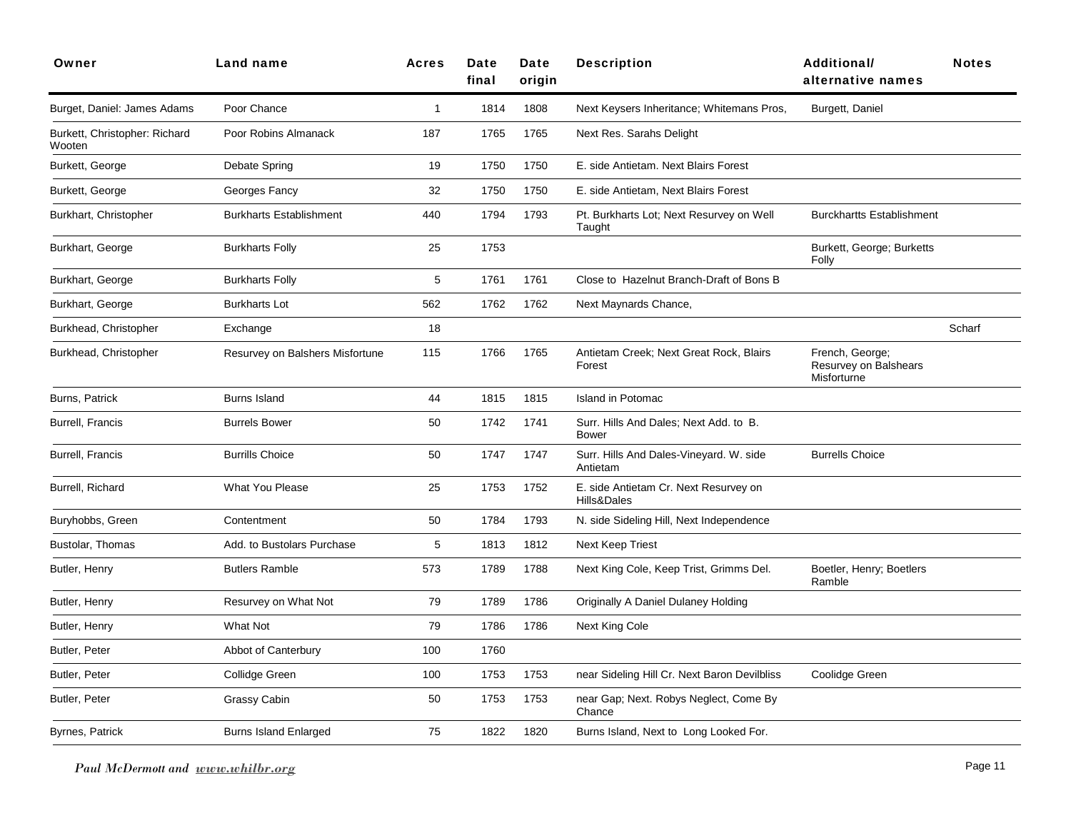| Owner | Land name | Acres | Date final | Date origin | Description | Additional/ alternative names | Notes |
|---|---|---|---|---|---|---|---|
| Burget, Daniel: James Adams | Poor Chance | 1 | 1814 | 1808 | Next Keysers Inheritance; Whitemans Pros, | Burgett, Daniel | |
| Burkett, Christopher: Richard Wooten | Poor Robins Almanack | 187 | 1765 | 1765 | Next Res. Sarahs Delight | | |
| Burkett, George | Debate Spring | 19 | 1750 | 1750 | E. side Antietam. Next Blairs Forest | | |
| Burkett, George | Georges Fancy | 32 | 1750 | 1750 | E. side Antietam, Next Blairs Forest | | |
| Burkhart, Christopher | Burkharts Establishment | 440 | 1794 | 1793 | Pt. Burkharts Lot; Next Resurvey on Well Taught | Burckhartts Establishment | |
| Burkhart, George | Burkharts Folly | 25 | 1753 | | | Burkett, George; Burketts Folly | |
| Burkhart, George | Burkharts Folly | 5 | 1761 | 1761 | Close to Hazelnut Branch-Draft of Bons B | | |
| Burkhart, George | Burkharts Lot | 562 | 1762 | 1762 | Next Maynards Chance, | | |
| Burkhead, Christopher | Exchange | 18 | | | | | Scharf |
| Burkhead, Christopher | Resurvey on Balshers Misfortune | 115 | 1766 | 1765 | Antietam Creek; Next Great Rock, Blairs Forest | French, George; Resurvey on Balshears Misforturne | |
| Burns, Patrick | Burns Island | 44 | 1815 | 1815 | Island in Potomac | | |
| Burrell, Francis | Burrels Bower | 50 | 1742 | 1741 | Surr. Hills And Dales; Next Add. to B. Bower | | |
| Burrell, Francis | Burrills Choice | 50 | 1747 | 1747 | Surr. Hills And Dales-Vineyard. W. side Antietam | Burrells Choice | |
| Burrell, Richard | What You Please | 25 | 1753 | 1752 | E. side Antietam Cr. Next Resurvey on Hills&Dales | | |
| Buryhobbs, Green | Contentment | 50 | 1784 | 1793 | N. side Sideling Hill, Next Independence | | |
| Bustolar, Thomas | Add. to Bustolars Purchase | 5 | 1813 | 1812 | Next Keep Triest | | |
| Butler, Henry | Butlers Ramble | 573 | 1789 | 1788 | Next King Cole, Keep Trist, Grimms Del. | Boetler, Henry; Boetlers Ramble | |
| Butler, Henry | Resurvey on What Not | 79 | 1789 | 1786 | Originally A Daniel Dulaney Holding | | |
| Butler, Henry | What Not | 79 | 1786 | 1786 | Next King Cole | | |
| Butler, Peter | Abbot of Canterbury | 100 | 1760 | | | | |
| Butler, Peter | Collidge Green | 100 | 1753 | 1753 | near Sideling Hill Cr. Next Baron Devilbliss | Coolidge Green | |
| Butler, Peter | Grassy Cabin | 50 | 1753 | 1753 | near Gap; Next. Robys Neglect, Come By Chance | | |
| Byrnes, Patrick | Burns Island Enlarged | 75 | 1822 | 1820 | Burns Island, Next to Long Looked For. | | |

*Paul McDermott and www.whilbr.org*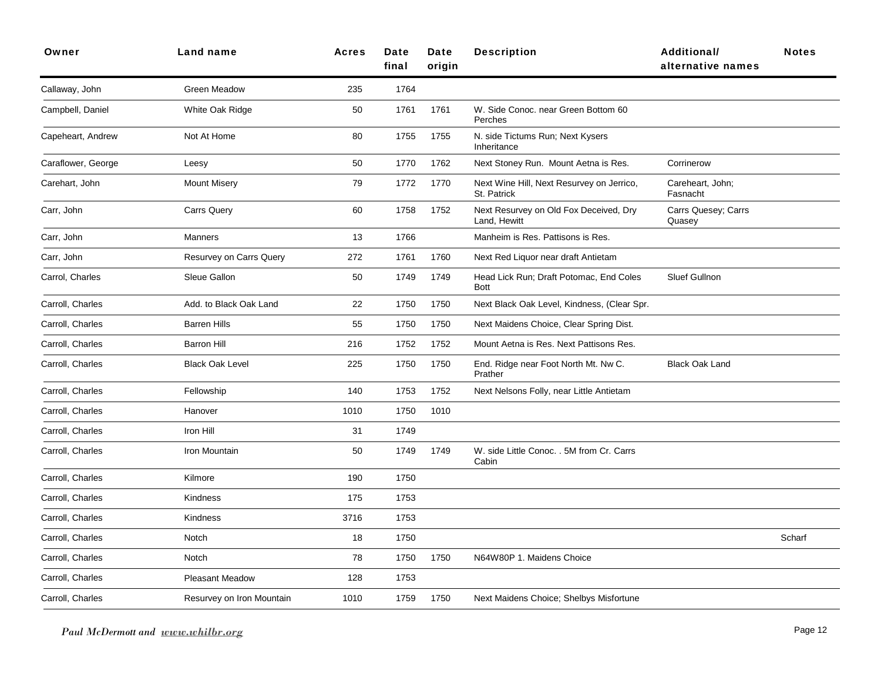| Owner | Land name | Acres | Date final | Date origin | Description | Additional/ alternative names | Notes |
|---|---|---|---|---|---|---|---|
| Callaway, John | Green Meadow | 235 | 1764 | | | | |
| Campbell, Daniel | White Oak Ridge | 50 | 1761 | 1761 | W. Side Conoc. near Green Bottom 60 Perches | | |
| Capeheart, Andrew | Not At Home | 80 | 1755 | 1755 | N. side Tictums Run; Next Kysers Inheritance | | |
| Caraflower, George | Leesy | 50 | 1770 | 1762 | Next Stoney Run. Mount Aetna is Res. | Corrinerow | |
| Carehart, John | Mount Misery | 79 | 1772 | 1770 | Next Wine Hill, Next Resurvey on Jerrico, St. Patrick | Careheart, John; Fasnacht | |
| Carr, John | Carrs Query | 60 | 1758 | 1752 | Next Resurvey on Old Fox Deceived, Dry Land, Hewitt | Carrs Quesey; Carrs Quasey | |
| Carr, John | Manners | 13 | 1766 | | Manheim is Res. Pattisons is Res. | | |
| Carr, John | Resurvey on Carrs Query | 272 | 1761 | 1760 | Next Red Liquor near draft Antietam | | |
| Carrol, Charles | Sleue Gallon | 50 | 1749 | 1749 | Head Lick Run; Draft Potomac, End Coles Bott | Sluef Gullnon | |
| Carroll, Charles | Add. to Black Oak Land | 22 | 1750 | 1750 | Next Black Oak Level, Kindness, (Clear Spr. | | |
| Carroll, Charles | Barren Hills | 55 | 1750 | 1750 | Next Maidens Choice, Clear Spring Dist. | | |
| Carroll, Charles | Barron Hill | 216 | 1752 | 1752 | Mount Aetna is Res. Next Pattisons Res. | | |
| Carroll, Charles | Black Oak Level | 225 | 1750 | 1750 | End. Ridge near Foot North Mt. Nw C. Prather | Black Oak Land | |
| Carroll, Charles | Fellowship | 140 | 1753 | 1752 | Next Nelsons Folly, near Little Antietam | | |
| Carroll, Charles | Hanover | 1010 | 1750 | 1010 | | | |
| Carroll, Charles | Iron Hill | 31 | 1749 | | | | |
| Carroll, Charles | Iron Mountain | 50 | 1749 | 1749 | W. side Little Conoc. . 5M from Cr. Carrs Cabin | | |
| Carroll, Charles | Kilmore | 190 | 1750 | | | | |
| Carroll, Charles | Kindness | 175 | 1753 | | | | |
| Carroll, Charles | Kindness | 3716 | 1753 | | | | |
| Carroll, Charles | Notch | 18 | 1750 | | | | Scharf |
| Carroll, Charles | Notch | 78 | 1750 | 1750 | N64W80P 1. Maidens Choice | | |
| Carroll, Charles | Pleasant Meadow | 128 | 1753 | | | | |
| Carroll, Charles | Resurvey on Iron Mountain | 1010 | 1759 | 1750 | Next Maidens Choice; Shelbys Misfortune | | |

*Paul McDermott and www.whilbr.org*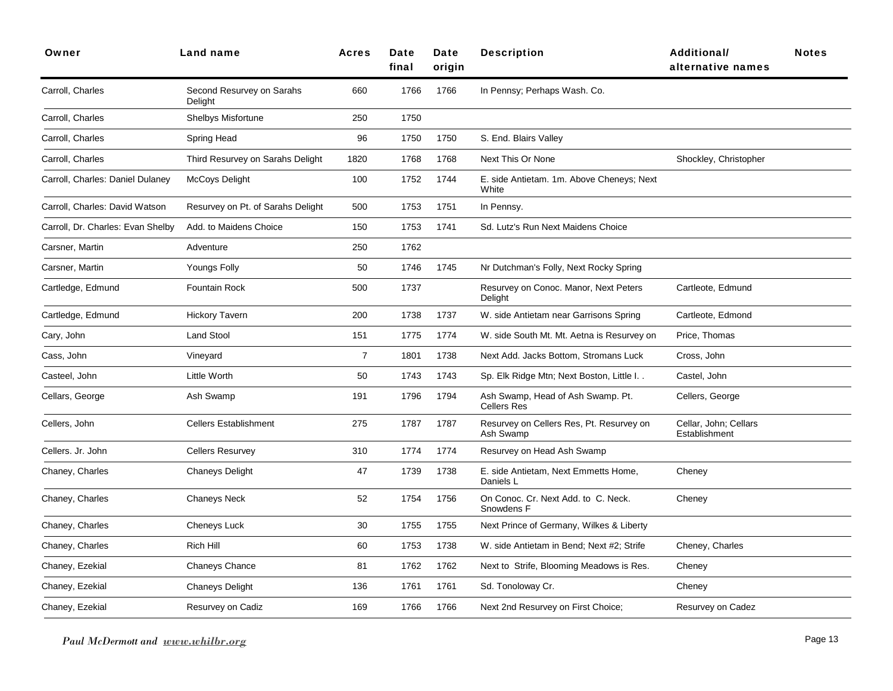| Owner | Land name | Acres | Date final | Date origin | Description | Additional/ alternative names | Notes |
|---|---|---|---|---|---|---|---|
| Carroll, Charles | Second Resurvey on Sarahs Delight | 660 | 1766 | 1766 | In Pennsy; Perhaps Wash. Co. | | |
| Carroll, Charles | Shelbys Misfortune | 250 | 1750 | | | | |
| Carroll, Charles | Spring Head | 96 | 1750 | 1750 | S. End. Blairs Valley | | |
| Carroll, Charles | Third Resurvey on Sarahs Delight | 1820 | 1768 | 1768 | Next This Or None | Shockley, Christopher | |
| Carroll, Charles: Daniel Dulaney | McCoys Delight | 100 | 1752 | 1744 | E. side Antietam. 1m. Above Cheneys; Next White | | |
| Carroll, Charles: David Watson | Resurvey on Pt. of Sarahs Delight | 500 | 1753 | 1751 | In Pennsy. | | |
| Carroll, Dr. Charles: Evan Shelby | Add. to Maidens Choice | 150 | 1753 | 1741 | Sd. Lutz's Run Next Maidens Choice | | |
| Carsner, Martin | Adventure | 250 | 1762 | | | | |
| Carsner, Martin | Youngs Folly | 50 | 1746 | 1745 | Nr Dutchman's Folly, Next Rocky Spring | | |
| Cartledge, Edmund | Fountain Rock | 500 | 1737 | | Resurvey on Conoc. Manor, Next Peters Delight | Cartleote, Edmund | |
| Cartledge, Edmund | Hickory Tavern | 200 | 1738 | 1737 | W. side Antietam near Garrisons Spring | Cartleote, Edmond | |
| Cary, John | Land Stool | 151 | 1775 | 1774 | W. side South Mt. Mt. Aetna is Resurvey on | Price, Thomas | |
| Cass, John | Vineyard | 7 | 1801 | 1738 | Next Add. Jacks Bottom, Stromans Luck | Cross, John | |
| Casteel, John | Little Worth | 50 | 1743 | 1743 | Sp. Elk Ridge Mtn; Next Boston, Little I. . | Castel, John | |
| Cellars, George | Ash Swamp | 191 | 1796 | 1794 | Ash Swamp, Head of Ash Swamp. Pt. Cellers Res | Cellers, George | |
| Cellers, John | Cellers Establishment | 275 | 1787 | 1787 | Resurvey on Cellers Res, Pt. Resurvey on Ash Swamp | Cellar, John; Cellars Establishment | |
| Cellers. Jr. John | Cellers Resurvey | 310 | 1774 | 1774 | Resurvey on Head Ash Swamp | | |
| Chaney, Charles | Chaneys Delight | 47 | 1739 | 1738 | E. side Antietam, Next Emmetts Home, Daniels L | Cheney | |
| Chaney, Charles | Chaneys Neck | 52 | 1754 | 1756 | On Conoc. Cr. Next Add. to C. Neck. Snowdens F | Cheney | |
| Chaney, Charles | Cheneys Luck | 30 | 1755 | 1755 | Next Prince of Germany, Wilkes & Liberty | | |
| Chaney, Charles | Rich Hill | 60 | 1753 | 1738 | W. side Antietam in Bend; Next #2; Strife | Cheney, Charles | |
| Chaney, Ezekial | Chaneys Chance | 81 | 1762 | 1762 | Next to Strife, Blooming Meadows is Res. | Cheney | |
| Chaney, Ezekial | Chaneys Delight | 136 | 1761 | 1761 | Sd. Tonoloway Cr. | Cheney | |
| Chaney, Ezekial | Resurvey on Cadiz | 169 | 1766 | 1766 | Next 2nd Resurvey on First Choice; | Resurvey on Cadez | |

*Paul McDermott and* *www.whilbr.org*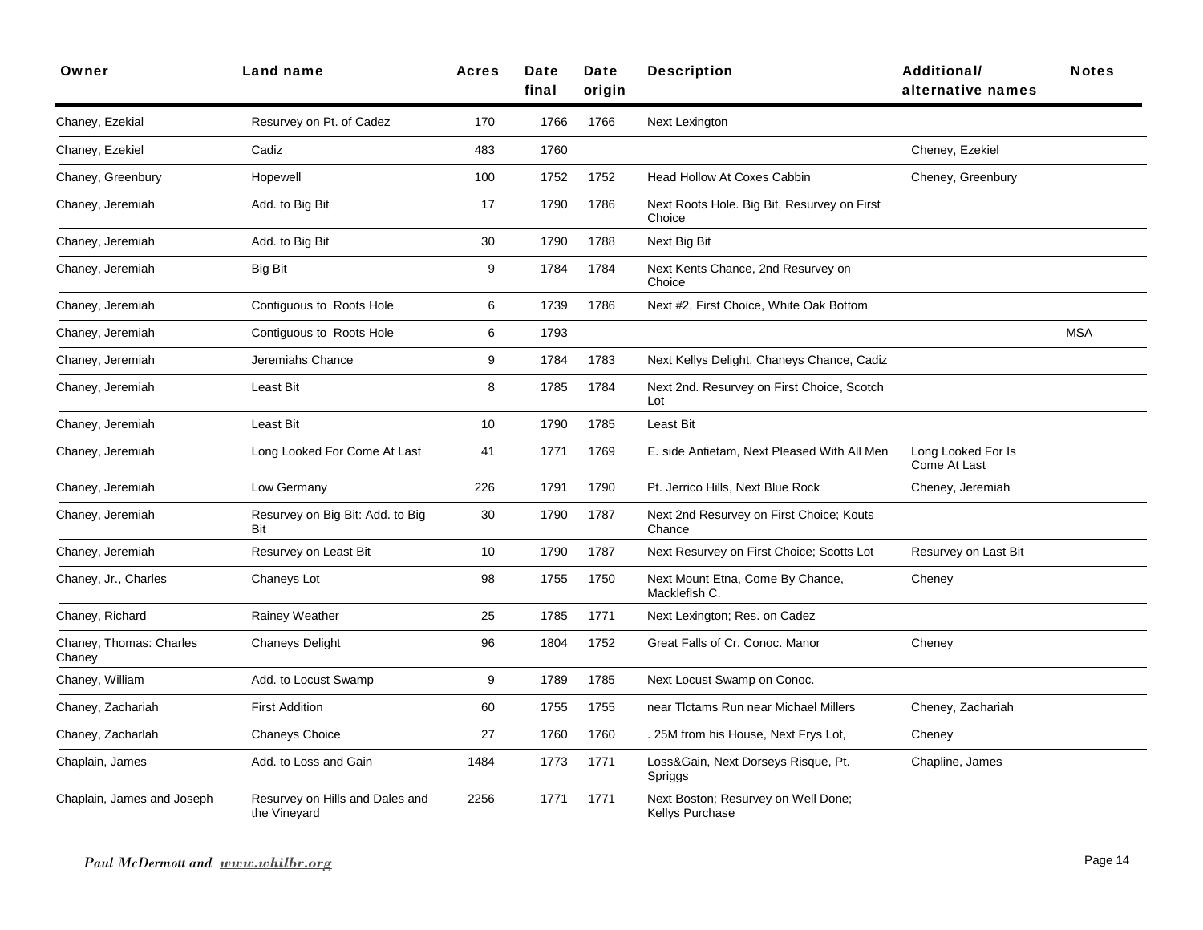| Owner | Land name | Acres | Date final | Date origin | Description | Additional/ alternative names | Notes |
|---|---|---|---|---|---|---|---|
| Chaney, Ezekial | Resurvey on Pt. of Cadez | 170 | 1766 | 1766 | Next Lexington | | |
| Chaney, Ezekiel | Cadiz | 483 | 1760 | | | Cheney, Ezekiel | |
| Chaney, Greenbury | Hopewell | 100 | 1752 | 1752 | Head Hollow At Coxes Cabbin | Cheney, Greenbury | |
| Chaney, Jeremiah | Add. to Big Bit | 17 | 1790 | 1786 | Next Roots Hole. Big Bit, Resurvey on First Choice | | |
| Chaney, Jeremiah | Add. to Big Bit | 30 | 1790 | 1788 | Next Big Bit | | |
| Chaney, Jeremiah | Big Bit | 9 | 1784 | 1784 | Next Kents Chance, 2nd Resurvey on Choice | | |
| Chaney, Jeremiah | Contiguous to Roots Hole | 6 | 1739 | 1786 | Next #2, First Choice, White Oak Bottom | | |
| Chaney, Jeremiah | Contiguous to Roots Hole | 6 | 1793 | | | | MSA |
| Chaney, Jeremiah | Jeremiahs Chance | 9 | 1784 | 1783 | Next Kellys Delight, Chaneys Chance, Cadiz | | |
| Chaney, Jeremiah | Least Bit | 8 | 1785 | 1784 | Next 2nd. Resurvey on First Choice, Scotch Lot | | |
| Chaney, Jeremiah | Least Bit | 10 | 1790 | 1785 | Least Bit | | |
| Chaney, Jeremiah | Long Looked For Come At Last | 41 | 1771 | 1769 | E. side Antietam, Next Pleased With All Men | Long Looked For Is Come At Last | |
| Chaney, Jeremiah | Low Germany | 226 | 1791 | 1790 | Pt. Jerrico Hills, Next Blue Rock | Cheney, Jeremiah | |
| Chaney, Jeremiah | Resurvey on Big Bit: Add. to Big Bit | 30 | 1790 | 1787 | Next 2nd Resurvey on First Choice; Kouts Chance | | |
| Chaney, Jeremiah | Resurvey on Least Bit | 10 | 1790 | 1787 | Next Resurvey on First Choice; Scotts Lot | Resurvey on Last Bit | |
| Chaney, Jr., Charles | Chaneys Lot | 98 | 1755 | 1750 | Next Mount Etna, Come By Chance, Mackleflsh C. | Cheney | |
| Chaney, Richard | Rainey Weather | 25 | 1785 | 1771 | Next Lexington; Res. on Cadez | | |
| Chaney, Thomas: Charles Chaney | Chaneys Delight | 96 | 1804 | 1752 | Great Falls of Cr. Conoc. Manor | Cheney | |
| Chaney, William | Add. to Locust Swamp | 9 | 1789 | 1785 | Next Locust Swamp on Conoc. | | |
| Chaney, Zachariah | First Addition | 60 | 1755 | 1755 | near Tlctams Run near Michael Millers | Cheney, Zachariah | |
| Chaney, Zacharlah | Chaneys Choice | 27 | 1760 | 1760 | . 25M from his House, Next Frys Lot, | Cheney | |
| Chaplain, James | Add. to Loss and Gain | 1484 | 1773 | 1771 | Loss&Gain, Next Dorseys Risque, Pt. Spriggs | Chapline, James | |
| Chaplain, James and Joseph | Resurvey on Hills and Dales and the Vineyard | 2256 | 1771 | 1771 | Next Boston; Resurvey on Well Done; Kellys Purchase | | |

*Paul McDermott and www.whilbr.org*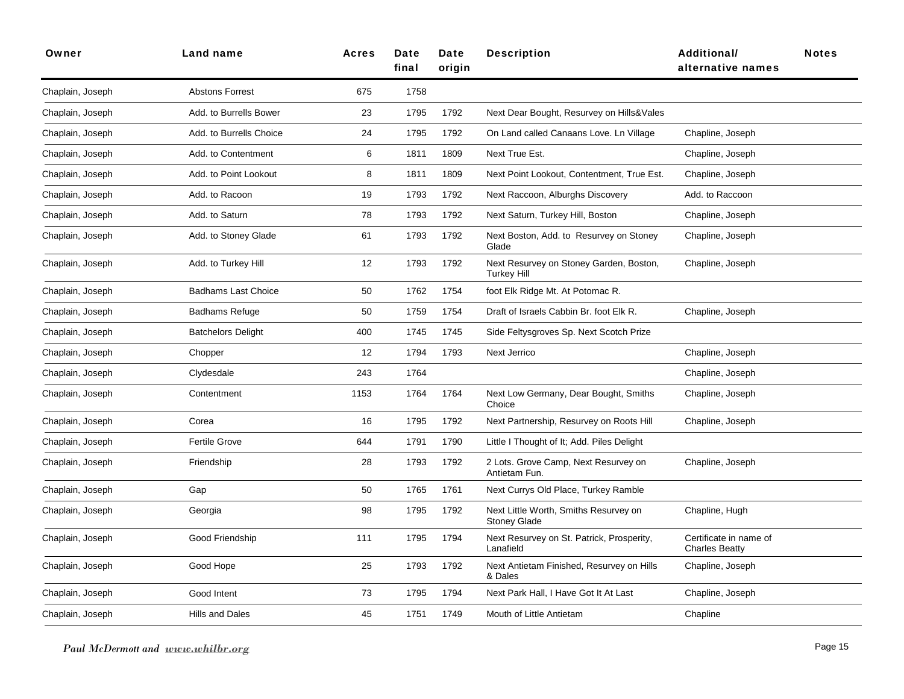| Owner | Land name | Acres | Date final | Date origin | Description | Additional/ alternative names | Notes |
|---|---|---|---|---|---|---|---|
| Chaplain, Joseph | Abstons Forrest | 675 | 1758 | | | | |
| Chaplain, Joseph | Add. to Burrells Bower | 23 | 1795 | 1792 | Next Dear Bought, Resurvey on Hills&Vales | | |
| Chaplain, Joseph | Add. to Burrells Choice | 24 | 1795 | 1792 | On Land called Canaans Love. Ln Village | Chapline, Joseph | |
| Chaplain, Joseph | Add. to Contentment | 6 | 1811 | 1809 | Next True Est. | Chapline, Joseph | |
| Chaplain, Joseph | Add. to Point Lookout | 8 | 1811 | 1809 | Next Point Lookout, Contentment, True Est. | Chapline, Joseph | |
| Chaplain, Joseph | Add. to Racoon | 19 | 1793 | 1792 | Next Raccoon, Alburghs Discovery | Add. to Raccoon | |
| Chaplain, Joseph | Add. to Saturn | 78 | 1793 | 1792 | Next Saturn, Turkey Hill, Boston | Chapline, Joseph | |
| Chaplain, Joseph | Add. to Stoney Glade | 61 | 1793 | 1792 | Next Boston, Add. to Resurvey on Stoney Glade | Chapline, Joseph | |
| Chaplain, Joseph | Add. to Turkey Hill | 12 | 1793 | 1792 | Next Resurvey on Stoney Garden, Boston, Turkey Hill | Chapline, Joseph | |
| Chaplain, Joseph | Badhams Last Choice | 50 | 1762 | 1754 | foot Elk Ridge Mt. At Potomac R. | | |
| Chaplain, Joseph | Badhams Refuge | 50 | 1759 | 1754 | Draft of Israels Cabbin Br. foot Elk R. | Chapline, Joseph | |
| Chaplain, Joseph | Batchelors Delight | 400 | 1745 | 1745 | Side Feltysgroves Sp. Next Scotch Prize | | |
| Chaplain, Joseph | Chopper | 12 | 1794 | 1793 | Next Jerrico | Chapline, Joseph | |
| Chaplain, Joseph | Clydesdale | 243 | 1764 | | | Chapline, Joseph | |
| Chaplain, Joseph | Contentment | 1153 | 1764 | 1764 | Next Low Germany, Dear Bought, Smiths Choice | Chapline, Joseph | |
| Chaplain, Joseph | Corea | 16 | 1795 | 1792 | Next Partnership, Resurvey on Roots Hill | Chapline, Joseph | |
| Chaplain, Joseph | Fertile Grove | 644 | 1791 | 1790 | Little I Thought of It; Add. Piles Delight | | |
| Chaplain, Joseph | Friendship | 28 | 1793 | 1792 | 2 Lots. Grove Camp, Next Resurvey on Antietam Fun. | Chapline, Joseph | |
| Chaplain, Joseph | Gap | 50 | 1765 | 1761 | Next Currys Old Place, Turkey Ramble | | |
| Chaplain, Joseph | Georgia | 98 | 1795 | 1792 | Next Little Worth, Smiths Resurvey on Stoney Glade | Chapline, Hugh | |
| Chaplain, Joseph | Good Friendship | 111 | 1795 | 1794 | Next Resurvey on St. Patrick, Prosperity, Lanafield | Certificate in name of Charles Beatty | |
| Chaplain, Joseph | Good Hope | 25 | 1793 | 1792 | Next Antietam Finished, Resurvey on Hills & Dales | Chapline, Joseph | |
| Chaplain, Joseph | Good Intent | 73 | 1795 | 1794 | Next Park Hall, I Have Got It At Last | Chapline, Joseph | |
| Chaplain, Joseph | Hills and Dales | 45 | 1751 | 1749 | Mouth of Little Antietam | Chapline | |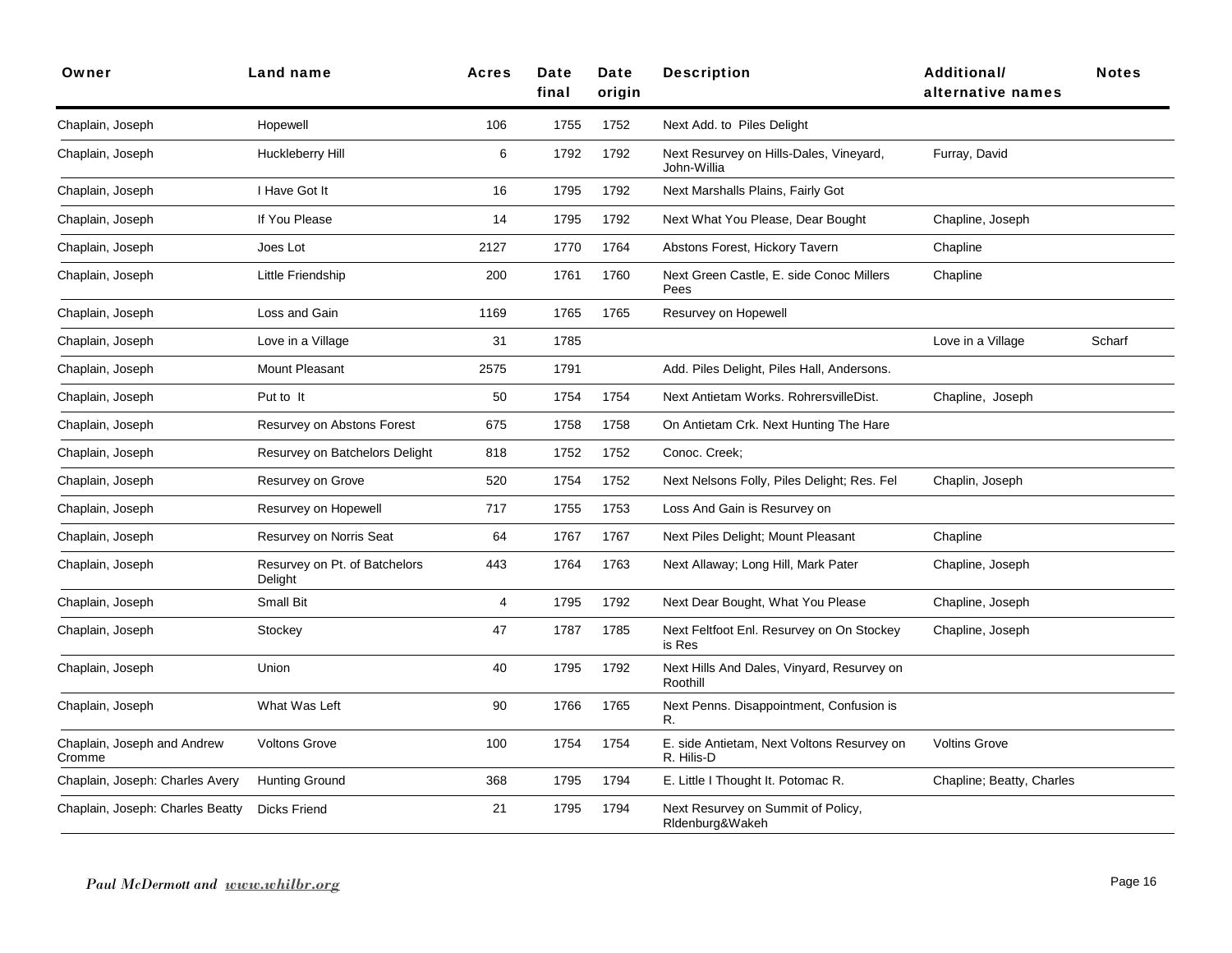| Owner | Land name | Acres | Date final | Date origin | Description | Additional/ alternative names | Notes |
|---|---|---|---|---|---|---|---|
| Chaplain, Joseph | Hopewell | 106 | 1755 | 1752 | Next Add. to Piles Delight | | |
| Chaplain, Joseph | Huckleberry Hill | 6 | 1792 | 1792 | Next Resurvey on Hills-Dales, Vineyard, John-Willia | Furray, David | |
| Chaplain, Joseph | I Have Got It | 16 | 1795 | 1792 | Next Marshalls Plains, Fairly Got | | |
| Chaplain, Joseph | If You Please | 14 | 1795 | 1792 | Next What You Please, Dear Bought | Chapline, Joseph | |
| Chaplain, Joseph | Joes Lot | 2127 | 1770 | 1764 | Abstons Forest, Hickory Tavern | Chapline | |
| Chaplain, Joseph | Little Friendship | 200 | 1761 | 1760 | Next Green Castle, E. side Conoc Millers Pees | Chapline | |
| Chaplain, Joseph | Loss and Gain | 1169 | 1765 | 1765 | Resurvey on Hopewell | | |
| Chaplain, Joseph | Love in a Village | 31 | 1785 | | | Love in a Village | Scharf |
| Chaplain, Joseph | Mount Pleasant | 2575 | 1791 | | Add. Piles Delight, Piles Hall, Andersons. | | |
| Chaplain, Joseph | Put to It | 50 | 1754 | 1754 | Next Antietam Works. RohrersvilleDist. | Chapline, Joseph | |
| Chaplain, Joseph | Resurvey on Abstons Forest | 675 | 1758 | 1758 | On Antietam Crk. Next Hunting The Hare | | |
| Chaplain, Joseph | Resurvey on Batchelors Delight | 818 | 1752 | 1752 | Conoc. Creek; | | |
| Chaplain, Joseph | Resurvey on Grove | 520 | 1754 | 1752 | Next Nelsons Folly, Piles Delight; Res. Fel | Chaplin, Joseph | |
| Chaplain, Joseph | Resurvey on Hopewell | 717 | 1755 | 1753 | Loss And Gain is Resurvey on | | |
| Chaplain, Joseph | Resurvey on Norris Seat | 64 | 1767 | 1767 | Next Piles Delight; Mount Pleasant | Chapline | |
| Chaplain, Joseph | Resurvey on Pt. of Batchelors Delight | 443 | 1764 | 1763 | Next Allaway; Long Hill, Mark Pater | Chapline, Joseph | |
| Chaplain, Joseph | Small Bit | 4 | 1795 | 1792 | Next Dear Bought, What You Please | Chapline, Joseph | |
| Chaplain, Joseph | Stockey | 47 | 1787 | 1785 | Next Feltfoot Enl. Resurvey on On Stockey is Res | Chapline, Joseph | |
| Chaplain, Joseph | Union | 40 | 1795 | 1792 | Next Hills And Dales, Vinyard, Resurvey on Roothill | | |
| Chaplain, Joseph | What Was Left | 90 | 1766 | 1765 | Next Penns. Disappointment, Confusion is R. | | |
| Chaplain, Joseph and Andrew Cromme | Voltons Grove | 100 | 1754 | 1754 | E. side Antietam, Next Voltons Resurvey on R. Hilis-D | Voltins Grove | |
| Chaplain, Joseph: Charles Avery | Hunting Ground | 368 | 1795 | 1794 | E. Little I Thought It. Potomac R. | Chapline; Beatty, Charles | |
| Chaplain, Joseph: Charles Beatty | Dicks Friend | 21 | 1795 | 1794 | Next Resurvey on Summit of Policy, Rldenburg&Wakeh | | |

*Paul McDermott and www.whilbr.org*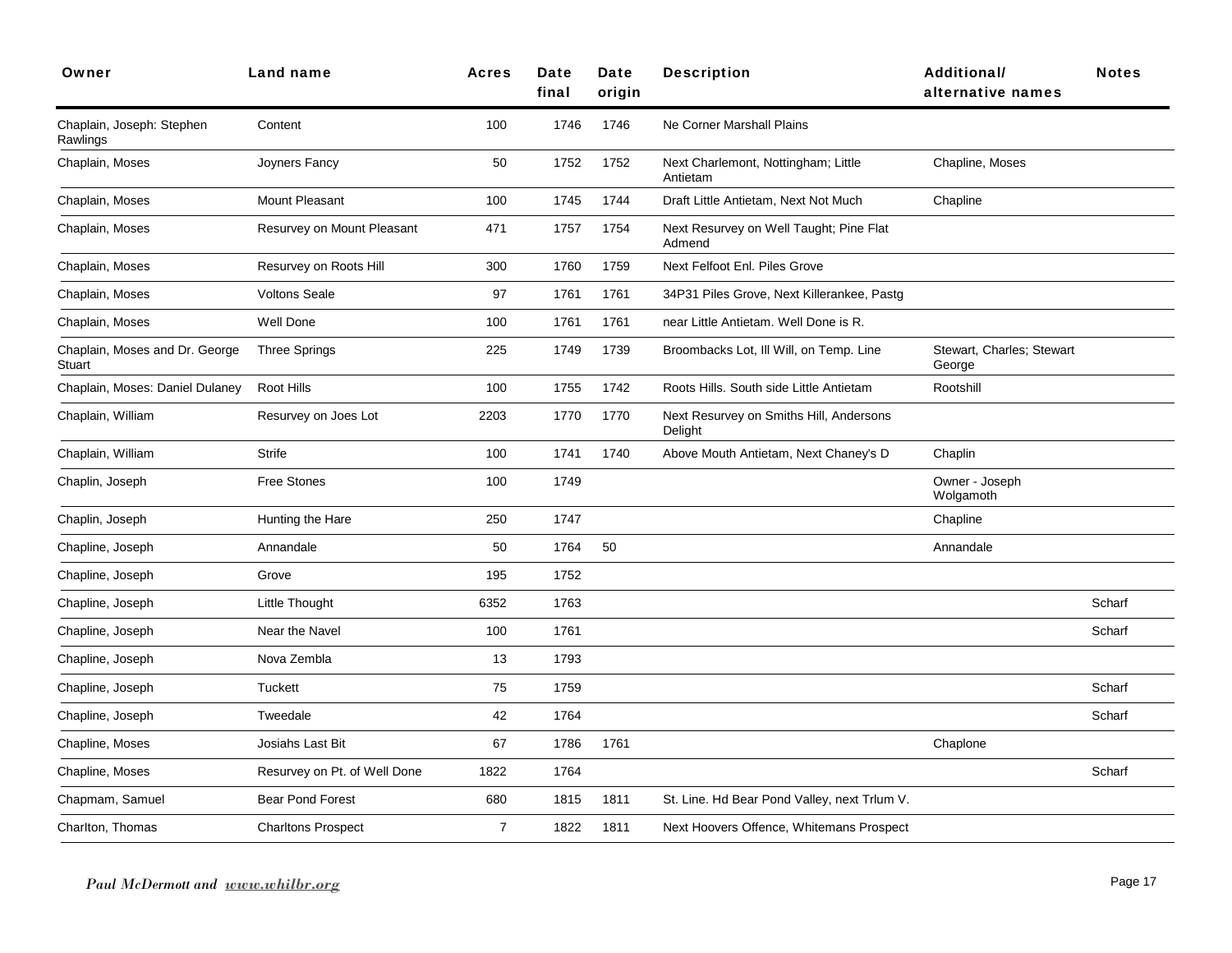| Owner | Land name | Acres | Date final | Date origin | Description | Additional/ alternative names | Notes |
|---|---|---|---|---|---|---|---|
| Chaplain, Joseph: Stephen Rawlings | Content | 100 | 1746 | 1746 | Ne Corner Marshall Plains | | |
| Chaplain, Moses | Joyners Fancy | 50 | 1752 | 1752 | Next Charlemont, Nottingham; Little Antietam | Chapline, Moses | |
| Chaplain, Moses | Mount Pleasant | 100 | 1745 | 1744 | Draft Little Antietam, Next Not Much | Chapline | |
| Chaplain, Moses | Resurvey on Mount Pleasant | 471 | 1757 | 1754 | Next Resurvey on Well Taught; Pine Flat Admend | | |
| Chaplain, Moses | Resurvey on Roots Hill | 300 | 1760 | 1759 | Next Felfoot Enl. Piles Grove | | |
| Chaplain, Moses | Voltons Seale | 97 | 1761 | 1761 | 34P31 Piles Grove, Next Killerankee, Pastg | | |
| Chaplain, Moses | Well Done | 100 | 1761 | 1761 | near Little Antietam. Well Done is R. | | |
| Chaplain, Moses and Dr. George Stuart | Three Springs | 225 | 1749 | 1739 | Broombacks Lot, Ill Will, on Temp. Line | Stewart, Charles; Stewart George | |
| Chaplain, Moses: Daniel Dulaney | Root Hills | 100 | 1755 | 1742 | Roots Hills. South side Little Antietam | Rootshill | |
| Chaplain, William | Resurvey on Joes Lot | 2203 | 1770 | 1770 | Next Resurvey on Smiths Hill, Andersons Delight | | |
| Chaplain, William | Strife | 100 | 1741 | 1740 | Above Mouth Antietam, Next Chaney's D | Chaplin | |
| Chaplin, Joseph | Free Stones | 100 | 1749 | | | Owner - Joseph Wolgamoth | |
| Chaplin, Joseph | Hunting the Hare | 250 | 1747 | | | Chapline | |
| Chapline, Joseph | Annandale | 50 | 1764 | 50 | | Annandale | |
| Chapline, Joseph | Grove | 195 | 1752 | | | | |
| Chapline, Joseph | Little Thought | 6352 | 1763 | | | | Scharf |
| Chapline, Joseph | Near the Navel | 100 | 1761 | | | | Scharf |
| Chapline, Joseph | Nova Zembla | 13 | 1793 | | | | |
| Chapline, Joseph | Tuckett | 75 | 1759 | | | | Scharf |
| Chapline, Joseph | Tweedale | 42 | 1764 | | | | Scharf |
| Chapline, Moses | Josiahs Last Bit | 67 | 1786 | 1761 | | Chaplone | |
| Chapline, Moses | Resurvey on Pt. of Well Done | 1822 | 1764 | | | | Scharf |
| Chapmam, Samuel | Bear Pond Forest | 680 | 1815 | 1811 | St. Line. Hd Bear Pond Valley, next Trlum V. | | |
| Charlton, Thomas | Charltons Prospect | 7 | 1822 | 1811 | Next Hoovers Offence, Whitemans Prospect | | |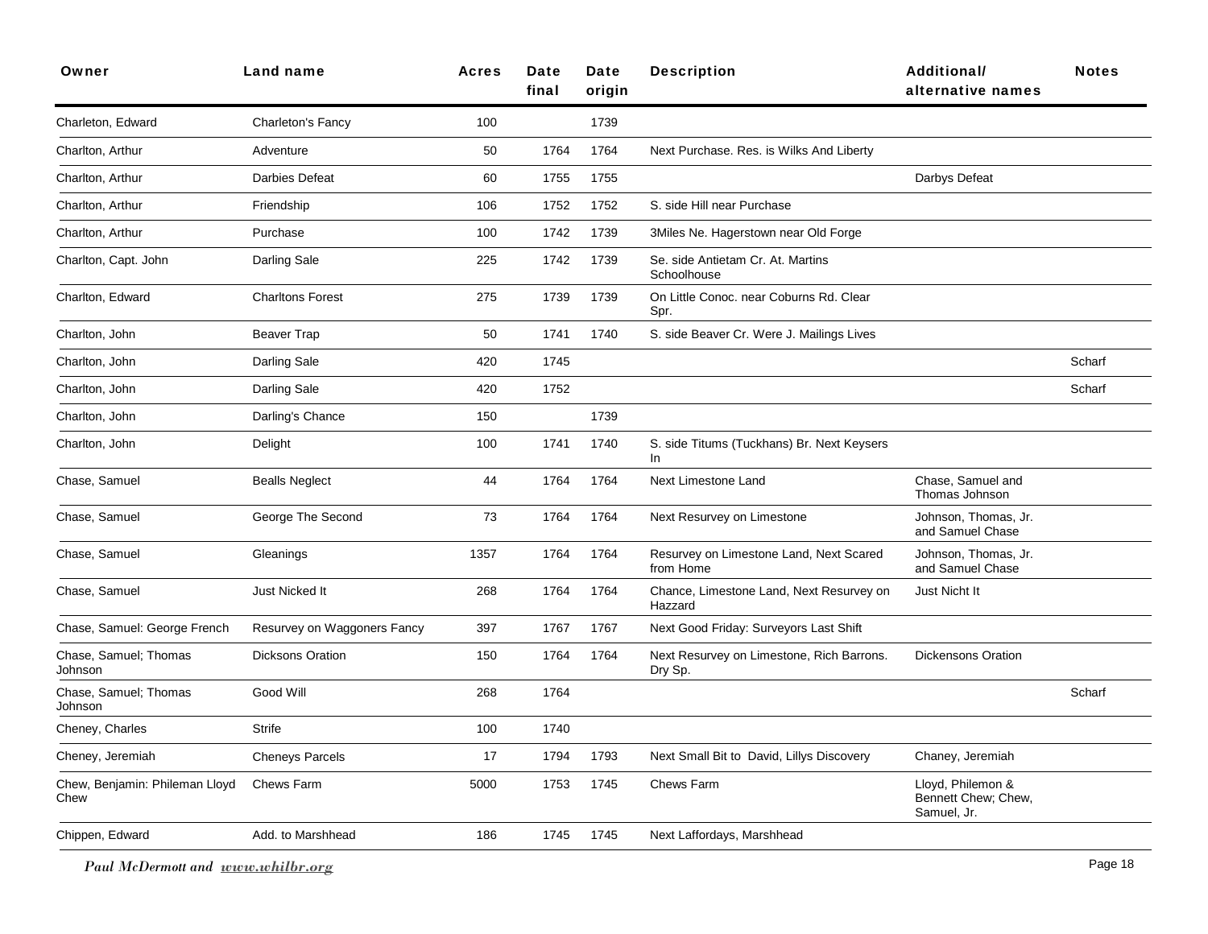| Owner | Land name | Acres | Date final | Date origin | Description | Additional/ alternative names | Notes |
|---|---|---|---|---|---|---|---|
| Charleton, Edward | Charleton's Fancy | 100 | | 1739 | | | |
| Charlton, Arthur | Adventure | 50 | 1764 | 1764 | Next Purchase. Res. is Wilks And Liberty | | |
| Charlton, Arthur | Darbies Defeat | 60 | 1755 | 1755 | | Darbys Defeat | |
| Charlton, Arthur | Friendship | 106 | 1752 | 1752 | S. side Hill near Purchase | | |
| Charlton, Arthur | Purchase | 100 | 1742 | 1739 | 3Miles Ne. Hagerstown near Old Forge | | |
| Charlton, Capt. John | Darling Sale | 225 | 1742 | 1739 | Se. side Antietam Cr. At. Martins Schoolhouse | | |
| Charlton, Edward | Charltons Forest | 275 | 1739 | 1739 | On Little Conoc. near Coburns Rd. Clear Spr. | | |
| Charlton, John | Beaver Trap | 50 | 1741 | 1740 | S. side Beaver Cr. Were J. Mailings Lives | | |
| Charlton, John | Darling Sale | 420 | 1745 | | | | Scharf |
| Charlton, John | Darling Sale | 420 | 1752 | | | | Scharf |
| Charlton, John | Darling's Chance | 150 | | 1739 | | | |
| Charlton, John | Delight | 100 | 1741 | 1740 | S. side Titums (Tuckhans) Br. Next Keysers In | | |
| Chase, Samuel | Bealls Neglect | 44 | 1764 | 1764 | Next Limestone Land | Chase, Samuel and Thomas Johnson | |
| Chase, Samuel | George The Second | 73 | 1764 | 1764 | Next Resurvey on Limestone | Johnson, Thomas, Jr. and Samuel Chase | |
| Chase, Samuel | Gleanings | 1357 | 1764 | 1764 | Resurvey on Limestone Land, Next Scared from Home | Johnson, Thomas, Jr. and Samuel Chase | |
| Chase, Samuel | Just Nicked It | 268 | 1764 | 1764 | Chance, Limestone Land, Next Resurvey on Hazzard | Just Nicht It | |
| Chase, Samuel: George French | Resurvey on Waggoners Fancy | 397 | 1767 | 1767 | Next Good Friday: Surveyors Last Shift | | |
| Chase, Samuel; Thomas Johnson | Dicksons Oration | 150 | 1764 | 1764 | Next Resurvey on Limestone, Rich Barrons. Dry Sp. | Dickensons Oration | |
| Chase, Samuel; Thomas Johnson | Good Will | 268 | 1764 | | | | Scharf |
| Cheney, Charles | Strife | 100 | 1740 | | | | |
| Cheney, Jeremiah | Cheneys Parcels | 17 | 1794 | 1793 | Next Small Bit to David, Lillys Discovery | Chaney, Jeremiah | |
| Chew, Benjamin: Phileman Lloyd Chew | Chews Farm | 5000 | 1753 | 1745 | Chews Farm | Lloyd, Philemon & Bennett Chew; Chew, Samuel, Jr. | |
| Chippen, Edward | Add. to Marshhead | 186 | 1745 | 1745 | Next Laffordays, Marshhead | | |

*Paul McDermott and* ***www.whilbr.org***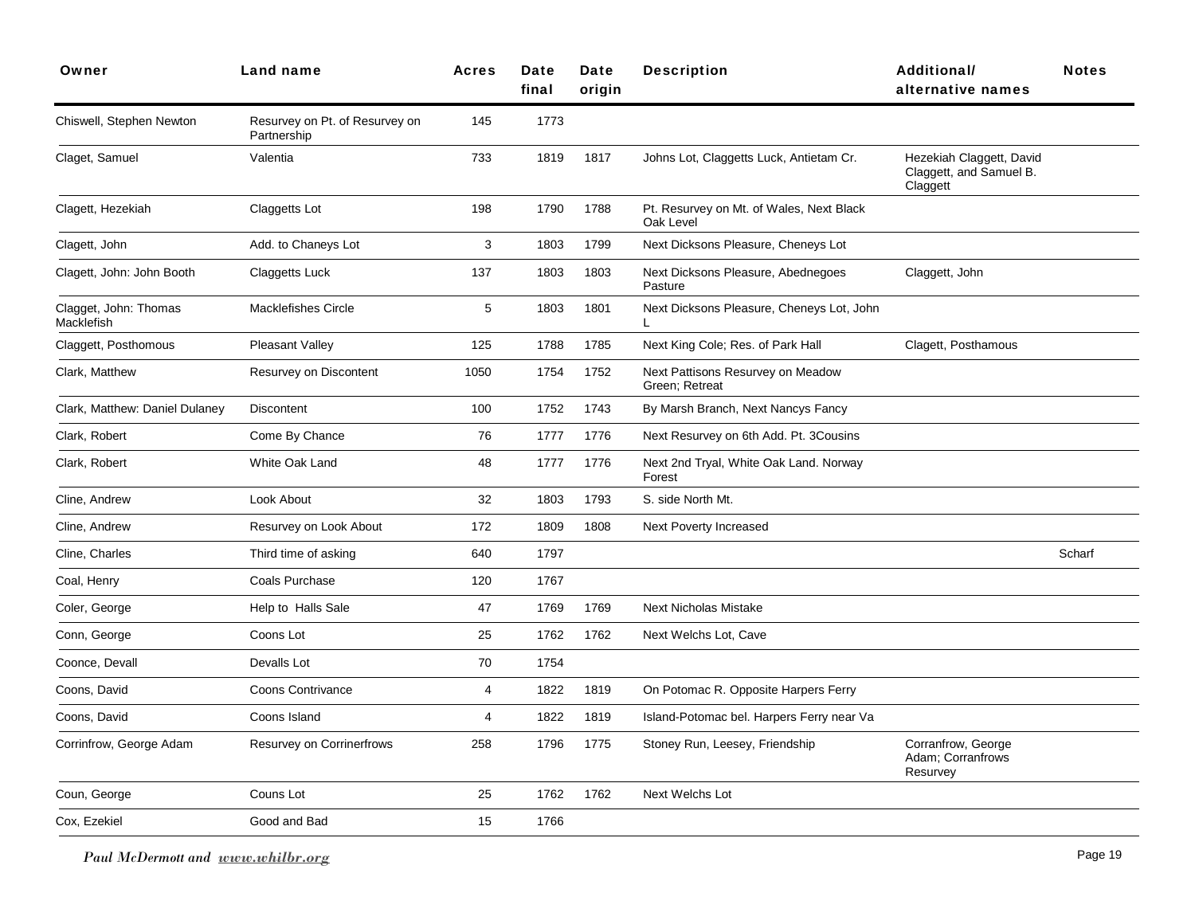| Owner | Land name | Acres | Date final | Date origin | Description | Additional/ alternative names | Notes |
|---|---|---|---|---|---|---|---|
| Chiswell, Stephen Newton | Resurvey on Pt. of Resurvey on Partnership | 145 | 1773 | | | | |
| Claget, Samuel | Valentia | 733 | 1819 | 1817 | Johns Lot, Claggetts Luck, Antietam Cr. | Hezekiah Claggett, David Claggett, and Samuel B. Claggett | |
| Clagett, Hezekiah | Claggetts Lot | 198 | 1790 | 1788 | Pt. Resurvey on Mt. of Wales, Next Black Oak Level | | |
| Clagett, John | Add. to Chaneys Lot | 3 | 1803 | 1799 | Next Dicksons Pleasure, Cheneys Lot | | |
| Clagett, John: John Booth | Claggetts Luck | 137 | 1803 | 1803 | Next Dicksons Pleasure, Abednegoes Pasture | Claggett, John | |
| Clagget, John: Thomas Macklefish | Macklefishes Circle | 5 | 1803 | 1801 | Next Dicksons Pleasure, Cheneys Lot, John L | | |
| Claggett, Posthomous | Pleasant Valley | 125 | 1788 | 1785 | Next King Cole; Res. of Park Hall | Clagett, Posthamous | |
| Clark, Matthew | Resurvey on Discontent | 1050 | 1754 | 1752 | Next Pattisons Resurvey on Meadow Green; Retreat | | |
| Clark, Matthew: Daniel Dulaney | Discontent | 100 | 1752 | 1743 | By Marsh Branch, Next Nancys Fancy | | |
| Clark, Robert | Come By Chance | 76 | 1777 | 1776 | Next Resurvey on 6th Add. Pt. 3Cousins | | |
| Clark, Robert | White Oak Land | 48 | 1777 | 1776 | Next 2nd Tryal, White Oak Land. Norway Forest | | |
| Cline, Andrew | Look About | 32 | 1803 | 1793 | S. side North Mt. | | |
| Cline, Andrew | Resurvey on Look About | 172 | 1809 | 1808 | Next Poverty Increased | | |
| Cline, Charles | Third time of asking | 640 | 1797 | | | | Scharf |
| Coal, Henry | Coals Purchase | 120 | 1767 | | | | |
| Coler, George | Help to Halls Sale | 47 | 1769 | 1769 | Next Nicholas Mistake | | |
| Conn, George | Coons Lot | 25 | 1762 | 1762 | Next Welchs Lot, Cave | | |
| Coonce, Devall | Devalls Lot | 70 | 1754 | | | | |
| Coons, David | Coons Contrivance | 4 | 1822 | 1819 | On Potomac R. Opposite Harpers Ferry | | |
| Coons, David | Coons Island | 4 | 1822 | 1819 | Island-Potomac bel. Harpers Ferry near Va | | |
| Corrinfrow, George Adam | Resurvey on Corrinerfrows | 258 | 1796 | 1775 | Stoney Run, Leesey, Friendship | Corranfrow, George Adam; Corranfrows Resurvey | |
| Coun, George | Couns Lot | 25 | 1762 | 1762 | Next Welchs Lot | | |
| Cox, Ezekiel | Good and Bad | 15 | 1766 | | | | |

*Paul McDermott and www.whilbr.org*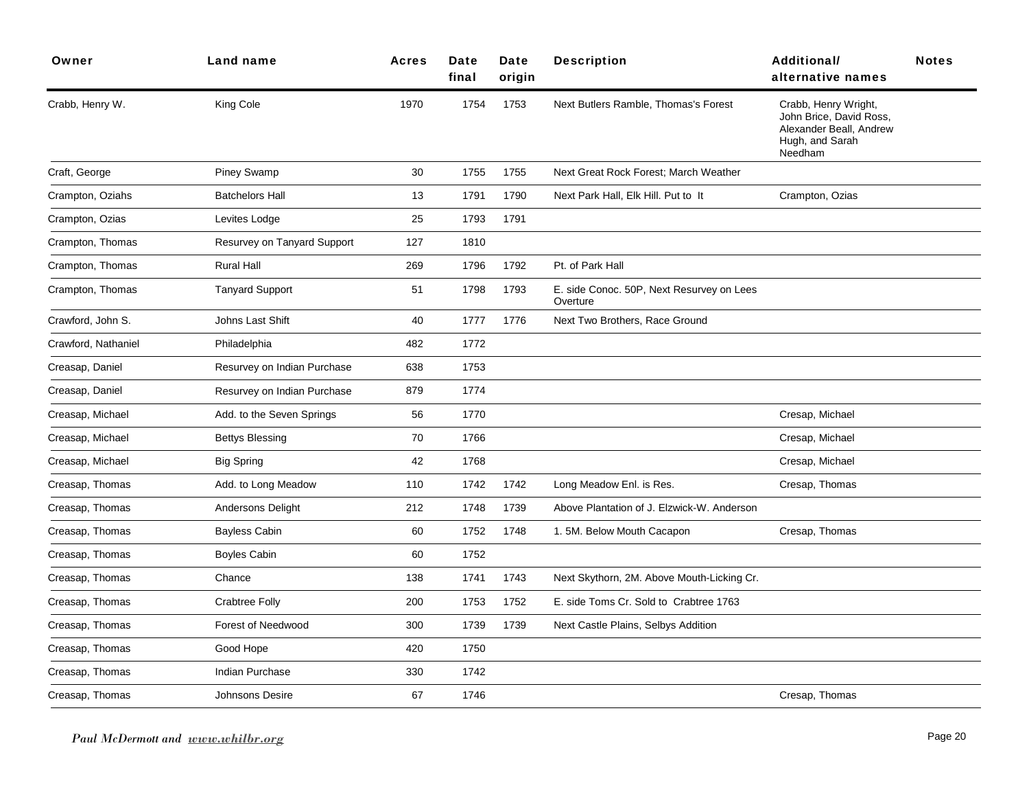| Owner | Land name | Acres | Date final | Date origin | Description | Additional/ alternative names | Notes |
|---|---|---|---|---|---|---|---|
| Crabb, Henry W. | King Cole | 1970 | 1754 | 1753 | Next Butlers Ramble, Thomas's Forest | Crabb, Henry Wright, John Brice, David Ross, Alexander Beall, Andrew Hugh, and Sarah Needham | |
| Craft, George | Piney Swamp | 30 | 1755 | 1755 | Next Great Rock Forest; March Weather | | |
| Crampton, Oziahs | Batchelors Hall | 13 | 1791 | 1790 | Next Park Hall, Elk Hill. Put to It | Crampton, Ozias | |
| Crampton, Ozias | Levites Lodge | 25 | 1793 | 1791 | | | |
| Crampton, Thomas | Resurvey on Tanyard Support | 127 | 1810 | | | | |
| Crampton, Thomas | Rural Hall | 269 | 1796 | 1792 | Pt. of Park Hall | | |
| Crampton, Thomas | Tanyard Support | 51 | 1798 | 1793 | E. side Conoc. 50P, Next Resurvey on Lees Overture | | |
| Crawford, John S. | Johns Last Shift | 40 | 1777 | 1776 | Next Two Brothers, Race Ground | | |
| Crawford, Nathaniel | Philadelphia | 482 | 1772 | | | | |
| Creasap, Daniel | Resurvey on Indian Purchase | 638 | 1753 | | | | |
| Creasap, Daniel | Resurvey on Indian Purchase | 879 | 1774 | | | | |
| Creasap, Michael | Add. to the Seven Springs | 56 | 1770 | | | Cresap, Michael | |
| Creasap, Michael | Bettys Blessing | 70 | 1766 | | | Cresap, Michael | |
| Creasap, Michael | Big Spring | 42 | 1768 | | | Cresap, Michael | |
| Creasap, Thomas | Add. to Long Meadow | 110 | 1742 | 1742 | Long Meadow Enl. is Res. | Cresap, Thomas | |
| Creasap, Thomas | Andersons Delight | 212 | 1748 | 1739 | Above Plantation of J. Elzwick-W. Anderson | | |
| Creasap, Thomas | Bayless Cabin | 60 | 1752 | 1748 | 1. 5M. Below Mouth Cacapon | Cresap, Thomas | |
| Creasap, Thomas | Boyles Cabin | 60 | 1752 | | | | |
| Creasap, Thomas | Chance | 138 | 1741 | 1743 | Next Skythorn, 2M. Above Mouth-Licking Cr. | | |
| Creasap, Thomas | Crabtree Folly | 200 | 1753 | 1752 | E. side Toms Cr. Sold to Crabtree 1763 | | |
| Creasap, Thomas | Forest of Needwood | 300 | 1739 | 1739 | Next Castle Plains, Selbys Addition | | |
| Creasap, Thomas | Good Hope | 420 | 1750 | | | | |
| Creasap, Thomas | Indian Purchase | 330 | 1742 | | | | |
| Creasap, Thomas | Johnsons Desire | 67 | 1746 | | | Cresap, Thomas | |

*Paul McDermott and www.whilbr.org*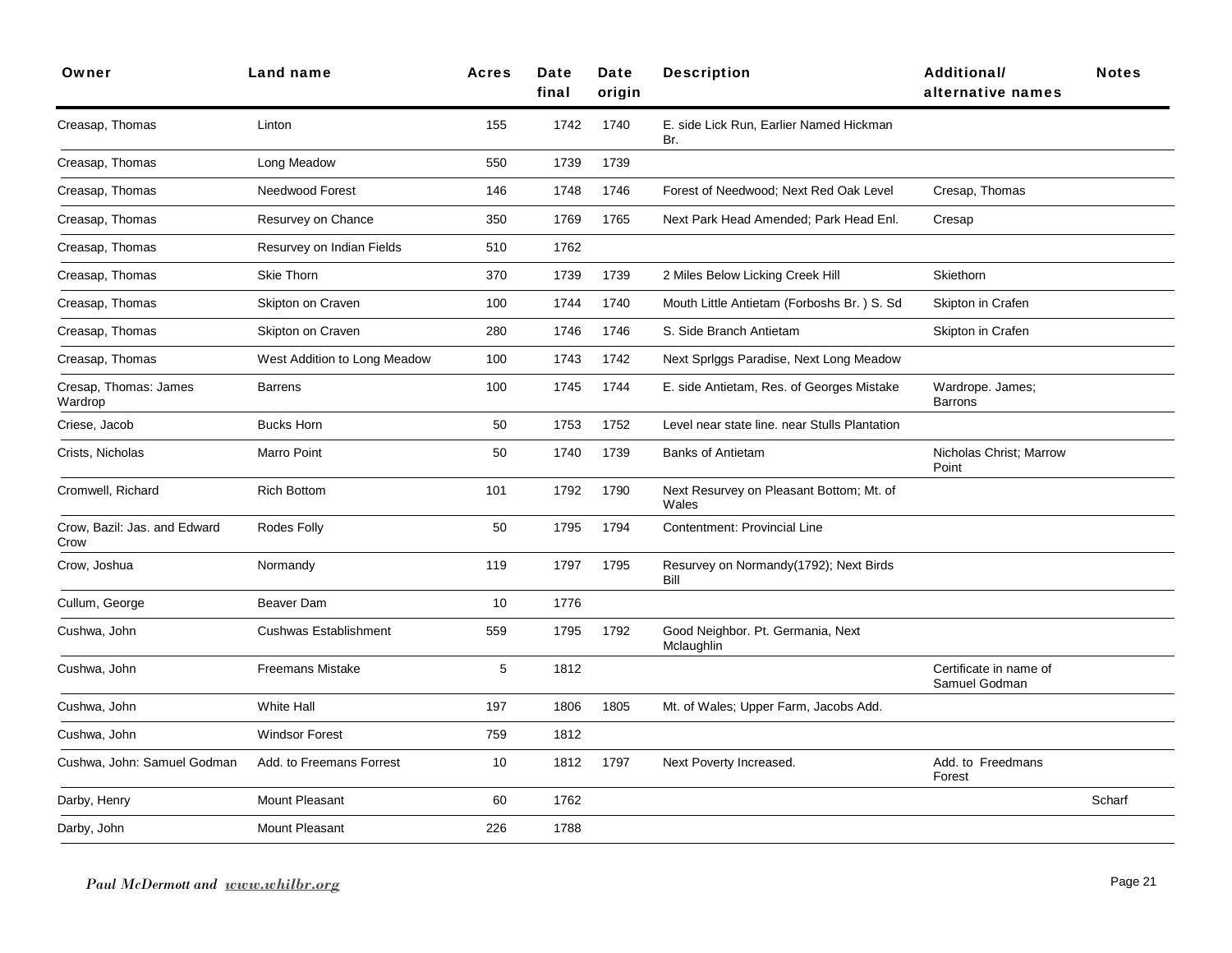| Owner | Land name | Acres | Date final | Date origin | Description | Additional/ alternative names | Notes |
|---|---|---|---|---|---|---|---|
| Creasap, Thomas | Linton | 155 | 1742 | 1740 | E. side Lick Run, Earlier Named Hickman Br. | | |
| Creasap, Thomas | Long Meadow | 550 | 1739 | 1739 | | | |
| Creasap, Thomas | Needwood Forest | 146 | 1748 | 1746 | Forest of Needwood; Next Red Oak Level | Cresap, Thomas | |
| Creasap, Thomas | Resurvey on Chance | 350 | 1769 | 1765 | Next Park Head Amended; Park Head Enl. | Cresap | |
| Creasap, Thomas | Resurvey on Indian Fields | 510 | 1762 | | | | |
| Creasap, Thomas | Skie Thorn | 370 | 1739 | 1739 | 2 Miles Below Licking Creek Hill | Skiethorn | |
| Creasap, Thomas | Skipton on Craven | 100 | 1744 | 1740 | Mouth Little Antietam (Forboshs Br. ) S. Sd | Skipton in Crafen | |
| Creasap, Thomas | Skipton on Craven | 280 | 1746 | 1746 | S. Side Branch Antietam | Skipton in Crafen | |
| Creasap, Thomas | West Addition to Long Meadow | 100 | 1743 | 1742 | Next Sprlggs Paradise, Next Long Meadow | | |
| Cresap, Thomas: James Wardrop | Barrens | 100 | 1745 | 1744 | E. side Antietam, Res. of Georges Mistake | Wardrope. James; Barrons | |
| Criese, Jacob | Bucks Horn | 50 | 1753 | 1752 | Level near state line. near Stulls Plantation | | |
| Crists, Nicholas | Marro Point | 50 | 1740 | 1739 | Banks of Antietam | Nicholas Christ; Marrow Point | |
| Cromwell, Richard | Rich Bottom | 101 | 1792 | 1790 | Next Resurvey on Pleasant Bottom; Mt. of Wales | | |
| Crow, Bazil: Jas. and Edward Crow | Rodes Folly | 50 | 1795 | 1794 | Contentment: Provincial Line | | |
| Crow, Joshua | Normandy | 119 | 1797 | 1795 | Resurvey on Normandy(1792); Next Birds Bill | | |
| Cullum, George | Beaver Dam | 10 | 1776 | | | | |
| Cushwa, John | Cushwas Establishment | 559 | 1795 | 1792 | Good Neighbor. Pt. Germania, Next Mclaughlin | | |
| Cushwa, John | Freemans Mistake | 5 | 1812 | | | Certificate in name of Samuel Godman | |
| Cushwa, John | White Hall | 197 | 1806 | 1805 | Mt. of Wales; Upper Farm, Jacobs Add. | | |
| Cushwa, John | Windsor Forest | 759 | 1812 | | | | |
| Cushwa, John: Samuel Godman | Add. to Freemans Forrest | 10 | 1812 | 1797 | Next Poverty Increased. | Add. to Freedmans Forest | |
| Darby, Henry | Mount Pleasant | 60 | 1762 | | | | Scharf |
| Darby, John | Mount Pleasant | 226 | 1788 | | | | |

*Paul McDermott and www.whilbr.org*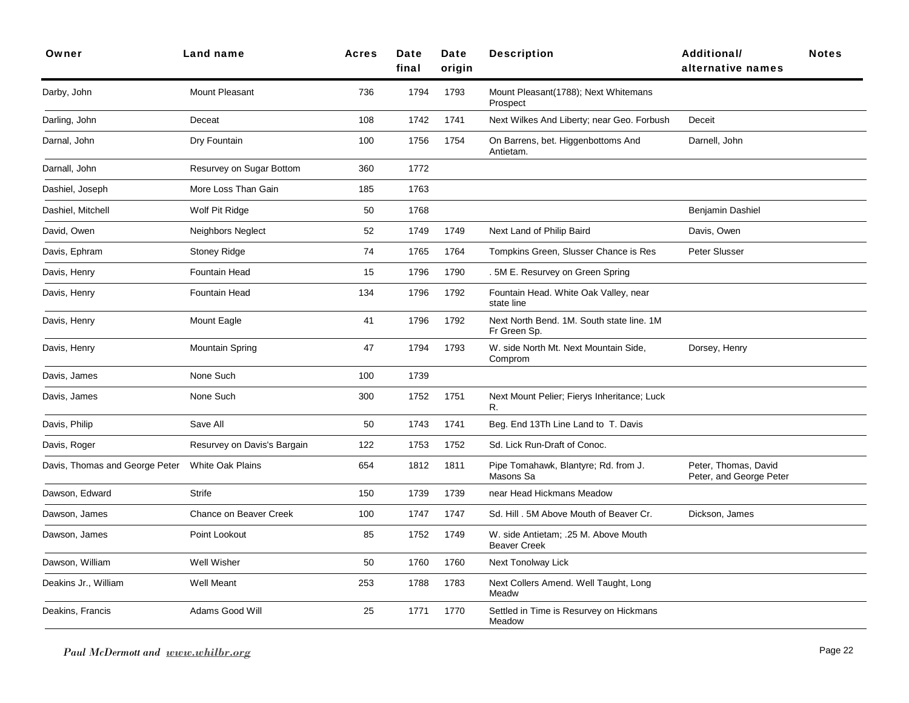| Owner | Land name | Acres | Date final | Date origin | Description | Additional/ alternative names | Notes |
|---|---|---|---|---|---|---|---|
| Darby, John | Mount Pleasant | 736 | 1794 | 1793 | Mount Pleasant(1788); Next Whitemans Prospect | | |
| Darling, John | Deceat | 108 | 1742 | 1741 | Next Wilkes And Liberty; near Geo. Forbush | Deceit | |
| Darnal, John | Dry Fountain | 100 | 1756 | 1754 | On Barrens, bet. Higgenbottoms And Antietam. | Darnell, John | |
| Darnall, John | Resurvey on Sugar Bottom | 360 | 1772 | | | | |
| Dashiel, Joseph | More Loss Than Gain | 185 | 1763 | | | | |
| Dashiel, Mitchell | Wolf Pit Ridge | 50 | 1768 | | | Benjamin Dashiel | |
| David, Owen | Neighbors Neglect | 52 | 1749 | 1749 | Next Land of Philip Baird | Davis, Owen | |
| Davis, Ephram | Stoney Ridge | 74 | 1765 | 1764 | Tompkins Green, Slusser Chance is Res | Peter Slusser | |
| Davis, Henry | Fountain Head | 15 | 1796 | 1790 | . 5M E. Resurvey on Green Spring | | |
| Davis, Henry | Fountain Head | 134 | 1796 | 1792 | Fountain Head. White Oak Valley, near state line | | |
| Davis, Henry | Mount Eagle | 41 | 1796 | 1792 | Next North Bend. 1M. South state line. 1M Fr Green Sp. | | |
| Davis, Henry | Mountain Spring | 47 | 1794 | 1793 | W. side North Mt. Next Mountain Side, Comprom | Dorsey, Henry | |
| Davis, James | None Such | 100 | 1739 | | | | |
| Davis, James | None Such | 300 | 1752 | 1751 | Next Mount Pelier; Fierys Inheritance; Luck R. | | |
| Davis, Philip | Save All | 50 | 1743 | 1741 | Beg. End 13Th Line Land to T. Davis | | |
| Davis, Roger | Resurvey on Davis's Bargain | 122 | 1753 | 1752 | Sd. Lick Run-Draft of Conoc. | | |
| Davis, Thomas and George Peter | White Oak Plains | 654 | 1812 | 1811 | Pipe Tomahawk, Blantyre; Rd. from J. Masons Sa | Peter, Thomas, David Peter, and George Peter | |
| Dawson, Edward | Strife | 150 | 1739 | 1739 | near Head Hickmans Meadow | | |
| Dawson, James | Chance on Beaver Creek | 100 | 1747 | 1747 | Sd. Hill . 5M Above Mouth of Beaver Cr. | Dickson, James | |
| Dawson, James | Point Lookout | 85 | 1752 | 1749 | W. side Antietam; .25 M. Above Mouth Beaver Creek | | |
| Dawson, William | Well Wisher | 50 | 1760 | 1760 | Next Tonolway Lick | | |
| Deakins Jr., William | Well Meant | 253 | 1788 | 1783 | Next Collers Amend. Well Taught, Long Meadw | | |
| Deakins, Francis | Adams Good Will | 25 | 1771 | 1770 | Settled in Time is Resurvey on Hickmans Meadow | | |

*Paul McDermott and www.whilbr.org*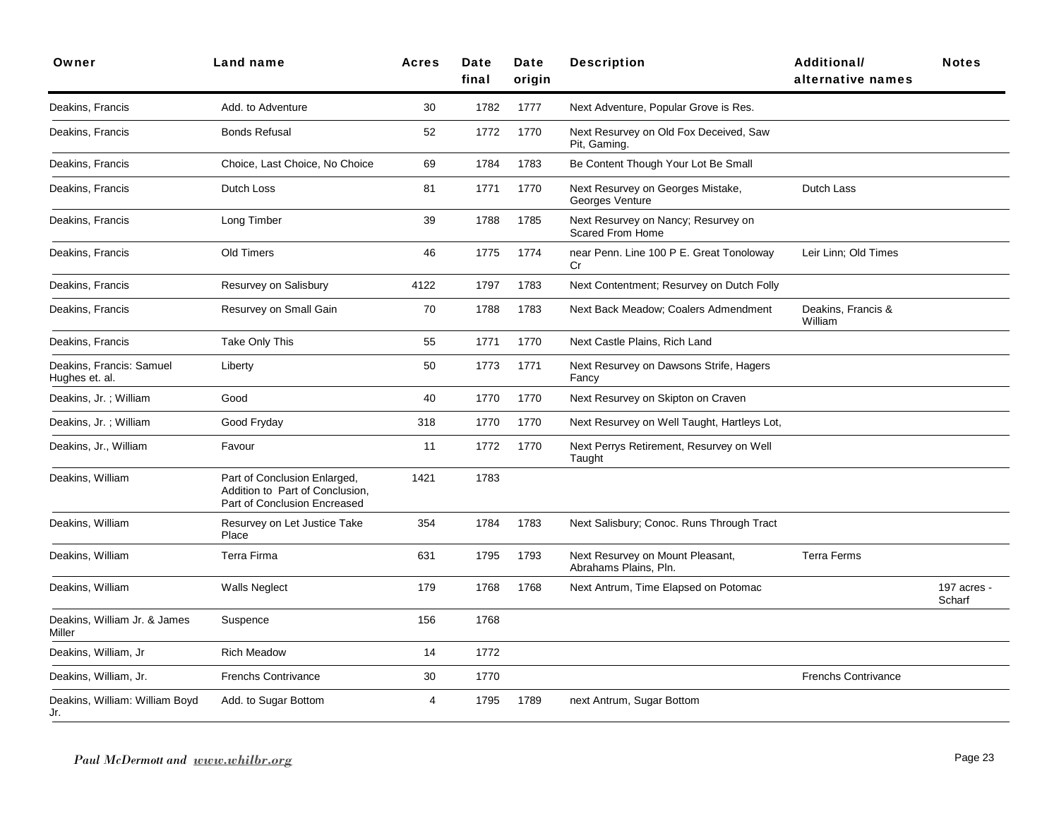| Owner | Land name | Acres | Date final | Date origin | Description | Additional/ alternative names | Notes |
|---|---|---|---|---|---|---|---|
| Deakins, Francis | Add. to Adventure | 30 | 1782 | 1777 | Next Adventure, Popular Grove is Res. | | |
| Deakins, Francis | Bonds Refusal | 52 | 1772 | 1770 | Next Resurvey on Old Fox Deceived, Saw Pit, Gaming. | | |
| Deakins, Francis | Choice, Last Choice, No Choice | 69 | 1784 | 1783 | Be Content Though Your Lot Be Small | | |
| Deakins, Francis | Dutch Loss | 81 | 1771 | 1770 | Next Resurvey on Georges Mistake, Georges Venture | Dutch Lass | |
| Deakins, Francis | Long Timber | 39 | 1788 | 1785 | Next Resurvey on Nancy; Resurvey on Scared From Home | | |
| Deakins, Francis | Old Timers | 46 | 1775 | 1774 | near Penn. Line 100 P E. Great Tonoloway Cr | Leir Linn; Old Times | |
| Deakins, Francis | Resurvey on Salisbury | 4122 | 1797 | 1783 | Next Contentment; Resurvey on Dutch Folly | | |
| Deakins, Francis | Resurvey on Small Gain | 70 | 1788 | 1783 | Next Back Meadow; Coalers Admendment | Deakins, Francis & William | |
| Deakins, Francis | Take Only This | 55 | 1771 | 1770 | Next Castle Plains, Rich Land | | |
| Deakins, Francis: Samuel Hughes et. al. | Liberty | 50 | 1773 | 1771 | Next Resurvey on Dawsons Strife, Hagers Fancy | | |
| Deakins, Jr. ; William | Good | 40 | 1770 | 1770 | Next Resurvey on Skipton on Craven | | |
| Deakins, Jr. ; William | Good Fryday | 318 | 1770 | 1770 | Next Resurvey on Well Taught, Hartleys Lot, | | |
| Deakins, Jr., William | Favour | 11 | 1772 | 1770 | Next Perrys Retirement, Resurvey on Well Taught | | |
| Deakins, William | Part of Conclusion Enlarged, Addition to Part of Conclusion, Part of Conclusion Encreased | 1421 | 1783 | | | | |
| Deakins, William | Resurvey on Let Justice Take Place | 354 | 1784 | 1783 | Next Salisbury; Conoc. Runs Through Tract | | |
| Deakins, William | Terra Firma | 631 | 1795 | 1793 | Next Resurvey on Mount Pleasant, Abrahams Plains, Pln. | Terra Ferms | |
| Deakins, William | Walls Neglect | 179 | 1768 | 1768 | Next Antrum, Time Elapsed on Potomac | | 197 acres - Scharf |
| Deakins, William Jr. & James Miller | Suspence | 156 | 1768 | | | | |
| Deakins, William, Jr | Rich Meadow | 14 | 1772 | | | | |
| Deakins, William, Jr. | Frenchs Contrivance | 30 | 1770 | | | Frenchs Contrivance | |
| Deakins, William: William Boyd Jr. | Add. to Sugar Bottom | 4 | 1795 | 1789 | next Antrum, Sugar Bottom | | |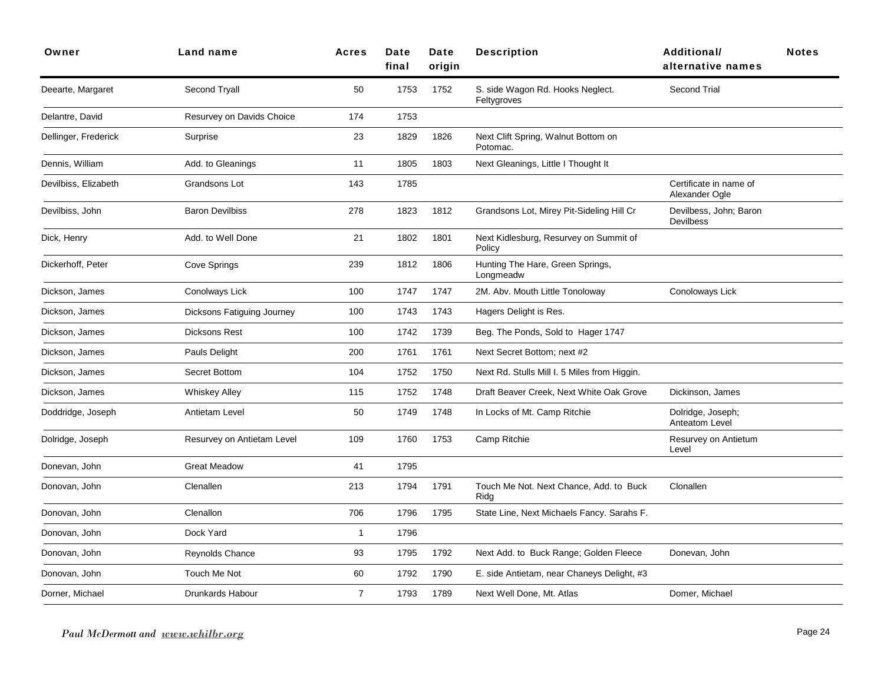| Owner | Land name | Acres | Date final | Date origin | Description | Additional/ alternative names | Notes |
|---|---|---|---|---|---|---|---|
| Deearte, Margaret | Second Tryall | 50 | 1753 | 1752 | S. side Wagon Rd. Hooks Neglect. Feltygroves | Second Trial | |
| Delantre, David | Resurvey on Davids Choice | 174 | 1753 | | | | |
| Dellinger, Frederick | Surprise | 23 | 1829 | 1826 | Next Clift Spring, Walnut Bottom on Potomac. | | |
| Dennis, William | Add. to Gleanings | 11 | 1805 | 1803 | Next Gleanings, Little I Thought It | | |
| Devilbiss, Elizabeth | Grandsons Lot | 143 | 1785 | | | Certificate in name of Alexander Ogle | |
| Devilbiss, John | Baron Devilbiss | 278 | 1823 | 1812 | Grandsons Lot, Mirey Pit-Sideling Hill Cr | Devilbess, John; Baron Devilbess | |
| Dick, Henry | Add. to Well Done | 21 | 1802 | 1801 | Next Kidlesburg, Resurvey on Summit of Policy | | |
| Dickerhoff, Peter | Cove Springs | 239 | 1812 | 1806 | Hunting The Hare, Green Springs, Longmeadw | | |
| Dickson, James | Conolways Lick | 100 | 1747 | 1747 | 2M. Abv. Mouth Little Tonoloway | Conoloways Lick | |
| Dickson, James | Dicksons Fatiguing Journey | 100 | 1743 | 1743 | Hagers Delight is Res. | | |
| Dickson, James | Dicksons Rest | 100 | 1742 | 1739 | Beg. The Ponds, Sold to Hager 1747 | | |
| Dickson, James | Pauls Delight | 200 | 1761 | 1761 | Next Secret Bottom; next #2 | | |
| Dickson, James | Secret Bottom | 104 | 1752 | 1750 | Next Rd. Stulls Mill I. 5 Miles from Higgin. | | |
| Dickson, James | Whiskey Alley | 115 | 1752 | 1748 | Draft Beaver Creek, Next White Oak Grove | Dickinson, James | |
| Doddridge, Joseph | Antietam Level | 50 | 1749 | 1748 | In Locks of Mt. Camp Ritchie | Dolridge, Joseph; Anteatom Level | |
| Dolridge, Joseph | Resurvey on Antietam Level | 109 | 1760 | 1753 | Camp Ritchie | Resurvey on Antietum Level | |
| Donevan, John | Great Meadow | 41 | 1795 | | | | |
| Donovan, John | Clenallen | 213 | 1794 | 1791 | Touch Me Not. Next Chance, Add. to Buck Ridg | Clonallen | |
| Donovan, John | Clenallon | 706 | 1796 | 1795 | State Line, Next Michaels Fancy. Sarahs F. | | |
| Donovan, John | Dock Yard | 1 | 1796 | | | | |
| Donovan, John | Reynolds Chance | 93 | 1795 | 1792 | Next Add. to Buck Range; Golden Fleece | Donevan, John | |
| Donovan, John | Touch Me Not | 60 | 1792 | 1790 | E. side Antietam, near Chaneys Delight, #3 | | |
| Dorner, Michael | Drunkards Habour | 7 | 1793 | 1789 | Next Well Done, Mt. Atlas | Domer, Michael | |

*Paul McDermott and www.whilbr.org*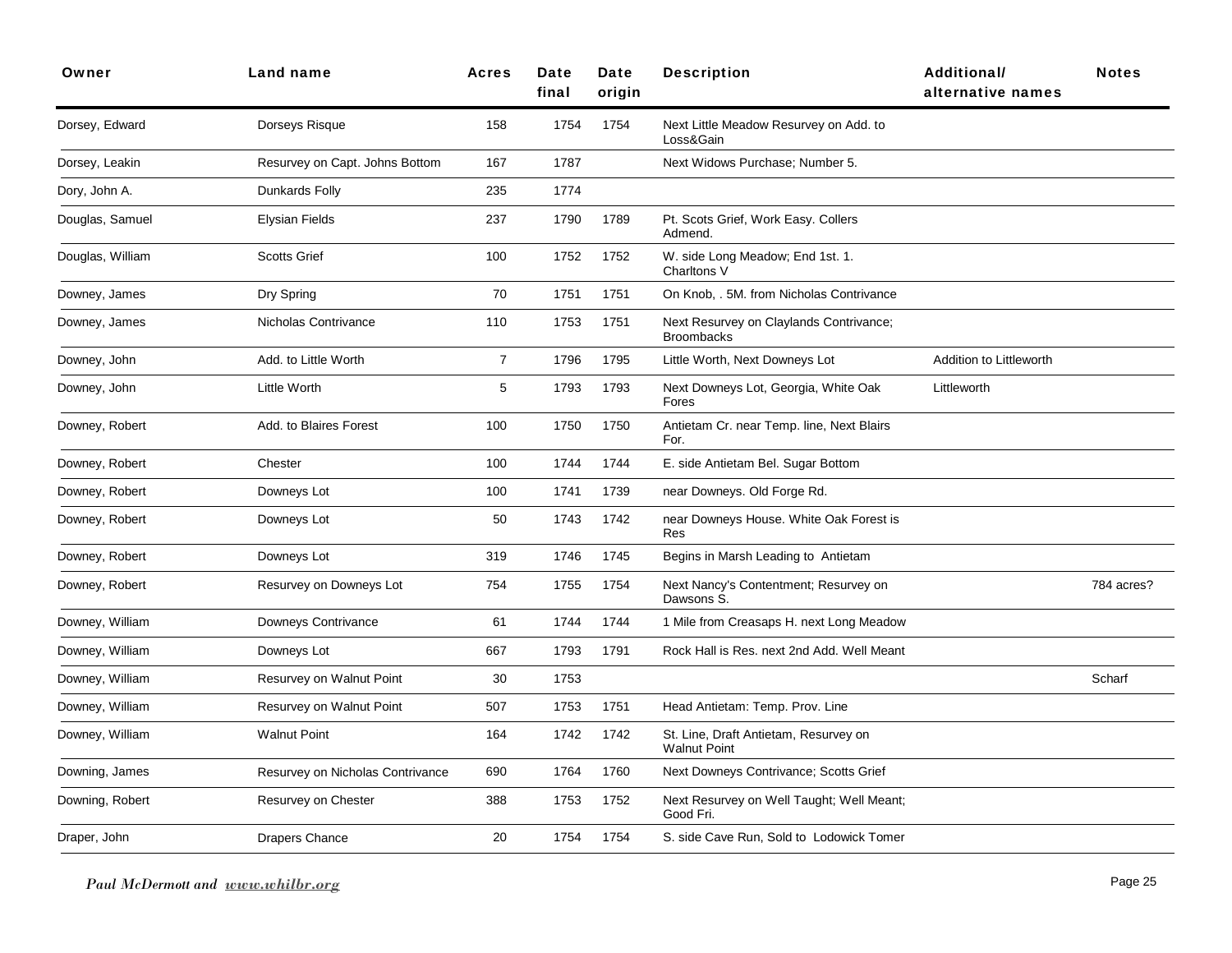| Owner | Land name | Acres | Date final | Date origin | Description | Additional/ alternative names | Notes |
|---|---|---|---|---|---|---|---|
| Dorsey, Edward | Dorseys Risque | 158 | 1754 | 1754 | Next Little Meadow Resurvey on Add. to Loss&Gain | | |
| Dorsey, Leakin | Resurvey on Capt. Johns Bottom | 167 | 1787 | | Next Widows Purchase; Number 5. | | |
| Dory, John A. | Dunkards Folly | 235 | 1774 | | | | |
| Douglas, Samuel | Elysian Fields | 237 | 1790 | 1789 | Pt. Scots Grief, Work Easy. Collers Admend. | | |
| Douglas, William | Scotts Grief | 100 | 1752 | 1752 | W. side Long Meadow; End 1st. 1. Charltons V | | |
| Downey, James | Dry Spring | 70 | 1751 | 1751 | On Knob, . 5M. from Nicholas Contrivance | | |
| Downey, James | Nicholas Contrivance | 110 | 1753 | 1751 | Next Resurvey on Claylands Contrivance; Broombacks | | |
| Downey, John | Add. to Little Worth | 7 | 1796 | 1795 | Little Worth, Next Downeys Lot | Addition to Littleworth | |
| Downey, John | Little Worth | 5 | 1793 | 1793 | Next Downeys Lot, Georgia, White Oak Fores | Littleworth | |
| Downey, Robert | Add. to Blaires Forest | 100 | 1750 | 1750 | Antietam Cr. near Temp. line, Next Blairs For. | | |
| Downey, Robert | Chester | 100 | 1744 | 1744 | E. side Antietam Bel. Sugar Bottom | | |
| Downey, Robert | Downeys Lot | 100 | 1741 | 1739 | near Downeys. Old Forge Rd. | | |
| Downey, Robert | Downeys Lot | 50 | 1743 | 1742 | near Downeys House. White Oak Forest is Res | | |
| Downey, Robert | Downeys Lot | 319 | 1746 | 1745 | Begins in Marsh Leading to Antietam | | |
| Downey, Robert | Resurvey on Downeys Lot | 754 | 1755 | 1754 | Next Nancy's Contentment; Resurvey on Dawsons S. | | 784 acres? |
| Downey, William | Downeys Contrivance | 61 | 1744 | 1744 | 1 Mile from Creasaps H. next Long Meadow | | |
| Downey, William | Downeys Lot | 667 | 1793 | 1791 | Rock Hall is Res. next 2nd Add. Well Meant | | |
| Downey, William | Resurvey on Walnut Point | 30 | 1753 | | | | Scharf |
| Downey, William | Resurvey on Walnut Point | 507 | 1753 | 1751 | Head Antietam: Temp. Prov. Line | | |
| Downey, William | Walnut Point | 164 | 1742 | 1742 | St. Line, Draft Antietam, Resurvey on Walnut Point | | |
| Downing, James | Resurvey on Nicholas Contrivance | 690 | 1764 | 1760 | Next Downeys Contrivance; Scotts Grief | | |
| Downing, Robert | Resurvey on Chester | 388 | 1753 | 1752 | Next Resurvey on Well Taught; Well Meant; Good Fri. | | |
| Draper, John | Drapers Chance | 20 | 1754 | 1754 | S. side Cave Run, Sold to Lodowick Tomer | | |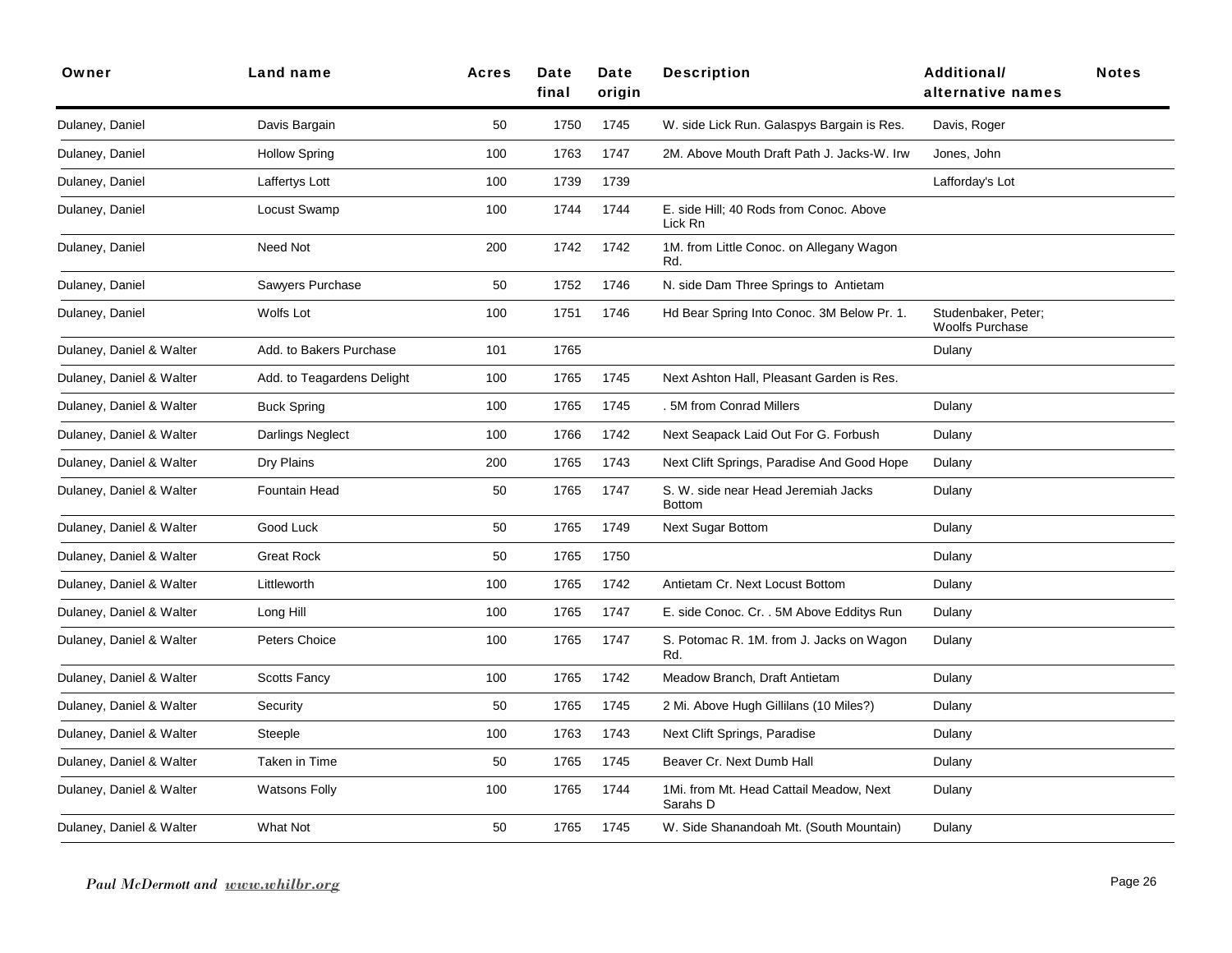| Owner | Land name | Acres | Date final | Date origin | Description | Additional/ alternative names | Notes |
|---|---|---|---|---|---|---|---|
| Dulaney, Daniel | Davis Bargain | 50 | 1750 | 1745 | W. side Lick Run. Galaspys Bargain is Res. | Davis, Roger | |
| Dulaney, Daniel | Hollow Spring | 100 | 1763 | 1747 | 2M. Above Mouth Draft Path J. Jacks-W. Irw | Jones, John | |
| Dulaney, Daniel | Laffertys Lott | 100 | 1739 | 1739 | | Lafforday's Lot | |
| Dulaney, Daniel | Locust Swamp | 100 | 1744 | 1744 | E. side Hill; 40 Rods from Conoc. Above Lick Rn | | |
| Dulaney, Daniel | Need Not | 200 | 1742 | 1742 | 1M. from Little Conoc. on Allegany Wagon Rd. | | |
| Dulaney, Daniel | Sawyers Purchase | 50 | 1752 | 1746 | N. side Dam Three Springs to Antietam | | |
| Dulaney, Daniel | Wolfs Lot | 100 | 1751 | 1746 | Hd Bear Spring Into Conoc. 3M Below Pr. 1. | Studenbaker, Peter; Woolfs Purchase | |
| Dulaney, Daniel & Walter | Add. to Bakers Purchase | 101 | 1765 | | | Dulany | |
| Dulaney, Daniel & Walter | Add. to Teagardens Delight | 100 | 1765 | 1745 | Next Ashton Hall, Pleasant Garden is Res. | | |
| Dulaney, Daniel & Walter | Buck Spring | 100 | 1765 | 1745 | . 5M from Conrad Millers | Dulany | |
| Dulaney, Daniel & Walter | Darlings Neglect | 100 | 1766 | 1742 | Next Seapack Laid Out For G. Forbush | Dulany | |
| Dulaney, Daniel & Walter | Dry Plains | 200 | 1765 | 1743 | Next Clift Springs, Paradise And Good Hope | Dulany | |
| Dulaney, Daniel & Walter | Fountain Head | 50 | 1765 | 1747 | S. W. side near Head Jeremiah Jacks Bottom | Dulany | |
| Dulaney, Daniel & Walter | Good Luck | 50 | 1765 | 1749 | Next Sugar Bottom | Dulany | |
| Dulaney, Daniel & Walter | Great Rock | 50 | 1765 | 1750 | | Dulany | |
| Dulaney, Daniel & Walter | Littleworth | 100 | 1765 | 1742 | Antietam Cr. Next Locust Bottom | Dulany | |
| Dulaney, Daniel & Walter | Long Hill | 100 | 1765 | 1747 | E. side Conoc. Cr. . 5M Above Edditys Run | Dulany | |
| Dulaney, Daniel & Walter | Peters Choice | 100 | 1765 | 1747 | S. Potomac R. 1M. from J. Jacks on Wagon Rd. | Dulany | |
| Dulaney, Daniel & Walter | Scotts Fancy | 100 | 1765 | 1742 | Meadow Branch, Draft Antietam | Dulany | |
| Dulaney, Daniel & Walter | Security | 50 | 1765 | 1745 | 2 Mi. Above Hugh Gillilans (10 Miles?) | Dulany | |
| Dulaney, Daniel & Walter | Steeple | 100 | 1763 | 1743 | Next Clift Springs, Paradise | Dulany | |
| Dulaney, Daniel & Walter | Taken in Time | 50 | 1765 | 1745 | Beaver Cr. Next Dumb Hall | Dulany | |
| Dulaney, Daniel & Walter | Watsons Folly | 100 | 1765 | 1744 | 1Mi. from Mt. Head Cattail Meadow, Next Sarahs D | Dulany | |
| Dulaney, Daniel & Walter | What Not | 50 | 1765 | 1745 | W. Side Shanandoah Mt. (South Mountain) | Dulany | |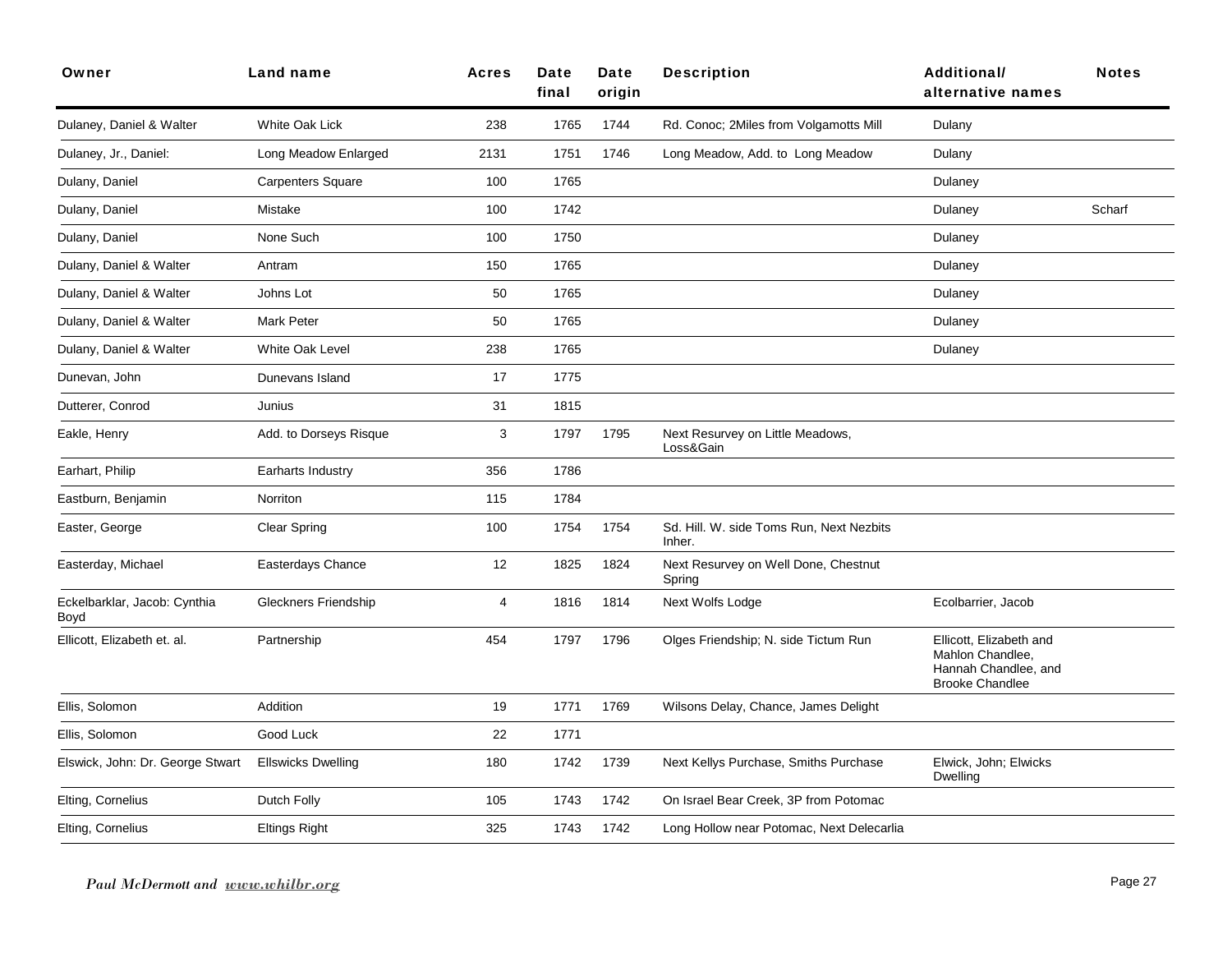| Owner | Land name | Acres | Date final | Date origin | Description | Additional/ alternative names | Notes |
|---|---|---|---|---|---|---|---|
| Dulaney, Daniel & Walter | White Oak Lick | 238 | 1765 | 1744 | Rd. Conoc; 2Miles from Volgamotts Mill | Dulany | |
| Dulaney, Jr., Daniel: | Long Meadow Enlarged | 2131 | 1751 | 1746 | Long Meadow, Add. to Long Meadow | Dulany | |
| Dulany, Daniel | Carpenters Square | 100 | 1765 | | | Dulaney | |
| Dulany, Daniel | Mistake | 100 | 1742 | | | Dulaney | Scharf |
| Dulany, Daniel | None Such | 100 | 1750 | | | Dulaney | |
| Dulany, Daniel & Walter | Antram | 150 | 1765 | | | Dulaney | |
| Dulany, Daniel & Walter | Johns Lot | 50 | 1765 | | | Dulaney | |
| Dulany, Daniel & Walter | Mark Peter | 50 | 1765 | | | Dulaney | |
| Dulany, Daniel & Walter | White Oak Level | 238 | 1765 | | | Dulaney | |
| Dunevan, John | Dunevans Island | 17 | 1775 | | | | |
| Dutterer, Conrod | Junius | 31 | 1815 | | | | |
| Eakle, Henry | Add. to Dorseys Risque | 3 | 1797 | 1795 | Next Resurvey on Little Meadows, Loss&Gain | | |
| Earhart, Philip | Earharts Industry | 356 | 1786 | | | | |
| Eastburn, Benjamin | Norriton | 115 | 1784 | | | | |
| Easter, George | Clear Spring | 100 | 1754 | 1754 | Sd. Hill. W. side Toms Run, Next Nezbits Inher. | | |
| Easterday, Michael | Easterdays Chance | 12 | 1825 | 1824 | Next Resurvey on Well Done, Chestnut Spring | | |
| Eckelbarklar, Jacob: Cynthia Boyd | Gleckners Friendship | 4 | 1816 | 1814 | Next Wolfs Lodge | Ecolbarrier, Jacob | |
| Ellicott, Elizabeth et. al. | Partnership | 454 | 1797 | 1796 | Olges Friendship; N. side Tictum Run | Ellicott, Elizabeth and Mahlon Chandlee, Hannah Chandlee, and Brooke Chandlee | |
| Ellis, Solomon | Addition | 19 | 1771 | 1769 | Wilsons Delay, Chance, James Delight | | |
| Ellis, Solomon | Good Luck | 22 | 1771 | | | | |
| Elswick, John: Dr. George Stwart | Ellswicks Dwelling | 180 | 1742 | 1739 | Next Kellys Purchase, Smiths Purchase | Elwick, John; Elwicks Dwelling | |
| Elting, Cornelius | Dutch Folly | 105 | 1743 | 1742 | On Israel Bear Creek, 3P from Potomac | | |
| Elting, Cornelius | Eltings Right | 325 | 1743 | 1742 | Long Hollow near Potomac, Next Delecarlia | | |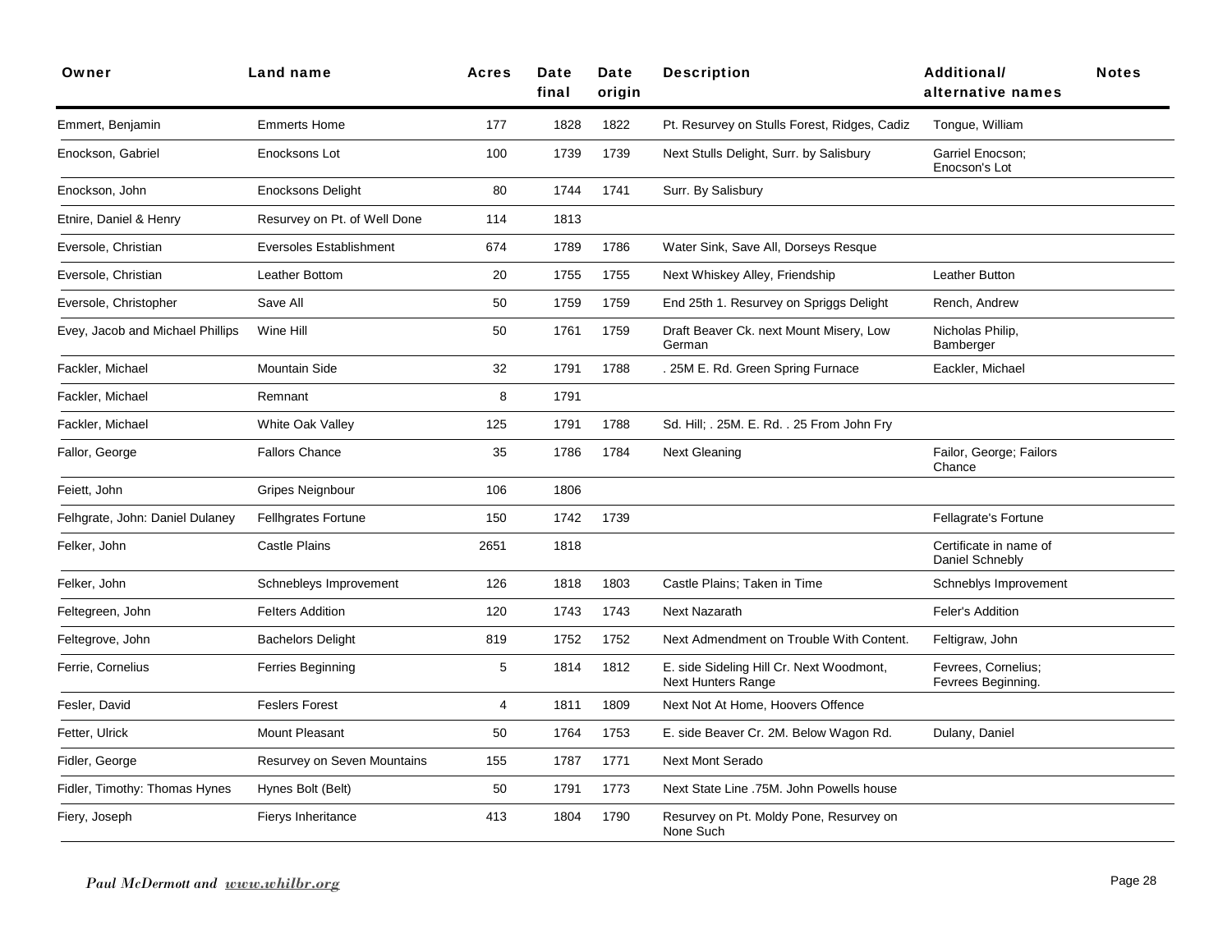| Owner | Land name | Acres | Date final | Date origin | Description | Additional/ alternative names | Notes |
|---|---|---|---|---|---|---|---|
| Emmert, Benjamin | Emmerts Home | 177 | 1828 | 1822 | Pt. Resurvey on Stulls Forest, Ridges, Cadiz | Tongue, William | |
| Enockson, Gabriel | Enocksons Lot | 100 | 1739 | 1739 | Next Stulls Delight, Surr. by Salisbury | Garriel Enocson; Enocson's Lot | |
| Enockson, John | Enocksons Delight | 80 | 1744 | 1741 | Surr. By Salisbury | | |
| Etnire, Daniel & Henry | Resurvey on Pt. of Well Done | 114 | 1813 | | | | |
| Eversole, Christian | Eversoles Establishment | 674 | 1789 | 1786 | Water Sink, Save All, Dorseys Resque | | |
| Eversole, Christian | Leather Bottom | 20 | 1755 | 1755 | Next Whiskey Alley, Friendship | Leather Button | |
| Eversole, Christopher | Save All | 50 | 1759 | 1759 | End 25th 1. Resurvey on Spriggs Delight | Rench, Andrew | |
| Evey, Jacob and Michael Phillips | Wine Hill | 50 | 1761 | 1759 | Draft Beaver Ck. next Mount Misery, Low German | Nicholas Philip, Bamberger | |
| Fackler, Michael | Mountain Side | 32 | 1791 | 1788 | . 25M E. Rd. Green Spring Furnace | Eackler, Michael | |
| Fackler, Michael | Remnant | 8 | 1791 | | | | |
| Fackler, Michael | White Oak Valley | 125 | 1791 | 1788 | Sd. Hill; . 25M. E. Rd. . 25 From John Fry | | |
| Fallor, George | Fallors Chance | 35 | 1786 | 1784 | Next Gleaning | Failor, George; Failors Chance | |
| Feiett, John | Gripes Neignbour | 106 | 1806 | | | | |
| Felhgrate, John: Daniel Dulaney | Fellhgrates Fortune | 150 | 1742 | 1739 | | Fellagrate's Fortune | |
| Felker, John | Castle Plains | 2651 | 1818 | | | Certificate in name of Daniel Schnebly | |
| Felker, John | Schnebleys Improvement | 126 | 1818 | 1803 | Castle Plains; Taken in Time | Schneblys Improvement | |
| Feltegreen, John | Felters Addition | 120 | 1743 | 1743 | Next Nazarath | Feler's Addition | |
| Feltegrove, John | Bachelors Delight | 819 | 1752 | 1752 | Next Admendment on Trouble With Content. | Feltigraw, John | |
| Ferrie, Cornelius | Ferries Beginning | 5 | 1814 | 1812 | E. side Sideling Hill Cr. Next Woodmont, Next Hunters Range | Fevrees, Cornelius; Fevrees Beginning. | |
| Fesler, David | Feslers Forest | 4 | 1811 | 1809 | Next Not At Home, Hoovers Offence | | |
| Fetter, Ulrick | Mount Pleasant | 50 | 1764 | 1753 | E. side Beaver Cr. 2M. Below Wagon Rd. | Dulany, Daniel | |
| Fidler, George | Resurvey on Seven Mountains | 155 | 1787 | 1771 | Next Mont Serado | | |
| Fidler, Timothy: Thomas Hynes | Hynes Bolt (Belt) | 50 | 1791 | 1773 | Next State Line .75M. John Powells house | | |
| Fiery, Joseph | Fierys Inheritance | 413 | 1804 | 1790 | Resurvey on Pt. Moldy Pone, Resurvey on None Such | | |

*Paul McDermott and www.whilbr.org*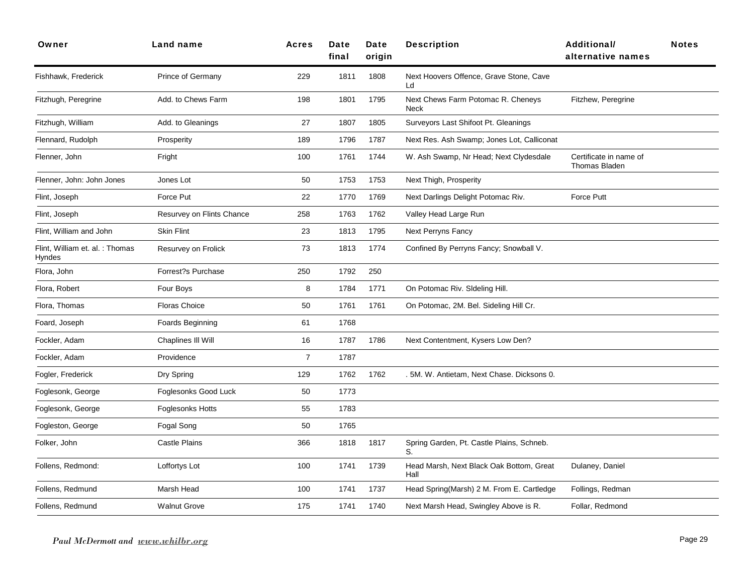| Owner | Land name | Acres | Date final | Date origin | Description | Additional/ alternative names | Notes |
|---|---|---|---|---|---|---|---|
| Fishhawk, Frederick | Prince of Germany | 229 | 1811 | 1808 | Next Hoovers Offence, Grave Stone, Cave Ld | | |
| Fitzhugh, Peregrine | Add. to Chews Farm | 198 | 1801 | 1795 | Next Chews Farm Potomac R. Cheneys Neck | Fitzhew, Peregrine | |
| Fitzhugh, William | Add. to Gleanings | 27 | 1807 | 1805 | Surveyors Last Shifoot Pt. Gleanings | | |
| Flennard, Rudolph | Prosperity | 189 | 1796 | 1787 | Next Res. Ash Swamp; Jones Lot, Calliconat | | |
| Flenner, John | Fright | 100 | 1761 | 1744 | W. Ash Swamp, Nr Head; Next Clydesdale | Certificate in name of Thomas Bladen | |
| Flenner, John: John Jones | Jones Lot | 50 | 1753 | 1753 | Next Thigh, Prosperity | | |
| Flint, Joseph | Force Put | 22 | 1770 | 1769 | Next Darlings Delight Potomac Riv. | Force Putt | |
| Flint, Joseph | Resurvey on Flints Chance | 258 | 1763 | 1762 | Valley Head Large Run | | |
| Flint, William and John | Skin Flint | 23 | 1813 | 1795 | Next Perryns Fancy | | |
| Flint, William et. al. : Thomas Hyndes | Resurvey on Frolick | 73 | 1813 | 1774 | Confined By Perryns Fancy; Snowball V. | | |
| Flora, John | Forrest?s Purchase | 250 | 1792 | 250 | | | |
| Flora, Robert | Four Boys | 8 | 1784 | 1771 | On Potomac Riv. Sldeling Hill. | | |
| Flora, Thomas | Floras Choice | 50 | 1761 | 1761 | On Potomac, 2M. Bel. Sideling Hill Cr. | | |
| Foard, Joseph | Foards Beginning | 61 | 1768 | | | | |
| Fockler, Adam | Chaplines Ill Will | 16 | 1787 | 1786 | Next Contentment, Kysers Low Den? | | |
| Fockler, Adam | Providence | 7 | 1787 | | | | |
| Fogler, Frederick | Dry Spring | 129 | 1762 | 1762 | . 5M. W. Antietam, Next Chase. Dicksons 0. | | |
| Foglesonk, George | Foglesonks Good Luck | 50 | 1773 | | | | |
| Foglesonk, George | Foglesonks Hotts | 55 | 1783 | | | | |
| Fogleston, George | Fogal Song | 50 | 1765 | | | | |
| Folker, John | Castle Plains | 366 | 1818 | 1817 | Spring Garden, Pt. Castle Plains, Schneb. S. | | |
| Follens, Redmond: | Loffortys Lot | 100 | 1741 | 1739 | Head Marsh, Next Black Oak Bottom, Great Hall | Dulaney, Daniel | |
| Follens, Redmund | Marsh Head | 100 | 1741 | 1737 | Head Spring(Marsh) 2 M. From E. Cartledge | Follings, Redman | |
| Follens, Redmund | Walnut Grove | 175 | 1741 | 1740 | Next Marsh Head, Swingley Above is R. | Follar, Redmond | |

*Paul McDermott and www.whilbr.org*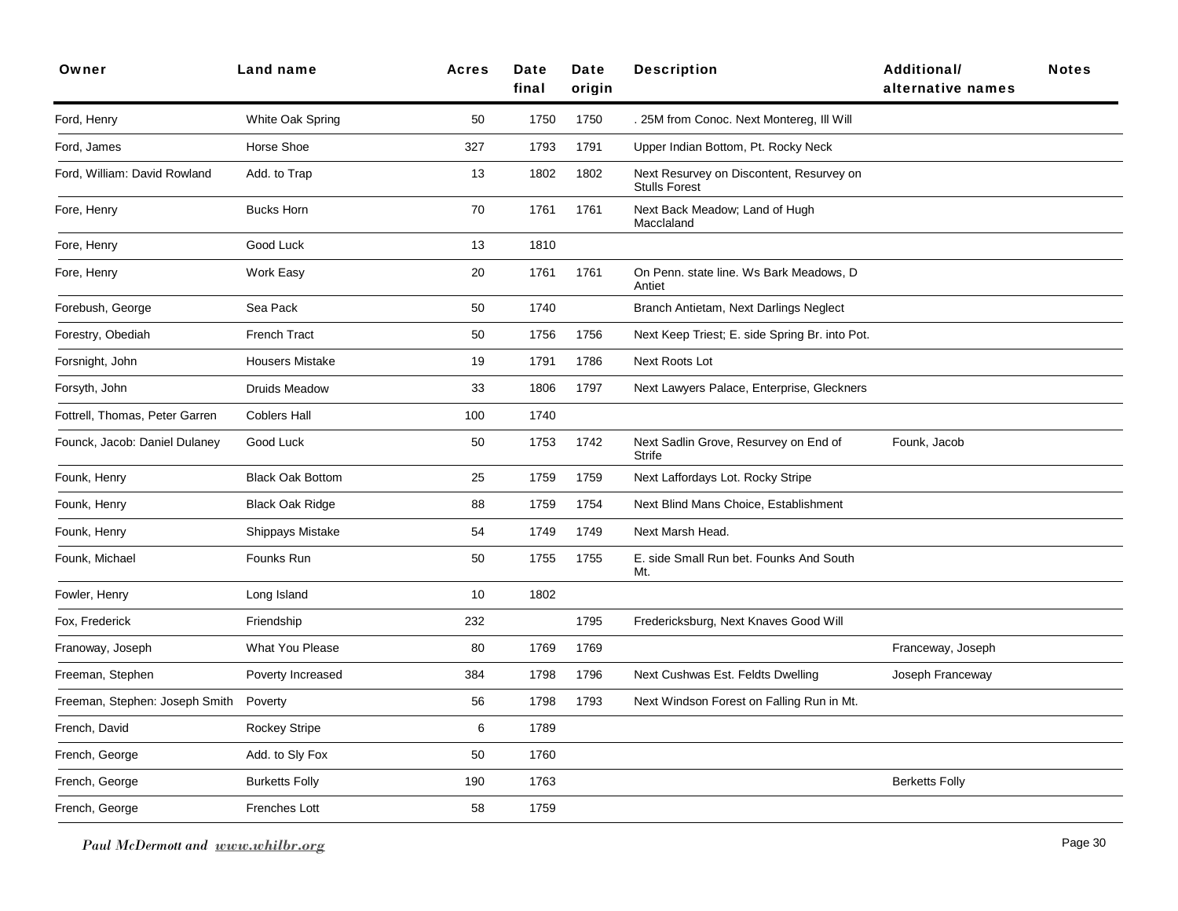| Owner | Land name | Acres | Date final | Date origin | Description | Additional/ alternative names | Notes |
|---|---|---|---|---|---|---|---|
| Ford, Henry | White Oak Spring | 50 | 1750 | 1750 | . 25M from Conoc. Next Montereg, Ill Will | | |
| Ford, James | Horse Shoe | 327 | 1793 | 1791 | Upper Indian Bottom, Pt. Rocky Neck | | |
| Ford, William: David Rowland | Add. to Trap | 13 | 1802 | 1802 | Next Resurvey on Discontent, Resurvey on Stulls Forest | | |
| Fore, Henry | Bucks Horn | 70 | 1761 | 1761 | Next Back Meadow; Land of Hugh Macclaland | | |
| Fore, Henry | Good Luck | 13 | 1810 | | | | |
| Fore, Henry | Work Easy | 20 | 1761 | 1761 | On Penn. state line. Ws Bark Meadows, D Antiet | | |
| Forebush, George | Sea Pack | 50 | 1740 | | Branch Antietam, Next Darlings Neglect | | |
| Forestry, Obediah | French Tract | 50 | 1756 | 1756 | Next Keep Triest; E. side Spring Br. into Pot. | | |
| Forsnight, John | Housers Mistake | 19 | 1791 | 1786 | Next Roots Lot | | |
| Forsyth, John | Druids Meadow | 33 | 1806 | 1797 | Next Lawyers Palace, Enterprise, Gleckners | | |
| Fottrell, Thomas, Peter Garren | Coblers Hall | 100 | 1740 | | | | |
| Founck, Jacob: Daniel Dulaney | Good Luck | 50 | 1753 | 1742 | Next Sadlin Grove, Resurvey on End of Strife | Founk, Jacob | |
| Founk, Henry | Black Oak Bottom | 25 | 1759 | 1759 | Next Laffordays Lot. Rocky Stripe | | |
| Founk, Henry | Black Oak Ridge | 88 | 1759 | 1754 | Next Blind Mans Choice, Establishment | | |
| Founk, Henry | Shippays Mistake | 54 | 1749 | 1749 | Next Marsh Head. | | |
| Founk, Michael | Founks Run | 50 | 1755 | 1755 | E. side Small Run bet. Founks And South Mt. | | |
| Fowler, Henry | Long Island | 10 | 1802 | | | | |
| Fox, Frederick | Friendship | 232 | | 1795 | Fredericksburg, Next Knaves Good Will | | |
| Franoway, Joseph | What You Please | 80 | 1769 | 1769 | | Franceway, Joseph | |
| Freeman, Stephen | Poverty Increased | 384 | 1798 | 1796 | Next Cushwas Est. Feldts Dwelling | Joseph Franceway | |
| Freeman, Stephen: Joseph Smith | Poverty | 56 | 1798 | 1793 | Next Windson Forest on Falling Run in Mt. | | |
| French, David | Rockey Stripe | 6 | 1789 | | | | |
| French, George | Add. to Sly Fox | 50 | 1760 | | | | |
| French, George | Burketts Folly | 190 | 1763 | | | Berketts Folly | |
| French, George | Frenches Lott | 58 | 1759 | | | | |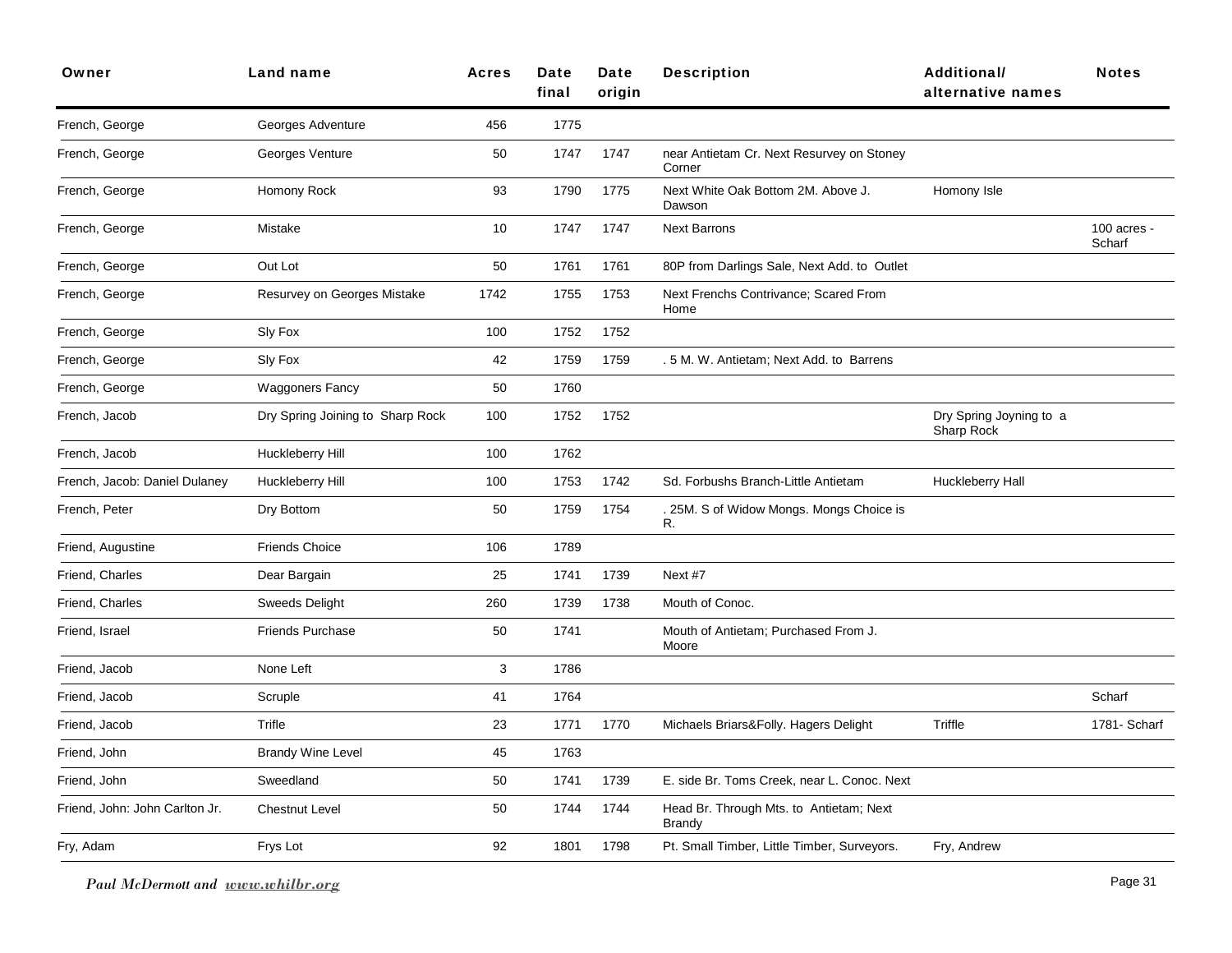| Owner | Land name | Acres | Date final | Date origin | Description | Additional/ alternative names | Notes |
|---|---|---|---|---|---|---|---|
| French, George | Georges Adventure | 456 | 1775 | | | | |
| French, George | Georges Venture | 50 | 1747 | 1747 | near Antietam Cr. Next Resurvey on Stoney Corner | | |
| French, George | Homony Rock | 93 | 1790 | 1775 | Next White Oak Bottom 2M. Above J. Dawson | Homony Isle | |
| French, George | Mistake | 10 | 1747 | 1747 | Next Barrons | | 100 acres - Scharf |
| French, George | Out Lot | 50 | 1761 | 1761 | 80P from Darlings Sale, Next Add. to Outlet | | |
| French, George | Resurvey on Georges Mistake | 1742 | 1755 | 1753 | Next Frenchs Contrivance; Scared From Home | | |
| French, George | Sly Fox | 100 | 1752 | 1752 | | | |
| French, George | Sly Fox | 42 | 1759 | 1759 | . 5 M. W. Antietam; Next Add. to Barrens | | |
| French, George | Waggoners Fancy | 50 | 1760 | | | | |
| French, Jacob | Dry Spring Joining to Sharp Rock | 100 | 1752 | 1752 | | Dry Spring Joyning to a Sharp Rock | |
| French, Jacob | Huckleberry Hill | 100 | 1762 | | | | |
| French, Jacob: Daniel Dulaney | Huckleberry Hill | 100 | 1753 | 1742 | Sd. Forbushs Branch-Little Antietam | Huckleberry Hall | |
| French, Peter | Dry Bottom | 50 | 1759 | 1754 | . 25M. S of Widow Mongs. Mongs Choice is R. | | |
| Friend, Augustine | Friends Choice | 106 | 1789 | | | | |
| Friend, Charles | Dear Bargain | 25 | 1741 | 1739 | Next #7 | | |
| Friend, Charles | Sweeds Delight | 260 | 1739 | 1738 | Mouth of Conoc. | | |
| Friend, Israel | Friends Purchase | 50 | 1741 | | Mouth of Antietam; Purchased From J. Moore | | |
| Friend, Jacob | None Left | 3 | 1786 | | | | |
| Friend, Jacob | Scruple | 41 | 1764 | | | | Scharf |
| Friend, Jacob | Trifle | 23 | 1771 | 1770 | Michaels Briars&Folly. Hagers Delight | Triffle | 1781- Scharf |
| Friend, John | Brandy Wine Level | 45 | 1763 | | | | |
| Friend, John | Sweedland | 50 | 1741 | 1739 | E. side Br. Toms Creek, near L. Conoc. Next | | |
| Friend, John: John Carlton Jr. | Chestnut Level | 50 | 1744 | 1744 | Head Br. Through Mts. to Antietam; Next Brandy | | |
| Fry, Adam | Frys Lot | 92 | 1801 | 1798 | Pt. Small Timber, Little Timber, Surveyors. | Fry, Andrew | |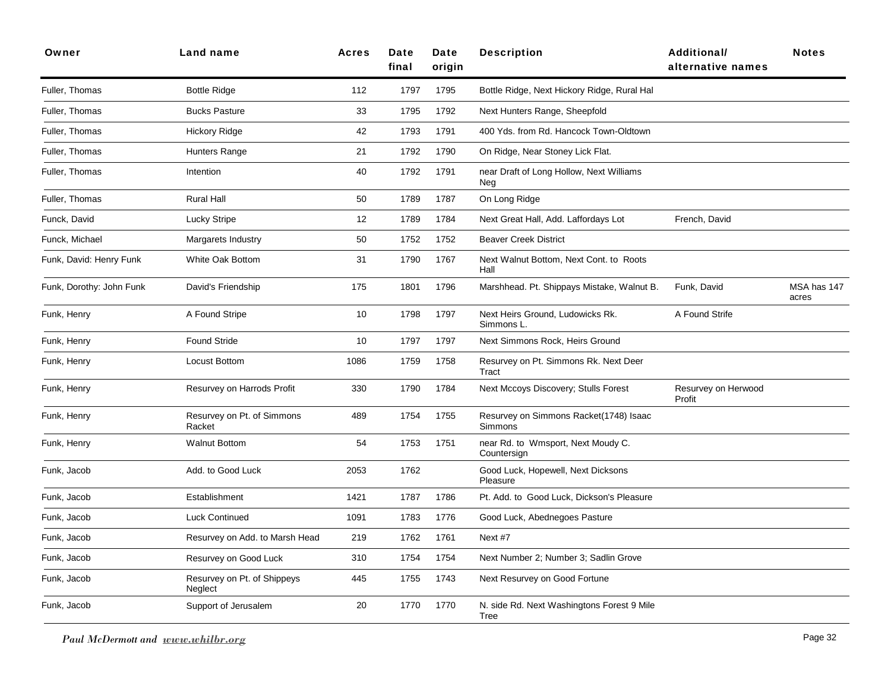| Owner | Land name | Acres | Date final | Date origin | Description | Additional/ alternative names | Notes |
|---|---|---|---|---|---|---|---|
| Fuller, Thomas | Bottle Ridge | 112 | 1797 | 1795 | Bottle Ridge, Next Hickory Ridge, Rural Hal | | |
| Fuller, Thomas | Bucks Pasture | 33 | 1795 | 1792 | Next Hunters Range, Sheepfold | | |
| Fuller, Thomas | Hickory Ridge | 42 | 1793 | 1791 | 400 Yds. from Rd. Hancock Town-Oldtown | | |
| Fuller, Thomas | Hunters Range | 21 | 1792 | 1790 | On Ridge, Near Stoney Lick Flat. | | |
| Fuller, Thomas | Intention | 40 | 1792 | 1791 | near Draft of Long Hollow, Next Williams Neg | | |
| Fuller, Thomas | Rural Hall | 50 | 1789 | 1787 | On Long Ridge | | |
| Funck, David | Lucky Stripe | 12 | 1789 | 1784 | Next Great Hall, Add. Laffordays Lot | French, David | |
| Funck, Michael | Margarets Industry | 50 | 1752 | 1752 | Beaver Creek District | | |
| Funk, David: Henry Funk | White Oak Bottom | 31 | 1790 | 1767 | Next Walnut Bottom, Next Cont. to Roots Hall | | |
| Funk, Dorothy: John Funk | David's Friendship | 175 | 1801 | 1796 | Marshhead. Pt. Shippays Mistake, Walnut B. | Funk, David | MSA has 147 acres |
| Funk, Henry | A Found Stripe | 10 | 1798 | 1797 | Next Heirs Ground, Ludowicks Rk. Simmons L. | A Found Strife | |
| Funk, Henry | Found Stride | 10 | 1797 | 1797 | Next Simmons Rock, Heirs Ground | | |
| Funk, Henry | Locust Bottom | 1086 | 1759 | 1758 | Resurvey on Pt. Simmons Rk. Next Deer Tract | | |
| Funk, Henry | Resurvey on Harrods Profit | 330 | 1790 | 1784 | Next Mccoys Discovery; Stulls Forest | Resurvey on Herwood Profit | |
| Funk, Henry | Resurvey on Pt. of Simmons Racket | 489 | 1754 | 1755 | Resurvey on Simmons Racket(1748) Isaac Simmons | | |
| Funk, Henry | Walnut Bottom | 54 | 1753 | 1751 | near Rd. to Wmsport, Next Moudy C. Countersign | | |
| Funk, Jacob | Add. to Good Luck | 2053 | 1762 | | Good Luck, Hopewell, Next Dicksons Pleasure | | |
| Funk, Jacob | Establishment | 1421 | 1787 | 1786 | Pt. Add. to Good Luck, Dickson's Pleasure | | |
| Funk, Jacob | Luck Continued | 1091 | 1783 | 1776 | Good Luck, Abednegoes Pasture | | |
| Funk, Jacob | Resurvey on Add. to Marsh Head | 219 | 1762 | 1761 | Next #7 | | |
| Funk, Jacob | Resurvey on Good Luck | 310 | 1754 | 1754 | Next Number 2; Number 3; Sadlin Grove | | |
| Funk, Jacob | Resurvey on Pt. of Shippeys Neglect | 445 | 1755 | 1743 | Next Resurvey on Good Fortune | | |
| Funk, Jacob | Support of Jerusalem | 20 | 1770 | 1770 | N. side Rd. Next Washingtons Forest 9 Mile Tree | | |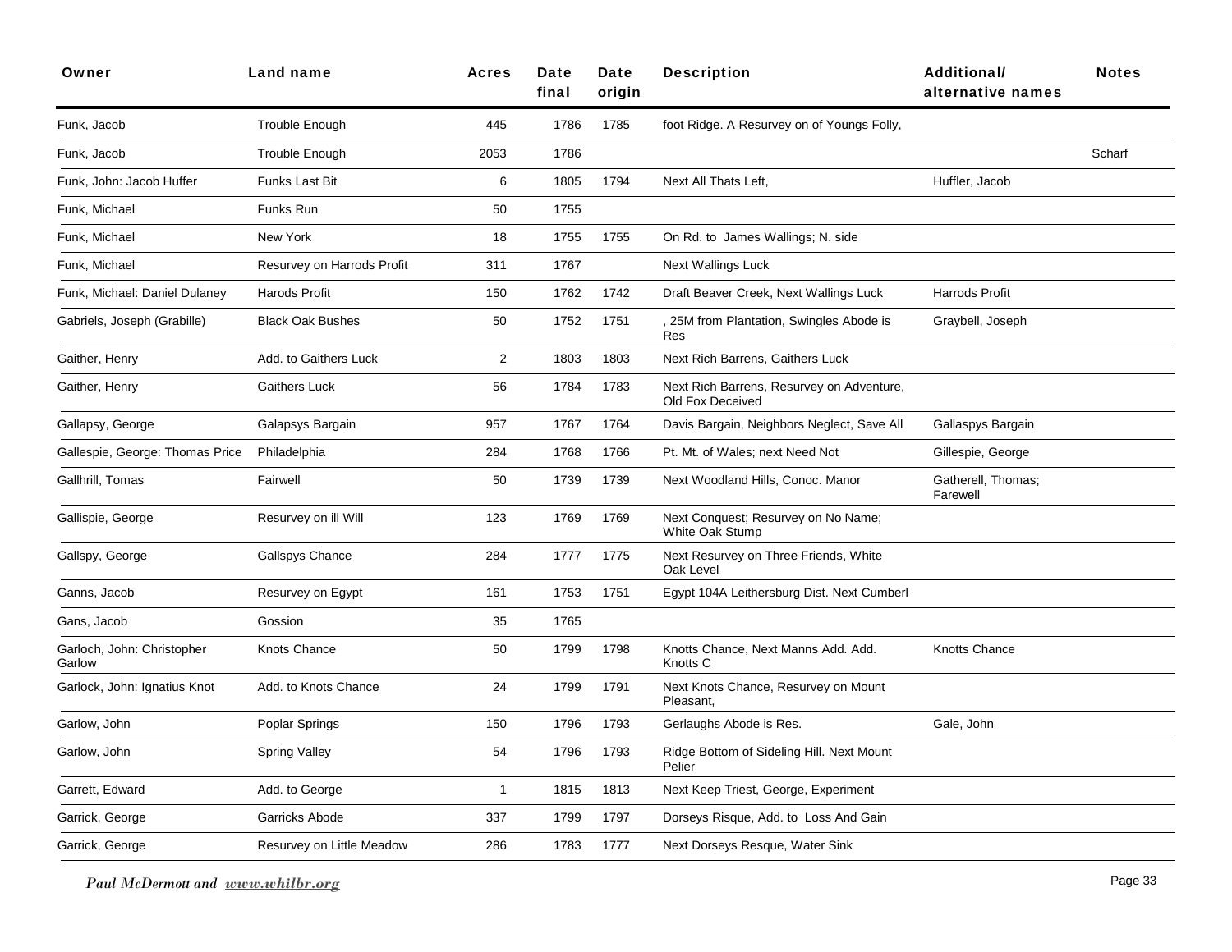| Owner | Land name | Acres | Date final | Date origin | Description | Additional/ alternative names | Notes |
|---|---|---|---|---|---|---|---|
| Funk, Jacob | Trouble Enough | 445 | 1786 | 1785 | foot Ridge. A Resurvey on of Youngs Folly, | | |
| Funk, Jacob | Trouble Enough | 2053 | 1786 | | | | Scharf |
| Funk, John: Jacob Huffer | Funks Last Bit | 6 | 1805 | 1794 | Next All Thats Left, | Huffler, Jacob | |
| Funk, Michael | Funks Run | 50 | 1755 | | | | |
| Funk, Michael | New York | 18 | 1755 | 1755 | On Rd. to James Wallings; N. side | | |
| Funk, Michael | Resurvey on Harrods Profit | 311 | 1767 | | Next Wallings Luck | | |
| Funk, Michael: Daniel Dulaney | Harods Profit | 150 | 1762 | 1742 | Draft Beaver Creek, Next Wallings Luck | Harrods Profit | |
| Gabriels, Joseph (Grabille) | Black Oak Bushes | 50 | 1752 | 1751 | , 25M from Plantation, Swingles Abode is Res | Graybell, Joseph | |
| Gaither, Henry | Add. to Gaithers Luck | 2 | 1803 | 1803 | Next Rich Barrens, Gaithers Luck | | |
| Gaither, Henry | Gaithers Luck | 56 | 1784 | 1783 | Next Rich Barrens, Resurvey on Adventure, Old Fox Deceived | | |
| Gallapsy, George | Galapsys Bargain | 957 | 1767 | 1764 | Davis Bargain, Neighbors Neglect, Save All | Gallaspys Bargain | |
| Gallespie, George: Thomas Price | Philadelphia | 284 | 1768 | 1766 | Pt. Mt. of Wales; next Need Not | Gillespie, George | |
| Gallhrill, Tomas | Fairwell | 50 | 1739 | 1739 | Next Woodland Hills, Conoc. Manor | Gatherell, Thomas; Farewell | |
| Gallispie, George | Resurvey on ill Will | 123 | 1769 | 1769 | Next Conquest; Resurvey on No Name; White Oak Stump | | |
| Gallspy, George | Gallspys Chance | 284 | 1777 | 1775 | Next Resurvey on Three Friends, White Oak Level | | |
| Ganns, Jacob | Resurvey on Egypt | 161 | 1753 | 1751 | Egypt 104A Leithersburg Dist. Next Cumberl | | |
| Gans, Jacob | Gossion | 35 | 1765 | | | | |
| Garloch, John: Christopher Garlow | Knots Chance | 50 | 1799 | 1798 | Knotts Chance, Next Manns Add. Add. Knotts C | Knotts Chance | |
| Garlock, John: Ignatius Knot | Add. to Knots Chance | 24 | 1799 | 1791 | Next Knots Chance, Resurvey on Mount Pleasant, | | |
| Garlow, John | Poplar Springs | 150 | 1796 | 1793 | Gerlaughs Abode is Res. | Gale, John | |
| Garlow, John | Spring Valley | 54 | 1796 | 1793 | Ridge Bottom of Sideling Hill. Next Mount Pelier | | |
| Garrett, Edward | Add. to George | 1 | 1815 | 1813 | Next Keep Triest, George, Experiment | | |
| Garrick, George | Garricks Abode | 337 | 1799 | 1797 | Dorseys Risque, Add. to Loss And Gain | | |
| Garrick, George | Resurvey on Little Meadow | 286 | 1783 | 1777 | Next Dorseys Resque, Water Sink | | |

*Paul McDermott and www.whilbr.org*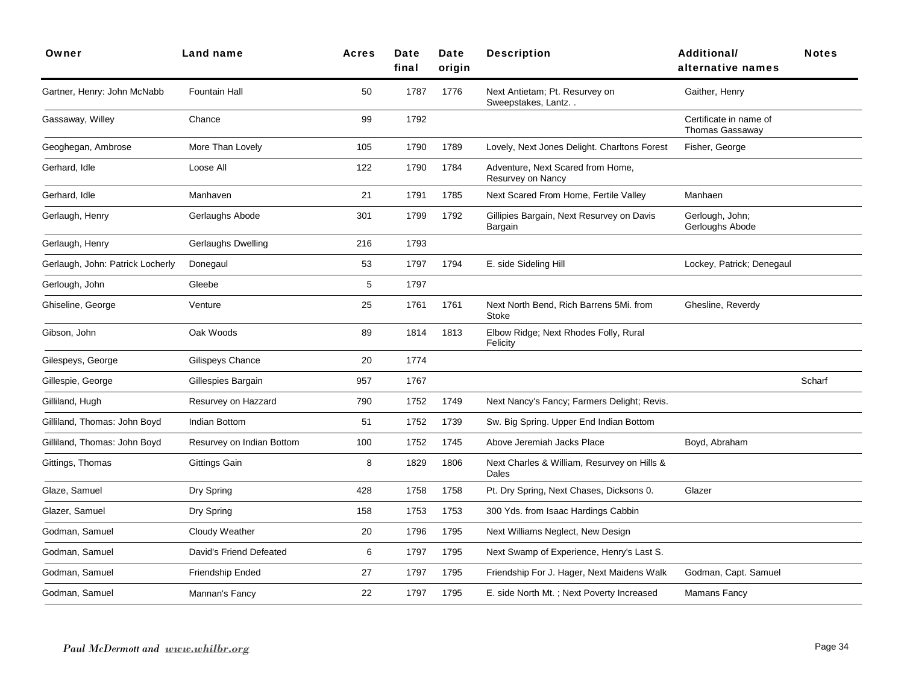| Owner | Land name | Acres | Date final | Date origin | Description | Additional/ alternative names | Notes |
|---|---|---|---|---|---|---|---|
| Gartner, Henry: John McNabb | Fountain Hall | 50 | 1787 | 1776 | Next Antietam; Pt. Resurvey on Sweepstakes, Lantz. . | Gaither, Henry | |
| Gassaway, Willey | Chance | 99 | 1792 | | | Certificate in name of Thomas Gassaway | |
| Geoghegan, Ambrose | More Than Lovely | 105 | 1790 | 1789 | Lovely, Next Jones Delight. Charltons Forest | Fisher, George | |
| Gerhard, Idle | Loose All | 122 | 1790 | 1784 | Adventure, Next Scared from Home, Resurvey on Nancy | | |
| Gerhard, Idle | Manhaven | 21 | 1791 | 1785 | Next Scared From Home, Fertile Valley | Manhaen | |
| Gerlaugh, Henry | Gerlaughs Abode | 301 | 1799 | 1792 | Gillipies Bargain, Next Resurvey on Davis Bargain | Gerlough, John; Gerloughs Abode | |
| Gerlaugh, Henry | Gerlaughs Dwelling | 216 | 1793 | | | | |
| Gerlaugh, John: Patrick Locherly | Donegaul | 53 | 1797 | 1794 | E. side Sideling Hill | Lockey, Patrick; Denegaul | |
| Gerlough, John | Gleebe | 5 | 1797 | | | | |
| Ghiseline, George | Venture | 25 | 1761 | 1761 | Next North Bend, Rich Barrens 5Mi. from Stoke | Ghesline, Reverdy | |
| Gibson, John | Oak Woods | 89 | 1814 | 1813 | Elbow Ridge; Next Rhodes Folly, Rural Felicity | | |
| Gilespeys, George | Gilispeys Chance | 20 | 1774 | | | | |
| Gillespie, George | Gillespies Bargain | 957 | 1767 | | | | Scharf |
| Gilliland, Hugh | Resurvey on Hazzard | 790 | 1752 | 1749 | Next Nancy's Fancy; Farmers Delight; Revis. | | |
| Gilliland, Thomas: John Boyd | Indian Bottom | 51 | 1752 | 1739 | Sw. Big Spring. Upper End Indian Bottom | | |
| Gilliland, Thomas: John Boyd | Resurvey on Indian Bottom | 100 | 1752 | 1745 | Above Jeremiah Jacks Place | Boyd, Abraham | |
| Gittings, Thomas | Gittings Gain | 8 | 1829 | 1806 | Next Charles & William, Resurvey on Hills & Dales | | |
| Glaze, Samuel | Dry Spring | 428 | 1758 | 1758 | Pt. Dry Spring, Next Chases, Dicksons 0. | Glazer | |
| Glazer, Samuel | Dry Spring | 158 | 1753 | 1753 | 300 Yds. from Isaac Hardings Cabbin | | |
| Godman, Samuel | Cloudy Weather | 20 | 1796 | 1795 | Next Williams Neglect, New Design | | |
| Godman, Samuel | David's Friend Defeated | 6 | 1797 | 1795 | Next Swamp of Experience, Henry's Last S. | | |
| Godman, Samuel | Friendship Ended | 27 | 1797 | 1795 | Friendship For J. Hager, Next Maidens Walk | Godman, Capt. Samuel | |
| Godman, Samuel | Mannan's Fancy | 22 | 1797 | 1795 | E. side North Mt. ; Next Poverty Increased | Mamans Fancy | |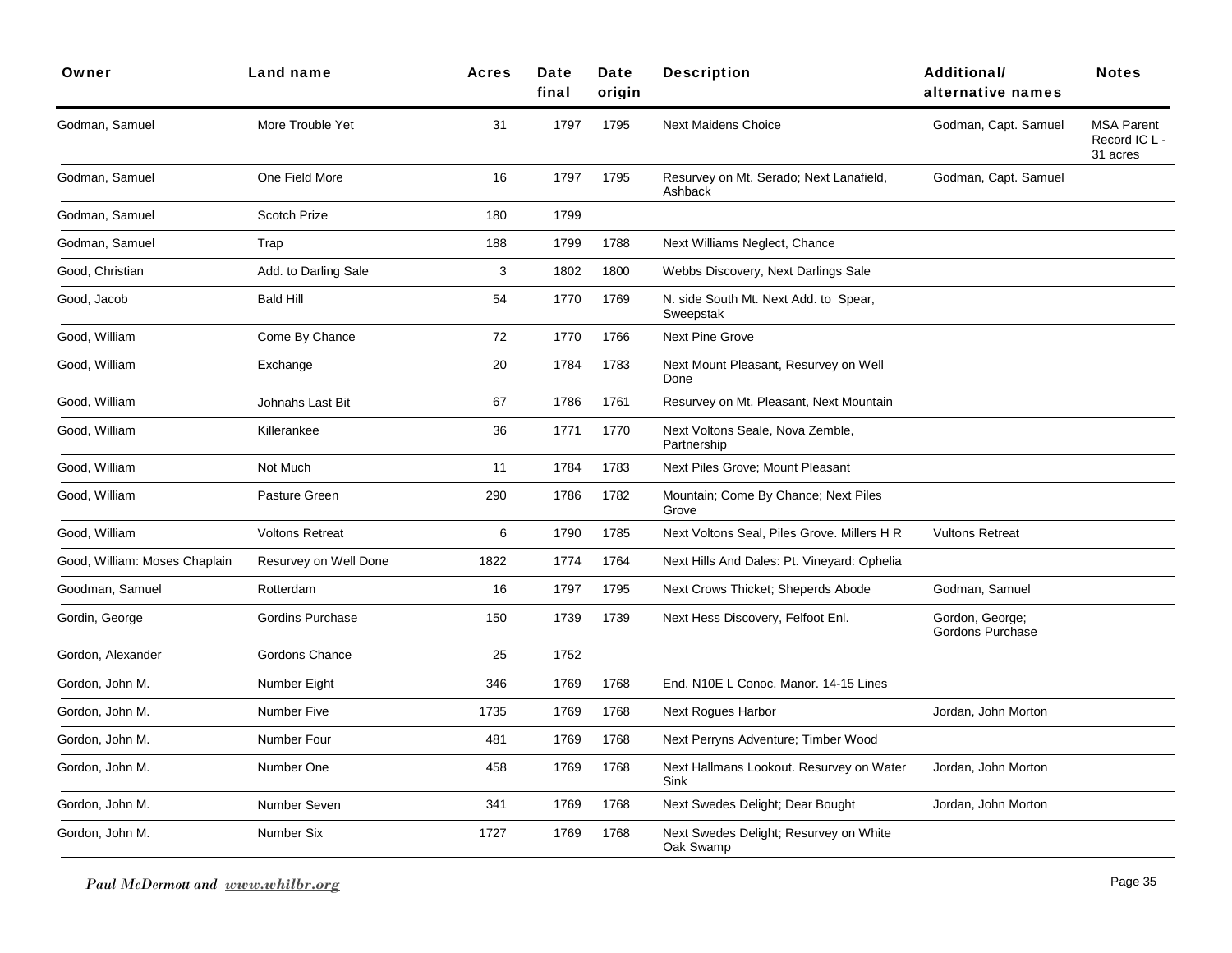| Owner | Land name | Acres | Date final | Date origin | Description | Additional/ alternative names | Notes |
|---|---|---|---|---|---|---|---|
| Godman, Samuel | More Trouble Yet | 31 | 1797 | 1795 | Next Maidens Choice | Godman, Capt. Samuel | MSA Parent Record IC L - 31 acres |
| Godman, Samuel | One Field More | 16 | 1797 | 1795 | Resurvey on Mt. Serado; Next Lanafield, Ashback | Godman, Capt. Samuel | |
| Godman, Samuel | Scotch Prize | 180 | 1799 | | | | |
| Godman, Samuel | Trap | 188 | 1799 | 1788 | Next Williams Neglect, Chance | | |
| Good, Christian | Add. to Darling Sale | 3 | 1802 | 1800 | Webbs Discovery, Next Darlings Sale | | |
| Good, Jacob | Bald Hill | 54 | 1770 | 1769 | N. side South Mt. Next Add. to Spear, Sweepstak | | |
| Good, William | Come By Chance | 72 | 1770 | 1766 | Next Pine Grove | | |
| Good, William | Exchange | 20 | 1784 | 1783 | Next Mount Pleasant, Resurvey on Well Done | | |
| Good, William | Johnahs Last Bit | 67 | 1786 | 1761 | Resurvey on Mt. Pleasant, Next Mountain | | |
| Good, William | Killerankee | 36 | 1771 | 1770 | Next Voltons Seale, Nova Zemble, Partnership | | |
| Good, William | Not Much | 11 | 1784 | 1783 | Next Piles Grove; Mount Pleasant | | |
| Good, William | Pasture Green | 290 | 1786 | 1782 | Mountain; Come By Chance; Next Piles Grove | | |
| Good, William | Voltons Retreat | 6 | 1790 | 1785 | Next Voltons Seal, Piles Grove. Millers H R | Vultons Retreat | |
| Good, William: Moses Chaplain | Resurvey on Well Done | 1822 | 1774 | 1764 | Next Hills And Dales: Pt. Vineyard: Ophelia | | |
| Goodman, Samuel | Rotterdam | 16 | 1797 | 1795 | Next Crows Thicket; Sheperds Abode | Godman, Samuel | |
| Gordin, George | Gordins Purchase | 150 | 1739 | 1739 | Next Hess Discovery, Felfoot Enl. | Gordon, George; Gordons Purchase | |
| Gordon, Alexander | Gordons Chance | 25 | 1752 | | | | |
| Gordon, John M. | Number Eight | 346 | 1769 | 1768 | End. N10E L Conoc. Manor. 14-15 Lines | | |
| Gordon, John M. | Number Five | 1735 | 1769 | 1768 | Next Rogues Harbor | Jordan, John Morton | |
| Gordon, John M. | Number Four | 481 | 1769 | 1768 | Next Perryns Adventure; Timber Wood | | |
| Gordon, John M. | Number One | 458 | 1769 | 1768 | Next Hallmans Lookout. Resurvey on Water Sink | Jordan, John Morton | |
| Gordon, John M. | Number Seven | 341 | 1769 | 1768 | Next Swedes Delight; Dear Bought | Jordan, John Morton | |
| Gordon, John M. | Number Six | 1727 | 1769 | 1768 | Next Swedes Delight; Resurvey on White Oak Swamp | | |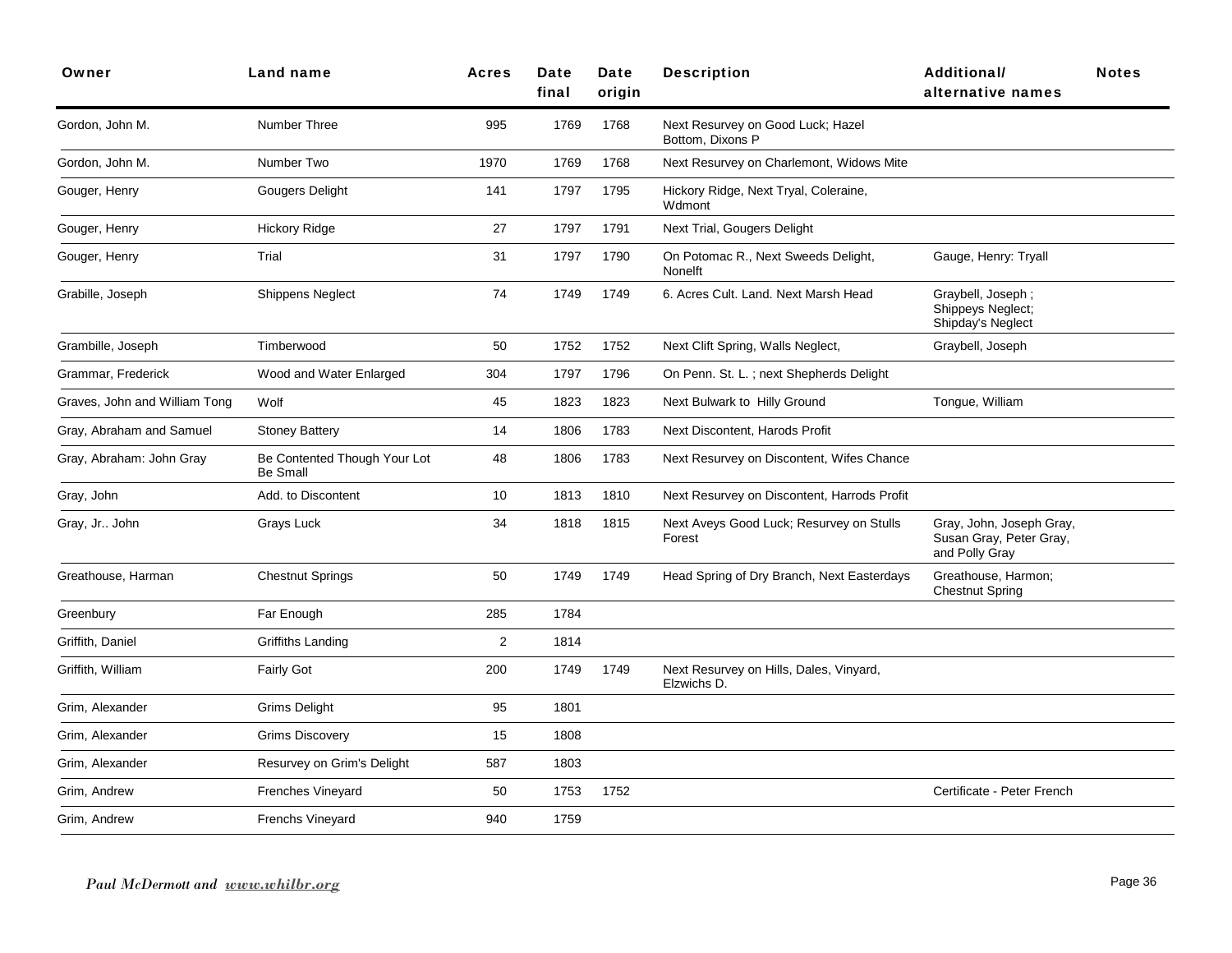| Owner | Land name | Acres | Date final | Date origin | Description | Additional/ alternative names | Notes |
|---|---|---|---|---|---|---|---|
| Gordon, John M. | Number Three | 995 | 1769 | 1768 | Next Resurvey on Good Luck; Hazel Bottom, Dixons P | | |
| Gordon, John M. | Number Two | 1970 | 1769 | 1768 | Next Resurvey on Charlemont, Widows Mite | | |
| Gouger, Henry | Gougers Delight | 141 | 1797 | 1795 | Hickory Ridge, Next Tryal, Coleraine, Wdmont | | |
| Gouger, Henry | Hickory Ridge | 27 | 1797 | 1791 | Next Trial, Gougers Delight | | |
| Gouger, Henry | Trial | 31 | 1797 | 1790 | On Potomac R., Next Sweeds Delight, Nonelft | Gauge, Henry: Tryall | |
| Grabille, Joseph | Shippens Neglect | 74 | 1749 | 1749 | 6. Acres Cult. Land. Next Marsh Head | Graybell, Joseph ; Shippeys Neglect; Shipday's Neglect | |
| Grambille, Joseph | Timberwood | 50 | 1752 | 1752 | Next Clift Spring, Walls Neglect, | Graybell, Joseph | |
| Grammar, Frederick | Wood and Water Enlarged | 304 | 1797 | 1796 | On Penn. St. L. ; next Shepherds Delight | | |
| Graves, John and William Tong | Wolf | 45 | 1823 | 1823 | Next Bulwark to Hilly Ground | Tongue, William | |
| Gray, Abraham and Samuel | Stoney Battery | 14 | 1806 | 1783 | Next Discontent, Harods Profit | | |
| Gray, Abraham: John Gray | Be Contented Though Your Lot Be Small | 48 | 1806 | 1783 | Next Resurvey on Discontent, Wifes Chance | | |
| Gray, John | Add. to Discontent | 10 | 1813 | 1810 | Next Resurvey on Discontent, Harrods Profit | | |
| Gray, Jr.. John | Grays Luck | 34 | 1818 | 1815 | Next Aveys Good Luck; Resurvey on Stulls Forest | Gray, John, Joseph Gray, Susan Gray, Peter Gray, and Polly Gray | |
| Greathouse, Harman | Chestnut Springs | 50 | 1749 | 1749 | Head Spring of Dry Branch, Next Easterdays | Greathouse, Harmon; Chestnut Spring | |
| Greenbury | Far Enough | 285 | 1784 | | | | |
| Griffith, Daniel | Griffiths Landing | 2 | 1814 | | | | |
| Griffith, William | Fairly Got | 200 | 1749 | 1749 | Next Resurvey on Hills, Dales, Vinyard, Elzwichs D. | | |
| Grim, Alexander | Grims Delight | 95 | 1801 | | | | |
| Grim, Alexander | Grims Discovery | 15 | 1808 | | | | |
| Grim, Alexander | Resurvey on Grim's Delight | 587 | 1803 | | | | |
| Grim, Andrew | Frenches Vineyard | 50 | 1753 | 1752 | | Certificate - Peter French | |
| Grim, Andrew | Frenchs Vineyard | 940 | 1759 | | | | |

*Paul McDermott and* ***www.whilbr.org***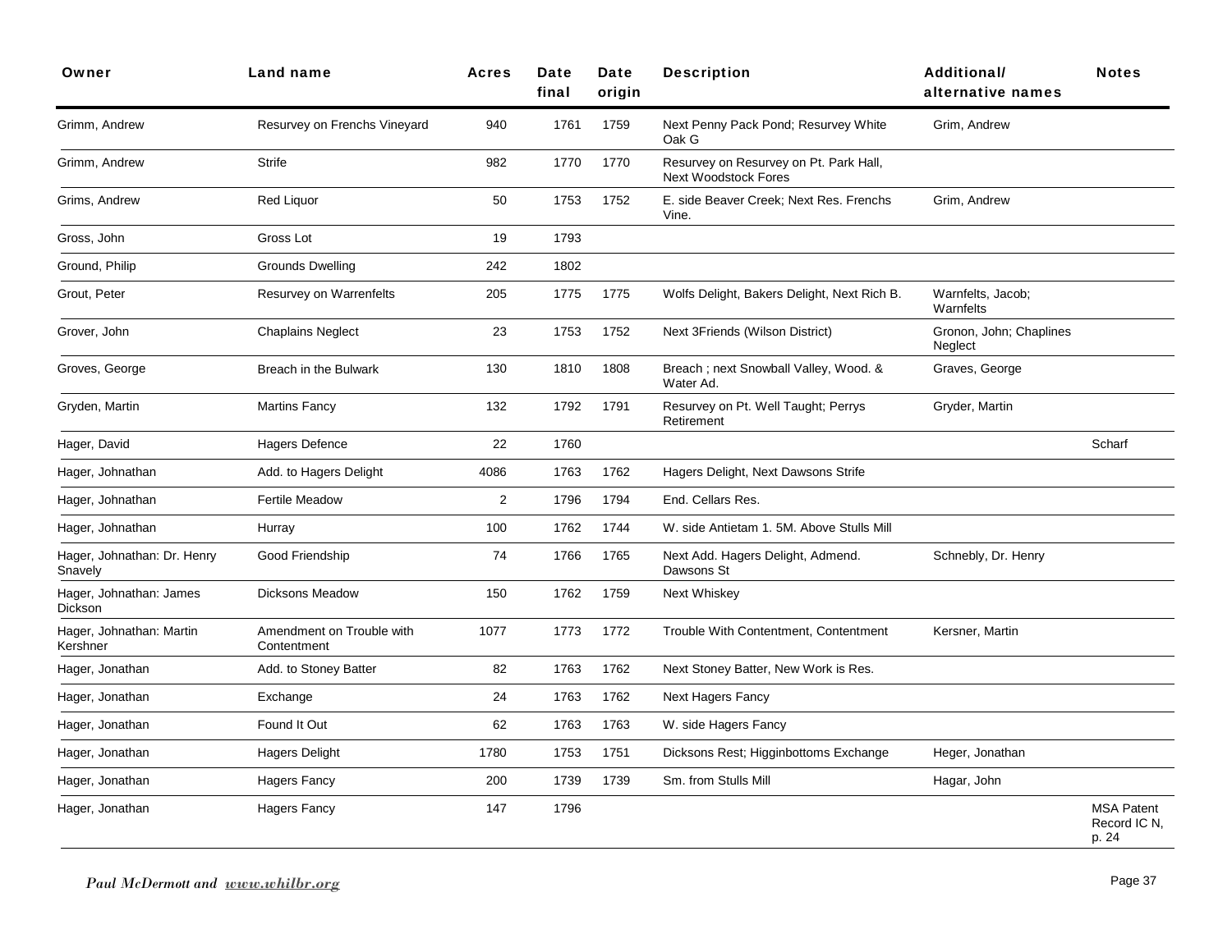| Owner | Land name | Acres | Date final | Date origin | Description | Additional/ alternative names | Notes |
|---|---|---|---|---|---|---|---|
| Grimm, Andrew | Resurvey on Frenchs Vineyard | 940 | 1761 | 1759 | Next Penny Pack Pond; Resurvey White Oak G | Grim, Andrew | |
| Grimm, Andrew | Strife | 982 | 1770 | 1770 | Resurvey on Resurvey on Pt. Park Hall, Next Woodstock Fores | | |
| Grims, Andrew | Red Liquor | 50 | 1753 | 1752 | E. side Beaver Creek; Next Res. Frenchs Vine. | Grim, Andrew | |
| Gross, John | Gross Lot | 19 | 1793 | | | | |
| Ground, Philip | Grounds Dwelling | 242 | 1802 | | | | |
| Grout, Peter | Resurvey on Warrenfelts | 205 | 1775 | 1775 | Wolfs Delight, Bakers Delight, Next Rich B. | Warnfelts, Jacob; Warnfelts | |
| Grover, John | Chaplains Neglect | 23 | 1753 | 1752 | Next 3Friends (Wilson District) | Gronon, John; Chaplines Neglect | |
| Groves, George | Breach in the Bulwark | 130 | 1810 | 1808 | Breach ; next Snowball Valley, Wood. & Water Ad. | Graves, George | |
| Gryden, Martin | Martins Fancy | 132 | 1792 | 1791 | Resurvey on Pt. Well Taught; Perrys Retirement | Gryder, Martin | |
| Hager, David | Hagers Defence | 22 | 1760 | | | | Scharf |
| Hager, Johnathan | Add. to Hagers Delight | 4086 | 1763 | 1762 | Hagers Delight, Next Dawsons Strife | | |
| Hager, Johnathan | Fertile Meadow | 2 | 1796 | 1794 | End. Cellars Res. | | |
| Hager, Johnathan | Hurray | 100 | 1762 | 1744 | W. side Antietam 1. 5M. Above Stulls Mill | | |
| Hager, Johnathan: Dr. Henry Snavely | Good Friendship | 74 | 1766 | 1765 | Next Add. Hagers Delight, Admend. Dawsons St | Schnebly, Dr. Henry | |
| Hager, Johnathan: James Dickson | Dicksons Meadow | 150 | 1762 | 1759 | Next Whiskey | | |
| Hager, Johnathan: Martin Kershner | Amendment on Trouble with Contentment | 1077 | 1773 | 1772 | Trouble With Contentment, Contentment | Kersner, Martin | |
| Hager, Jonathan | Add. to Stoney Batter | 82 | 1763 | 1762 | Next Stoney Batter, New Work is Res. | | |
| Hager, Jonathan | Exchange | 24 | 1763 | 1762 | Next Hagers Fancy | | |
| Hager, Jonathan | Found It Out | 62 | 1763 | 1763 | W. side Hagers Fancy | | |
| Hager, Jonathan | Hagers Delight | 1780 | 1753 | 1751 | Dicksons Rest; Higginbottoms Exchange | Heger, Jonathan | |
| Hager, Jonathan | Hagers Fancy | 200 | 1739 | 1739 | Sm. from Stulls Mill | Hagar, John | |
| Hager, Jonathan | Hagers Fancy | 147 | 1796 | | | | MSA Patent Record IC N, p. 24 |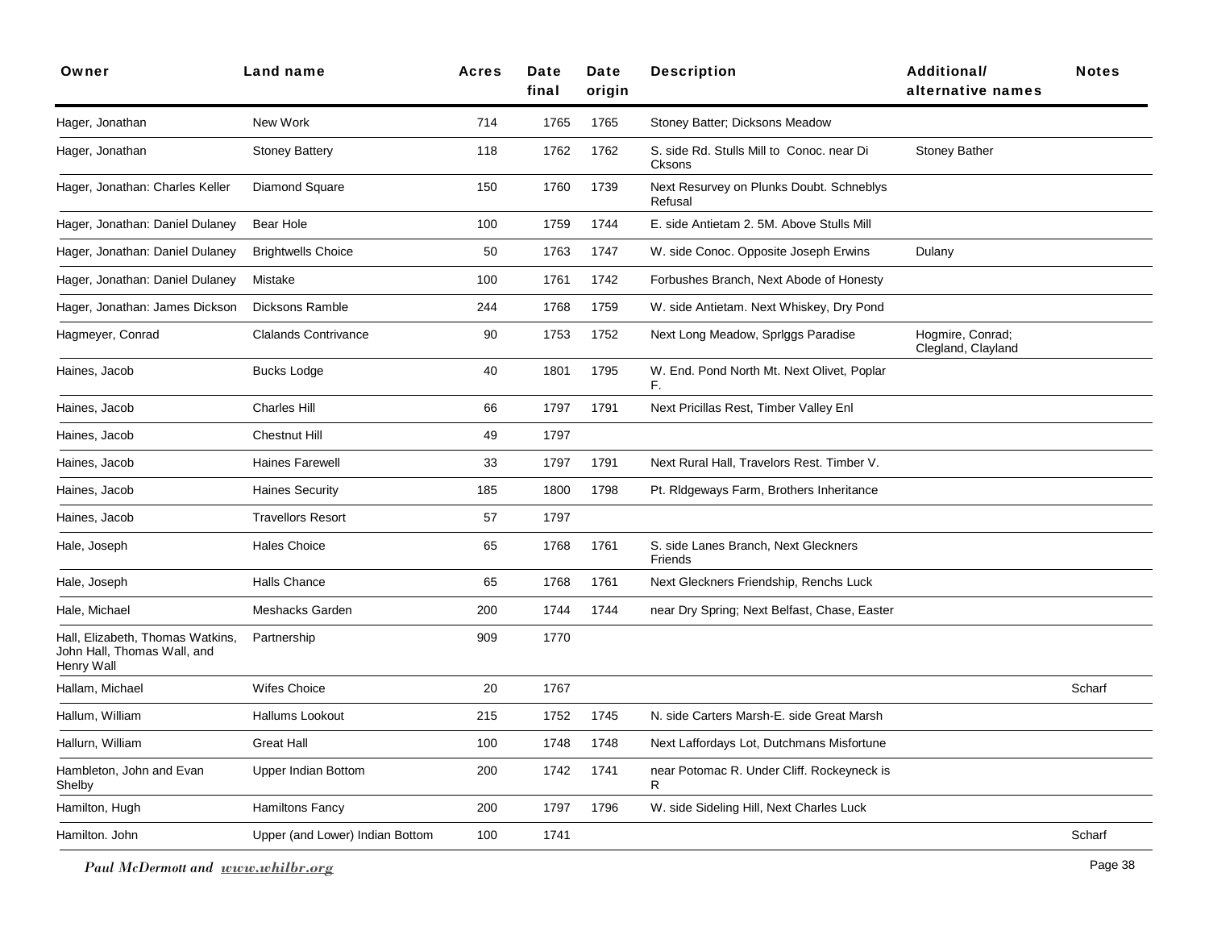| Owner | Land name | Acres | Date final | Date origin | Description | Additional/ alternative names | Notes |
|---|---|---|---|---|---|---|---|
| Hager, Jonathan | New Work | 714 | 1765 | 1765 | Stoney Batter; Dicksons Meadow | | |
| Hager, Jonathan | Stoney Battery | 118 | 1762 | 1762 | S. side Rd. Stulls Mill to Conoc. near Di Cksons | Stoney Bather | |
| Hager, Jonathan: Charles Keller | Diamond Square | 150 | 1760 | 1739 | Next Resurvey on Plunks Doubt. Schneblys Refusal | | |
| Hager, Jonathan: Daniel Dulaney | Bear Hole | 100 | 1759 | 1744 | E. side Antietam 2. 5M. Above Stulls Mill | | |
| Hager, Jonathan: Daniel Dulaney | Brightwells Choice | 50 | 1763 | 1747 | W. side Conoc. Opposite Joseph Erwins | Dulany | |
| Hager, Jonathan: Daniel Dulaney | Mistake | 100 | 1761 | 1742 | Forbushes Branch, Next Abode of Honesty | | |
| Hager, Jonathan: James Dickson | Dicksons Ramble | 244 | 1768 | 1759 | W. side Antietam. Next Whiskey, Dry Pond | | |
| Hagmeyer, Conrad | Clalands Contrivance | 90 | 1753 | 1752 | Next Long Meadow, Sprlggs Paradise | Hogmire, Conrad; Clegland, Clayland | |
| Haines, Jacob | Bucks Lodge | 40 | 1801 | 1795 | W. End. Pond North Mt. Next Olivet, Poplar F. | | |
| Haines, Jacob | Charles Hill | 66 | 1797 | 1791 | Next Pricillas Rest, Timber Valley Enl | | |
| Haines, Jacob | Chestnut Hill | 49 | 1797 | | | | |
| Haines, Jacob | Haines Farewell | 33 | 1797 | 1791 | Next Rural Hall, Travelors Rest. Timber V. | | |
| Haines, Jacob | Haines Security | 185 | 1800 | 1798 | Pt. Rldgeways Farm, Brothers Inheritance | | |
| Haines, Jacob | Travellors Resort | 57 | 1797 | | | | |
| Hale, Joseph | Hales Choice | 65 | 1768 | 1761 | S. side Lanes Branch, Next Gleckners Friends | | |
| Hale, Joseph | Halls Chance | 65 | 1768 | 1761 | Next Gleckners Friendship, Renchs Luck | | |
| Hale, Michael | Meshacks Garden | 200 | 1744 | 1744 | near Dry Spring; Next Belfast, Chase, Easter | | |
| Hall, Elizabeth, Thomas Watkins, John Hall, Thomas Wall, and Henry Wall | Partnership | 909 | 1770 | | | | |
| Hallam, Michael | Wifes Choice | 20 | 1767 | | | | Scharf |
| Hallum, William | Hallums Lookout | 215 | 1752 | 1745 | N. side Carters Marsh-E. side Great Marsh | | |
| Hallurn, William | Great Hall | 100 | 1748 | 1748 | Next Laffordays Lot, Dutchmans Misfortune | | |
| Hambleton, John and Evan Shelby | Upper Indian Bottom | 200 | 1742 | 1741 | near Potomac R. Under Cliff. Rockeyneck is R | | |
| Hamilton, Hugh | Hamiltons Fancy | 200 | 1797 | 1796 | W. side Sideling Hill, Next Charles Luck | | |
| Hamilton. John | Upper (and Lower) Indian Bottom | 100 | 1741 | | | | Scharf |

*Paul McDermott and www.whilbr.org*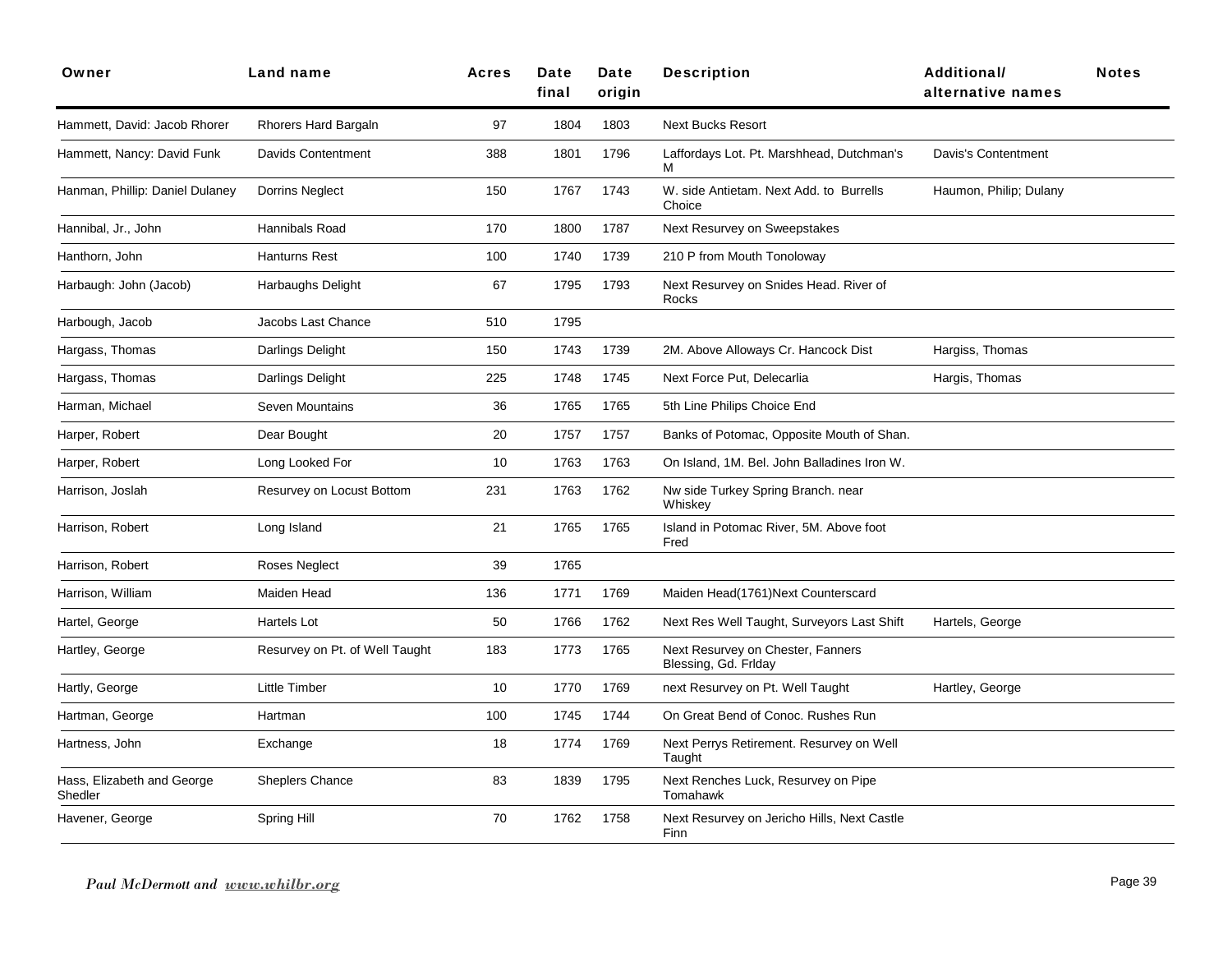| Owner | Land name | Acres | Date final | Date origin | Description | Additional/ alternative names | Notes |
|---|---|---|---|---|---|---|---|
| Hammett, David: Jacob Rhorer | Rhorers Hard Bargaln | 97 | 1804 | 1803 | Next Bucks Resort | | |
| Hammett, Nancy: David Funk | Davids Contentment | 388 | 1801 | 1796 | Laffordays Lot. Pt. Marshhead, Dutchman's M | Davis's Contentment | |
| Hanman, Phillip: Daniel Dulaney | Dorrins Neglect | 150 | 1767 | 1743 | W. side Antietam. Next Add. to Burrells Choice | Haumon, Philip; Dulany | |
| Hannibal, Jr., John | Hannibals Road | 170 | 1800 | 1787 | Next Resurvey on Sweepstakes | | |
| Hanthorn, John | Hanturns Rest | 100 | 1740 | 1739 | 210 P from Mouth Tonoloway | | |
| Harbaugh: John (Jacob) | Harbaughs Delight | 67 | 1795 | 1793 | Next Resurvey on Snides Head. River of Rocks | | |
| Harbough, Jacob | Jacobs Last Chance | 510 | 1795 | | | | |
| Hargass, Thomas | Darlings Delight | 150 | 1743 | 1739 | 2M. Above Alloways Cr. Hancock Dist | Hargiss, Thomas | |
| Hargass, Thomas | Darlings Delight | 225 | 1748 | 1745 | Next Force Put, Delecarlia | Hargis, Thomas | |
| Harman, Michael | Seven Mountains | 36 | 1765 | 1765 | 5th Line Philips Choice End | | |
| Harper, Robert | Dear Bought | 20 | 1757 | 1757 | Banks of Potomac, Opposite Mouth of Shan. | | |
| Harper, Robert | Long Looked For | 10 | 1763 | 1763 | On Island, 1M. Bel. John Balladines Iron W. | | |
| Harrison, Joslah | Resurvey on Locust Bottom | 231 | 1763 | 1762 | Nw side Turkey Spring Branch. near Whiskey | | |
| Harrison, Robert | Long Island | 21 | 1765 | 1765 | Island in Potomac River, 5M. Above foot Fred | | |
| Harrison, Robert | Roses Neglect | 39 | 1765 | | | | |
| Harrison, William | Maiden Head | 136 | 1771 | 1769 | Maiden Head(1761)Next Counterscard | | |
| Hartel, George | Hartels Lot | 50 | 1766 | 1762 | Next Res Well Taught, Surveyors Last Shift | Hartels, George | |
| Hartley, George | Resurvey on Pt. of Well Taught | 183 | 1773 | 1765 | Next Resurvey on Chester, Fanners Blessing, Gd. Frlday | | |
| Hartly, George | Little Timber | 10 | 1770 | 1769 | next Resurvey on Pt. Well Taught | Hartley, George | |
| Hartman, George | Hartman | 100 | 1745 | 1744 | On Great Bend of Conoc. Rushes Run | | |
| Hartness, John | Exchange | 18 | 1774 | 1769 | Next Perrys Retirement. Resurvey on Well Taught | | |
| Hass, Elizabeth and George Shedler | Sheplers Chance | 83 | 1839 | 1795 | Next Renches Luck, Resurvey on Pipe Tomahawk | | |
| Havener, George | Spring Hill | 70 | 1762 | 1758 | Next Resurvey on Jericho Hills, Next Castle Finn | | |

*Paul McDermott and www.whilbr.org*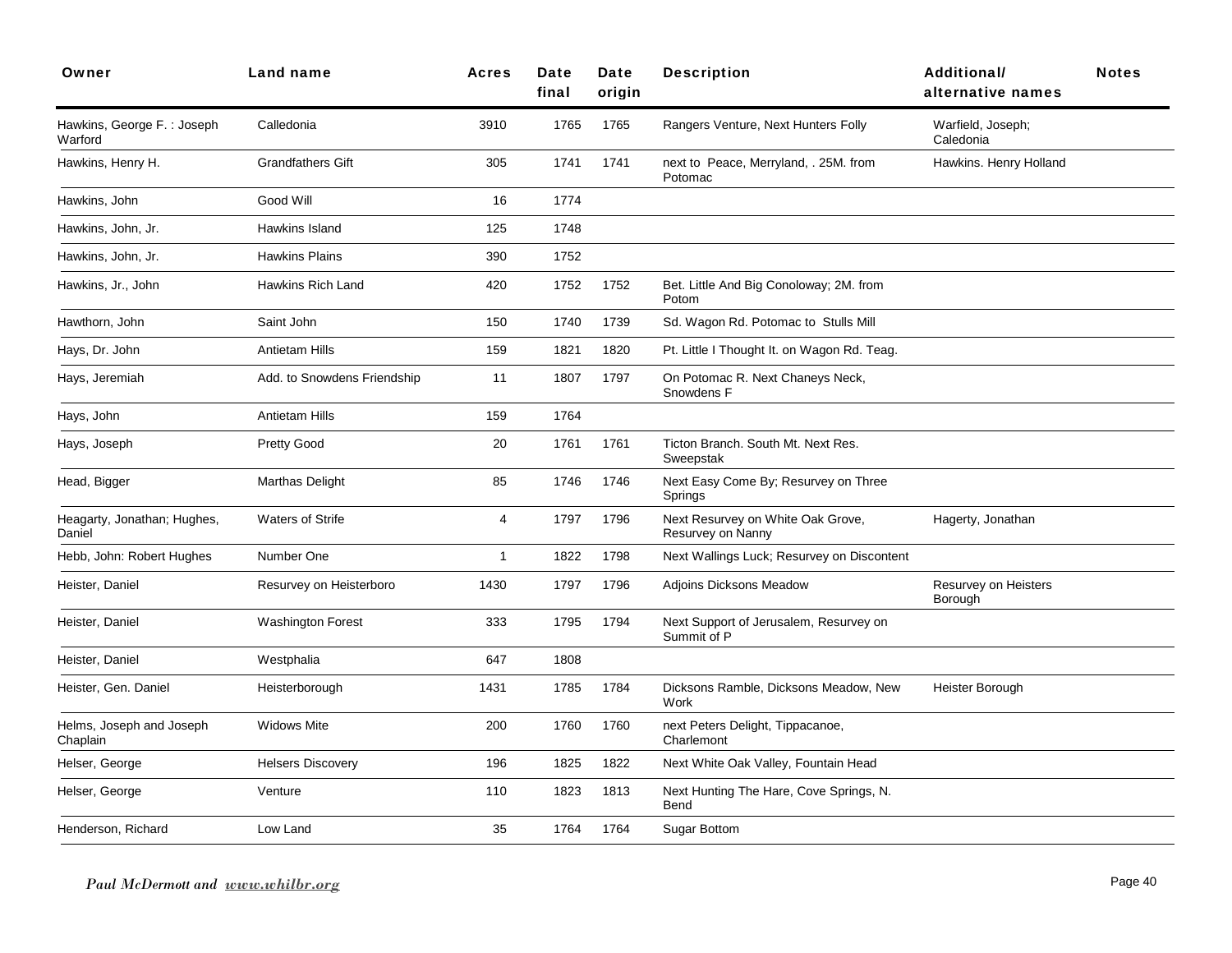| Owner | Land name | Acres | Date final | Date origin | Description | Additional/ alternative names | Notes |
|---|---|---|---|---|---|---|---|
| Hawkins, George F. : Joseph Warford | Calledonia | 3910 | 1765 | 1765 | Rangers Venture, Next Hunters Folly | Warfield, Joseph; Caledonia | |
| Hawkins, Henry H. | Grandfathers Gift | 305 | 1741 | 1741 | next to Peace, Merryland, . 25M. from Potomac | Hawkins. Henry Holland | |
| Hawkins, John | Good Will | 16 | 1774 | | | | |
| Hawkins, John, Jr. | Hawkins Island | 125 | 1748 | | | | |
| Hawkins, John, Jr. | Hawkins Plains | 390 | 1752 | | | | |
| Hawkins, Jr., John | Hawkins Rich Land | 420 | 1752 | 1752 | Bet. Little And Big Conoloway; 2M. from Potom | | |
| Hawthorn, John | Saint John | 150 | 1740 | 1739 | Sd. Wagon Rd. Potomac to Stulls Mill | | |
| Hays, Dr. John | Antietam Hills | 159 | 1821 | 1820 | Pt. Little I Thought It. on Wagon Rd. Teag. | | |
| Hays, Jeremiah | Add. to Snowdens Friendship | 11 | 1807 | 1797 | On Potomac R. Next Chaneys Neck, Snowdens F | | |
| Hays, John | Antietam Hills | 159 | 1764 | | | | |
| Hays, Joseph | Pretty Good | 20 | 1761 | 1761 | Ticton Branch. South Mt. Next Res. Sweepstak | | |
| Head, Bigger | Marthas Delight | 85 | 1746 | 1746 | Next Easy Come By; Resurvey on Three Springs | | |
| Heagarty, Jonathan; Hughes, Daniel | Waters of Strife | 4 | 1797 | 1796 | Next Resurvey on White Oak Grove, Resurvey on Nanny | Hagerty, Jonathan | |
| Hebb, John: Robert Hughes | Number One | 1 | 1822 | 1798 | Next Wallings Luck; Resurvey on Discontent | | |
| Heister, Daniel | Resurvey on Heisterboro | 1430 | 1797 | 1796 | Adjoins Dicksons Meadow | Resurvey on Heisters Borough | |
| Heister, Daniel | Washington Forest | 333 | 1795 | 1794 | Next Support of Jerusalem, Resurvey on Summit of P | | |
| Heister, Daniel | Westphalia | 647 | 1808 | | | | |
| Heister, Gen. Daniel | Heisterborough | 1431 | 1785 | 1784 | Dicksons Ramble, Dicksons Meadow, New Work | Heister Borough | |
| Helms, Joseph and Joseph Chaplain | Widows Mite | 200 | 1760 | 1760 | next Peters Delight, Tippacanoe, Charlemont | | |
| Helser, George | Helsers Discovery | 196 | 1825 | 1822 | Next White Oak Valley, Fountain Head | | |
| Helser, George | Venture | 110 | 1823 | 1813 | Next Hunting The Hare, Cove Springs, N. Bend | | |
| Henderson, Richard | Low Land | 35 | 1764 | 1764 | Sugar Bottom | | |

*Paul McDermott and www.whilbr.org*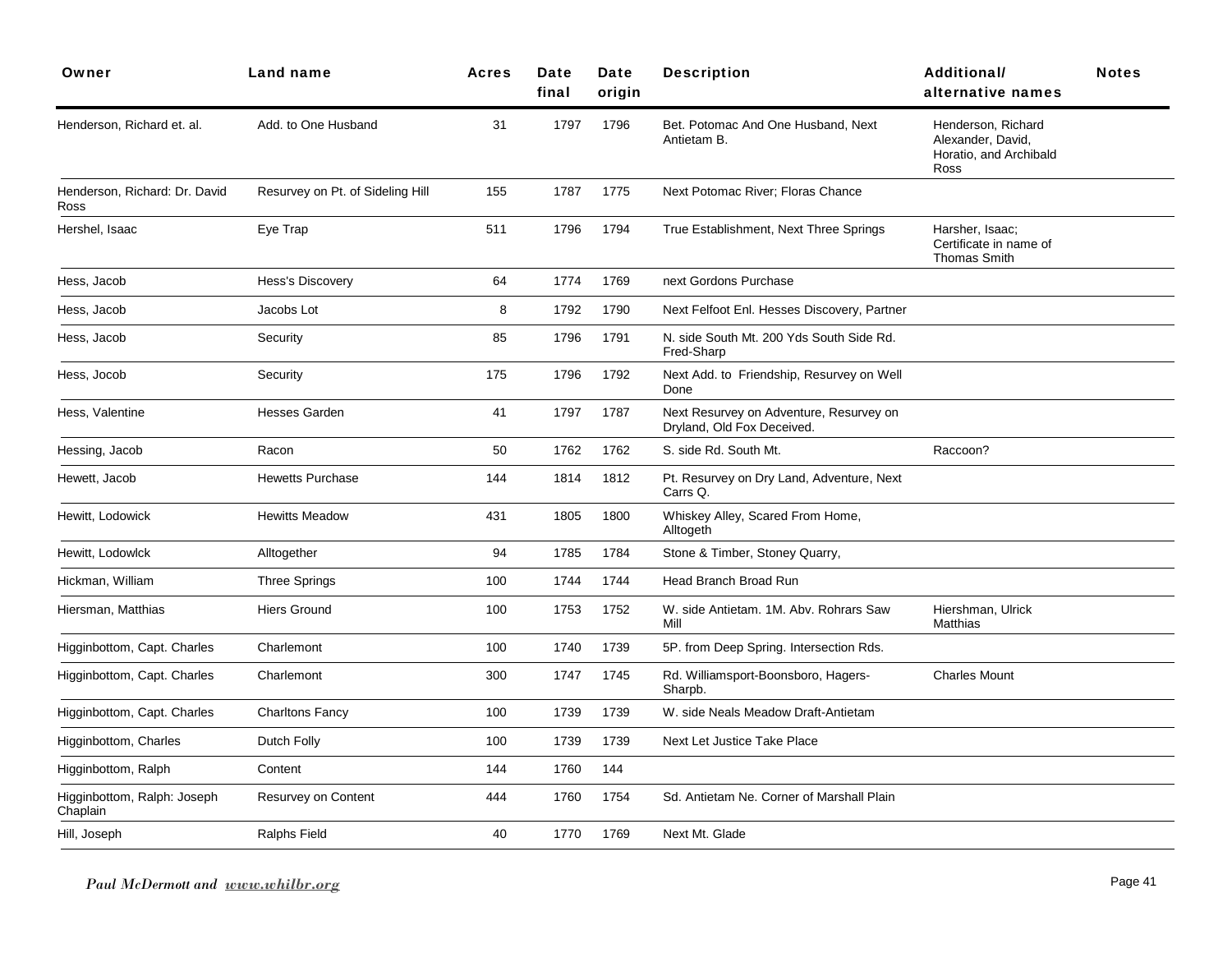| Owner | Land name | Acres | Date final | Date origin | Description | Additional/ alternative names | Notes |
|---|---|---|---|---|---|---|---|
| Henderson, Richard et. al. | Add. to One Husband | 31 | 1797 | 1796 | Bet. Potomac And One Husband, Next Antietam B. | Henderson, Richard Alexander, David, Horatio, and Archibald Ross | |
| Henderson, Richard: Dr. David Ross | Resurvey on Pt. of Sideling Hill | 155 | 1787 | 1775 | Next Potomac River; Floras Chance | | |
| Hershel, Isaac | Eye Trap | 511 | 1796 | 1794 | True Establishment, Next Three Springs | Harsher, Isaac; Certificate in name of Thomas Smith | |
| Hess, Jacob | Hess's Discovery | 64 | 1774 | 1769 | next Gordons Purchase | | |
| Hess, Jacob | Jacobs Lot | 8 | 1792 | 1790 | Next Felfoot Enl. Hesses Discovery, Partner | | |
| Hess, Jacob | Security | 85 | 1796 | 1791 | N. side South Mt. 200 Yds South Side Rd. Fred-Sharp | | |
| Hess, Jocob | Security | 175 | 1796 | 1792 | Next Add. to Friendship, Resurvey on Well Done | | |
| Hess, Valentine | Hesses Garden | 41 | 1797 | 1787 | Next Resurvey on Adventure, Resurvey on Dryland, Old Fox Deceived. | | |
| Hessing, Jacob | Racon | 50 | 1762 | 1762 | S. side Rd. South Mt. | Raccoon? | |
| Hewett, Jacob | Hewetts Purchase | 144 | 1814 | 1812 | Pt. Resurvey on Dry Land, Adventure, Next Carrs Q. | | |
| Hewitt, Lodowick | Hewitts Meadow | 431 | 1805 | 1800 | Whiskey Alley, Scared From Home, Alltogeth | | |
| Hewitt, Lodowlck | Alltogether | 94 | 1785 | 1784 | Stone & Timber, Stoney Quarry, | | |
| Hickman, William | Three Springs | 100 | 1744 | 1744 | Head Branch Broad Run | | |
| Hiersman, Matthias | Hiers Ground | 100 | 1753 | 1752 | W. side Antietam. 1M. Abv. Rohrars Saw Mill | Hiershman, Ulrick Matthias | |
| Higginbottom, Capt. Charles | Charlemont | 100 | 1740 | 1739 | 5P. from Deep Spring. Intersection Rds. | | |
| Higginbottom, Capt. Charles | Charlemont | 300 | 1747 | 1745 | Rd. Williamsport-Boonsboro, Hagers-Sharpb. | Charles Mount | |
| Higginbottom, Capt. Charles | Charltons Fancy | 100 | 1739 | 1739 | W. side Neals Meadow Draft-Antietam | | |
| Higginbottom, Charles | Dutch Folly | 100 | 1739 | 1739 | Next Let Justice Take Place | | |
| Higginbottom, Ralph | Content | 144 | 1760 | 144 | | | |
| Higginbottom, Ralph: Joseph Chaplain | Resurvey on Content | 444 | 1760 | 1754 | Sd. Antietam Ne. Corner of Marshall Plain | | |
| Hill, Joseph | Ralphs Field | 40 | 1770 | 1769 | Next Mt. Glade | | |

*Paul McDermott and www.whilbr.org*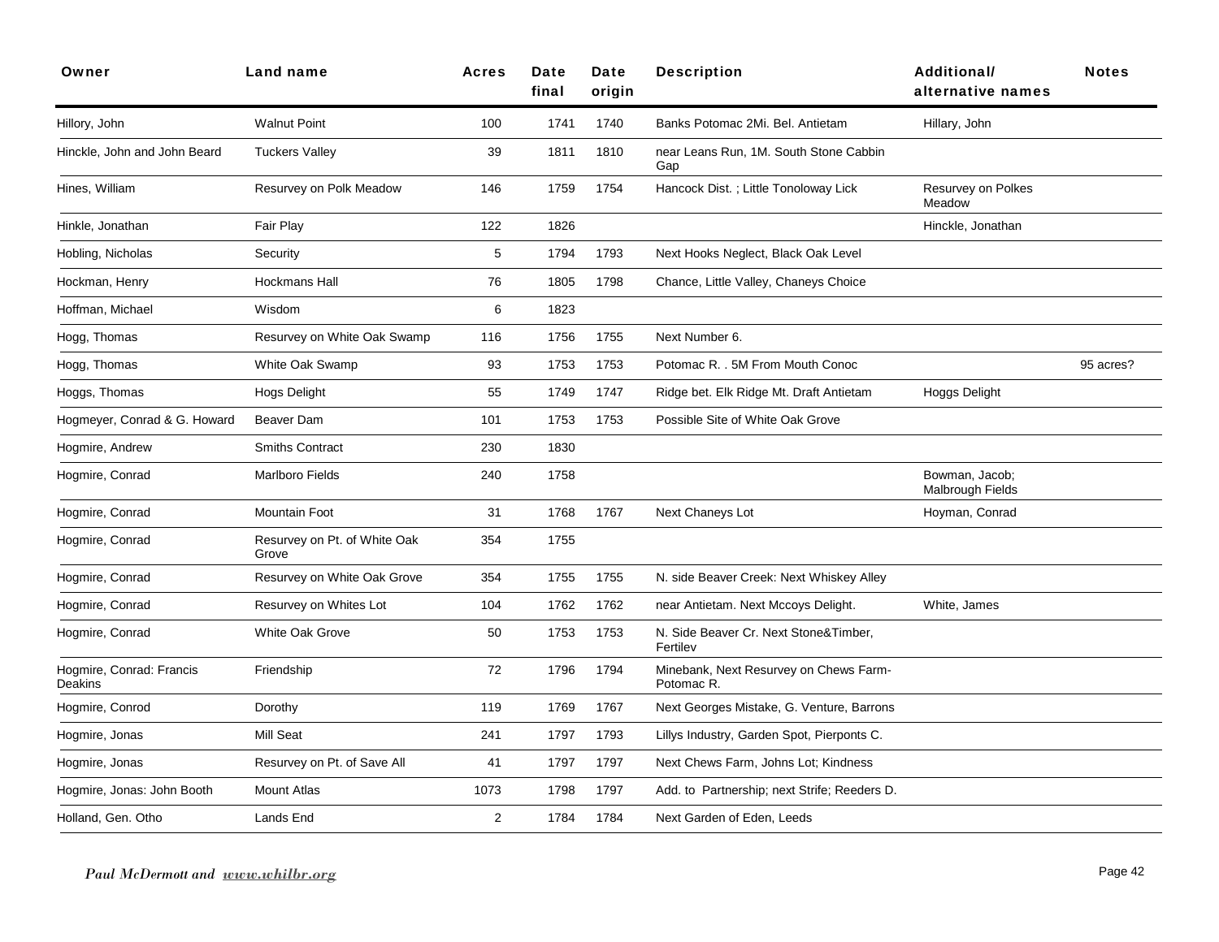| Owner | Land name | Acres | Date final | Date origin | Description | Additional/ alternative names | Notes |
|---|---|---|---|---|---|---|---|
| Hillory, John | Walnut Point | 100 | 1741 | 1740 | Banks Potomac 2Mi. Bel. Antietam | Hillary, John | |
| Hinckle, John and John Beard | Tuckers Valley | 39 | 1811 | 1810 | near Leans Run, 1M. South Stone Cabbin Gap | | |
| Hines, William | Resurvey on Polk Meadow | 146 | 1759 | 1754 | Hancock Dist. ; Little Tonoloway Lick | Resurvey on Polkes Meadow | |
| Hinkle, Jonathan | Fair Play | 122 | 1826 | | | Hinckle, Jonathan | |
| Hobling, Nicholas | Security | 5 | 1794 | 1793 | Next Hooks Neglect, Black Oak Level | | |
| Hockman, Henry | Hockmans Hall | 76 | 1805 | 1798 | Chance, Little Valley, Chaneys Choice | | |
| Hoffman, Michael | Wisdom | 6 | 1823 | | | | |
| Hogg, Thomas | Resurvey on White Oak Swamp | 116 | 1756 | 1755 | Next Number 6. | | |
| Hogg, Thomas | White Oak Swamp | 93 | 1753 | 1753 | Potomac R. . 5M From Mouth Conoc | | 95 acres? |
| Hoggs, Thomas | Hogs Delight | 55 | 1749 | 1747 | Ridge bet. Elk Ridge Mt. Draft Antietam | Hoggs Delight | |
| Hogmeyer, Conrad & G. Howard | Beaver Dam | 101 | 1753 | 1753 | Possible Site of White Oak Grove | | |
| Hogmire, Andrew | Smiths Contract | 230 | 1830 | | | | |
| Hogmire, Conrad | Marlboro Fields | 240 | 1758 | | | Bowman, Jacob; Malbrough Fields | |
| Hogmire, Conrad | Mountain Foot | 31 | 1768 | 1767 | Next Chaneys Lot | Hoyman, Conrad | |
| Hogmire, Conrad | Resurvey on Pt. of White Oak Grove | 354 | 1755 | | | | |
| Hogmire, Conrad | Resurvey on White Oak Grove | 354 | 1755 | 1755 | N. side Beaver Creek: Next Whiskey Alley | | |
| Hogmire, Conrad | Resurvey on Whites Lot | 104 | 1762 | 1762 | near Antietam. Next Mccoys Delight. | White, James | |
| Hogmire, Conrad | White Oak Grove | 50 | 1753 | 1753 | N. Side Beaver Cr. Next Stone&Timber, Fertilev | | |
| Hogmire, Conrad: Francis Deakins | Friendship | 72 | 1796 | 1794 | Minebank, Next Resurvey on Chews Farm-Potomac R. | | |
| Hogmire, Conrod | Dorothy | 119 | 1769 | 1767 | Next Georges Mistake, G. Venture, Barrons | | |
| Hogmire, Jonas | Mill Seat | 241 | 1797 | 1793 | Lillys Industry, Garden Spot, Pierponts C. | | |
| Hogmire, Jonas | Resurvey on Pt. of Save All | 41 | 1797 | 1797 | Next Chews Farm, Johns Lot; Kindness | | |
| Hogmire, Jonas: John Booth | Mount Atlas | 1073 | 1798 | 1797 | Add. to Partnership; next Strife; Reeders D. | | |
| Holland, Gen. Otho | Lands End | 2 | 1784 | 1784 | Next Garden of Eden, Leeds | | |

*Paul McDermott and www.whilbr.org*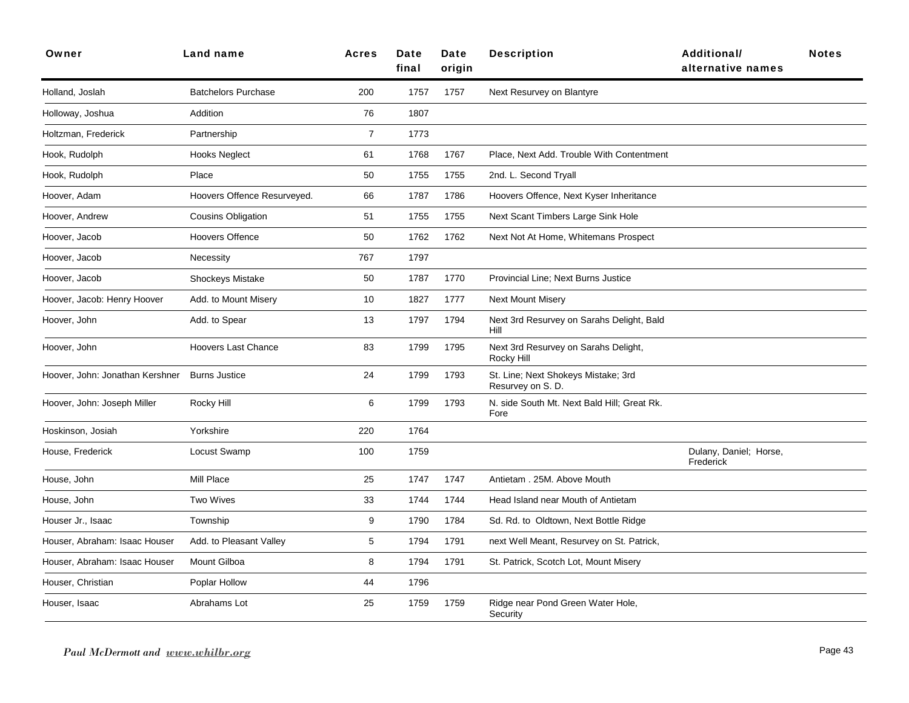| Owner | Land name | Acres | Date final | Date origin | Description | Additional/ alternative names | Notes |
|---|---|---|---|---|---|---|---|
| Holland, Joslah | Batchelors Purchase | 200 | 1757 | 1757 | Next Resurvey on Blantyre | | |
| Holloway, Joshua | Addition | 76 | 1807 | | | | |
| Holtzman, Frederick | Partnership | 7 | 1773 | | | | |
| Hook, Rudolph | Hooks Neglect | 61 | 1768 | 1767 | Place, Next Add. Trouble With Contentment | | |
| Hook, Rudolph | Place | 50 | 1755 | 1755 | 2nd. L. Second Tryall | | |
| Hoover, Adam | Hoovers Offence Resurveyed. | 66 | 1787 | 1786 | Hoovers Offence, Next Kyser Inheritance | | |
| Hoover, Andrew | Cousins Obligation | 51 | 1755 | 1755 | Next Scant Timbers Large Sink Hole | | |
| Hoover, Jacob | Hoovers Offence | 50 | 1762 | 1762 | Next Not At Home, Whitemans Prospect | | |
| Hoover, Jacob | Necessity | 767 | 1797 | | | | |
| Hoover, Jacob | Shockeys Mistake | 50 | 1787 | 1770 | Provincial Line; Next Burns Justice | | |
| Hoover, Jacob: Henry Hoover | Add. to Mount Misery | 10 | 1827 | 1777 | Next Mount Misery | | |
| Hoover, John | Add. to Spear | 13 | 1797 | 1794 | Next 3rd Resurvey on Sarahs Delight, Bald Hill | | |
| Hoover, John | Hoovers Last Chance | 83 | 1799 | 1795 | Next 3rd Resurvey on Sarahs Delight, Rocky Hill | | |
| Hoover, John: Jonathan Kershner | Burns Justice | 24 | 1799 | 1793 | St. Line; Next Shokeys Mistake; 3rd Resurvey on S. D. | | |
| Hoover, John: Joseph Miller | Rocky Hill | 6 | 1799 | 1793 | N. side South Mt. Next Bald Hill; Great Rk. Fore | | |
| Hoskinson, Josiah | Yorkshire | 220 | 1764 | | | | |
| House, Frederick | Locust Swamp | 100 | 1759 | | | Dulany, Daniel; Horse, Frederick | |
| House, John | Mill Place | 25 | 1747 | 1747 | Antietam . 25M. Above Mouth | | |
| House, John | Two Wives | 33 | 1744 | 1744 | Head Island near Mouth of Antietam | | |
| Houser Jr., Isaac | Township | 9 | 1790 | 1784 | Sd. Rd. to Oldtown, Next Bottle Ridge | | |
| Houser, Abraham: Isaac Houser | Add. to Pleasant Valley | 5 | 1794 | 1791 | next Well Meant, Resurvey on St. Patrick, | | |
| Houser, Abraham: Isaac Houser | Mount Gilboa | 8 | 1794 | 1791 | St. Patrick, Scotch Lot, Mount Misery | | |
| Houser, Christian | Poplar Hollow | 44 | 1796 | | | | |
| Houser, Isaac | Abrahams Lot | 25 | 1759 | 1759 | Ridge near Pond Green Water Hole, Security | | |

*Paul McDermott and www.whilbr.org*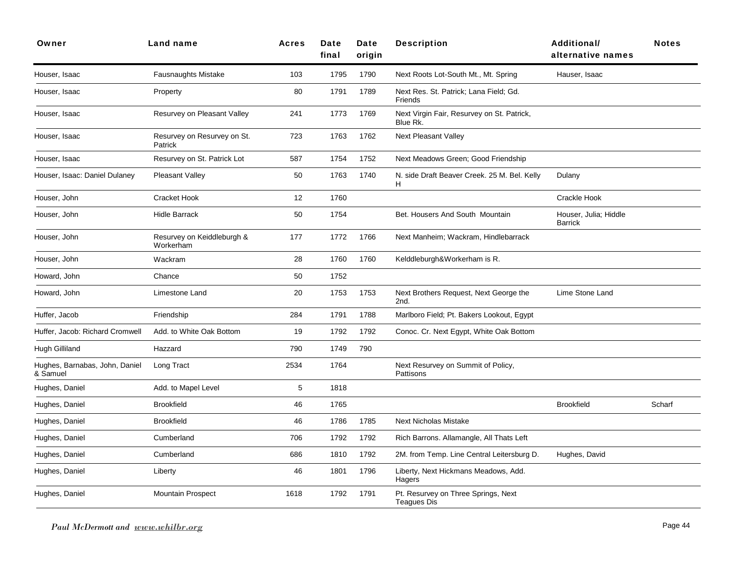| Owner | Land name | Acres | Date final | Date origin | Description | Additional/ alternative names | Notes |
|---|---|---|---|---|---|---|---|
| Houser, Isaac | Fausnaughts Mistake | 103 | 1795 | 1790 | Next Roots Lot-South Mt., Mt. Spring | Hauser, Isaac | |
| Houser, Isaac | Property | 80 | 1791 | 1789 | Next Res. St. Patrick; Lana Field; Gd. Friends | | |
| Houser, Isaac | Resurvey on Pleasant Valley | 241 | 1773 | 1769 | Next Virgin Fair, Resurvey on St. Patrick, Blue Rk. | | |
| Houser, Isaac | Resurvey on Resurvey on St. Patrick | 723 | 1763 | 1762 | Next Pleasant Valley | | |
| Houser, Isaac | Resurvey on St. Patrick Lot | 587 | 1754 | 1752 | Next Meadows Green; Good Friendship | | |
| Houser, Isaac: Daniel Dulaney | Pleasant Valley | 50 | 1763 | 1740 | N. side Draft Beaver Creek. 25 M. Bel. Kelly H | Dulany | |
| Houser, John | Cracket Hook | 12 | 1760 | | | Crackle Hook | |
| Houser, John | Hidle Barrack | 50 | 1754 | | Bet. Housers And South Mountain | Houser, Julia; Hiddle Barrick | |
| Houser, John | Resurvey on Keiddleburgh & Workerham | 177 | 1772 | 1766 | Next Manheim; Wackram, Hindlebarrack | | |
| Houser, John | Wackram | 28 | 1760 | 1760 | Kelddleburgh&Workerham is R. | | |
| Howard, John | Chance | 50 | 1752 | | | | |
| Howard, John | Limestone Land | 20 | 1753 | 1753 | Next Brothers Request, Next George the 2nd. | Lime Stone Land | |
| Huffer, Jacob | Friendship | 284 | 1791 | 1788 | Marlboro Field; Pt. Bakers Lookout, Egypt | | |
| Huffer, Jacob: Richard Cromwell | Add. to White Oak Bottom | 19 | 1792 | 1792 | Conoc. Cr. Next Egypt, White Oak Bottom | | |
| Hugh Gilliland | Hazzard | 790 | 1749 | 790 | | | |
| Hughes, Barnabas, John, Daniel & Samuel | Long Tract | 2534 | 1764 | | Next Resurvey on Summit of Policy, Pattisons | | |
| Hughes, Daniel | Add. to Mapel Level | 5 | 1818 | | | | |
| Hughes, Daniel | Brookfield | 46 | 1765 | | | Brookfield | Scharf |
| Hughes, Daniel | Brookfield | 46 | 1786 | 1785 | Next Nicholas Mistake | | |
| Hughes, Daniel | Cumberland | 706 | 1792 | 1792 | Rich Barrons. Allamangle, All Thats Left | | |
| Hughes, Daniel | Cumberland | 686 | 1810 | 1792 | 2M. from Temp. Line Central Leitersburg D. | Hughes, David | |
| Hughes, Daniel | Liberty | 46 | 1801 | 1796 | Liberty, Next Hickmans Meadows, Add. Hagers | | |
| Hughes, Daniel | Mountain Prospect | 1618 | 1792 | 1791 | Pt. Resurvey on Three Springs, Next Teagues Dis | | |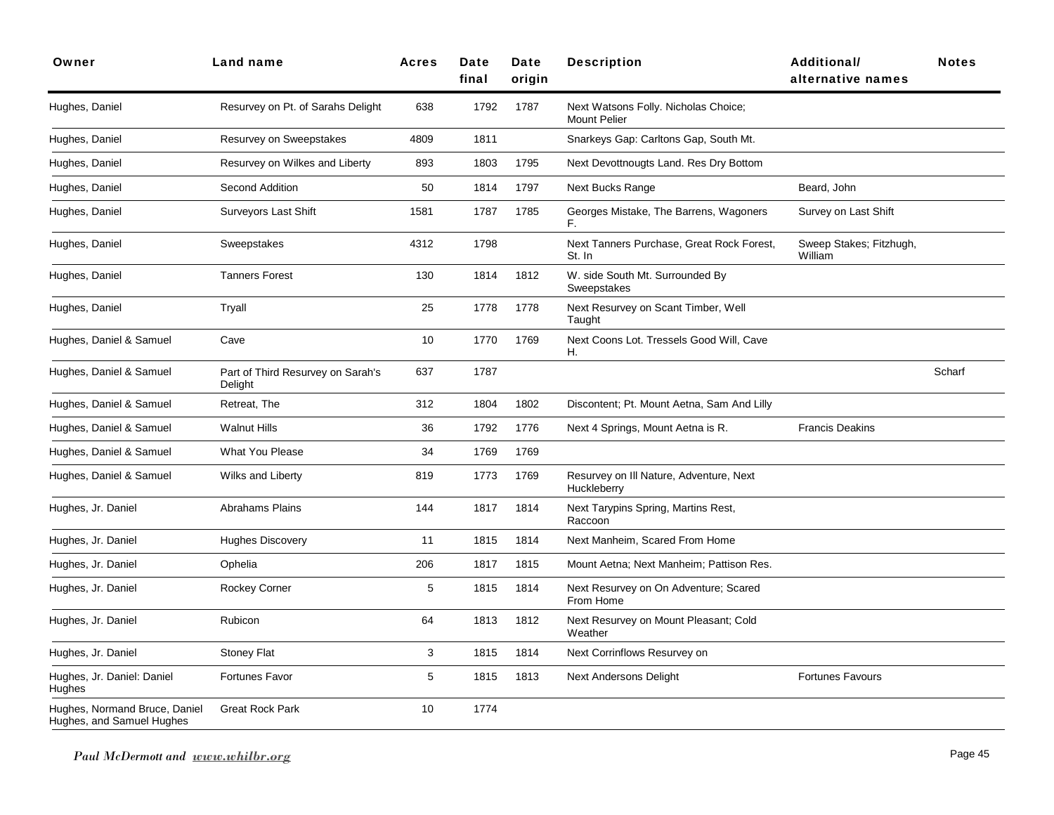| Owner | Land name | Acres | Date final | Date origin | Description | Additional/ alternative names | Notes |
|---|---|---|---|---|---|---|---|
| Hughes, Daniel | Resurvey on Pt. of Sarahs Delight | 638 | 1792 | 1787 | Next Watsons Folly. Nicholas Choice; Mount Pelier | | |
| Hughes, Daniel | Resurvey on Sweepstakes | 4809 | 1811 | | Snarkeys Gap: Carltons Gap, South Mt. | | |
| Hughes, Daniel | Resurvey on Wilkes and Liberty | 893 | 1803 | 1795 | Next Devottnougts Land. Res Dry Bottom | | |
| Hughes, Daniel | Second Addition | 50 | 1814 | 1797 | Next Bucks Range | Beard, John | |
| Hughes, Daniel | Surveyors Last Shift | 1581 | 1787 | 1785 | Georges Mistake, The Barrens, Wagoners F. | Survey on Last Shift | |
| Hughes, Daniel | Sweepstakes | 4312 | 1798 | | Next Tanners Purchase, Great Rock Forest, St. In | Sweep Stakes; Fitzhugh, William | |
| Hughes, Daniel | Tanners Forest | 130 | 1814 | 1812 | W. side South Mt. Surrounded By Sweepstakes | | |
| Hughes, Daniel | Tryall | 25 | 1778 | 1778 | Next Resurvey on Scant Timber, Well Taught | | |
| Hughes, Daniel & Samuel | Cave | 10 | 1770 | 1769 | Next Coons Lot. Tressels Good Will, Cave H. | | |
| Hughes, Daniel & Samuel | Part of Third Resurvey on Sarah's Delight | 637 | 1787 | | | | Scharf |
| Hughes, Daniel & Samuel | Retreat, The | 312 | 1804 | 1802 | Discontent; Pt. Mount Aetna, Sam And Lilly | | |
| Hughes, Daniel & Samuel | Walnut Hills | 36 | 1792 | 1776 | Next 4 Springs, Mount Aetna is R. | Francis Deakins | |
| Hughes, Daniel & Samuel | What You Please | 34 | 1769 | 1769 | | | |
| Hughes, Daniel & Samuel | Wilks and Liberty | 819 | 1773 | 1769 | Resurvey on Ill Nature, Adventure, Next Huckleberry | | |
| Hughes, Jr. Daniel | Abrahams Plains | 144 | 1817 | 1814 | Next Tarypins Spring, Martins Rest, Raccoon | | |
| Hughes, Jr. Daniel | Hughes Discovery | 11 | 1815 | 1814 | Next Manheim, Scared From Home | | |
| Hughes, Jr. Daniel | Ophelia | 206 | 1817 | 1815 | Mount Aetna; Next Manheim; Pattison Res. | | |
| Hughes, Jr. Daniel | Rockey Corner | 5 | 1815 | 1814 | Next Resurvey on On Adventure; Scared From Home | | |
| Hughes, Jr. Daniel | Rubicon | 64 | 1813 | 1812 | Next Resurvey on Mount Pleasant; Cold Weather | | |
| Hughes, Jr. Daniel | Stoney Flat | 3 | 1815 | 1814 | Next Corrinflows Resurvey on | | |
| Hughes, Jr. Daniel: Daniel Hughes | Fortunes Favor | 5 | 1815 | 1813 | Next Andersons Delight | Fortunes Favours | |
| Hughes, Normand Bruce, Daniel Hughes, and Samuel Hughes | Great Rock Park | 10 | 1774 | | | | |

*Paul McDermott and www.whilbr.org*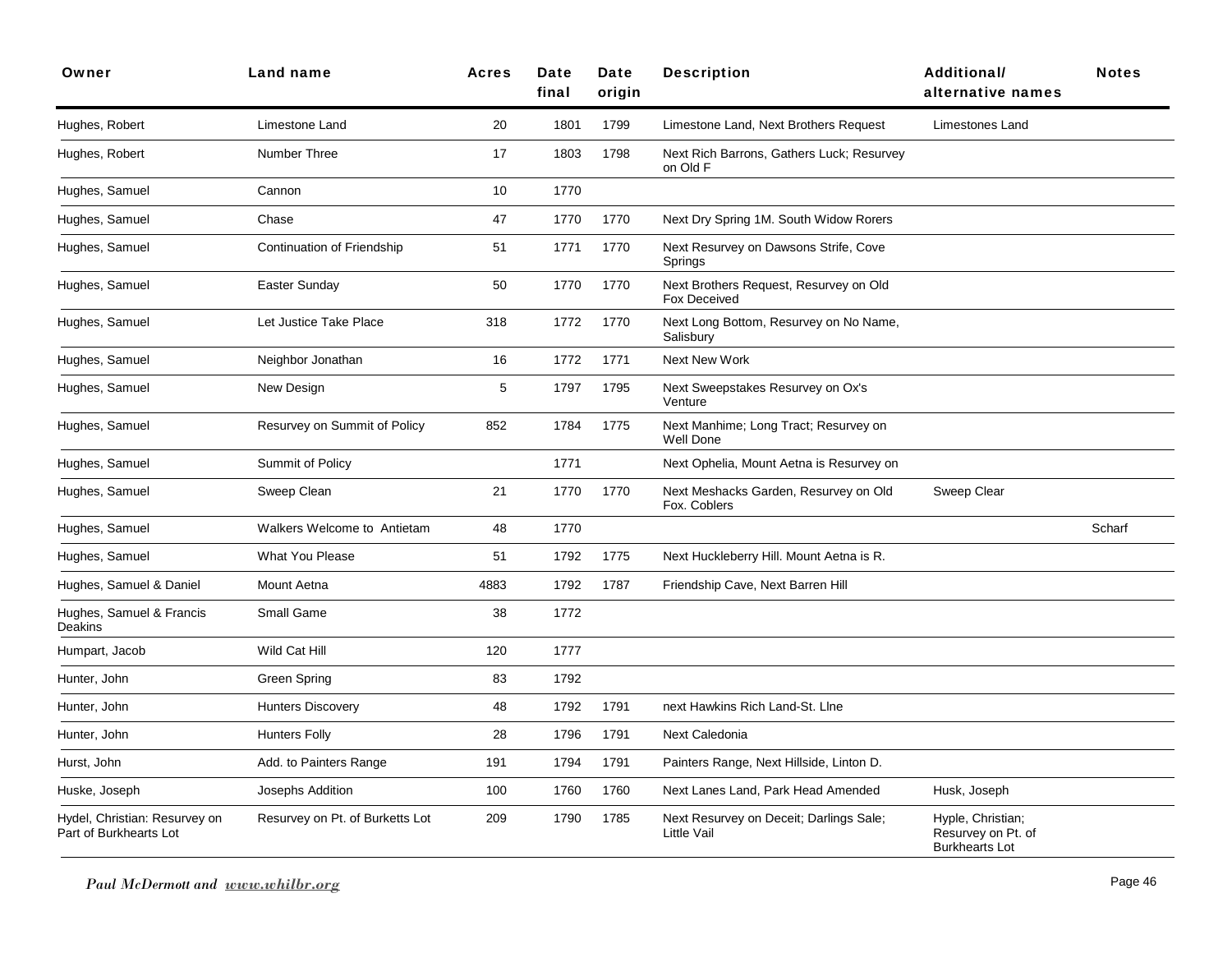| Owner | Land name | Acres | Date final | Date origin | Description | Additional/ alternative names | Notes |
|---|---|---|---|---|---|---|---|
| Hughes, Robert | Limestone Land | 20 | 1801 | 1799 | Limestone Land, Next Brothers Request | Limestones Land | |
| Hughes, Robert | Number Three | 17 | 1803 | 1798 | Next Rich Barrons, Gathers Luck; Resurvey on Old F | | |
| Hughes, Samuel | Cannon | 10 | 1770 | | | | |
| Hughes, Samuel | Chase | 47 | 1770 | 1770 | Next Dry Spring 1M. South Widow Rorers | | |
| Hughes, Samuel | Continuation of Friendship | 51 | 1771 | 1770 | Next Resurvey on Dawsons Strife, Cove Springs | | |
| Hughes, Samuel | Easter Sunday | 50 | 1770 | 1770 | Next Brothers Request, Resurvey on Old Fox Deceived | | |
| Hughes, Samuel | Let Justice Take Place | 318 | 1772 | 1770 | Next Long Bottom, Resurvey on No Name, Salisbury | | |
| Hughes, Samuel | Neighbor Jonathan | 16 | 1772 | 1771 | Next New Work | | |
| Hughes, Samuel | New Design | 5 | 1797 | 1795 | Next Sweepstakes Resurvey on Ox's Venture | | |
| Hughes, Samuel | Resurvey on Summit of Policy | 852 | 1784 | 1775 | Next Manhime; Long Tract; Resurvey on Well Done | | |
| Hughes, Samuel | Summit of Policy | | 1771 | | Next Ophelia, Mount Aetna is Resurvey on | | |
| Hughes, Samuel | Sweep Clean | 21 | 1770 | 1770 | Next Meshacks Garden, Resurvey on Old Fox. Coblers | Sweep Clear | |
| Hughes, Samuel | Walkers Welcome to Antietam | 48 | 1770 | | | | Scharf |
| Hughes, Samuel | What You Please | 51 | 1792 | 1775 | Next Huckleberry Hill. Mount Aetna is R. | | |
| Hughes, Samuel & Daniel | Mount Aetna | 4883 | 1792 | 1787 | Friendship Cave, Next Barren Hill | | |
| Hughes, Samuel & Francis Deakins | Small Game | 38 | 1772 | | | | |
| Humpart, Jacob | Wild Cat Hill | 120 | 1777 | | | | |
| Hunter, John | Green Spring | 83 | 1792 | | | | |
| Hunter, John | Hunters Discovery | 48 | 1792 | 1791 | next Hawkins Rich Land-St. Llne | | |
| Hunter, John | Hunters Folly | 28 | 1796 | 1791 | Next Caledonia | | |
| Hurst, John | Add. to Painters Range | 191 | 1794 | 1791 | Painters Range, Next Hillside, Linton D. | | |
| Huske, Joseph | Josephs Addition | 100 | 1760 | 1760 | Next Lanes Land, Park Head Amended | Husk, Joseph | |
| Hydel, Christian: Resurvey on Part of Burkhearts Lot | Resurvey on Pt. of Burketts Lot | 209 | 1790 | 1785 | Next Resurvey on Deceit; Darlings Sale; Little Vail | Hyple, Christian; Resurvey on Pt. of Burkhearts Lot | |

*Paul McDermott and www.whilbr.org*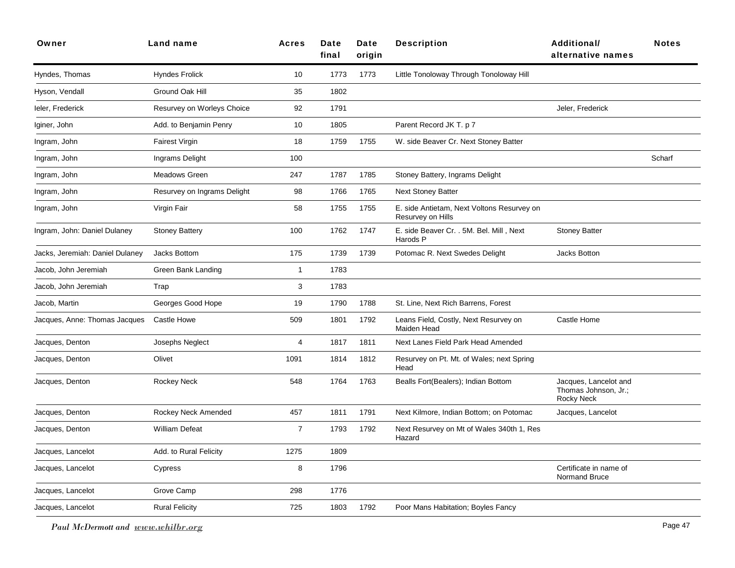| Owner | Land name | Acres | Date final | Date origin | Description | Additional/ alternative names | Notes |
|---|---|---|---|---|---|---|---|
| Hyndes, Thomas | Hyndes Frolick | 10 | 1773 | 1773 | Little Tonoloway Through Tonoloway Hill | | |
| Hyson, Vendall | Ground Oak Hill | 35 | 1802 | | | | |
| Ieler, Frederick | Resurvey on Worleys Choice | 92 | 1791 | | | Jeler, Frederick | |
| Iginer, John | Add. to Benjamin Penry | 10 | 1805 | | Parent Record JK T. p 7 | | |
| Ingram, John | Fairest Virgin | 18 | 1759 | 1755 | W. side Beaver Cr. Next Stoney Batter | | |
| Ingram, John | Ingrams Delight | 100 | | | | | Scharf |
| Ingram, John | Meadows Green | 247 | 1787 | 1785 | Stoney Battery, Ingrams Delight | | |
| Ingram, John | Resurvey on Ingrams Delight | 98 | 1766 | 1765 | Next Stoney Batter | | |
| Ingram, John | Virgin Fair | 58 | 1755 | 1755 | E. side Antietam, Next Voltons Resurvey on Resurvey on Hills | | |
| Ingram, John: Daniel Dulaney | Stoney Battery | 100 | 1762 | 1747 | E. side Beaver Cr. . 5M. Bel. Mill , Next Harods P | Stoney Batter | |
| Jacks, Jeremiah: Daniel Dulaney | Jacks Bottom | 175 | 1739 | 1739 | Potomac R. Next Swedes Delight | Jacks Botton | |
| Jacob, John Jeremiah | Green Bank Landing | 1 | 1783 | | | | |
| Jacob, John Jeremiah | Trap | 3 | 1783 | | | | |
| Jacob, Martin | Georges Good Hope | 19 | 1790 | 1788 | St. Line, Next Rich Barrens, Forest | | |
| Jacques, Anne: Thomas Jacques | Castle Howe | 509 | 1801 | 1792 | Leans Field, Costly, Next Resurvey on Maiden Head | Castle Home | |
| Jacques, Denton | Josephs Neglect | 4 | 1817 | 1811 | Next Lanes Field Park Head Amended | | |
| Jacques, Denton | Olivet | 1091 | 1814 | 1812 | Resurvey on Pt. Mt. of Wales; next Spring Head | | |
| Jacques, Denton | Rockey Neck | 548 | 1764 | 1763 | Bealls Fort(Bealers); Indian Bottom | Jacques, Lancelot and Thomas Johnson, Jr.; Rocky Neck | |
| Jacques, Denton | Rockey Neck Amended | 457 | 1811 | 1791 | Next Kilmore, Indian Bottom; on Potomac | Jacques, Lancelot | |
| Jacques, Denton | William Defeat | 7 | 1793 | 1792 | Next Resurvey on Mt of Wales 340th 1, Res Hazard | | |
| Jacques, Lancelot | Add. to Rural Felicity | 1275 | 1809 | | | | |
| Jacques, Lancelot | Cypress | 8 | 1796 | | | Certificate in name of Normand Bruce | |
| Jacques, Lancelot | Grove Camp | 298 | 1776 | | | | |
| Jacques, Lancelot | Rural Felicity | 725 | 1803 | 1792 | Poor Mans Habitation; Boyles Fancy | | |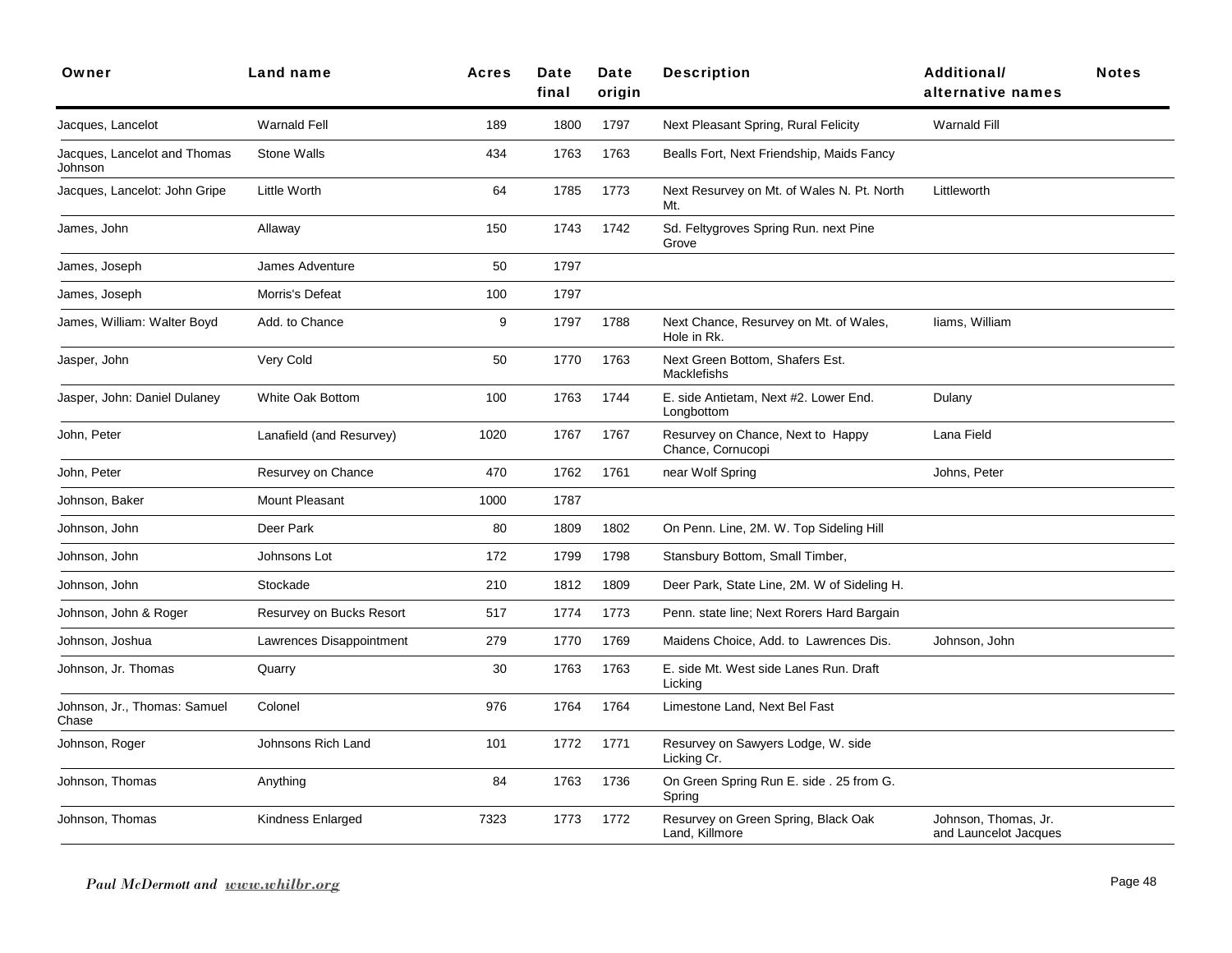| Owner | Land name | Acres | Date final | Date origin | Description | Additional/ alternative names | Notes |
|---|---|---|---|---|---|---|---|
| Jacques, Lancelot | Warnald Fell | 189 | 1800 | 1797 | Next Pleasant Spring, Rural Felicity | Warnald Fill | |
| Jacques, Lancelot and Thomas Johnson | Stone Walls | 434 | 1763 | 1763 | Bealls Fort, Next Friendship, Maids Fancy | | |
| Jacques, Lancelot: John Gripe | Little Worth | 64 | 1785 | 1773 | Next Resurvey on Mt. of Wales N. Pt. North Mt. | Littleworth | |
| James, John | Allaway | 150 | 1743 | 1742 | Sd. Feltygroves Spring Run. next Pine Grove | | |
| James, Joseph | James Adventure | 50 | 1797 | | | | |
| James, Joseph | Morris's Defeat | 100 | 1797 | | | | |
| James, William: Walter Boyd | Add. to Chance | 9 | 1797 | 1788 | Next Chance, Resurvey on Mt. of Wales, Hole in Rk. | Iiams, William | |
| Jasper, John | Very Cold | 50 | 1770 | 1763 | Next Green Bottom, Shafers Est. Macklefishs | | |
| Jasper, John: Daniel Dulaney | White Oak Bottom | 100 | 1763 | 1744 | E. side Antietam, Next #2. Lower End. Longbottom | Dulany | |
| John, Peter | Lanafield (and Resurvey) | 1020 | 1767 | 1767 | Resurvey on Chance, Next to Happy Chance, Cornucopi | Lana Field | |
| John, Peter | Resurvey on Chance | 470 | 1762 | 1761 | near Wolf Spring | Johns, Peter | |
| Johnson, Baker | Mount Pleasant | 1000 | 1787 | | | | |
| Johnson, John | Deer Park | 80 | 1809 | 1802 | On Penn. Line, 2M. W. Top Sideling Hill | | |
| Johnson, John | Johnsons Lot | 172 | 1799 | 1798 | Stansbury Bottom, Small Timber, | | |
| Johnson, John | Stockade | 210 | 1812 | 1809 | Deer Park, State Line, 2M. W of Sideling H. | | |
| Johnson, John & Roger | Resurvey on Bucks Resort | 517 | 1774 | 1773 | Penn. state line; Next Rorers Hard Bargain | | |
| Johnson, Joshua | Lawrences Disappointment | 279 | 1770 | 1769 | Maidens Choice, Add. to Lawrences Dis. | Johnson, John | |
| Johnson, Jr. Thomas | Quarry | 30 | 1763 | 1763 | E. side Mt. West side Lanes Run. Draft Licking | | |
| Johnson, Jr., Thomas: Samuel Chase | Colonel | 976 | 1764 | 1764 | Limestone Land, Next Bel Fast | | |
| Johnson, Roger | Johnsons Rich Land | 101 | 1772 | 1771 | Resurvey on Sawyers Lodge, W. side Licking Cr. | | |
| Johnson, Thomas | Anything | 84 | 1763 | 1736 | On Green Spring Run E. side . 25 from G. Spring | | |
| Johnson, Thomas | Kindness Enlarged | 7323 | 1773 | 1772 | Resurvey on Green Spring, Black Oak Land, Killmore | Johnson, Thomas, Jr. and Launcelot Jacques | |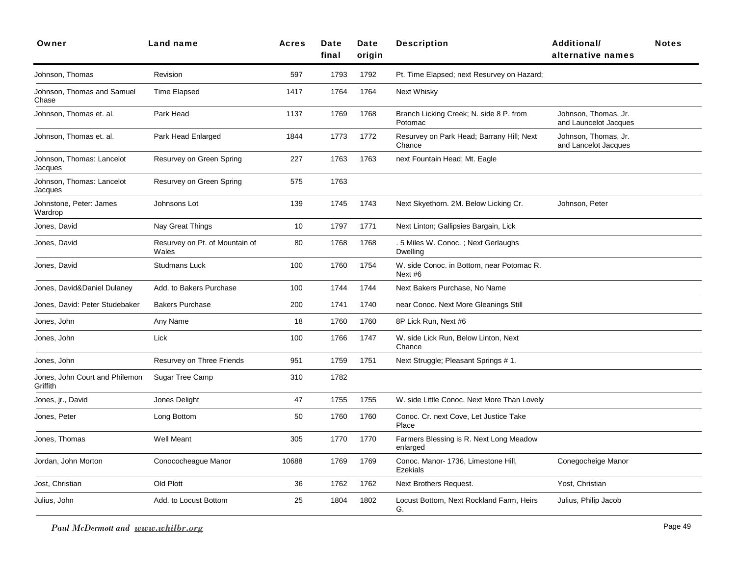| Owner | Land name | Acres | Date final | Date origin | Description | Additional/ alternative names | Notes |
|---|---|---|---|---|---|---|---|
| Johnson, Thomas | Revision | 597 | 1793 | 1792 | Pt. Time Elapsed; next Resurvey on Hazard; | | |
| Johnson, Thomas and Samuel Chase | Time Elapsed | 1417 | 1764 | 1764 | Next Whisky | | |
| Johnson, Thomas et. al. | Park Head | 1137 | 1769 | 1768 | Branch Licking Creek; N. side 8 P. from Potomac | Johnson, Thomas, Jr. and Launcelot Jacques | |
| Johnson, Thomas et. al. | Park Head Enlarged | 1844 | 1773 | 1772 | Resurvey on Park Head; Barrany Hill; Next Chance | Johnson, Thomas, Jr. and Lancelot Jacques | |
| Johnson, Thomas: Lancelot Jacques | Resurvey on Green Spring | 227 | 1763 | 1763 | next Fountain Head; Mt. Eagle | | |
| Johnson, Thomas: Lancelot Jacques | Resurvey on Green Spring | 575 | 1763 | | | | |
| Johnstone, Peter: James Wardrop | Johnsons Lot | 139 | 1745 | 1743 | Next Skyethorn. 2M. Below Licking Cr. | Johnson, Peter | |
| Jones, David | Nay Great Things | 10 | 1797 | 1771 | Next Linton; Gallipsies Bargain, Lick | | |
| Jones, David | Resurvey on Pt. of Mountain of Wales | 80 | 1768 | 1768 | . 5 Miles W. Conoc. ; Next Gerlaughs Dwelling | | |
| Jones, David | Studmans Luck | 100 | 1760 | 1754 | W. side Conoc. in Bottom, near Potomac R. Next #6 | | |
| Jones, David&Daniel Dulaney | Add. to Bakers Purchase | 100 | 1744 | 1744 | Next Bakers Purchase, No Name | | |
| Jones, David: Peter Studebaker | Bakers Purchase | 200 | 1741 | 1740 | near Conoc. Next More Gleanings Still | | |
| Jones, John | Any Name | 18 | 1760 | 1760 | 8P Lick Run, Next #6 | | |
| Jones, John | Lick | 100 | 1766 | 1747 | W. side Lick Run, Below Linton, Next Chance | | |
| Jones, John | Resurvey on Three Friends | 951 | 1759 | 1751 | Next Struggle; Pleasant Springs # 1. | | |
| Jones, John Court and Philemon Griffith | Sugar Tree Camp | 310 | 1782 | | | | |
| Jones, jr., David | Jones Delight | 47 | 1755 | 1755 | W. side Little Conoc. Next More Than Lovely | | |
| Jones, Peter | Long Bottom | 50 | 1760 | 1760 | Conoc. Cr. next Cove, Let Justice Take Place | | |
| Jones, Thomas | Well Meant | 305 | 1770 | 1770 | Farmers Blessing is R. Next Long Meadow enlarged | | |
| Jordan, John Morton | Conococheague Manor | 10688 | 1769 | 1769 | Conoc. Manor- 1736, Limestone Hill, Ezekials | Conegocheige Manor | |
| Jost, Christian | Old Plott | 36 | 1762 | 1762 | Next Brothers Request. | Yost, Christian | |
| Julius, John | Add. to Locust Bottom | 25 | 1804 | 1802 | Locust Bottom, Next Rockland Farm, Heirs G. | Julius, Philip Jacob | |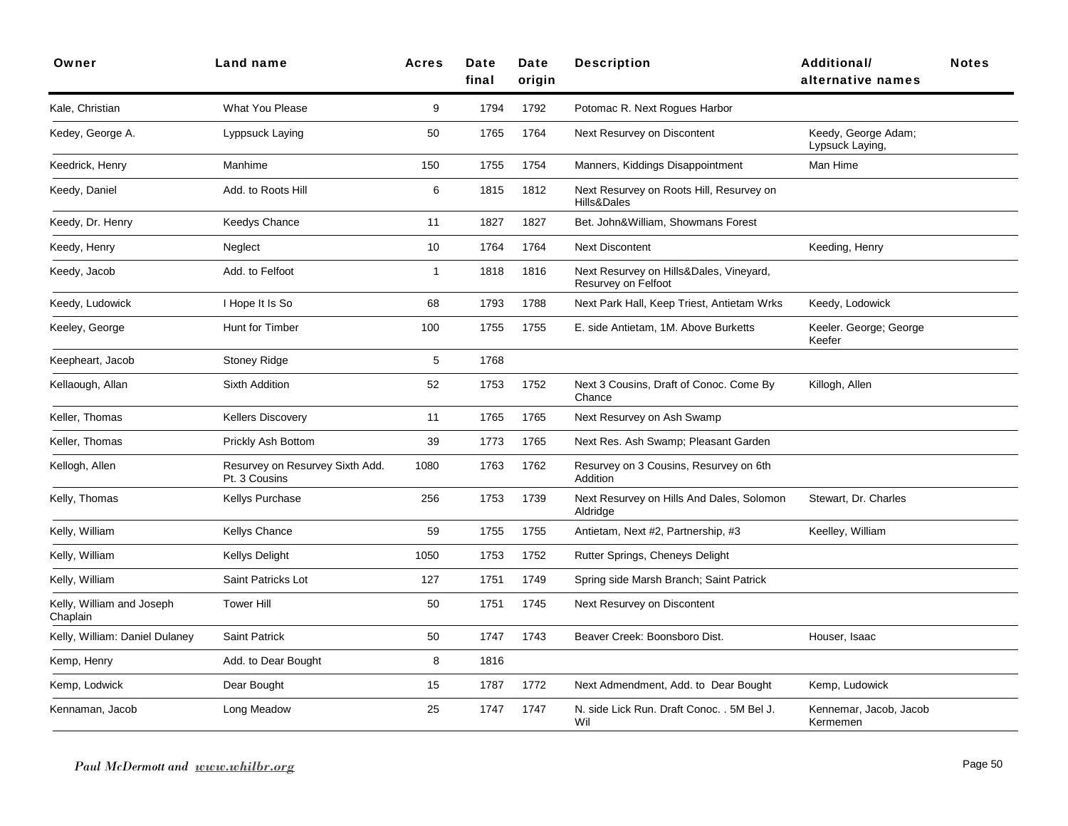| Owner | Land name | Acres | Date final | Date origin | Description | Additional/ alternative names | Notes |
|---|---|---|---|---|---|---|---|
| Kale, Christian | What You Please | 9 | 1794 | 1792 | Potomac R. Next Rogues Harbor | | |
| Kedey, George A. | Lyppsuck Laying | 50 | 1765 | 1764 | Next Resurvey on Discontent | Keedy, George Adam; Lypsuck Laying, | |
| Keedrick, Henry | Manhime | 150 | 1755 | 1754 | Manners, Kiddings Disappointment | Man Hime | |
| Keedy, Daniel | Add. to Roots Hill | 6 | 1815 | 1812 | Next Resurvey on Roots Hill, Resurvey on Hills&Dales | | |
| Keedy, Dr. Henry | Keedys Chance | 11 | 1827 | 1827 | Bet. John&William, Showmans Forest | | |
| Keedy, Henry | Neglect | 10 | 1764 | 1764 | Next Discontent | Keeding, Henry | |
| Keedy, Jacob | Add. to Felfoot | 1 | 1818 | 1816 | Next Resurvey on Hills&Dales, Vineyard, Resurvey on Felfoot | | |
| Keedy, Ludowick | I Hope It Is So | 68 | 1793 | 1788 | Next Park Hall, Keep Triest, Antietam Wrks | Keedy, Lodowick | |
| Keeley, George | Hunt for Timber | 100 | 1755 | 1755 | E. side Antietam, 1M. Above Burketts | Keeler. George; George Keefer | |
| Keepheart, Jacob | Stoney Ridge | 5 | 1768 | | | | |
| Kellaough, Allan | Sixth Addition | 52 | 1753 | 1752 | Next 3 Cousins, Draft of Conoc. Come By Chance | Killogh, Allen | |
| Keller, Thomas | Kellers Discovery | 11 | 1765 | 1765 | Next Resurvey on Ash Swamp | | |
| Keller, Thomas | Prickly Ash Bottom | 39 | 1773 | 1765 | Next Res. Ash Swamp; Pleasant Garden | | |
| Kellogh, Allen | Resurvey on Resurvey Sixth Add. Pt. 3 Cousins | 1080 | 1763 | 1762 | Resurvey on 3 Cousins, Resurvey on 6th Addition | | |
| Kelly, Thomas | Kellys Purchase | 256 | 1753 | 1739 | Next Resurvey on Hills And Dales, Solomon Aldridge | Stewart, Dr. Charles | |
| Kelly, William | Kellys Chance | 59 | 1755 | 1755 | Antietam, Next #2, Partnership, #3 | Keelley, William | |
| Kelly, William | Kellys Delight | 1050 | 1753 | 1752 | Rutter Springs, Cheneys Delight | | |
| Kelly, William | Saint Patricks Lot | 127 | 1751 | 1749 | Spring side Marsh Branch; Saint Patrick | | |
| Kelly, William and Joseph Chaplain | Tower Hill | 50 | 1751 | 1745 | Next Resurvey on Discontent | | |
| Kelly, William: Daniel Dulaney | Saint Patrick | 50 | 1747 | 1743 | Beaver Creek: Boonsboro Dist. | Houser, Isaac | |
| Kemp, Henry | Add. to Dear Bought | 8 | 1816 | | | | |
| Kemp, Lodwick | Dear Bought | 15 | 1787 | 1772 | Next Admendment, Add. to Dear Bought | Kemp, Ludowick | |
| Kennaman, Jacob | Long Meadow | 25 | 1747 | 1747 | N. side Lick Run. Draft Conoc. . 5M Bel J. Wil | Kennemar, Jacob, Jacob Kermemen | |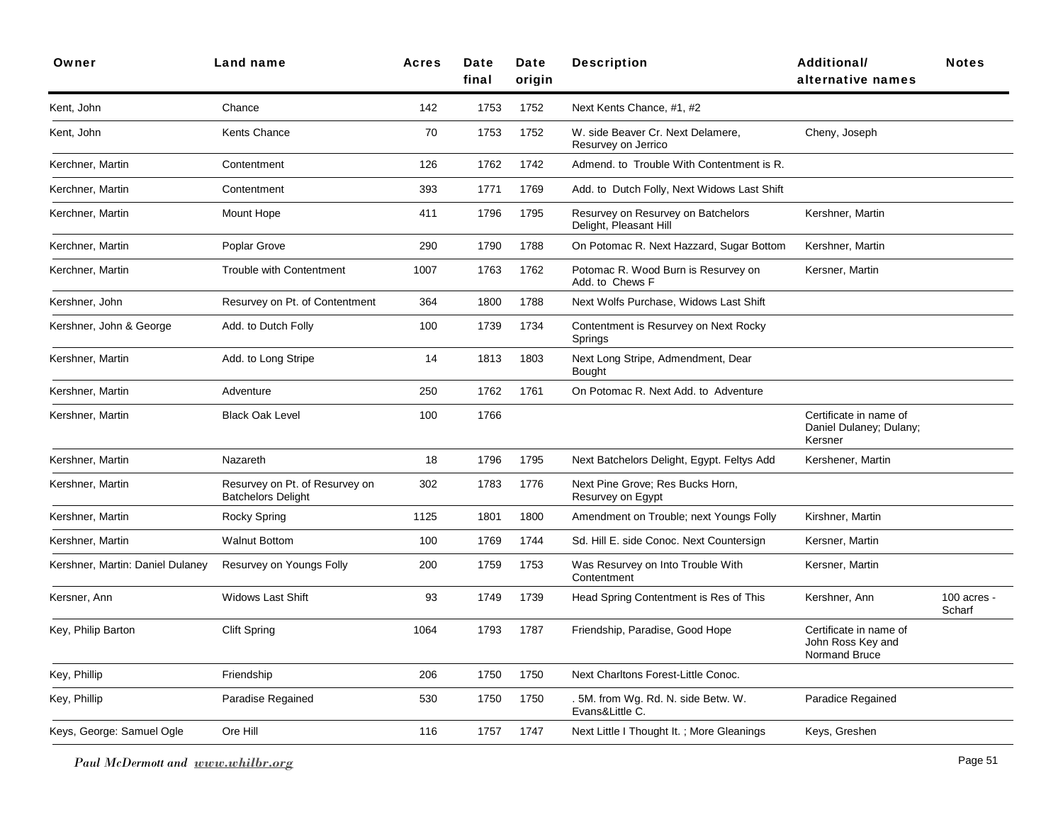| Owner | Land name | Acres | Date final | Date origin | Description | Additional/ alternative names | Notes |
|---|---|---|---|---|---|---|---|
| Kent, John | Chance | 142 | 1753 | 1752 | Next Kents Chance, #1, #2 | | |
| Kent, John | Kents Chance | 70 | 1753 | 1752 | W. side Beaver Cr. Next Delamere, Resurvey on Jerrico | Cheny, Joseph | |
| Kerchner, Martin | Contentment | 126 | 1762 | 1742 | Admend. to Trouble With Contentment is R. | | |
| Kerchner, Martin | Contentment | 393 | 1771 | 1769 | Add. to Dutch Folly, Next Widows Last Shift | | |
| Kerchner, Martin | Mount Hope | 411 | 1796 | 1795 | Resurvey on Resurvey on Batchelors Delight, Pleasant Hill | Kershner, Martin | |
| Kerchner, Martin | Poplar Grove | 290 | 1790 | 1788 | On Potomac R. Next Hazzard, Sugar Bottom | Kershner, Martin | |
| Kerchner, Martin | Trouble with Contentment | 1007 | 1763 | 1762 | Potomac R. Wood Burn is Resurvey on Add. to Chews F | Kersner, Martin | |
| Kershner, John | Resurvey on Pt. of Contentment | 364 | 1800 | 1788 | Next Wolfs Purchase, Widows Last Shift | | |
| Kershner, John & George | Add. to Dutch Folly | 100 | 1739 | 1734 | Contentment is Resurvey on Next Rocky Springs | | |
| Kershner, Martin | Add. to Long Stripe | 14 | 1813 | 1803 | Next Long Stripe, Admendment, Dear Bought | | |
| Kershner, Martin | Adventure | 250 | 1762 | 1761 | On Potomac R. Next Add. to Adventure | | |
| Kershner, Martin | Black Oak Level | 100 | 1766 | | | Certificate in name of Daniel Dulaney; Dulany; Kersner | |
| Kershner, Martin | Nazareth | 18 | 1796 | 1795 | Next Batchelors Delight, Egypt. Feltys Add | Kershener, Martin | |
| Kershner, Martin | Resurvey on Pt. of Resurvey on Batchelors Delight | 302 | 1783 | 1776 | Next Pine Grove; Res Bucks Horn, Resurvey on Egypt | | |
| Kershner, Martin | Rocky Spring | 1125 | 1801 | 1800 | Amendment on Trouble; next Youngs Folly | Kirshner, Martin | |
| Kershner, Martin | Walnut Bottom | 100 | 1769 | 1744 | Sd. Hill E. side Conoc. Next Countersign | Kersner, Martin | |
| Kershner, Martin: Daniel Dulaney | Resurvey on Youngs Folly | 200 | 1759 | 1753 | Was Resurvey on Into Trouble With Contentment | Kersner, Martin | |
| Kersner, Ann | Widows Last Shift | 93 | 1749 | 1739 | Head Spring Contentment is Res of This | Kershner, Ann | 100 acres - Scharf |
| Key, Philip Barton | Clift Spring | 1064 | 1793 | 1787 | Friendship, Paradise, Good Hope | Certificate in name of John Ross Key and Normand Bruce | |
| Key, Phillip | Friendship | 206 | 1750 | 1750 | Next Charltons Forest-Little Conoc. | | |
| Key, Phillip | Paradise Regained | 530 | 1750 | 1750 | . 5M. from Wg. Rd. N. side Betw. W. Evans&Little C. | Paradice Regained | |
| Keys, George: Samuel Ogle | Ore Hill | 116 | 1757 | 1747 | Next Little I Thought It. ; More Gleanings | Keys, Greshen | |

*Paul McDermott and www.whilbr.org*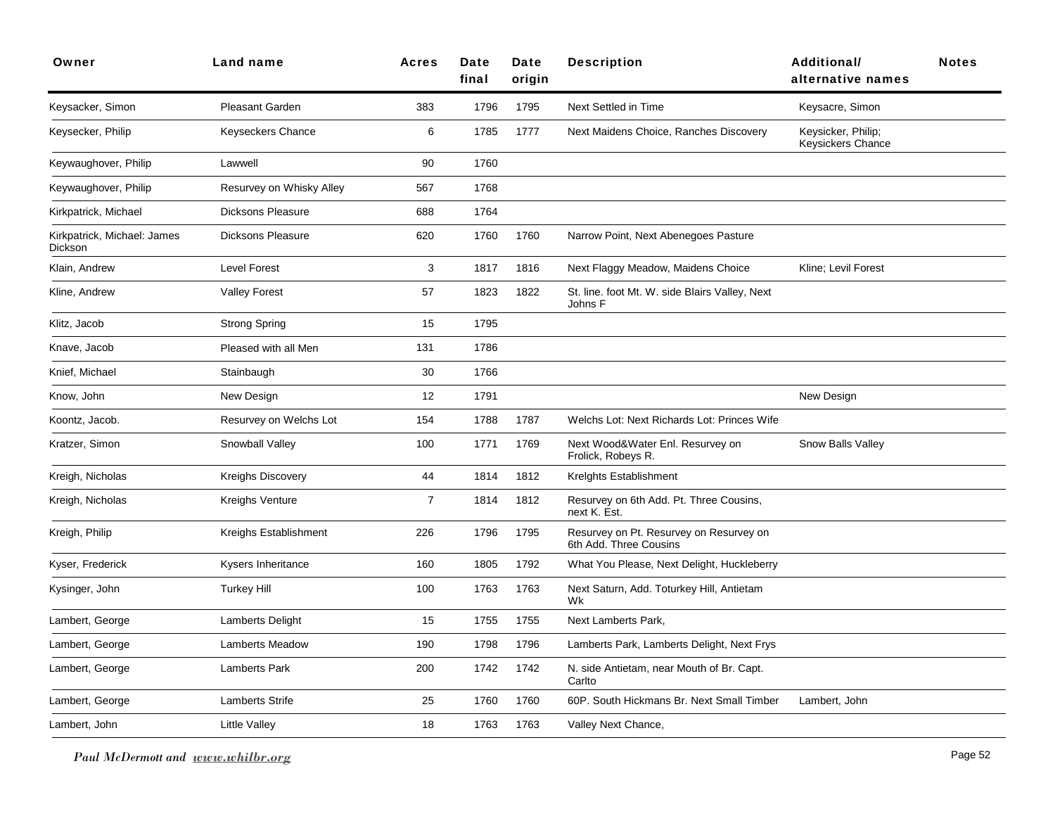| Owner | Land name | Acres | Date final | Date origin | Description | Additional/ alternative names | Notes |
|---|---|---|---|---|---|---|---|
| Keysacker, Simon | Pleasant Garden | 383 | 1796 | 1795 | Next Settled in Time | Keysacre, Simon | |
| Keysecker, Philip | Keyseckers Chance | 6 | 1785 | 1777 | Next Maidens Choice, Ranches Discovery | Keysicker, Philip; Keysickers Chance | |
| Keywaughover, Philip | Lawwell | 90 | 1760 | | | | |
| Keywaughover, Philip | Resurvey on Whisky Alley | 567 | 1768 | | | | |
| Kirkpatrick, Michael | Dicksons Pleasure | 688 | 1764 | | | | |
| Kirkpatrick, Michael: James Dickson | Dicksons Pleasure | 620 | 1760 | 1760 | Narrow Point, Next Abenegoes Pasture | | |
| Klain, Andrew | Level Forest | 3 | 1817 | 1816 | Next Flaggy Meadow, Maidens Choice | Kline; Levil Forest | |
| Kline, Andrew | Valley Forest | 57 | 1823 | 1822 | St. line. foot Mt. W. side Blairs Valley, Next Johns F | | |
| Klitz, Jacob | Strong Spring | 15 | 1795 | | | | |
| Knave, Jacob | Pleased with all Men | 131 | 1786 | | | | |
| Knief, Michael | Stainbaugh | 30 | 1766 | | | | |
| Know, John | New Design | 12 | 1791 | | | New Design | |
| Koontz, Jacob. | Resurvey on Welchs Lot | 154 | 1788 | 1787 | Welchs Lot: Next Richards Lot: Princes Wife | | |
| Kratzer, Simon | Snowball Valley | 100 | 1771 | 1769 | Next Wood&Water Enl. Resurvey on Frolick, Robeys R. | Snow Balls Valley | |
| Kreigh, Nicholas | Kreighs Discovery | 44 | 1814 | 1812 | Krelghts Establishment | | |
| Kreigh, Nicholas | Kreighs Venture | 7 | 1814 | 1812 | Resurvey on 6th Add. Pt. Three Cousins, next K. Est. | | |
| Kreigh, Philip | Kreighs Establishment | 226 | 1796 | 1795 | Resurvey on Pt. Resurvey on Resurvey on 6th Add. Three Cousins | | |
| Kyser, Frederick | Kysers Inheritance | 160 | 1805 | 1792 | What You Please, Next Delight, Huckleberry | | |
| Kysinger, John | Turkey Hill | 100 | 1763 | 1763 | Next Saturn, Add. Toturkey Hill, Antietam Wk | | |
| Lambert, George | Lamberts Delight | 15 | 1755 | 1755 | Next Lamberts Park, | | |
| Lambert, George | Lamberts Meadow | 190 | 1798 | 1796 | Lamberts Park, Lamberts Delight, Next Frys | | |
| Lambert, George | Lamberts Park | 200 | 1742 | 1742 | N. side Antietam, near Mouth of Br. Capt. Carlto | | |
| Lambert, George | Lamberts Strife | 25 | 1760 | 1760 | 60P. South Hickmans Br. Next Small Timber | Lambert, John | |
| Lambert, John | Little Valley | 18 | 1763 | 1763 | Valley Next Chance, | | |

*Paul McDermott and www.whilbr.org*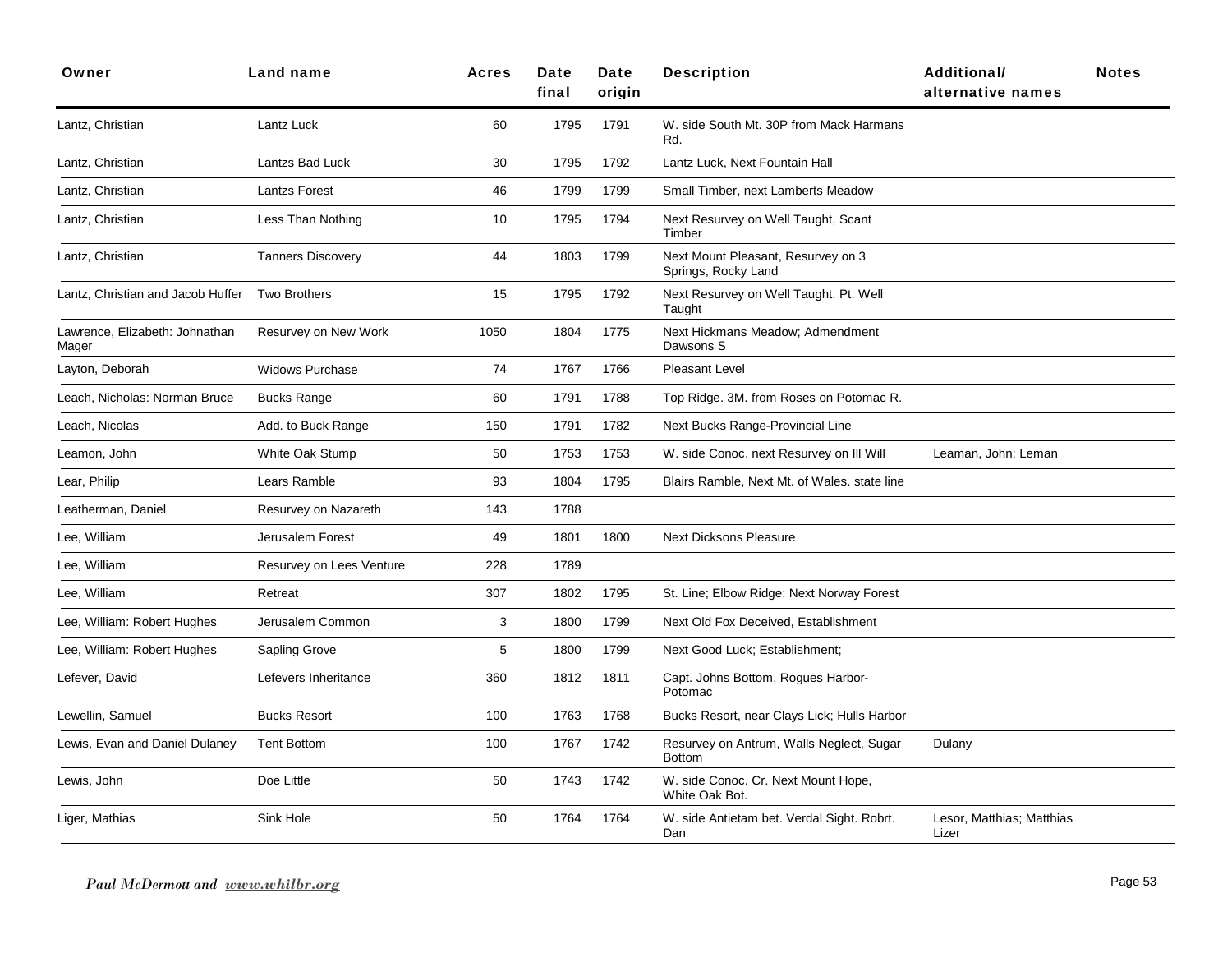| Owner | Land name | Acres | Date final | Date origin | Description | Additional/ alternative names | Notes |
|---|---|---|---|---|---|---|---|
| Lantz, Christian | Lantz Luck | 60 | 1795 | 1791 | W. side South Mt. 30P from Mack Harmans Rd. | | |
| Lantz, Christian | Lantzs Bad Luck | 30 | 1795 | 1792 | Lantz Luck, Next Fountain Hall | | |
| Lantz, Christian | Lantzs Forest | 46 | 1799 | 1799 | Small Timber, next Lamberts Meadow | | |
| Lantz, Christian | Less Than Nothing | 10 | 1795 | 1794 | Next Resurvey on Well Taught, Scant Timber | | |
| Lantz, Christian | Tanners Discovery | 44 | 1803 | 1799 | Next Mount Pleasant, Resurvey on 3 Springs, Rocky Land | | |
| Lantz, Christian and Jacob Huffer | Two Brothers | 15 | 1795 | 1792 | Next Resurvey on Well Taught. Pt. Well Taught | | |
| Lawrence, Elizabeth: Johnathan Mager | Resurvey on New Work | 1050 | 1804 | 1775 | Next Hickmans Meadow; Admendment Dawsons S | | |
| Layton, Deborah | Widows Purchase | 74 | 1767 | 1766 | Pleasant Level | | |
| Leach, Nicholas: Norman Bruce | Bucks Range | 60 | 1791 | 1788 | Top Ridge. 3M. from Roses on Potomac R. | | |
| Leach, Nicolas | Add. to Buck Range | 150 | 1791 | 1782 | Next Bucks Range-Provincial Line | | |
| Leamon, John | White Oak Stump | 50 | 1753 | 1753 | W. side Conoc. next Resurvey on Ill Will | Leaman, John; Leman | |
| Lear, Philip | Lears Ramble | 93 | 1804 | 1795 | Blairs Ramble, Next Mt. of Wales. state line | | |
| Leatherman, Daniel | Resurvey on Nazareth | 143 | 1788 | | | | |
| Lee, William | Jerusalem Forest | 49 | 1801 | 1800 | Next Dicksons Pleasure | | |
| Lee, William | Resurvey on Lees Venture | 228 | 1789 | | | | |
| Lee, William | Retreat | 307 | 1802 | 1795 | St. Line; Elbow Ridge: Next Norway Forest | | |
| Lee, William: Robert Hughes | Jerusalem Common | 3 | 1800 | 1799 | Next Old Fox Deceived, Establishment | | |
| Lee, William: Robert Hughes | Sapling Grove | 5 | 1800 | 1799 | Next Good Luck; Establishment; | | |
| Lefever, David | Lefevers Inheritance | 360 | 1812 | 1811 | Capt. Johns Bottom, Rogues Harbor-Potomac | | |
| Lewellin, Samuel | Bucks Resort | 100 | 1763 | 1768 | Bucks Resort, near Clays Lick; Hulls Harbor | | |
| Lewis, Evan and Daniel Dulaney | Tent Bottom | 100 | 1767 | 1742 | Resurvey on Antrum, Walls Neglect, Sugar Bottom | Dulany | |
| Lewis, John | Doe Little | 50 | 1743 | 1742 | W. side Conoc. Cr. Next Mount Hope, White Oak Bot. | | |
| Liger, Mathias | Sink Hole | 50 | 1764 | 1764 | W. side Antietam bet. Verdal Sight. Robrt. Dan | Lesor, Matthias; Matthias Lizer | |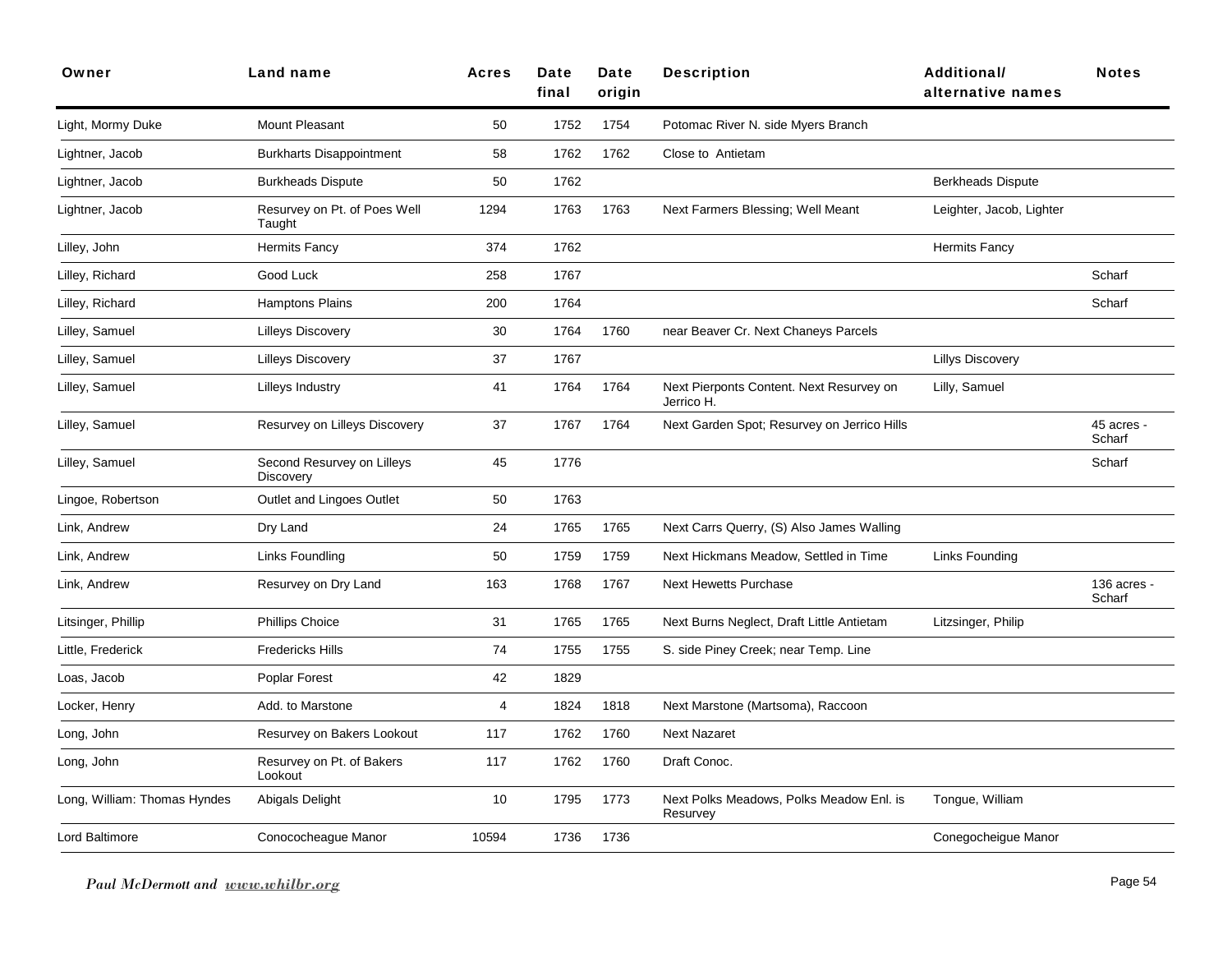| Owner | Land name | Acres | Date final | Date origin | Description | Additional/ alternative names | Notes |
|---|---|---|---|---|---|---|---|
| Light, Mormy Duke | Mount Pleasant | 50 | 1752 | 1754 | Potomac River N. side Myers Branch | | |
| Lightner, Jacob | Burkharts Disappointment | 58 | 1762 | 1762 | Close to Antietam | | |
| Lightner, Jacob | Burkheads Dispute | 50 | 1762 | | | Berkheads Dispute | |
| Lightner, Jacob | Resurvey on Pt. of Poes Well Taught | 1294 | 1763 | 1763 | Next Farmers Blessing; Well Meant | Leighter, Jacob, Lighter | |
| Lilley, John | Hermits Fancy | 374 | 1762 | | | Hermits Fancy | |
| Lilley, Richard | Good Luck | 258 | 1767 | | | | Scharf |
| Lilley, Richard | Hamptons Plains | 200 | 1764 | | | | Scharf |
| Lilley, Samuel | Lilleys Discovery | 30 | 1764 | 1760 | near Beaver Cr. Next Chaneys Parcels | | |
| Lilley, Samuel | Lilleys Discovery | 37 | 1767 | | | Lillys Discovery | |
| Lilley, Samuel | Lilleys Industry | 41 | 1764 | 1764 | Next Pierponts Content. Next Resurvey on Jerrico H. | Lilly, Samuel | |
| Lilley, Samuel | Resurvey on Lilleys Discovery | 37 | 1767 | 1764 | Next Garden Spot; Resurvey on Jerrico Hills | | 45 acres - Scharf |
| Lilley, Samuel | Second Resurvey on Lilleys Discovery | 45 | 1776 | | | | Scharf |
| Lingoe, Robertson | Outlet and Lingoes Outlet | 50 | 1763 | | | | |
| Link, Andrew | Dry Land | 24 | 1765 | 1765 | Next Carrs Querry, (S) Also James Walling | | |
| Link, Andrew | Links Foundling | 50 | 1759 | 1759 | Next Hickmans Meadow, Settled in Time | Links Founding | |
| Link, Andrew | Resurvey on Dry Land | 163 | 1768 | 1767 | Next Hewetts Purchase | | 136 acres - Scharf |
| Litsinger, Phillip | Phillips Choice | 31 | 1765 | 1765 | Next Burns Neglect, Draft Little Antietam | Litzsinger, Philip | |
| Little, Frederick | Fredericks Hills | 74 | 1755 | 1755 | S. side Piney Creek; near Temp. Line | | |
| Loas, Jacob | Poplar Forest | 42 | 1829 | | | | |
| Locker, Henry | Add. to Marstone | 4 | 1824 | 1818 | Next Marstone (Martsoma), Raccoon | | |
| Long, John | Resurvey on Bakers Lookout | 117 | 1762 | 1760 | Next Nazaret | | |
| Long, John | Resurvey on Pt. of Bakers Lookout | 117 | 1762 | 1760 | Draft Conoc. | | |
| Long, William: Thomas Hyndes | Abigals Delight | 10 | 1795 | 1773 | Next Polks Meadows, Polks Meadow Enl. is Resurvey | Tongue, William | |
| Lord Baltimore | Conococheague Manor | 10594 | 1736 | 1736 | | Conegocheigue Manor | |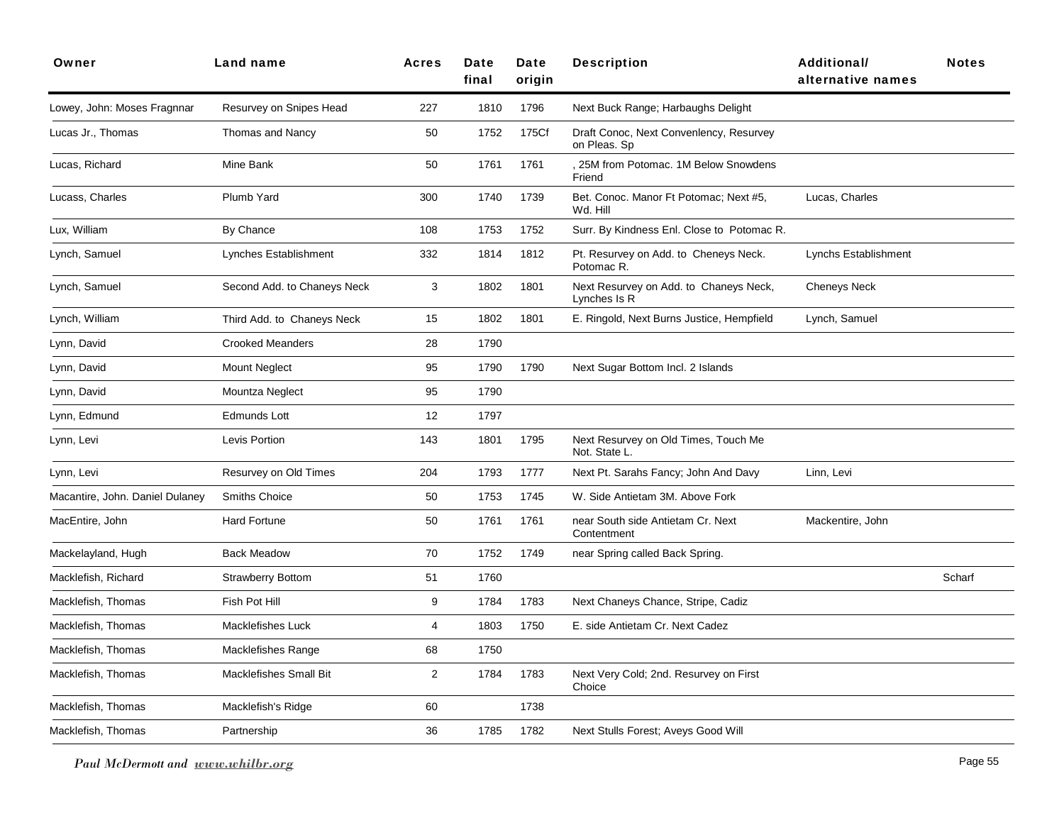| Owner | Land name | Acres | Date final | Date origin | Description | Additional/ alternative names | Notes |
|---|---|---|---|---|---|---|---|
| Lowey, John: Moses Fragnnar | Resurvey on Snipes Head | 227 | 1810 | 1796 | Next Buck Range; Harbaughs Delight | | |
| Lucas Jr., Thomas | Thomas and Nancy | 50 | 1752 | 175Cf | Draft Conoc, Next Convenlency, Resurvey on Pleas. Sp | | |
| Lucas, Richard | Mine Bank | 50 | 1761 | 1761 | , 25M from Potomac. 1M Below Snowdens Friend | | |
| Lucass, Charles | Plumb Yard | 300 | 1740 | 1739 | Bet. Conoc. Manor Ft Potomac; Next #5, Wd. Hill | Lucas, Charles | |
| Lux, William | By Chance | 108 | 1753 | 1752 | Surr. By Kindness Enl. Close to Potomac R. | | |
| Lynch, Samuel | Lynches Establishment | 332 | 1814 | 1812 | Pt. Resurvey on Add. to Cheneys Neck. Potomac R. | Lynchs Establishment | |
| Lynch, Samuel | Second Add. to Chaneys Neck | 3 | 1802 | 1801 | Next Resurvey on Add. to Chaneys Neck, Lynches Is R | Cheneys Neck | |
| Lynch, William | Third Add. to Chaneys Neck | 15 | 1802 | 1801 | E. Ringold, Next Burns Justice, Hempfield | Lynch, Samuel | |
| Lynn, David | Crooked Meanders | 28 | 1790 | | | | |
| Lynn, David | Mount Neglect | 95 | 1790 | 1790 | Next Sugar Bottom Incl. 2 Islands | | |
| Lynn, David | Mountza Neglect | 95 | 1790 | | | | |
| Lynn, Edmund | Edmunds Lott | 12 | 1797 | | | | |
| Lynn, Levi | Levis Portion | 143 | 1801 | 1795 | Next Resurvey on Old Times, Touch Me Not. State L. | | |
| Lynn, Levi | Resurvey on Old Times | 204 | 1793 | 1777 | Next Pt. Sarahs Fancy; John And Davy | Linn, Levi | |
| Macantire, John. Daniel Dulaney | Smiths Choice | 50 | 1753 | 1745 | W. Side Antietam 3M. Above Fork | | |
| MacEntire, John | Hard Fortune | 50 | 1761 | 1761 | near South side Antietam Cr. Next Contentment | Mackentire, John | |
| Mackelayland, Hugh | Back Meadow | 70 | 1752 | 1749 | near Spring called Back Spring. | | |
| Macklefish, Richard | Strawberry Bottom | 51 | 1760 | | | | Scharf |
| Macklefish, Thomas | Fish Pot Hill | 9 | 1784 | 1783 | Next Chaneys Chance, Stripe, Cadiz | | |
| Macklefish, Thomas | Macklefishes Luck | 4 | 1803 | 1750 | E. side Antietam Cr. Next Cadez | | |
| Macklefish, Thomas | Macklefishes Range | 68 | 1750 | | | | |
| Macklefish, Thomas | Macklefishes Small Bit | 2 | 1784 | 1783 | Next Very Cold; 2nd. Resurvey on First Choice | | |
| Macklefish, Thomas | Macklefish's Ridge | 60 | | 1738 | | | |
| Macklefish, Thomas | Partnership | 36 | 1785 | 1782 | Next Stulls Forest; Aveys Good Will | | |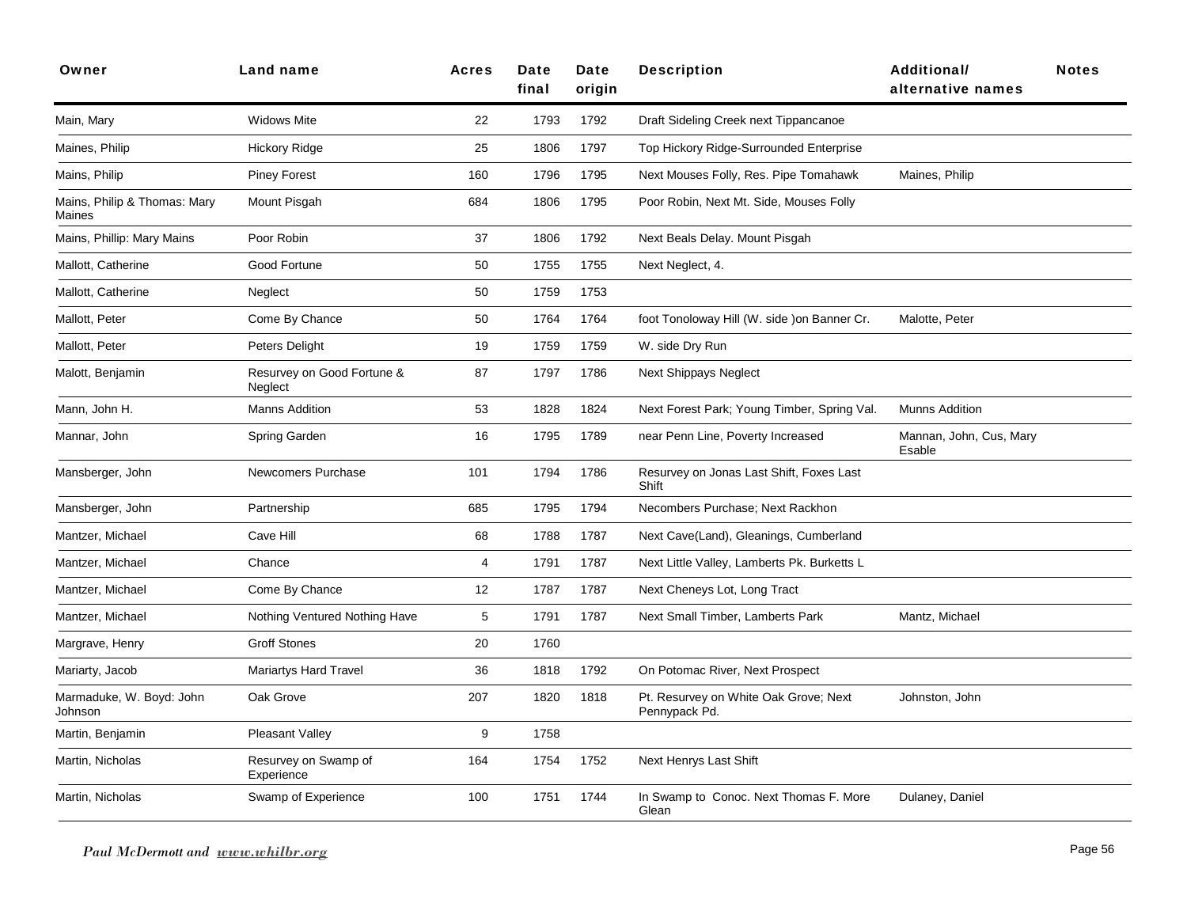| Owner | Land name | Acres | Date final | Date origin | Description | Additional/ alternative names | Notes |
|---|---|---|---|---|---|---|---|
| Main, Mary | Widows Mite | 22 | 1793 | 1792 | Draft Sideling Creek next Tippancanoe | | |
| Maines, Philip | Hickory Ridge | 25 | 1806 | 1797 | Top Hickory Ridge-Surrounded Enterprise | | |
| Mains, Philip | Piney Forest | 160 | 1796 | 1795 | Next Mouses Folly, Res. Pipe Tomahawk | Maines, Philip | |
| Mains, Philip & Thomas: Mary Maines | Mount Pisgah | 684 | 1806 | 1795 | Poor Robin, Next Mt. Side, Mouses Folly | | |
| Mains, Phillip: Mary Mains | Poor Robin | 37 | 1806 | 1792 | Next Beals Delay. Mount Pisgah | | |
| Mallott, Catherine | Good Fortune | 50 | 1755 | 1755 | Next Neglect, 4. | | |
| Mallott, Catherine | Neglect | 50 | 1759 | 1753 | | | |
| Mallott, Peter | Come By Chance | 50 | 1764 | 1764 | foot Tonoloway Hill (W. side )on Banner Cr. | Malotte, Peter | |
| Mallott, Peter | Peters Delight | 19 | 1759 | 1759 | W. side Dry Run | | |
| Malott, Benjamin | Resurvey on Good Fortune & Neglect | 87 | 1797 | 1786 | Next Shippays Neglect | | |
| Mann, John H. | Manns Addition | 53 | 1828 | 1824 | Next Forest Park; Young Timber, Spring Val. | Munns Addition | |
| Mannar, John | Spring Garden | 16 | 1795 | 1789 | near Penn Line, Poverty Increased | Mannan, John, Cus, Mary Esable | |
| Mansberger, John | Newcomers Purchase | 101 | 1794 | 1786 | Resurvey on Jonas Last Shift, Foxes Last Shift | | |
| Mansberger, John | Partnership | 685 | 1795 | 1794 | Necombers Purchase; Next Rackhon | | |
| Mantzer, Michael | Cave Hill | 68 | 1788 | 1787 | Next Cave(Land), Gleanings, Cumberland | | |
| Mantzer, Michael | Chance | 4 | 1791 | 1787 | Next Little Valley, Lamberts Pk. Burketts L | | |
| Mantzer, Michael | Come By Chance | 12 | 1787 | 1787 | Next Cheneys Lot, Long Tract | | |
| Mantzer, Michael | Nothing Ventured Nothing Have | 5 | 1791 | 1787 | Next Small Timber, Lamberts Park | Mantz, Michael | |
| Margrave, Henry | Groff Stones | 20 | 1760 | | | | |
| Mariarty, Jacob | Mariartys Hard Travel | 36 | 1818 | 1792 | On Potomac River, Next Prospect | | |
| Marmaduke, W. Boyd: John Johnson | Oak Grove | 207 | 1820 | 1818 | Pt. Resurvey on White Oak Grove; Next Pennypack Pd. | Johnston, John | |
| Martin, Benjamin | Pleasant Valley | 9 | 1758 | | | | |
| Martin, Nicholas | Resurvey on Swamp of Experience | 164 | 1754 | 1752 | Next Henrys Last Shift | | |
| Martin, Nicholas | Swamp of Experience | 100 | 1751 | 1744 | In Swamp to Conoc. Next Thomas F. More Glean | Dulaney, Daniel | |

*Paul McDermott and www.whilbr.org*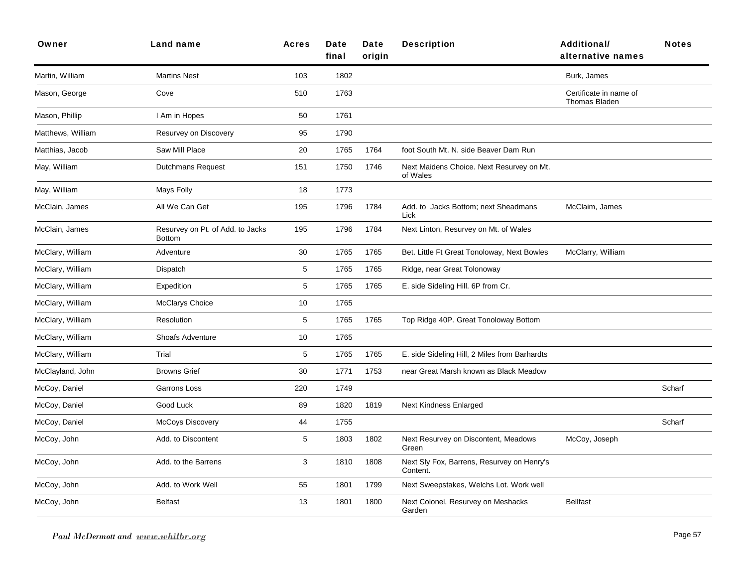| Owner | Land name | Acres | Date final | Date origin | Description | Additional/ alternative names | Notes |
|---|---|---|---|---|---|---|---|
| Martin, William | Martins Nest | 103 | 1802 | | | Burk, James | |
| Mason, George | Cove | 510 | 1763 | | | Certificate in name of Thomas Bladen | |
| Mason, Phillip | I Am in Hopes | 50 | 1761 | | | | |
| Matthews, William | Resurvey on Discovery | 95 | 1790 | | | | |
| Matthias, Jacob | Saw Mill Place | 20 | 1765 | 1764 | foot South Mt. N. side Beaver Dam Run | | |
| May, William | Dutchmans Request | 151 | 1750 | 1746 | Next Maidens Choice. Next Resurvey on Mt. of Wales | | |
| May, William | Mays Folly | 18 | 1773 | | | | |
| McClain, James | All We Can Get | 195 | 1796 | 1784 | Add. to Jacks Bottom; next Sheadmans Lick | McClaim, James | |
| McClain, James | Resurvey on Pt. of Add. to Jacks Bottom | 195 | 1796 | 1784 | Next Linton, Resurvey on Mt. of Wales | | |
| McClary, William | Adventure | 30 | 1765 | 1765 | Bet. Little Ft Great Tonoloway, Next Bowles | McClarry, William | |
| McClary, William | Dispatch | 5 | 1765 | 1765 | Ridge, near Great Tolonoway | | |
| McClary, William | Expedition | 5 | 1765 | 1765 | E. side Sideling Hill. 6P from Cr. | | |
| McClary, William | McClarys Choice | 10 | 1765 | | | | |
| McClary, William | Resolution | 5 | 1765 | 1765 | Top Ridge 40P. Great Tonoloway Bottom | | |
| McClary, William | Shoafs Adventure | 10 | 1765 | | | | |
| McClary, William | Trial | 5 | 1765 | 1765 | E. side Sideling Hill, 2 Miles from Barhardts | | |
| McClayland, John | Browns Grief | 30 | 1771 | 1753 | near Great Marsh known as Black Meadow | | |
| McCoy, Daniel | Garrons Loss | 220 | 1749 | | | | Scharf |
| McCoy, Daniel | Good Luck | 89 | 1820 | 1819 | Next Kindness Enlarged | | |
| McCoy, Daniel | McCoys Discovery | 44 | 1755 | | | | Scharf |
| McCoy, John | Add. to Discontent | 5 | 1803 | 1802 | Next Resurvey on Discontent, Meadows Green | McCoy, Joseph | |
| McCoy, John | Add. to the Barrens | 3 | 1810 | 1808 | Next Sly Fox, Barrens, Resurvey on Henry's Content. | | |
| McCoy, John | Add. to Work Well | 55 | 1801 | 1799 | Next Sweepstakes, Welchs Lot. Work well | | |
| McCoy, John | Belfast | 13 | 1801 | 1800 | Next Colonel, Resurvey on Meshacks Garden | Bellfast | |

*Paul McDermott and www.whilbr.org*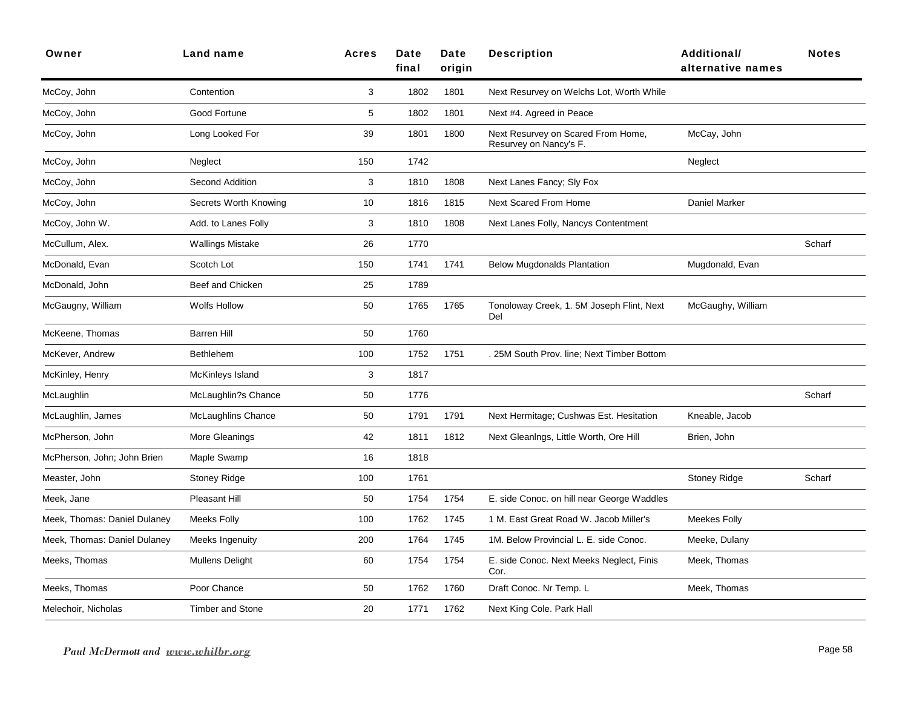| Owner | Land name | Acres | Date final | Date origin | Description | Additional/ alternative names | Notes |
|---|---|---|---|---|---|---|---|
| McCoy, John | Contention | 3 | 1802 | 1801 | Next Resurvey on Welchs Lot, Worth While | | |
| McCoy, John | Good Fortune | 5 | 1802 | 1801 | Next #4. Agreed in Peace | | |
| McCoy, John | Long Looked For | 39 | 1801 | 1800 | Next Resurvey on Scared From Home, Resurvey on Nancy's F. | McCay, John | |
| McCoy, John | Neglect | 150 | 1742 | | | Neglect | |
| McCoy, John | Second Addition | 3 | 1810 | 1808 | Next Lanes Fancy; Sly Fox | | |
| McCoy, John | Secrets Worth Knowing | 10 | 1816 | 1815 | Next Scared From Home | Daniel Marker | |
| McCoy, John W. | Add. to Lanes Folly | 3 | 1810 | 1808 | Next Lanes Folly, Nancys Contentment | | |
| McCullum, Alex. | Wallings Mistake | 26 | 1770 | | | | Scharf |
| McDonald, Evan | Scotch Lot | 150 | 1741 | 1741 | Below Mugdonalds Plantation | Mugdonald, Evan | |
| McDonald, John | Beef and Chicken | 25 | 1789 | | | | |
| McGaugny, William | Wolfs Hollow | 50 | 1765 | 1765 | Tonoloway Creek, 1. 5M Joseph Flint, Next Del | McGaughy, William | |
| McKeene, Thomas | Barren Hill | 50 | 1760 | | | | |
| McKever, Andrew | Bethlehem | 100 | 1752 | 1751 | . 25M South Prov. line; Next Timber Bottom | | |
| McKinley, Henry | McKinleys Island | 3 | 1817 | | | | |
| McLaughlin | McLaughlin?s Chance | 50 | 1776 | | | | Scharf |
| McLaughlin, James | McLaughlins Chance | 50 | 1791 | 1791 | Next Hermitage; Cushwas Est. Hesitation | Kneable, Jacob | |
| McPherson, John | More Gleanings | 42 | 1811 | 1812 | Next Gleanlngs, Little Worth, Ore Hill | Brien, John | |
| McPherson, John; John Brien | Maple Swamp | 16 | 1818 | | | | |
| Measter, John | Stoney Ridge | 100 | 1761 | | | Stoney Ridge | Scharf |
| Meek, Jane | Pleasant Hill | 50 | 1754 | 1754 | E. side Conoc. on hill near George Waddles | | |
| Meek, Thomas: Daniel Dulaney | Meeks Folly | 100 | 1762 | 1745 | 1 M. East Great Road W. Jacob Miller's | Meekes Folly | |
| Meek, Thomas: Daniel Dulaney | Meeks Ingenuity | 200 | 1764 | 1745 | 1M. Below Provincial L. E. side Conoc. | Meeke, Dulany | |
| Meeks, Thomas | Mullens Delight | 60 | 1754 | 1754 | E. side Conoc. Next Meeks Neglect, Finis Cor. | Meek, Thomas | |
| Meeks, Thomas | Poor Chance | 50 | 1762 | 1760 | Draft Conoc. Nr Temp. L | Meek, Thomas | |
| Melechoir, Nicholas | Timber and Stone | 20 | 1771 | 1762 | Next King Cole. Park Hall | | |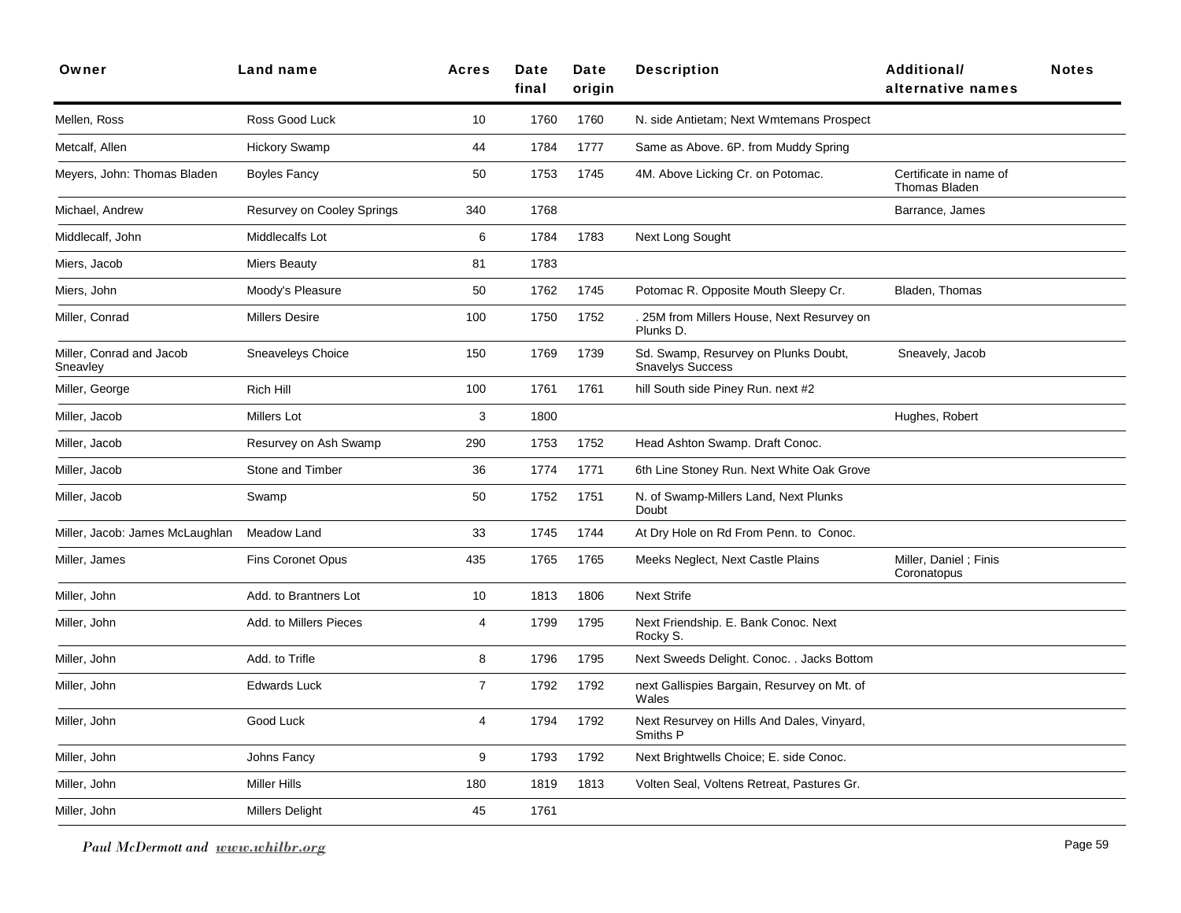| Owner | Land name | Acres | Date final | Date origin | Description | Additional/ alternative names | Notes |
|---|---|---|---|---|---|---|---|
| Mellen, Ross | Ross Good Luck | 10 | 1760 | 1760 | N. side Antietam; Next Wmtemans Prospect | | |
| Metcalf, Allen | Hickory Swamp | 44 | 1784 | 1777 | Same as Above. 6P. from Muddy Spring | | |
| Meyers, John: Thomas Bladen | Boyles Fancy | 50 | 1753 | 1745 | 4M. Above Licking Cr. on Potomac. | Certificate in name of Thomas Bladen | |
| Michael, Andrew | Resurvey on Cooley Springs | 340 | 1768 | | | Barrance, James | |
| Middlecalf, John | Middlecalfs Lot | 6 | 1784 | 1783 | Next Long Sought | | |
| Miers, Jacob | Miers Beauty | 81 | 1783 | | | | |
| Miers, John | Moody's Pleasure | 50 | 1762 | 1745 | Potomac R. Opposite Mouth Sleepy Cr. | Bladen, Thomas | |
| Miller, Conrad | Millers Desire | 100 | 1750 | 1752 | . 25M from Millers House, Next Resurvey on Plunks D. | | |
| Miller, Conrad and Jacob Sneavley | Sneaveleys Choice | 150 | 1769 | 1739 | Sd. Swamp, Resurvey on Plunks Doubt, Snavelys Success | Sneavely, Jacob | |
| Miller, George | Rich Hill | 100 | 1761 | 1761 | hill South side Piney Run. next #2 | | |
| Miller, Jacob | Millers Lot | 3 | 1800 | | | Hughes, Robert | |
| Miller, Jacob | Resurvey on Ash Swamp | 290 | 1753 | 1752 | Head Ashton Swamp. Draft Conoc. | | |
| Miller, Jacob | Stone and Timber | 36 | 1774 | 1771 | 6th Line Stoney Run. Next White Oak Grove | | |
| Miller, Jacob | Swamp | 50 | 1752 | 1751 | N. of Swamp-Millers Land, Next Plunks Doubt | | |
| Miller, Jacob: James McLaughlan | Meadow Land | 33 | 1745 | 1744 | At Dry Hole on Rd From Penn. to Conoc. | | |
| Miller, James | Fins Coronet Opus | 435 | 1765 | 1765 | Meeks Neglect, Next Castle Plains | Miller, Daniel ; Finis Coronatopus | |
| Miller, John | Add. to Brantners Lot | 10 | 1813 | 1806 | Next Strife | | |
| Miller, John | Add. to Millers Pieces | 4 | 1799 | 1795 | Next Friendship. E. Bank Conoc. Next Rocky S. | | |
| Miller, John | Add. to Trifle | 8 | 1796 | 1795 | Next Sweeds Delight. Conoc. . Jacks Bottom | | |
| Miller, John | Edwards Luck | 7 | 1792 | 1792 | next Gallispies Bargain, Resurvey on Mt. of Wales | | |
| Miller, John | Good Luck | 4 | 1794 | 1792 | Next Resurvey on Hills And Dales, Vinyard, Smiths P | | |
| Miller, John | Johns Fancy | 9 | 1793 | 1792 | Next Brightwells Choice; E. side Conoc. | | |
| Miller, John | Miller Hills | 180 | 1819 | 1813 | Volten Seal, Voltens Retreat, Pastures Gr. | | |
| Miller, John | Millers Delight | 45 | 1761 | | | | |

*Paul McDermott and www.whilbr.org*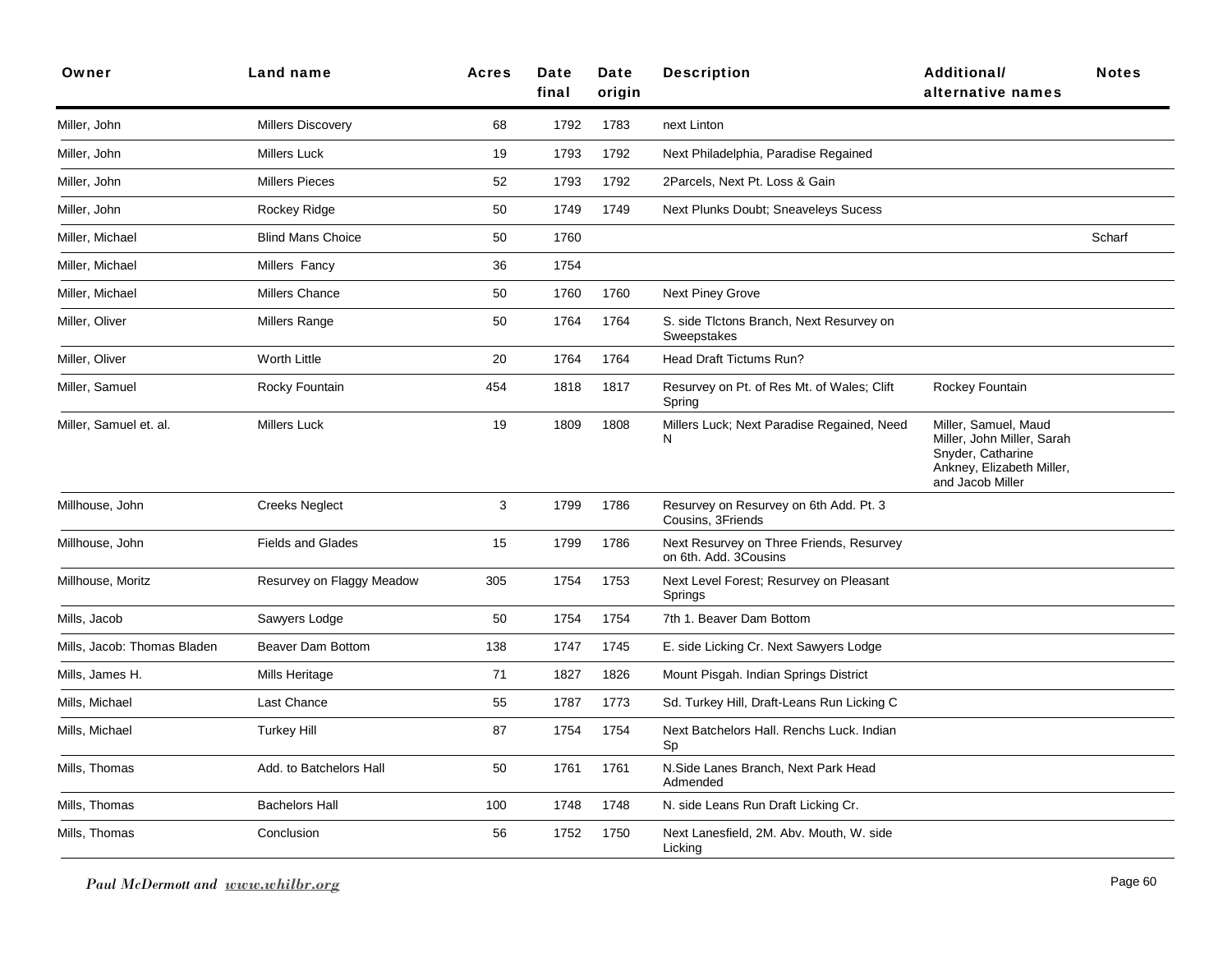| Owner | Land name | Acres | Date final | Date origin | Description | Additional/ alternative names | Notes |
|---|---|---|---|---|---|---|---|
| Miller, John | Millers Discovery | 68 | 1792 | 1783 | next Linton | | |
| Miller, John | Millers Luck | 19 | 1793 | 1792 | Next Philadelphia, Paradise Regained | | |
| Miller, John | Millers Pieces | 52 | 1793 | 1792 | 2Parcels, Next Pt. Loss & Gain | | |
| Miller, John | Rockey Ridge | 50 | 1749 | 1749 | Next Plunks Doubt; Sneaveleys Sucess | | |
| Miller, Michael | Blind Mans Choice | 50 | 1760 | | | | Scharf |
| Miller, Michael | Millers Fancy | 36 | 1754 | | | | |
| Miller, Michael | Millers Chance | 50 | 1760 | 1760 | Next Piney Grove | | |
| Miller, Oliver | Millers Range | 50 | 1764 | 1764 | S. side Tlctons Branch, Next Resurvey on Sweepstakes | | |
| Miller, Oliver | Worth Little | 20 | 1764 | 1764 | Head Draft Tictums Run? | | |
| Miller, Samuel | Rocky Fountain | 454 | 1818 | 1817 | Resurvey on Pt. of Res Mt. of Wales; Clift Spring | Rockey Fountain | |
| Miller, Samuel et. al. | Millers Luck | 19 | 1809 | 1808 | Millers Luck; Next Paradise Regained, Need N | Miller, Samuel, Maud Miller, John Miller, Sarah Snyder, Catharine Ankney, Elizabeth Miller, and Jacob Miller | |
| Millhouse, John | Creeks Neglect | 3 | 1799 | 1786 | Resurvey on Resurvey on 6th Add. Pt. 3 Cousins, 3Friends | | |
| Millhouse, John | Fields and Glades | 15 | 1799 | 1786 | Next Resurvey on Three Friends, Resurvey on 6th. Add. 3Cousins | | |
| Millhouse, Moritz | Resurvey on Flaggy Meadow | 305 | 1754 | 1753 | Next Level Forest; Resurvey on Pleasant Springs | | |
| Mills, Jacob | Sawyers Lodge | 50 | 1754 | 1754 | 7th 1. Beaver Dam Bottom | | |
| Mills, Jacob: Thomas Bladen | Beaver Dam Bottom | 138 | 1747 | 1745 | E. side Licking Cr. Next Sawyers Lodge | | |
| Mills, James H. | Mills Heritage | 71 | 1827 | 1826 | Mount Pisgah. Indian Springs District | | |
| Mills, Michael | Last Chance | 55 | 1787 | 1773 | Sd. Turkey Hill, Draft-Leans Run Licking C | | |
| Mills, Michael | Turkey Hill | 87 | 1754 | 1754 | Next Batchelors Hall. Renchs Luck. Indian Sp | | |
| Mills, Thomas | Add. to Batchelors Hall | 50 | 1761 | 1761 | N.Side Lanes Branch, Next Park Head Admended | | |
| Mills, Thomas | Bachelors Hall | 100 | 1748 | 1748 | N. side Leans Run Draft Licking Cr. | | |
| Mills, Thomas | Conclusion | 56 | 1752 | 1750 | Next Lanesfield, 2M. Abv. Mouth, W. side Licking | | |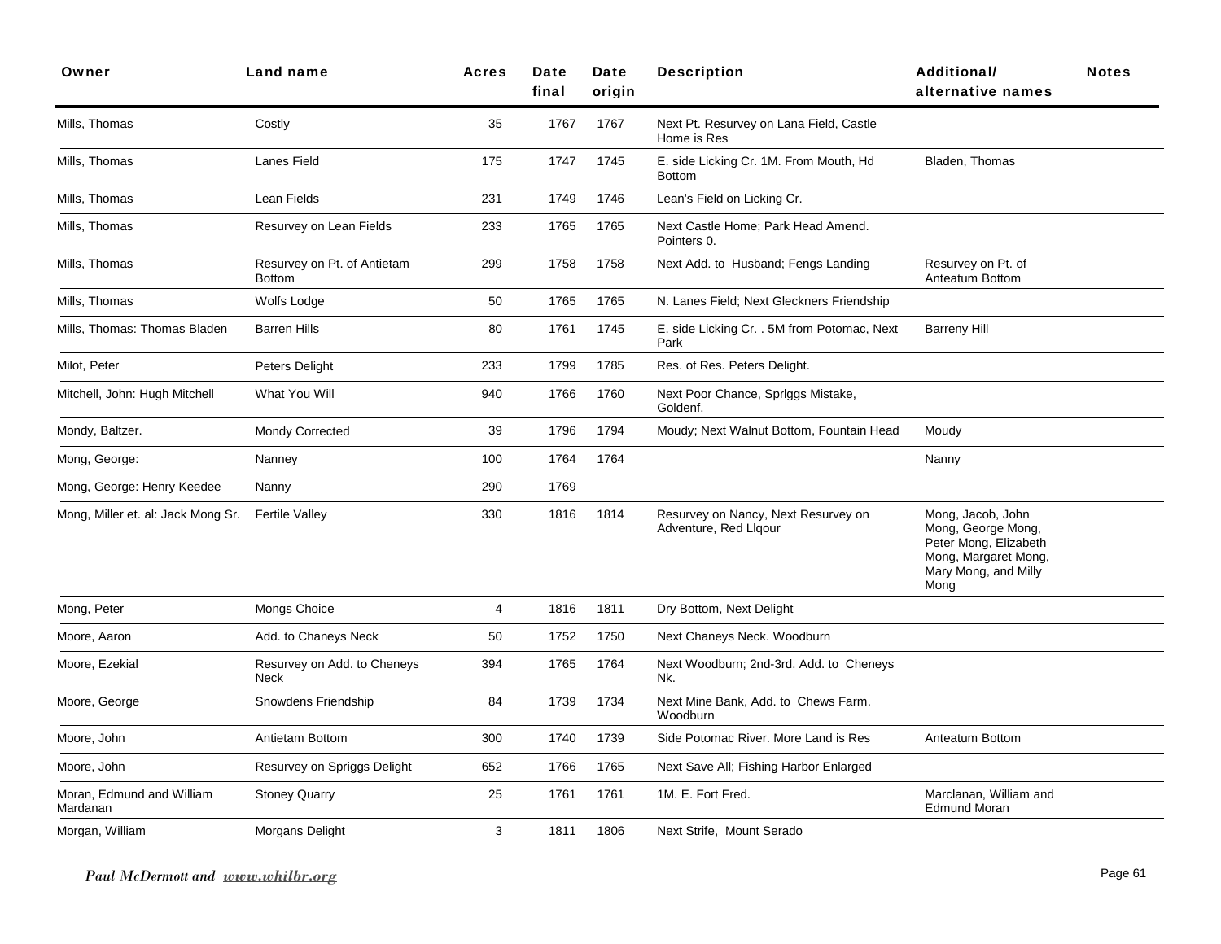| Owner | Land name | Acres | Date final | Date origin | Description | Additional/ alternative names | Notes |
|---|---|---|---|---|---|---|---|
| Mills, Thomas | Costly | 35 | 1767 | 1767 | Next Pt. Resurvey on Lana Field, Castle Home is Res | | |
| Mills, Thomas | Lanes Field | 175 | 1747 | 1745 | E. side Licking Cr. 1M. From Mouth, Hd Bottom | Bladen, Thomas | |
| Mills, Thomas | Lean Fields | 231 | 1749 | 1746 | Lean's Field on Licking Cr. | | |
| Mills, Thomas | Resurvey on Lean Fields | 233 | 1765 | 1765 | Next Castle Home; Park Head Amend. Pointers 0. | | |
| Mills, Thomas | Resurvey on Pt. of Antietam Bottom | 299 | 1758 | 1758 | Next Add. to Husband; Fengs Landing | Resurvey on Pt. of Anteatum Bottom | |
| Mills, Thomas | Wolfs Lodge | 50 | 1765 | 1765 | N. Lanes Field; Next Gleckners Friendship | | |
| Mills, Thomas: Thomas Bladen | Barren Hills | 80 | 1761 | 1745 | E. side Licking Cr. . 5M from Potomac, Next Park | Barreny Hill | |
| Milot, Peter | Peters Delight | 233 | 1799 | 1785 | Res. of Res. Peters Delight. | | |
| Mitchell, John: Hugh Mitchell | What You Will | 940 | 1766 | 1760 | Next Poor Chance, Sprlggs Mistake, Goldenf. | | |
| Mondy, Baltzer. | Mondy Corrected | 39 | 1796 | 1794 | Moudy; Next Walnut Bottom, Fountain Head | Moudy | |
| Mong, George: | Nanney | 100 | 1764 | 1764 | | Nanny | |
| Mong, George: Henry Keedee | Nanny | 290 | 1769 | | | | |
| Mong, Miller et. al: Jack Mong Sr. | Fertile Valley | 330 | 1816 | 1814 | Resurvey on Nancy, Next Resurvey on Adventure, Red Llqour | Mong, Jacob, John Mong, George Mong, Peter Mong, Elizabeth Mong, Margaret Mong, Mary Mong, and Milly Mong | |
| Mong, Peter | Mongs Choice | 4 | 1816 | 1811 | Dry Bottom, Next Delight | | |
| Moore, Aaron | Add. to Chaneys Neck | 50 | 1752 | 1750 | Next Chaneys Neck. Woodburn | | |
| Moore, Ezekial | Resurvey on Add. to Cheneys Neck | 394 | 1765 | 1764 | Next Woodburn; 2nd-3rd. Add. to Cheneys Nk. | | |
| Moore, George | Snowdens Friendship | 84 | 1739 | 1734 | Next Mine Bank, Add. to Chews Farm. Woodburn | | |
| Moore, John | Antietam Bottom | 300 | 1740 | 1739 | Side Potomac River. More Land is Res | Anteatum Bottom | |
| Moore, John | Resurvey on Spriggs Delight | 652 | 1766 | 1765 | Next Save All; Fishing Harbor Enlarged | | |
| Moran, Edmund and William Mardanan | Stoney Quarry | 25 | 1761 | 1761 | 1M. E. Fort Fred. | Marclanan, William and Edmund Moran | |
| Morgan, William | Morgans Delight | 3 | 1811 | 1806 | Next Strife, Mount Serado | | |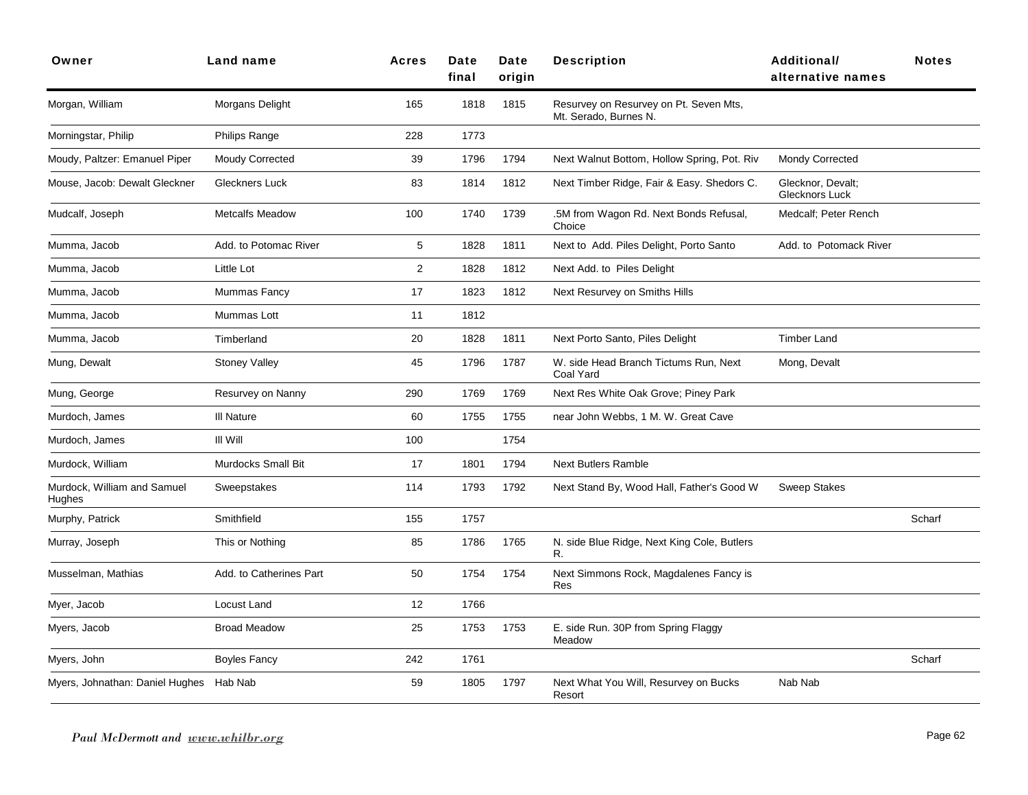| Owner | Land name | Acres | Date final | Date origin | Description | Additional/ alternative names | Notes |
|---|---|---|---|---|---|---|---|
| Morgan, William | Morgans Delight | 165 | 1818 | 1815 | Resurvey on Resurvey on Pt. Seven Mts, Mt. Serado, Burnes N. | | |
| Morningstar, Philip | Philips Range | 228 | 1773 | | | | |
| Moudy, Paltzer: Emanuel Piper | Moudy Corrected | 39 | 1796 | 1794 | Next Walnut Bottom, Hollow Spring, Pot. Riv | Mondy Corrected | |
| Mouse, Jacob: Dewalt Gleckner | Gleckners Luck | 83 | 1814 | 1812 | Next Timber Ridge, Fair & Easy. Shedors C. | Glecknor, Devalt; Glecknors Luck | |
| Mudcalf, Joseph | Metcalfs Meadow | 100 | 1740 | 1739 | .5M from Wagon Rd. Next Bonds Refusal, Choice | Medcalf; Peter Rench | |
| Mumma, Jacob | Add. to Potomac River | 5 | 1828 | 1811 | Next to Add. Piles Delight, Porto Santo | Add. to Potomack River | |
| Mumma, Jacob | Little Lot | 2 | 1828 | 1812 | Next Add. to Piles Delight | | |
| Mumma, Jacob | Mummas Fancy | 17 | 1823 | 1812 | Next Resurvey on Smiths Hills | | |
| Mumma, Jacob | Mummas Lott | 11 | 1812 | | | | |
| Mumma, Jacob | Timberland | 20 | 1828 | 1811 | Next Porto Santo, Piles Delight | Timber Land | |
| Mung, Dewalt | Stoney Valley | 45 | 1796 | 1787 | W. side Head Branch Tictums Run, Next Coal Yard | Mong, Devalt | |
| Mung, George | Resurvey on Nanny | 290 | 1769 | 1769 | Next Res White Oak Grove; Piney Park | | |
| Murdoch, James | Ill Nature | 60 | 1755 | 1755 | near John Webbs, 1 M. W. Great Cave | | |
| Murdoch, James | Ill Will | 100 | | 1754 | | | |
| Murdock, William | Murdocks Small Bit | 17 | 1801 | 1794 | Next Butlers Ramble | | |
| Murdock, William and Samuel Hughes | Sweepstakes | 114 | 1793 | 1792 | Next Stand By, Wood Hall, Father's Good W | Sweep Stakes | |
| Murphy, Patrick | Smithfield | 155 | 1757 | | | | Scharf |
| Murray, Joseph | This or Nothing | 85 | 1786 | 1765 | N. side Blue Ridge, Next King Cole, Butlers R. | | |
| Musselman, Mathias | Add. to Catherines Part | 50 | 1754 | 1754 | Next Simmons Rock, Magdalenes Fancy is Res | | |
| Myer, Jacob | Locust Land | 12 | 1766 | | | | |
| Myers, Jacob | Broad Meadow | 25 | 1753 | 1753 | E. side Run. 30P from Spring Flaggy Meadow | | |
| Myers, John | Boyles Fancy | 242 | 1761 | | | | Scharf |
| Myers, Johnathan: Daniel Hughes | Hab Nab | 59 | 1805 | 1797 | Next What You Will, Resurvey on Bucks Resort | Nab Nab | |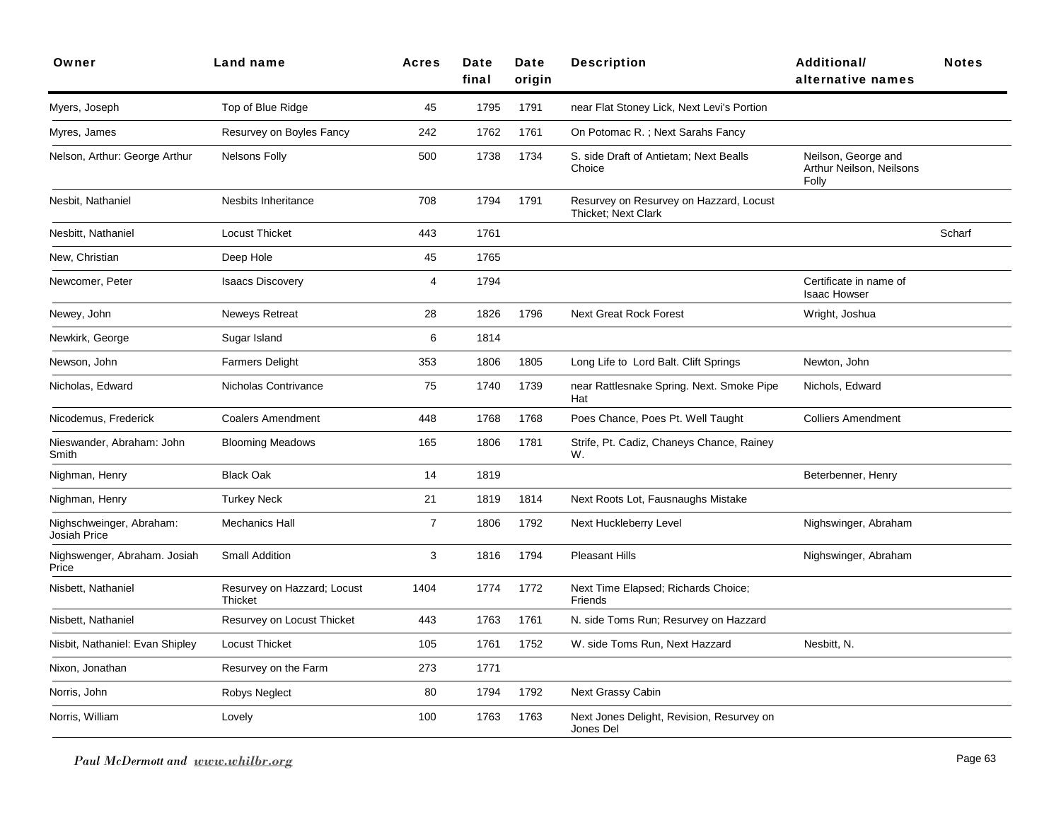| Owner | Land name | Acres | Date final | Date origin | Description | Additional/ alternative names | Notes |
|---|---|---|---|---|---|---|---|
| Myers, Joseph | Top of Blue Ridge | 45 | 1795 | 1791 | near Flat Stoney Lick, Next Levi's Portion | | |
| Myres, James | Resurvey on Boyles Fancy | 242 | 1762 | 1761 | On Potomac R. ; Next Sarahs Fancy | | |
| Nelson, Arthur: George Arthur | Nelsons Folly | 500 | 1738 | 1734 | S. side Draft of Antietam; Next Bealls Choice | Neilson, George and Arthur Neilson, Neilsons Folly | |
| Nesbit, Nathaniel | Nesbits Inheritance | 708 | 1794 | 1791 | Resurvey on Resurvey on Hazzard, Locust Thicket; Next Clark | | |
| Nesbitt, Nathaniel | Locust Thicket | 443 | 1761 | | | | Scharf |
| New, Christian | Deep Hole | 45 | 1765 | | | | |
| Newcomer, Peter | Isaacs Discovery | 4 | 1794 | | | Certificate in name of Isaac Howser | |
| Newey, John | Neweys Retreat | 28 | 1826 | 1796 | Next Great Rock Forest | Wright, Joshua | |
| Newkirk, George | Sugar Island | 6 | 1814 | | | | |
| Newson, John | Farmers Delight | 353 | 1806 | 1805 | Long Life to Lord Balt. Clift Springs | Newton, John | |
| Nicholas, Edward | Nicholas Contrivance | 75 | 1740 | 1739 | near Rattlesnake Spring. Next. Smoke Pipe Hat | Nichols, Edward | |
| Nicodemus, Frederick | Coalers Amendment | 448 | 1768 | 1768 | Poes Chance, Poes Pt. Well Taught | Colliers Amendment | |
| Nieswander, Abraham: John Smith | Blooming Meadows | 165 | 1806 | 1781 | Strife, Pt. Cadiz, Chaneys Chance, Rainey W. | | |
| Nighman, Henry | Black Oak | 14 | 1819 | | | Beterbenner, Henry | |
| Nighman, Henry | Turkey Neck | 21 | 1819 | 1814 | Next Roots Lot, Fausnaughs Mistake | | |
| Nighschweinger, Abraham: Josiah Price | Mechanics Hall | 7 | 1806 | 1792 | Next Huckleberry Level | Nighswinger, Abraham | |
| Nighswenger, Abraham. Josiah Price | Small Addition | 3 | 1816 | 1794 | Pleasant Hills | Nighswinger, Abraham | |
| Nisbett, Nathaniel | Resurvey on Hazzard; Locust Thicket | 1404 | 1774 | 1772 | Next Time Elapsed; Richards Choice; Friends | | |
| Nisbett, Nathaniel | Resurvey on Locust Thicket | 443 | 1763 | 1761 | N. side Toms Run; Resurvey on Hazzard | | |
| Nisbit, Nathaniel: Evan Shipley | Locust Thicket | 105 | 1761 | 1752 | W. side Toms Run, Next Hazzard | Nesbitt, N. | |
| Nixon, Jonathan | Resurvey on the Farm | 273 | 1771 | | | | |
| Norris, John | Robys Neglect | 80 | 1794 | 1792 | Next Grassy Cabin | | |
| Norris, William | Lovely | 100 | 1763 | 1763 | Next Jones Delight, Revision, Resurvey on Jones Del | | |

*Paul McDermott and www.whilbr.org*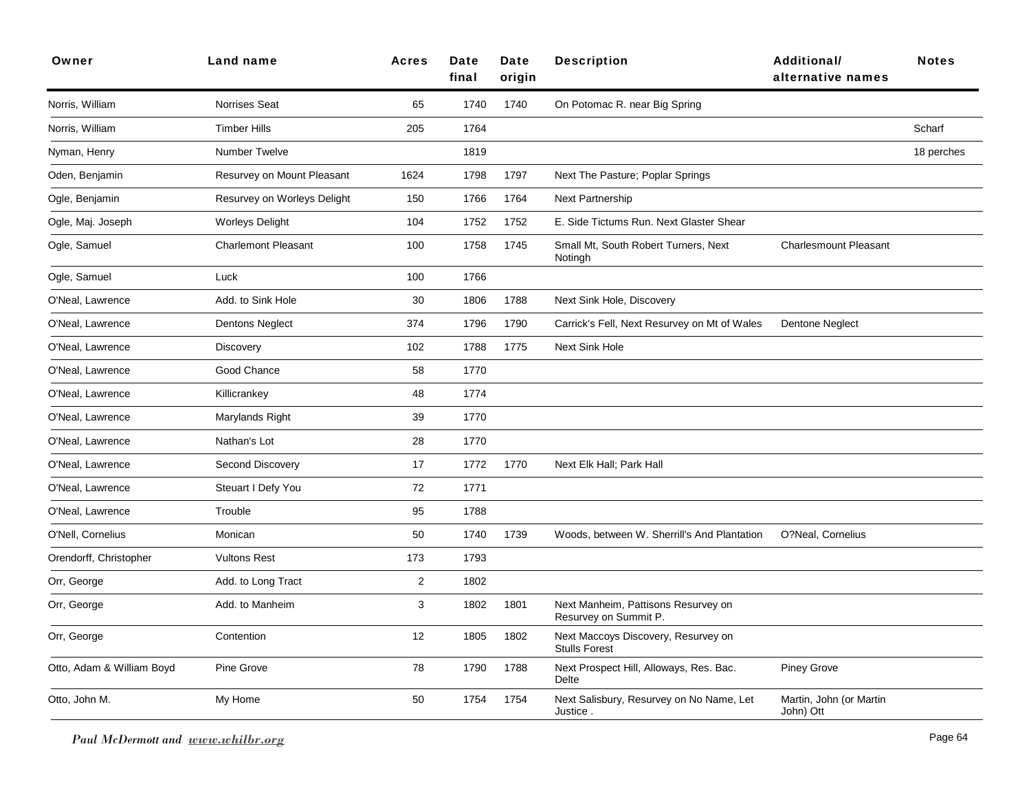| Owner | Land name | Acres | Date final | Date origin | Description | Additional/ alternative names | Notes |
|---|---|---|---|---|---|---|---|
| Norris, William | Norrises Seat | 65 | 1740 | 1740 | On Potomac R. near Big Spring | | |
| Norris, William | Timber Hills | 205 | 1764 | | | | Scharf |
| Nyman, Henry | Number Twelve | | 1819 | | | | 18 perches |
| Oden, Benjamin | Resurvey on Mount Pleasant | 1624 | 1798 | 1797 | Next The Pasture; Poplar Springs | | |
| Ogle, Benjamin | Resurvey on Worleys Delight | 150 | 1766 | 1764 | Next Partnership | | |
| Ogle, Maj. Joseph | Worleys Delight | 104 | 1752 | 1752 | E. Side Tictums Run. Next Glaster Shear | | |
| Ogle, Samuel | Charlemont Pleasant | 100 | 1758 | 1745 | Small Mt, South Robert Turners, Next Notingh | Charlesmount Pleasant | |
| Ogle, Samuel | Luck | 100 | 1766 | | | | |
| O'Neal, Lawrence | Add. to Sink Hole | 30 | 1806 | 1788 | Next Sink Hole, Discovery | | |
| O'Neal, Lawrence | Dentons Neglect | 374 | 1796 | 1790 | Carrick's Fell, Next Resurvey on Mt of Wales | Dentone Neglect | |
| O'Neal, Lawrence | Discovery | 102 | 1788 | 1775 | Next Sink Hole | | |
| O'Neal, Lawrence | Good Chance | 58 | 1770 | | | | |
| O'Neal, Lawrence | Killicrankey | 48 | 1774 | | | | |
| O'Neal, Lawrence | Marylands Right | 39 | 1770 | | | | |
| O'Neal, Lawrence | Nathan's Lot | 28 | 1770 | | | | |
| O'Neal, Lawrence | Second Discovery | 17 | 1772 | 1770 | Next Elk Hall; Park Hall | | |
| O'Neal, Lawrence | Steuart I Defy You | 72 | 1771 | | | | |
| O'Neal, Lawrence | Trouble | 95 | 1788 | | | | |
| O'Nell, Cornelius | Monican | 50 | 1740 | 1739 | Woods, between W. Sherrill's And Plantation | O?Neal, Cornelius | |
| Orendorff, Christopher | Vultons Rest | 173 | 1793 | | | | |
| Orr, George | Add. to Long Tract | 2 | 1802 | | | | |
| Orr, George | Add. to Manheim | 3 | 1802 | 1801 | Next Manheim, Pattisons Resurvey on Resurvey on Summit P. | | |
| Orr, George | Contention | 12 | 1805 | 1802 | Next Maccoys Discovery, Resurvey on Stulls Forest | | |
| Otto, Adam & William Boyd | Pine Grove | 78 | 1790 | 1788 | Next Prospect Hill, Alloways, Res. Bac. Delte | Piney Grove | |
| Otto, John M. | My Home | 50 | 1754 | 1754 | Next Salisbury, Resurvey on No Name, Let Justice . | Martin, John (or Martin John) Ott | |

*Paul McDermott and www.whilbr.org*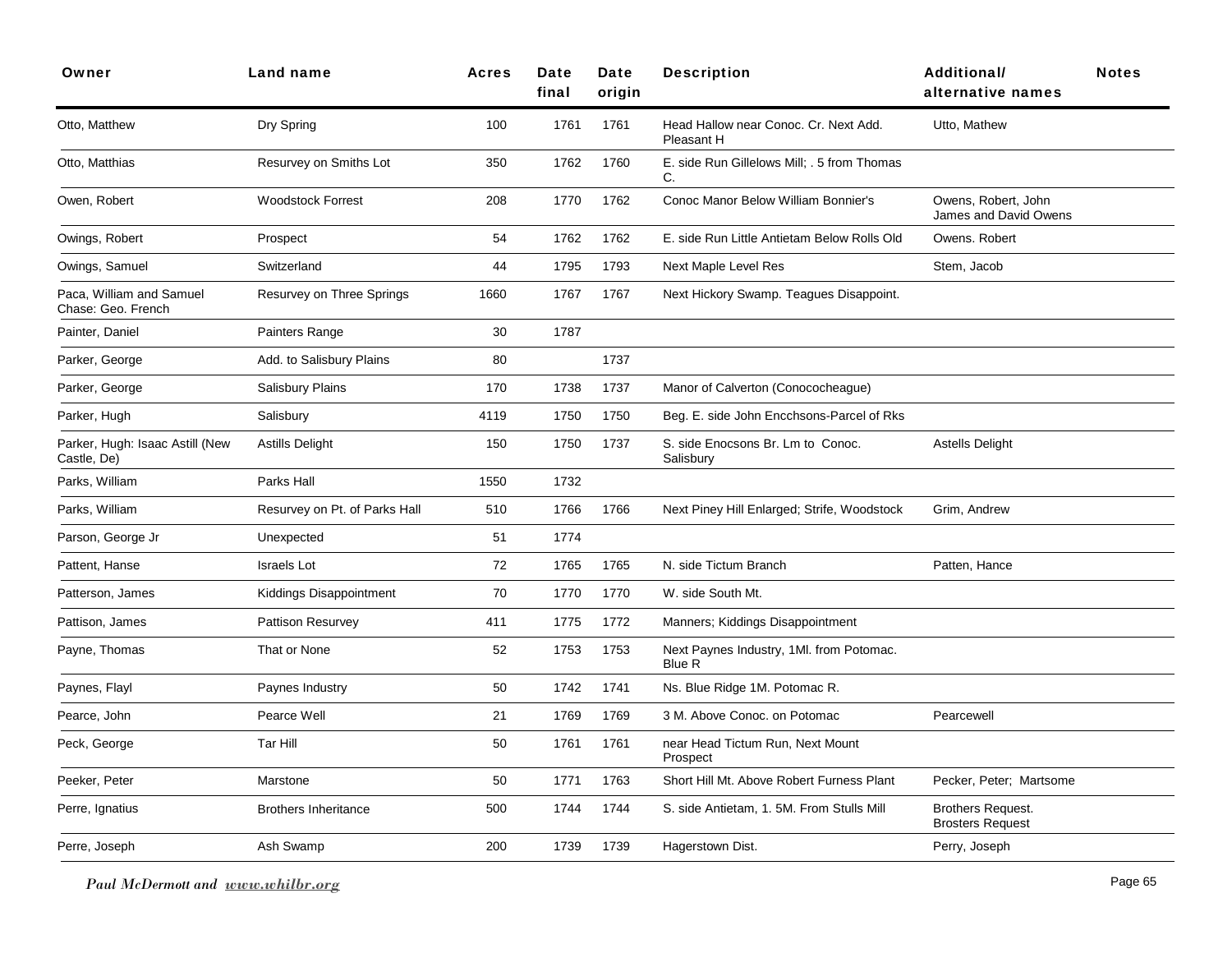| Owner | Land name | Acres | Date final | Date origin | Description | Additional/ alternative names | Notes |
|---|---|---|---|---|---|---|---|
| Otto, Matthew | Dry Spring | 100 | 1761 | 1761 | Head Hallow near Conoc. Cr. Next Add. Pleasant H | Utto, Mathew | |
| Otto, Matthias | Resurvey on Smiths Lot | 350 | 1762 | 1760 | E. side Run Gillelows Mill; . 5 from Thomas C. | | |
| Owen, Robert | Woodstock Forrest | 208 | 1770 | 1762 | Conoc Manor Below William Bonnier's | Owens, Robert, John James and David Owens | |
| Owings, Robert | Prospect | 54 | 1762 | 1762 | E. side Run Little Antietam Below Rolls Old | Owens. Robert | |
| Owings, Samuel | Switzerland | 44 | 1795 | 1793 | Next Maple Level Res | Stem, Jacob | |
| Paca, William and Samuel Chase: Geo. French | Resurvey on Three Springs | 1660 | 1767 | 1767 | Next Hickory Swamp. Teagues Disappoint. | | |
| Painter, Daniel | Painters Range | 30 | 1787 | | | | |
| Parker, George | Add. to Salisbury Plains | 80 | | 1737 | | | |
| Parker, George | Salisbury Plains | 170 | 1738 | 1737 | Manor of Calverton (Conococheague) | | |
| Parker, Hugh | Salisbury | 4119 | 1750 | 1750 | Beg. E. side John Encchsons-Parcel of Rks | | |
| Parker, Hugh: Isaac Astill (New Castle, De) | Astills Delight | 150 | 1750 | 1737 | S. side Enocsons Br. Lm to Conoc. Salisbury | Astells Delight | |
| Parks, William | Parks Hall | 1550 | 1732 | | | | |
| Parks, William | Resurvey on Pt. of Parks Hall | 510 | 1766 | 1766 | Next Piney Hill Enlarged; Strife, Woodstock | Grim, Andrew | |
| Parson, George Jr | Unexpected | 51 | 1774 | | | | |
| Pattent, Hanse | Israels Lot | 72 | 1765 | 1765 | N. side Tictum Branch | Patten, Hance | |
| Patterson, James | Kiddings Disappointment | 70 | 1770 | 1770 | W. side South Mt. | | |
| Pattison, James | Pattison Resurvey | 411 | 1775 | 1772 | Manners; Kiddings Disappointment | | |
| Payne, Thomas | That or None | 52 | 1753 | 1753 | Next Paynes Industry, 1Ml. from Potomac. Blue R | | |
| Paynes, Flayl | Paynes Industry | 50 | 1742 | 1741 | Ns. Blue Ridge 1M. Potomac R. | | |
| Pearce, John | Pearce Well | 21 | 1769 | 1769 | 3 M. Above Conoc. on Potomac | Pearcewell | |
| Peck, George | Tar Hill | 50 | 1761 | 1761 | near Head Tictum Run, Next Mount Prospect | | |
| Peeker, Peter | Marstone | 50 | 1771 | 1763 | Short Hill Mt. Above Robert Furness Plant | Pecker, Peter; Martsome | |
| Perre, Ignatius | Brothers Inheritance | 500 | 1744 | 1744 | S. side Antietam, 1. 5M. From Stulls Mill | Brothers Request. Brosters Request | |
| Perre, Joseph | Ash Swamp | 200 | 1739 | 1739 | Hagerstown Dist. | Perry, Joseph | |

*Paul McDermott and www.whilbr.org*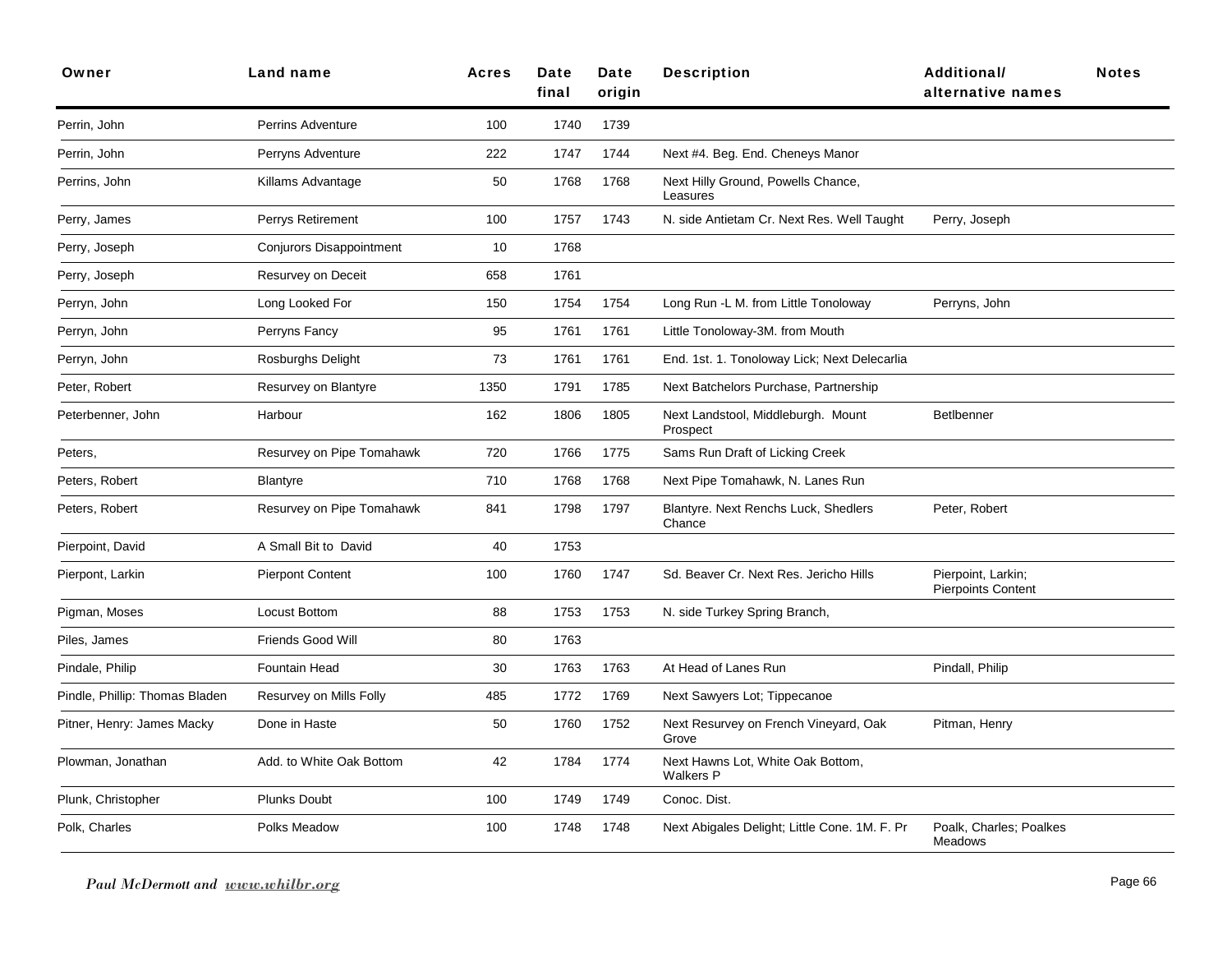| Owner | Land name | Acres | Date final | Date origin | Description | Additional/ alternative names | Notes |
|---|---|---|---|---|---|---|---|
| Perrin, John | Perrins Adventure | 100 | 1740 | 1739 | | | |
| Perrin, John | Perryns Adventure | 222 | 1747 | 1744 | Next #4. Beg. End. Cheneys Manor | | |
| Perrins, John | Killams Advantage | 50 | 1768 | 1768 | Next Hilly Ground, Powells Chance, Leasures | | |
| Perry, James | Perrys Retirement | 100 | 1757 | 1743 | N. side Antietam Cr. Next Res. Well Taught | Perry, Joseph | |
| Perry, Joseph | Conjurors Disappointment | 10 | 1768 | | | | |
| Perry, Joseph | Resurvey on Deceit | 658 | 1761 | | | | |
| Perryn, John | Long Looked For | 150 | 1754 | 1754 | Long Run -L M. from Little Tonoloway | Perryns, John | |
| Perryn, John | Perryns Fancy | 95 | 1761 | 1761 | Little Tonoloway-3M. from Mouth | | |
| Perryn, John | Rosburghs Delight | 73 | 1761 | 1761 | End. 1st. 1. Tonoloway Lick; Next Delecarlia | | |
| Peter, Robert | Resurvey on Blantyre | 1350 | 1791 | 1785 | Next Batchelors Purchase, Partnership | | |
| Peterbenner, John | Harbour | 162 | 1806 | 1805 | Next Landstool, Middleburgh. Mount Prospect | Betlbenner | |
| Peters, | Resurvey on Pipe Tomahawk | 720 | 1766 | 1775 | Sams Run Draft of Licking Creek | | |
| Peters, Robert | Blantyre | 710 | 1768 | 1768 | Next Pipe Tomahawk, N. Lanes Run | | |
| Peters, Robert | Resurvey on Pipe Tomahawk | 841 | 1798 | 1797 | Blantyre. Next Renchs Luck, Shedlers Chance | Peter, Robert | |
| Pierpoint, David | A Small Bit to David | 40 | 1753 | | | | |
| Pierpont, Larkin | Pierpont Content | 100 | 1760 | 1747 | Sd. Beaver Cr. Next Res. Jericho Hills | Pierpoint, Larkin; Pierpoints Content | |
| Pigman, Moses | Locust Bottom | 88 | 1753 | 1753 | N. side Turkey Spring Branch, | | |
| Piles, James | Friends Good Will | 80 | 1763 | | | | |
| Pindale, Philip | Fountain Head | 30 | 1763 | 1763 | At Head of Lanes Run | Pindall, Philip | |
| Pindle, Phillip: Thomas Bladen | Resurvey on Mills Folly | 485 | 1772 | 1769 | Next Sawyers Lot; Tippecanoe | | |
| Pitner, Henry: James Macky | Done in Haste | 50 | 1760 | 1752 | Next Resurvey on French Vineyard, Oak Grove | Pitman, Henry | |
| Plowman, Jonathan | Add. to White Oak Bottom | 42 | 1784 | 1774 | Next Hawns Lot, White Oak Bottom, Walkers P | | |
| Plunk, Christopher | Plunks Doubt | 100 | 1749 | 1749 | Conoc. Dist. | | |
| Polk, Charles | Polks Meadow | 100 | 1748 | 1748 | Next Abigales Delight; Little Cone. 1M. F. Pr | Poalk, Charles; Poalkes Meadows | |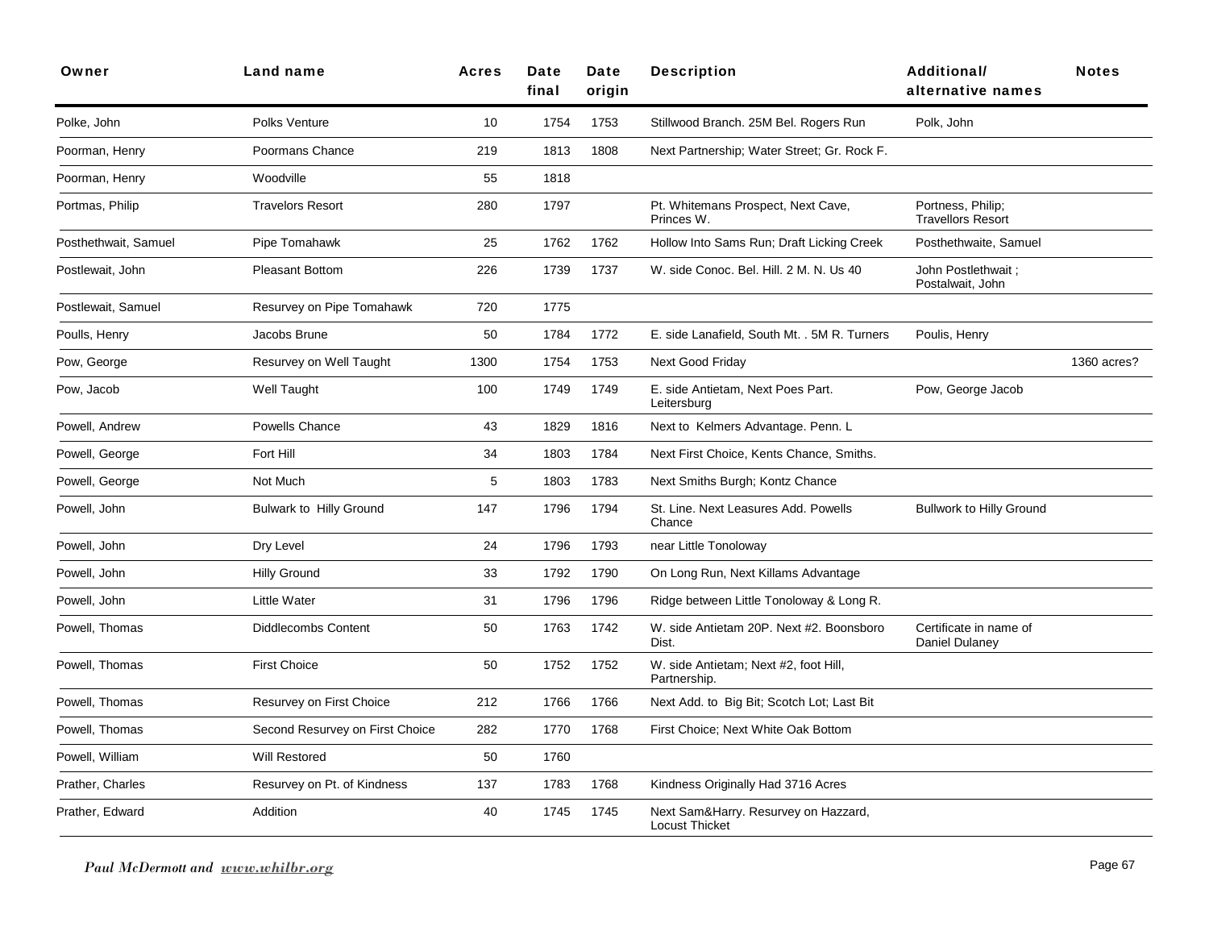| Owner | Land name | Acres | Date final | Date origin | Description | Additional/ alternative names | Notes |
|---|---|---|---|---|---|---|---|
| Polke, John | Polks Venture | 10 | 1754 | 1753 | Stillwood Branch. 25M Bel. Rogers Run | Polk, John | |
| Poorman, Henry | Poormans Chance | 219 | 1813 | 1808 | Next Partnership; Water Street; Gr. Rock F. | | |
| Poorman, Henry | Woodville | 55 | 1818 | | | | |
| Portmas, Philip | Travelors Resort | 280 | 1797 | | Pt. Whitemans Prospect, Next Cave, Princes W. | Portness, Philip; Travellors Resort | |
| Posthethwait, Samuel | Pipe Tomahawk | 25 | 1762 | 1762 | Hollow Into Sams Run; Draft Licking Creek | Posthethwaite, Samuel | |
| Postlewait, John | Pleasant Bottom | 226 | 1739 | 1737 | W. side Conoc. Bel. Hill. 2 M. N. Us 40 | John Postlethwait ; Postalwait, John | |
| Postlewait, Samuel | Resurvey on Pipe Tomahawk | 720 | 1775 | | | | |
| Poulls, Henry | Jacobs Brune | 50 | 1784 | 1772 | E. side Lanafield, South Mt. . 5M R. Turners | Poulis, Henry | |
| Pow, George | Resurvey on Well Taught | 1300 | 1754 | 1753 | Next Good Friday | | 1360 acres? |
| Pow, Jacob | Well Taught | 100 | 1749 | 1749 | E. side Antietam, Next Poes Part. Leitersburg | Pow, George Jacob | |
| Powell, Andrew | Powells Chance | 43 | 1829 | 1816 | Next to Kelmers Advantage. Penn. L | | |
| Powell, George | Fort Hill | 34 | 1803 | 1784 | Next First Choice, Kents Chance, Smiths. | | |
| Powell, George | Not Much | 5 | 1803 | 1783 | Next Smiths Burgh; Kontz Chance | | |
| Powell, John | Bulwark to Hilly Ground | 147 | 1796 | 1794 | St. Line. Next Leasures Add. Powells Chance | Bullwork to Hilly Ground | |
| Powell, John | Dry Level | 24 | 1796 | 1793 | near Little Tonoloway | | |
| Powell, John | Hilly Ground | 33 | 1792 | 1790 | On Long Run, Next Killams Advantage | | |
| Powell, John | Little Water | 31 | 1796 | 1796 | Ridge between Little Tonoloway & Long R. | | |
| Powell, Thomas | Diddlecombs Content | 50 | 1763 | 1742 | W. side Antietam 20P. Next #2. Boonsboro Dist. | Certificate in name of Daniel Dulaney | |
| Powell, Thomas | First Choice | 50 | 1752 | 1752 | W. side Antietam; Next #2, foot Hill, Partnership. | | |
| Powell, Thomas | Resurvey on First Choice | 212 | 1766 | 1766 | Next Add. to Big Bit; Scotch Lot; Last Bit | | |
| Powell, Thomas | Second Resurvey on First Choice | 282 | 1770 | 1768 | First Choice; Next White Oak Bottom | | |
| Powell, William | Will Restored | 50 | 1760 | | | | |
| Prather, Charles | Resurvey on Pt. of Kindness | 137 | 1783 | 1768 | Kindness Originally Had 3716 Acres | | |
| Prather, Edward | Addition | 40 | 1745 | 1745 | Next Sam&Harry. Resurvey on Hazzard, Locust Thicket | | |

*Paul McDermott and www.whilbr.org*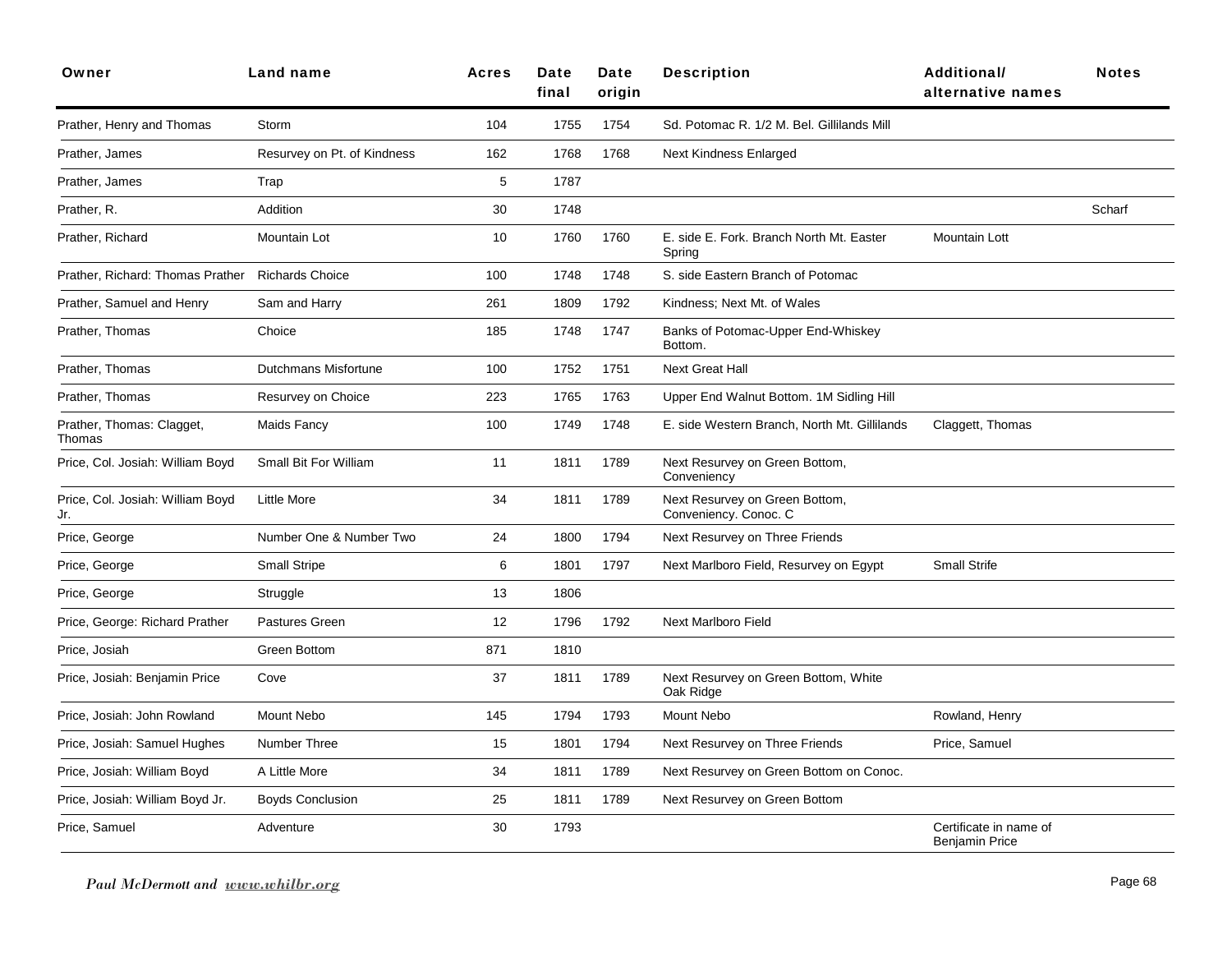| Owner | Land name | Acres | Date final | Date origin | Description | Additional/ alternative names | Notes |
|---|---|---|---|---|---|---|---|
| Prather, Henry and Thomas | Storm | 104 | 1755 | 1754 | Sd. Potomac R. 1/2 M. Bel. Gillilands Mill | | |
| Prather, James | Resurvey on Pt. of Kindness | 162 | 1768 | 1768 | Next Kindness Enlarged | | |
| Prather, James | Trap | 5 | 1787 | | | | |
| Prather, R. | Addition | 30 | 1748 | | | | Scharf |
| Prather, Richard | Mountain Lot | 10 | 1760 | 1760 | E. side E. Fork. Branch North Mt. Easter Spring | Mountain Lott | |
| Prather, Richard: Thomas Prather | Richards Choice | 100 | 1748 | 1748 | S. side Eastern Branch of Potomac | | |
| Prather, Samuel and Henry | Sam and Harry | 261 | 1809 | 1792 | Kindness; Next Mt. of Wales | | |
| Prather, Thomas | Choice | 185 | 1748 | 1747 | Banks of Potomac-Upper End-Whiskey Bottom. | | |
| Prather, Thomas | Dutchmans Misfortune | 100 | 1752 | 1751 | Next Great Hall | | |
| Prather, Thomas | Resurvey on Choice | 223 | 1765 | 1763 | Upper End Walnut Bottom. 1M Sidling Hill | | |
| Prather, Thomas: Clagget, Thomas | Maids Fancy | 100 | 1749 | 1748 | E. side Western Branch, North Mt. Gillilands | Claggett, Thomas | |
| Price, Col. Josiah: William Boyd | Small Bit For William | 11 | 1811 | 1789 | Next Resurvey on Green Bottom, Conveniency | | |
| Price, Col. Josiah: William Boyd Jr. | Little More | 34 | 1811 | 1789 | Next Resurvey on Green Bottom, Conveniency. Conoc. C | | |
| Price, George | Number One & Number Two | 24 | 1800 | 1794 | Next Resurvey on Three Friends | | |
| Price, George | Small Stripe | 6 | 1801 | 1797 | Next Marlboro Field, Resurvey on Egypt | Small Strife | |
| Price, George | Struggle | 13 | 1806 | | | | |
| Price, George: Richard Prather | Pastures Green | 12 | 1796 | 1792 | Next Marlboro Field | | |
| Price, Josiah | Green Bottom | 871 | 1810 | | | | |
| Price, Josiah: Benjamin Price | Cove | 37 | 1811 | 1789 | Next Resurvey on Green Bottom, White Oak Ridge | | |
| Price, Josiah: John Rowland | Mount Nebo | 145 | 1794 | 1793 | Mount Nebo | Rowland, Henry | |
| Price, Josiah: Samuel Hughes | Number Three | 15 | 1801 | 1794 | Next Resurvey on Three Friends | Price, Samuel | |
| Price, Josiah: William Boyd | A Little More | 34 | 1811 | 1789 | Next Resurvey on Green Bottom on Conoc. | | |
| Price, Josiah: William Boyd Jr. | Boyds Conclusion | 25 | 1811 | 1789 | Next Resurvey on Green Bottom | | |
| Price, Samuel | Adventure | 30 | 1793 | | | Certificate in name of Benjamin Price | |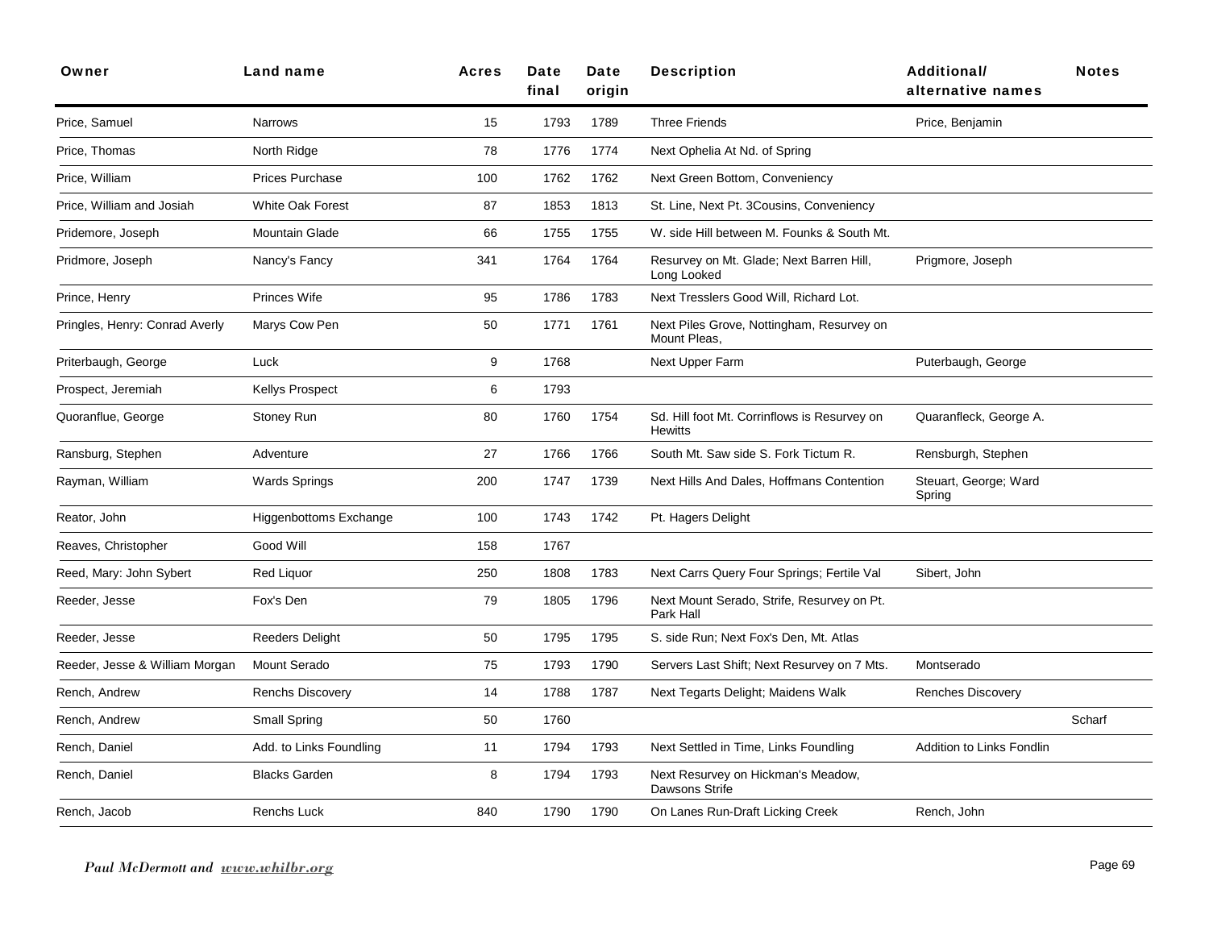| Owner | Land name | Acres | Date final | Date origin | Description | Additional/ alternative names | Notes |
|---|---|---|---|---|---|---|---|
| Price, Samuel | Narrows | 15 | 1793 | 1789 | Three Friends | Price, Benjamin | |
| Price, Thomas | North Ridge | 78 | 1776 | 1774 | Next Ophelia At Nd. of Spring | | |
| Price, William | Prices Purchase | 100 | 1762 | 1762 | Next Green Bottom, Conveniency | | |
| Price, William and Josiah | White Oak Forest | 87 | 1853 | 1813 | St. Line, Next Pt. 3Cousins, Conveniency | | |
| Pridemore, Joseph | Mountain Glade | 66 | 1755 | 1755 | W. side Hill between M. Founks & South Mt. | | |
| Pridmore, Joseph | Nancy's Fancy | 341 | 1764 | 1764 | Resurvey on Mt. Glade; Next Barren Hill, Long Looked | Prigmore, Joseph | |
| Prince, Henry | Princes Wife | 95 | 1786 | 1783 | Next Tresslers Good Will, Richard Lot. | | |
| Pringles, Henry: Conrad Averly | Marys Cow Pen | 50 | 1771 | 1761 | Next Piles Grove, Nottingham, Resurvey on Mount Pleas, | | |
| Priterbaugh, George | Luck | 9 | 1768 | | Next Upper Farm | Puterbaugh, George | |
| Prospect, Jeremiah | Kellys Prospect | 6 | 1793 | | | | |
| Quoranflue, George | Stoney Run | 80 | 1760 | 1754 | Sd. Hill foot Mt. Corrinflows is Resurvey on Hewitts | Quaranfleck, George A. | |
| Ransburg, Stephen | Adventure | 27 | 1766 | 1766 | South Mt. Saw side S. Fork Tictum R. | Rensburgh, Stephen | |
| Rayman, William | Wards Springs | 200 | 1747 | 1739 | Next Hills And Dales, Hoffmans Contention | Steuart, George; Ward Spring | |
| Reator, John | Higgenbottoms Exchange | 100 | 1743 | 1742 | Pt. Hagers Delight | | |
| Reaves, Christopher | Good Will | 158 | 1767 | | | | |
| Reed, Mary: John Sybert | Red Liquor | 250 | 1808 | 1783 | Next Carrs Query Four Springs; Fertile Val | Sibert, John | |
| Reeder, Jesse | Fox's Den | 79 | 1805 | 1796 | Next Mount Serado, Strife, Resurvey on Pt. Park Hall | | |
| Reeder, Jesse | Reeders Delight | 50 | 1795 | 1795 | S. side Run; Next Fox's Den, Mt. Atlas | | |
| Reeder, Jesse & William Morgan | Mount Serado | 75 | 1793 | 1790 | Servers Last Shift; Next Resurvey on 7 Mts. | Montserado | |
| Rench, Andrew | Renchs Discovery | 14 | 1788 | 1787 | Next Tegarts Delight; Maidens Walk | Renches Discovery | |
| Rench, Andrew | Small Spring | 50 | 1760 | | | | Scharf |
| Rench, Daniel | Add. to Links Foundling | 11 | 1794 | 1793 | Next Settled in Time, Links Foundling | Addition to Links Fondlin | |
| Rench, Daniel | Blacks Garden | 8 | 1794 | 1793 | Next Resurvey on Hickman's Meadow, Dawsons Strife | | |
| Rench, Jacob | Renchs Luck | 840 | 1790 | 1790 | On Lanes Run-Draft Licking Creek | Rench, John | |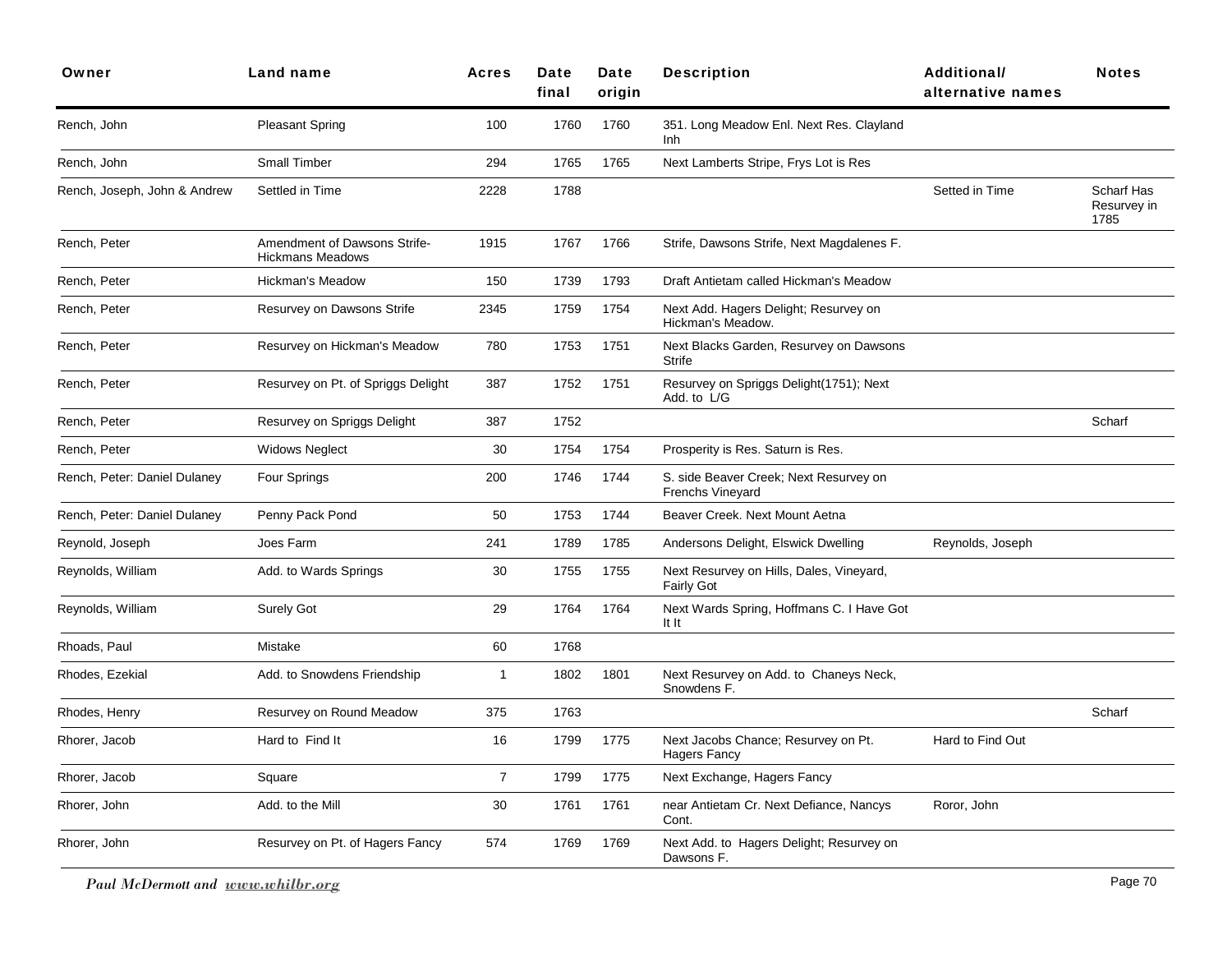| Owner | Land name | Acres | Date final | Date origin | Description | Additional/ alternative names | Notes |
|---|---|---|---|---|---|---|---|
| Rench, John | Pleasant Spring | 100 | 1760 | 1760 | 351. Long Meadow Enl. Next Res. Clayland Inh | | |
| Rench, John | Small Timber | 294 | 1765 | 1765 | Next Lamberts Stripe, Frys Lot is Res | | |
| Rench, Joseph, John & Andrew | Settled in Time | 2228 | 1788 | | | Setted in Time | Scharf Has Resurvey in 1785 |
| Rench, Peter | Amendment of Dawsons Strife-Hickmans Meadows | 1915 | 1767 | 1766 | Strife, Dawsons Strife, Next Magdalenes F. | | |
| Rench, Peter | Hickman's Meadow | 150 | 1739 | 1793 | Draft Antietam called Hickman's Meadow | | |
| Rench, Peter | Resurvey on Dawsons Strife | 2345 | 1759 | 1754 | Next Add. Hagers Delight; Resurvey on Hickman's Meadow. | | |
| Rench, Peter | Resurvey on Hickman's Meadow | 780 | 1753 | 1751 | Next Blacks Garden, Resurvey on Dawsons Strife | | |
| Rench, Peter | Resurvey on Pt. of Spriggs Delight | 387 | 1752 | 1751 | Resurvey on Spriggs Delight(1751); Next Add. to L/G | | |
| Rench, Peter | Resurvey on Spriggs Delight | 387 | 1752 | | | | Scharf |
| Rench, Peter | Widows Neglect | 30 | 1754 | 1754 | Prosperity is Res. Saturn is Res. | | |
| Rench, Peter: Daniel Dulaney | Four Springs | 200 | 1746 | 1744 | S. side Beaver Creek; Next Resurvey on Frenchs Vineyard | | |
| Rench, Peter: Daniel Dulaney | Penny Pack Pond | 50 | 1753 | 1744 | Beaver Creek. Next Mount Aetna | | |
| Reynold, Joseph | Joes Farm | 241 | 1789 | 1785 | Andersons Delight, Elswick Dwelling | Reynolds, Joseph | |
| Reynolds, William | Add. to Wards Springs | 30 | 1755 | 1755 | Next Resurvey on Hills, Dales, Vineyard, Fairly Got | | |
| Reynolds, William | Surely Got | 29 | 1764 | 1764 | Next Wards Spring, Hoffmans C. I Have Got It It | | |
| Rhoads, Paul | Mistake | 60 | 1768 | | | | |
| Rhodes, Ezekial | Add. to Snowdens Friendship | 1 | 1802 | 1801 | Next Resurvey on Add. to Chaneys Neck, Snowdens F. | | |
| Rhodes, Henry | Resurvey on Round Meadow | 375 | 1763 | | | | Scharf |
| Rhorer, Jacob | Hard to Find It | 16 | 1799 | 1775 | Next Jacobs Chance; Resurvey on Pt. Hagers Fancy | Hard to Find Out | |
| Rhorer, Jacob | Square | 7 | 1799 | 1775 | Next Exchange, Hagers Fancy | | |
| Rhorer, John | Add. to the Mill | 30 | 1761 | 1761 | near Antietam Cr. Next Defiance, Nancys Cont. | Roror, John | |
| Rhorer, John | Resurvey on Pt. of Hagers Fancy | 574 | 1769 | 1769 | Next Add. to Hagers Delight; Resurvey on Dawsons F. | | |

*Paul McDermott and www.whilbr.org*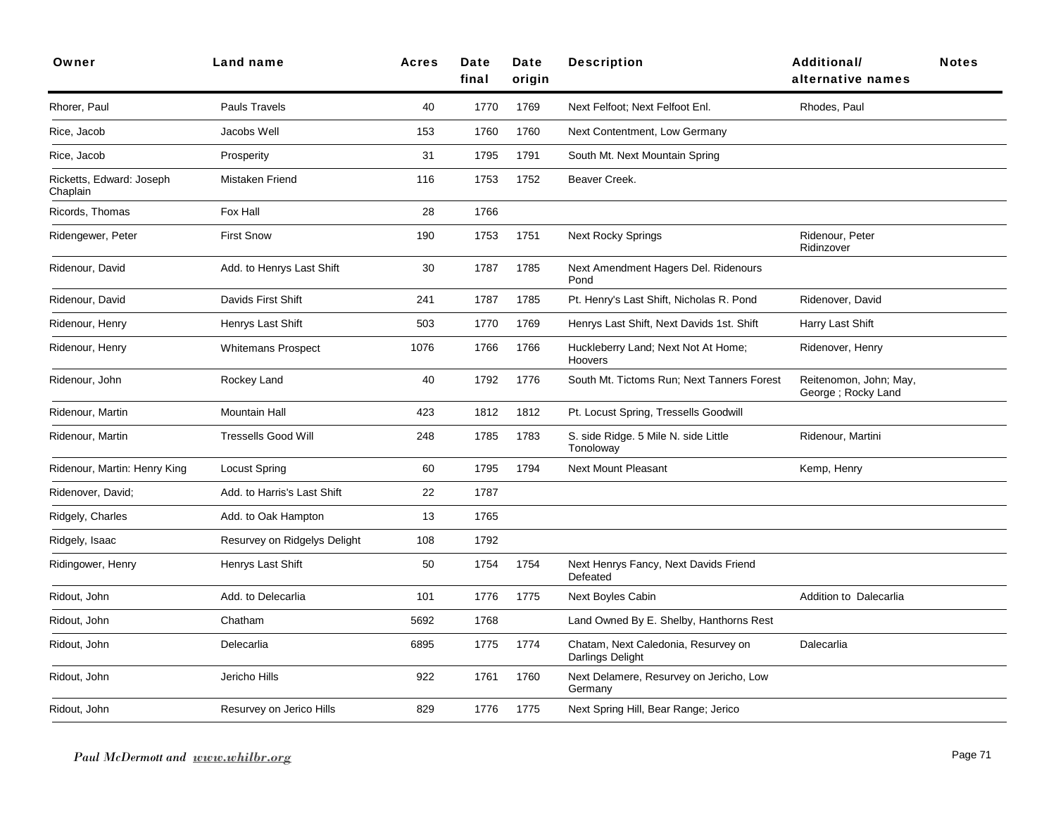| Owner | Land name | Acres | Date final | Date origin | Description | Additional/ alternative names | Notes |
|---|---|---|---|---|---|---|---|
| Rhorer, Paul | Pauls Travels | 40 | 1770 | 1769 | Next Felfoot; Next Felfoot Enl. | Rhodes, Paul | |
| Rice, Jacob | Jacobs Well | 153 | 1760 | 1760 | Next Contentment, Low Germany | | |
| Rice, Jacob | Prosperity | 31 | 1795 | 1791 | South Mt. Next Mountain Spring | | |
| Ricketts, Edward: Joseph Chaplain | Mistaken Friend | 116 | 1753 | 1752 | Beaver Creek. | | |
| Ricords, Thomas | Fox Hall | 28 | 1766 | | | | |
| Ridengewer, Peter | First Snow | 190 | 1753 | 1751 | Next Rocky Springs | Ridenour, Peter Ridinzover | |
| Ridenour, David | Add. to Henrys Last Shift | 30 | 1787 | 1785 | Next Amendment Hagers Del. Ridenours Pond | | |
| Ridenour, David | Davids First Shift | 241 | 1787 | 1785 | Pt. Henry's Last Shift, Nicholas R. Pond | Ridenover, David | |
| Ridenour, Henry | Henrys Last Shift | 503 | 1770 | 1769 | Henrys Last Shift, Next Davids 1st. Shift | Harry Last Shift | |
| Ridenour, Henry | Whitemans Prospect | 1076 | 1766 | 1766 | Huckleberry Land; Next Not At Home; Hoovers | Ridenover, Henry | |
| Ridenour, John | Rockey Land | 40 | 1792 | 1776 | South Mt. Tictoms Run; Next Tanners Forest | Reitenomon, John; May, George ; Rocky Land | |
| Ridenour, Martin | Mountain Hall | 423 | 1812 | 1812 | Pt. Locust Spring, Tressells Goodwill | | |
| Ridenour, Martin | Tressells Good Will | 248 | 1785 | 1783 | S. side Ridge. 5 Mile N. side Little Tonoloway | Ridenour, Martini | |
| Ridenour, Martin: Henry King | Locust Spring | 60 | 1795 | 1794 | Next Mount Pleasant | Kemp, Henry | |
| Ridenover, David; | Add. to Harris's Last Shift | 22 | 1787 | | | | |
| Ridgely, Charles | Add. to Oak Hampton | 13 | 1765 | | | | |
| Ridgely, Isaac | Resurvey on Ridgelys Delight | 108 | 1792 | | | | |
| Ridingower, Henry | Henrys Last Shift | 50 | 1754 | 1754 | Next Henrys Fancy, Next Davids Friend Defeated | | |
| Ridout, John | Add. to Delecarlia | 101 | 1776 | 1775 | Next Boyles Cabin | Addition to Dalecarlia | |
| Ridout, John | Chatham | 5692 | 1768 | | Land Owned By E. Shelby, Hanthorns Rest | | |
| Ridout, John | Delecarlia | 6895 | 1775 | 1774 | Chatam, Next Caledonia, Resurvey on Darlings Delight | Dalecarlia | |
| Ridout, John | Jericho Hills | 922 | 1761 | 1760 | Next Delamere, Resurvey on Jericho, Low Germany | | |
| Ridout, John | Resurvey on Jerico Hills | 829 | 1776 | 1775 | Next Spring Hill, Bear Range; Jerico | | |

*Paul McDermott and www.whilbr.org*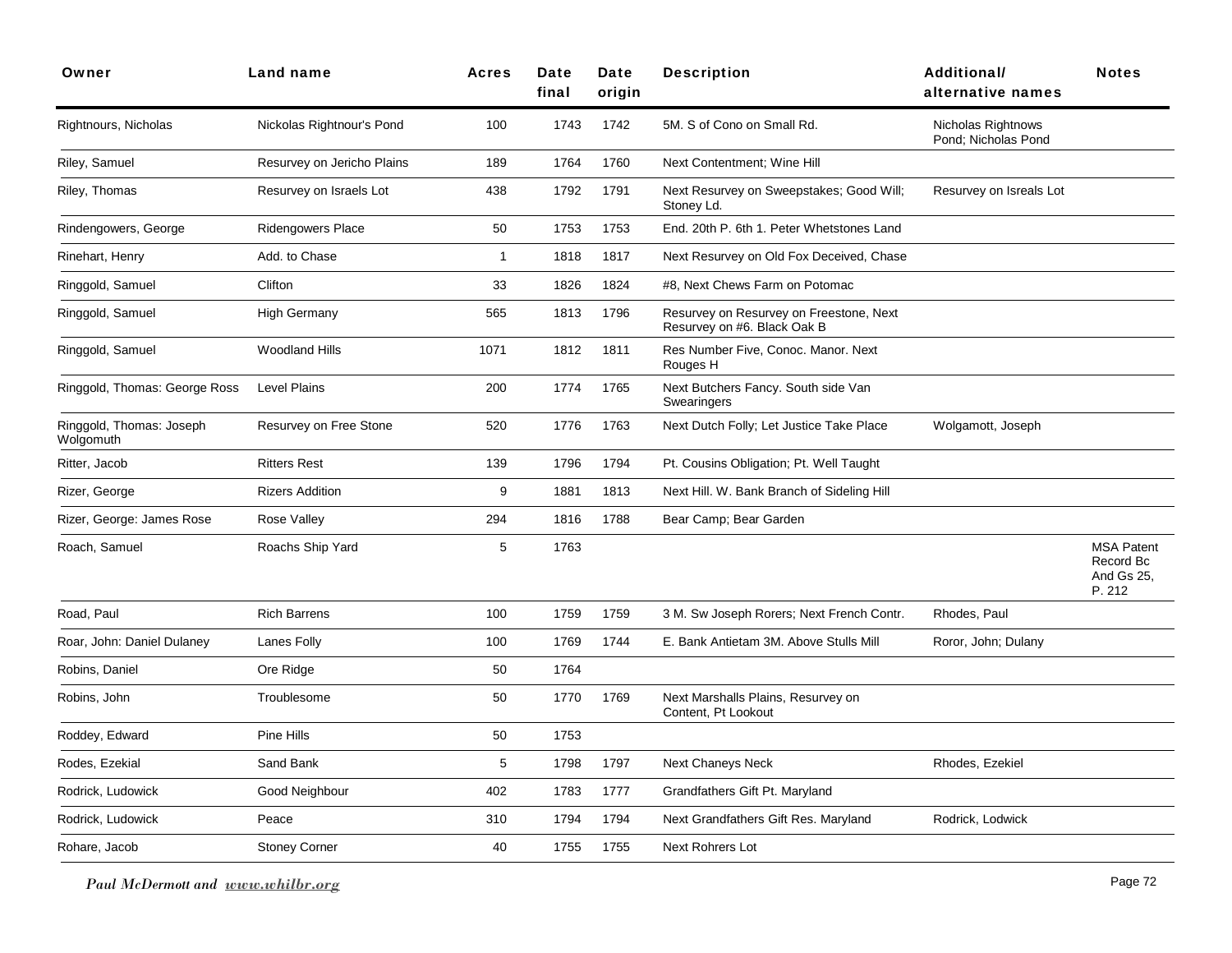| Owner | Land name | Acres | Date final | Date origin | Description | Additional/ alternative names | Notes |
|---|---|---|---|---|---|---|---|
| Rightnours, Nicholas | Nickolas Rightnour's Pond | 100 | 1743 | 1742 | 5M. S of Cono on Small Rd. | Nicholas Rightnows Pond; Nicholas Pond | |
| Riley, Samuel | Resurvey on Jericho Plains | 189 | 1764 | 1760 | Next Contentment; Wine Hill | | |
| Riley, Thomas | Resurvey on Israels Lot | 438 | 1792 | 1791 | Next Resurvey on Sweepstakes; Good Will; Stoney Ld. | Resurvey on Isreals Lot | |
| Rindengowers, George | Ridengowers Place | 50 | 1753 | 1753 | End. 20th P. 6th 1. Peter Whetstones Land | | |
| Rinehart, Henry | Add. to Chase | 1 | 1818 | 1817 | Next Resurvey on Old Fox Deceived, Chase | | |
| Ringgold, Samuel | Clifton | 33 | 1826 | 1824 | #8, Next Chews Farm on Potomac | | |
| Ringgold, Samuel | High Germany | 565 | 1813 | 1796 | Resurvey on Resurvey on Freestone, Next Resurvey on #6. Black Oak B | | |
| Ringgold, Samuel | Woodland Hills | 1071 | 1812 | 1811 | Res Number Five, Conoc. Manor. Next Rouges H | | |
| Ringgold, Thomas: George Ross | Level Plains | 200 | 1774 | 1765 | Next Butchers Fancy. South side Van Swearingers | | |
| Ringgold, Thomas: Joseph Wolgomuth | Resurvey on Free Stone | 520 | 1776 | 1763 | Next Dutch Folly; Let Justice Take Place | Wolgamott, Joseph | |
| Ritter, Jacob | Ritters Rest | 139 | 1796 | 1794 | Pt. Cousins Obligation; Pt. Well Taught | | |
| Rizer, George | Rizers Addition | 9 | 1881 | 1813 | Next Hill. W. Bank Branch of Sideling Hill | | |
| Rizer, George: James Rose | Rose Valley | 294 | 1816 | 1788 | Bear Camp; Bear Garden | | |
| Roach, Samuel | Roachs Ship Yard | 5 | 1763 | | | | MSA Patent Record Bc And Gs 25, P. 212 |
| Road, Paul | Rich Barrens | 100 | 1759 | 1759 | 3 M. Sw Joseph Rorers; Next French Contr. | Rhodes, Paul | |
| Roar, John: Daniel Dulaney | Lanes Folly | 100 | 1769 | 1744 | E. Bank Antietam 3M. Above Stulls Mill | Roror, John; Dulany | |
| Robins, Daniel | Ore Ridge | 50 | 1764 | | | | |
| Robins, John | Troublesome | 50 | 1770 | 1769 | Next Marshalls Plains, Resurvey on Content, Pt Lookout | | |
| Roddey, Edward | Pine Hills | 50 | 1753 | | | | |
| Rodes, Ezekial | Sand Bank | 5 | 1798 | 1797 | Next Chaneys Neck | Rhodes, Ezekiel | |
| Rodrick, Ludowick | Good Neighbour | 402 | 1783 | 1777 | Grandfathers Gift Pt. Maryland | | |
| Rodrick, Ludowick | Peace | 310 | 1794 | 1794 | Next Grandfathers Gift Res. Maryland | Rodrick, Lodwick | |
| Rohare, Jacob | Stoney Corner | 40 | 1755 | 1755 | Next Rohrers Lot | | |

*Paul McDermott and www.whilbr.org*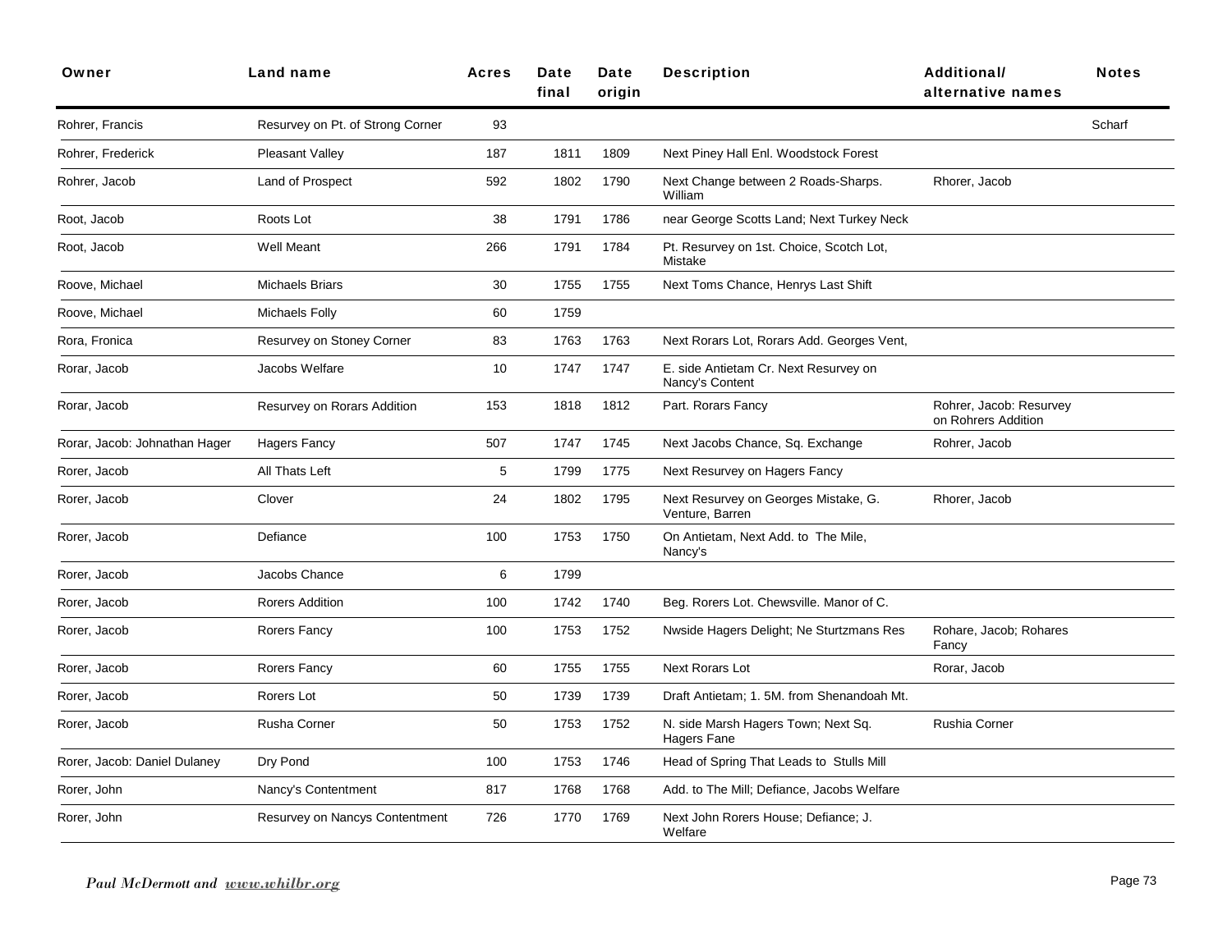| Owner | Land name | Acres | Date final | Date origin | Description | Additional/ alternative names | Notes |
|---|---|---|---|---|---|---|---|
| Rohrer, Francis | Resurvey on Pt. of Strong Corner | 93 | | | | | Scharf |
| Rohrer, Frederick | Pleasant Valley | 187 | 1811 | 1809 | Next Piney Hall Enl. Woodstock Forest | | |
| Rohrer, Jacob | Land of Prospect | 592 | 1802 | 1790 | Next Change between 2 Roads-Sharps. William | Rhorer, Jacob | |
| Root, Jacob | Roots Lot | 38 | 1791 | 1786 | near George Scotts Land; Next Turkey Neck | | |
| Root, Jacob | Well Meant | 266 | 1791 | 1784 | Pt. Resurvey on 1st. Choice, Scotch Lot, Mistake | | |
| Roove, Michael | Michaels Briars | 30 | 1755 | 1755 | Next Toms Chance, Henrys Last Shift | | |
| Roove, Michael | Michaels Folly | 60 | 1759 | | | | |
| Rora, Fronica | Resurvey on Stoney Corner | 83 | 1763 | 1763 | Next Rorars Lot, Rorars Add. Georges Vent, | | |
| Rorar, Jacob | Jacobs Welfare | 10 | 1747 | 1747 | E. side Antietam Cr. Next Resurvey on Nancy's Content | | |
| Rorar, Jacob | Resurvey on Rorars Addition | 153 | 1818 | 1812 | Part. Rorars Fancy | Rohrer, Jacob: Resurvey on Rohrers Addition | |
| Rorar, Jacob: Johnathan Hager | Hagers Fancy | 507 | 1747 | 1745 | Next Jacobs Chance, Sq. Exchange | Rohrer, Jacob | |
| Rorer, Jacob | All Thats Left | 5 | 1799 | 1775 | Next Resurvey on Hagers Fancy | | |
| Rorer, Jacob | Clover | 24 | 1802 | 1795 | Next Resurvey on Georges Mistake, G. Venture, Barren | Rhorer, Jacob | |
| Rorer, Jacob | Defiance | 100 | 1753 | 1750 | On Antietam, Next Add. to The Mile, Nancy's | | |
| Rorer, Jacob | Jacobs Chance | 6 | 1799 | | | | |
| Rorer, Jacob | Rorers Addition | 100 | 1742 | 1740 | Beg. Rorers Lot. Chewsville. Manor of C. | | |
| Rorer, Jacob | Rorers Fancy | 100 | 1753 | 1752 | Nwside Hagers Delight; Ne Sturtzmans Res | Rohare, Jacob; Rohares Fancy | |
| Rorer, Jacob | Rorers Fancy | 60 | 1755 | 1755 | Next Rorars Lot | Rorar, Jacob | |
| Rorer, Jacob | Rorers Lot | 50 | 1739 | 1739 | Draft Antietam; 1. 5M. from Shenandoah Mt. | | |
| Rorer, Jacob | Rusha Corner | 50 | 1753 | 1752 | N. side Marsh Hagers Town; Next Sq. Hagers Fane | Rushia Corner | |
| Rorer, Jacob: Daniel Dulaney | Dry Pond | 100 | 1753 | 1746 | Head of Spring That Leads to Stulls Mill | | |
| Rorer, John | Nancy's Contentment | 817 | 1768 | 1768 | Add. to The Mill; Defiance, Jacobs Welfare | | |
| Rorer, John | Resurvey on Nancys Contentment | 726 | 1770 | 1769 | Next John Rorers House; Defiance; J. Welfare | | |

*Paul McDermott and www.whilbr.org*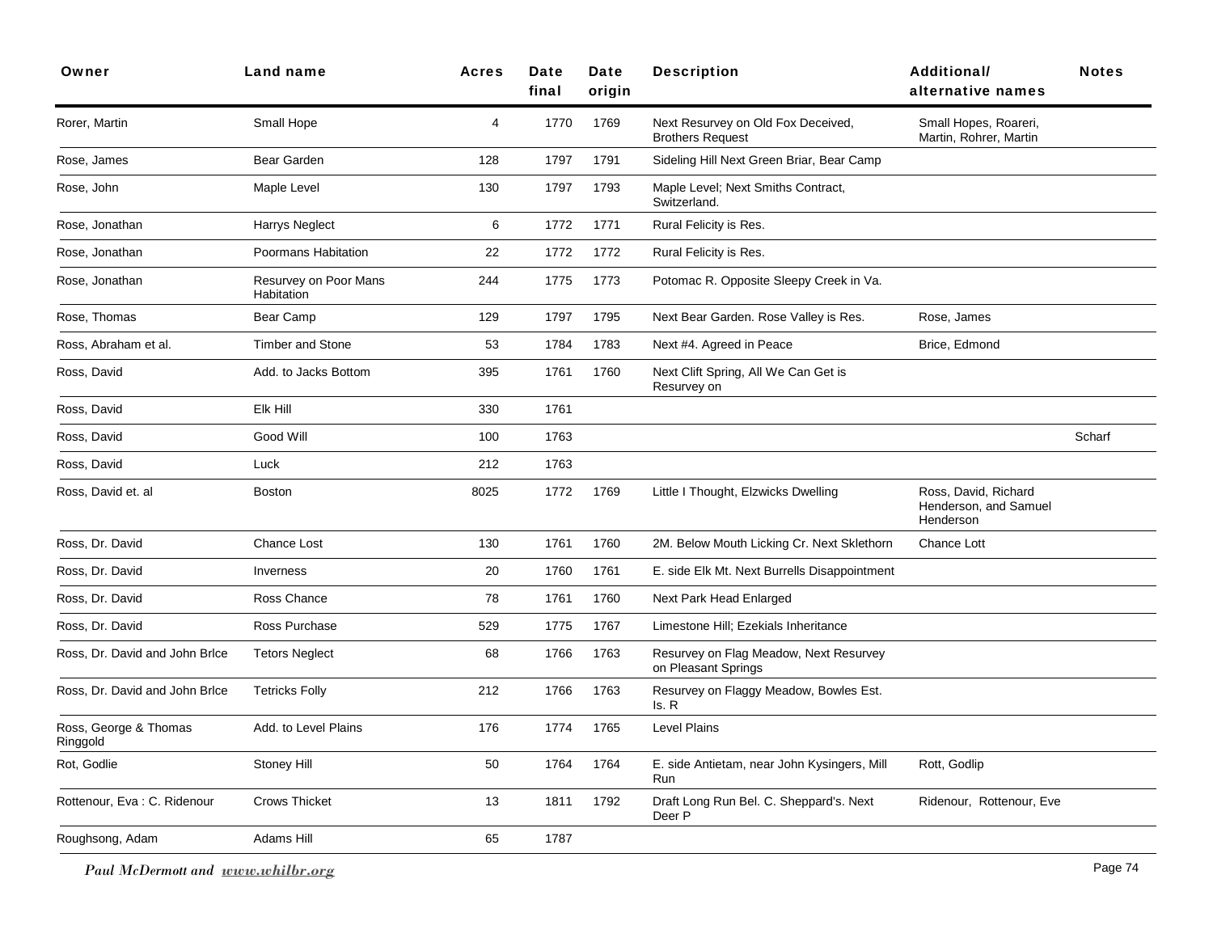| Owner | Land name | Acres | Date final | Date origin | Description | Additional/ alternative names | Notes |
|---|---|---|---|---|---|---|---|
| Rorer, Martin | Small Hope | 4 | 1770 | 1769 | Next Resurvey on Old Fox Deceived, Brothers Request | Small Hopes, Roareri, Martin, Rohrer, Martin | |
| Rose, James | Bear Garden | 128 | 1797 | 1791 | Sideling Hill Next Green Briar, Bear Camp | | |
| Rose, John | Maple Level | 130 | 1797 | 1793 | Maple Level; Next Smiths Contract, Switzerland. | | |
| Rose, Jonathan | Harrys Neglect | 6 | 1772 | 1771 | Rural Felicity is Res. | | |
| Rose, Jonathan | Poormans Habitation | 22 | 1772 | 1772 | Rural Felicity is Res. | | |
| Rose, Jonathan | Resurvey on Poor Mans Habitation | 244 | 1775 | 1773 | Potomac R. Opposite Sleepy Creek in Va. | | |
| Rose, Thomas | Bear Camp | 129 | 1797 | 1795 | Next Bear Garden. Rose Valley is Res. | Rose, James | |
| Ross, Abraham et al. | Timber and Stone | 53 | 1784 | 1783 | Next #4. Agreed in Peace | Brice, Edmond | |
| Ross, David | Add. to Jacks Bottom | 395 | 1761 | 1760 | Next Clift Spring, All We Can Get is Resurvey on | | |
| Ross, David | Elk Hill | 330 | 1761 | | | | |
| Ross, David | Good Will | 100 | 1763 | | | | Scharf |
| Ross, David | Luck | 212 | 1763 | | | | |
| Ross, David et. al | Boston | 8025 | 1772 | 1769 | Little I Thought, Elzwicks Dwelling | Ross, David, Richard Henderson, and Samuel Henderson | |
| Ross, Dr. David | Chance Lost | 130 | 1761 | 1760 | 2M. Below Mouth Licking Cr. Next Sklethorn | Chance Lott | |
| Ross, Dr. David | Inverness | 20 | 1760 | 1761 | E. side Elk Mt. Next Burrells Disappointment | | |
| Ross, Dr. David | Ross Chance | 78 | 1761 | 1760 | Next Park Head Enlarged | | |
| Ross, Dr. David | Ross Purchase | 529 | 1775 | 1767 | Limestone Hill; Ezekials Inheritance | | |
| Ross, Dr. David and John Brlce | Tetors Neglect | 68 | 1766 | 1763 | Resurvey on Flag Meadow, Next Resurvey on Pleasant Springs | | |
| Ross, Dr. David and John Brlce | Tetricks Folly | 212 | 1766 | 1763 | Resurvey on Flaggy Meadow, Bowles Est. Is. R | | |
| Ross, George & Thomas Ringgold | Add. to Level Plains | 176 | 1774 | 1765 | Level Plains | | |
| Rot, Godlie | Stoney Hill | 50 | 1764 | 1764 | E. side Antietam, near John Kysingers, Mill Run | Rott, Godlip | |
| Rottenour, Eva : C. Ridenour | Crows Thicket | 13 | 1811 | 1792 | Draft Long Run Bel. C. Sheppard's. Next Deer P | Ridenour, Rottenour, Eve | |
| Roughsong, Adam | Adams Hill | 65 | 1787 | | | | |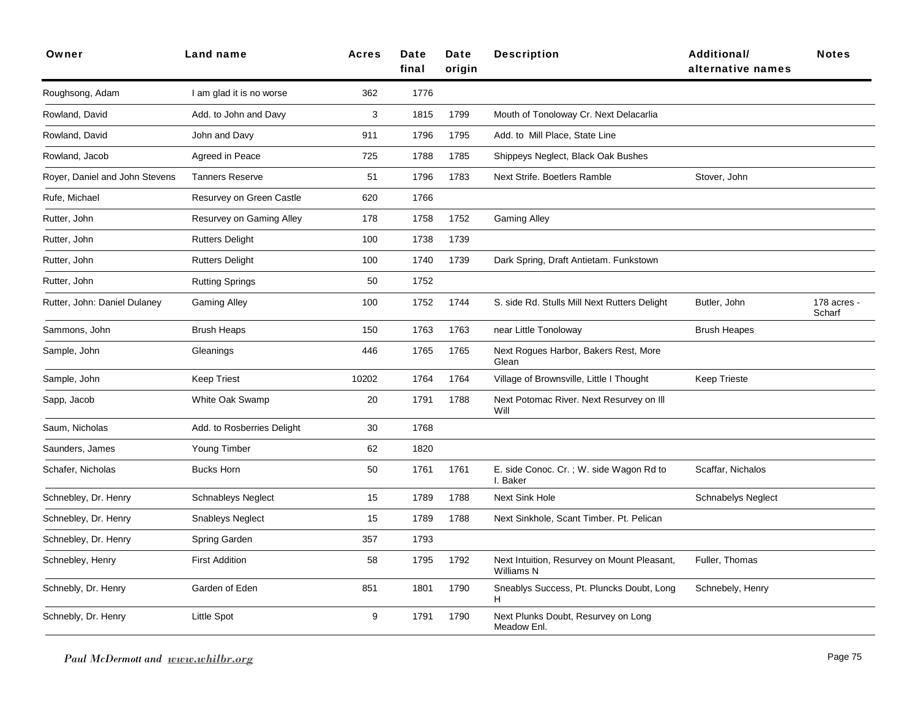| Owner | Land name | Acres | Date final | Date origin | Description | Additional/ alternative names | Notes |
|---|---|---|---|---|---|---|---|
| Roughsong, Adam | I am glad it is no worse | 362 | 1776 | | | | |
| Rowland, David | Add. to John and Davy | 3 | 1815 | 1799 | Mouth of Tonoloway Cr. Next Delacarlia | | |
| Rowland, David | John and Davy | 911 | 1796 | 1795 | Add. to Mill Place, State Line | | |
| Rowland, Jacob | Agreed in Peace | 725 | 1788 | 1785 | Shippeys Neglect, Black Oak Bushes | | |
| Royer, Daniel and John Stevens | Tanners Reserve | 51 | 1796 | 1783 | Next Strife. Boetlers Ramble | Stover, John | |
| Rufe, Michael | Resurvey on Green Castle | 620 | 1766 | | | | |
| Rutter, John | Resurvey on Gaming Alley | 178 | 1758 | 1752 | Gaming Alley | | |
| Rutter, John | Rutters Delight | 100 | 1738 | 1739 | | | |
| Rutter, John | Rutters Delight | 100 | 1740 | 1739 | Dark Spring, Draft Antietam. Funkstown | | |
| Rutter, John | Rutting Springs | 50 | 1752 | | | | |
| Rutter, John: Daniel Dulaney | Gaming Alley | 100 | 1752 | 1744 | S. side Rd. Stulls Mill Next Rutters Delight | Butler, John | 178 acres - Scharf |
| Sammons, John | Brush Heaps | 150 | 1763 | 1763 | near Little Tonoloway | Brush Heapes | |
| Sample, John | Gleanings | 446 | 1765 | 1765 | Next Rogues Harbor, Bakers Rest, More Glean | | |
| Sample, John | Keep Triest | 10202 | 1764 | 1764 | Village of Brownsville, Little I Thought | Keep Trieste | |
| Sapp, Jacob | White Oak Swamp | 20 | 1791 | 1788 | Next Potomac River. Next Resurvey on Ill Will | | |
| Saum, Nicholas | Add. to Rosberries Delight | 30 | 1768 | | | | |
| Saunders, James | Young Timber | 62 | 1820 | | | | |
| Schafer, Nicholas | Bucks Horn | 50 | 1761 | 1761 | E. side Conoc. Cr. ; W. side Wagon Rd to I. Baker | Scaffar, Nichalos | |
| Schnebley, Dr. Henry | Schnableys Neglect | 15 | 1789 | 1788 | Next Sink Hole | Schnabelys Neglect | |
| Schnebley, Dr. Henry | Snableys Neglect | 15 | 1789 | 1788 | Next Sinkhole, Scant Timber. Pt. Pelican | | |
| Schnebley, Dr. Henry | Spring Garden | 357 | 1793 | | | | |
| Schnebley, Henry | First Addition | 58 | 1795 | 1792 | Next Intuition, Resurvey on Mount Pleasant, Williams N | Fuller, Thomas | |
| Schnebly, Dr. Henry | Garden of Eden | 851 | 1801 | 1790 | Sneablys Success, Pt. Pluncks Doubt, Long H | Schnebely, Henry | |
| Schnebly, Dr. Henry | Little Spot | 9 | 1791 | 1790 | Next Plunks Doubt, Resurvey on Long Meadow Enl. | | |

*Paul McDermott and www.whilbr.org*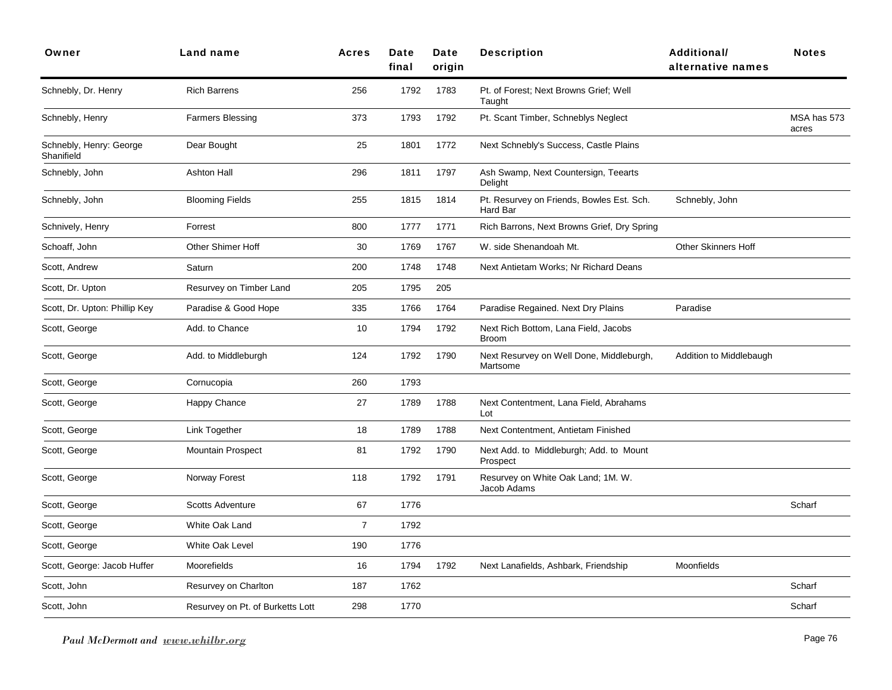| Owner | Land name | Acres | Date final | Date origin | Description | Additional/ alternative names | Notes |
|---|---|---|---|---|---|---|---|
| Schnebly, Dr. Henry | Rich Barrens | 256 | 1792 | 1783 | Pt. of Forest; Next Browns Grief; Well Taught | | |
| Schnebly, Henry | Farmers Blessing | 373 | 1793 | 1792 | Pt. Scant Timber, Schneblys Neglect | | MSA has 573 acres |
| Schnebly, Henry: George Shanifield | Dear Bought | 25 | 1801 | 1772 | Next Schnebly's Success, Castle Plains | | |
| Schnebly, John | Ashton Hall | 296 | 1811 | 1797 | Ash Swamp, Next Countersign, Teearts Delight | | |
| Schnebly, John | Blooming Fields | 255 | 1815 | 1814 | Pt. Resurvey on Friends, Bowles Est. Sch. Hard Bar | Schnebly, John | |
| Schnively, Henry | Forrest | 800 | 1777 | 1771 | Rich Barrons, Next Browns Grief, Dry Spring | | |
| Schoaff, John | Other Shimer Hoff | 30 | 1769 | 1767 | W. side Shenandoah Mt. | Other Skinners Hoff | |
| Scott, Andrew | Saturn | 200 | 1748 | 1748 | Next Antietam Works; Nr Richard Deans | | |
| Scott, Dr. Upton | Resurvey on Timber Land | 205 | 1795 | 205 | | | |
| Scott, Dr. Upton: Phillip Key | Paradise & Good Hope | 335 | 1766 | 1764 | Paradise Regained. Next Dry Plains | Paradise | |
| Scott, George | Add. to Chance | 10 | 1794 | 1792 | Next Rich Bottom, Lana Field, Jacobs Broom | | |
| Scott, George | Add. to Middleburgh | 124 | 1792 | 1790 | Next Resurvey on Well Done, Middleburgh, Martsome | Addition to Middlebaugh | |
| Scott, George | Cornucopia | 260 | 1793 | | | | |
| Scott, George | Happy Chance | 27 | 1789 | 1788 | Next Contentment, Lana Field, Abrahams Lot | | |
| Scott, George | Link Together | 18 | 1789 | 1788 | Next Contentment, Antietam Finished | | |
| Scott, George | Mountain Prospect | 81 | 1792 | 1790 | Next Add. to Middleburgh; Add. to Mount Prospect | | |
| Scott, George | Norway Forest | 118 | 1792 | 1791 | Resurvey on White Oak Land; 1M. W. Jacob Adams | | |
| Scott, George | Scotts Adventure | 67 | 1776 | | | | Scharf |
| Scott, George | White Oak Land | 7 | 1792 | | | | |
| Scott, George | White Oak Level | 190 | 1776 | | | | |
| Scott, George: Jacob Huffer | Moorefields | 16 | 1794 | 1792 | Next Lanafields, Ashbark, Friendship | Moonfields | |
| Scott, John | Resurvey on Charlton | 187 | 1762 | | | | Scharf |
| Scott, John | Resurvey on Pt. of Burketts Lott | 298 | 1770 | | | | Scharf |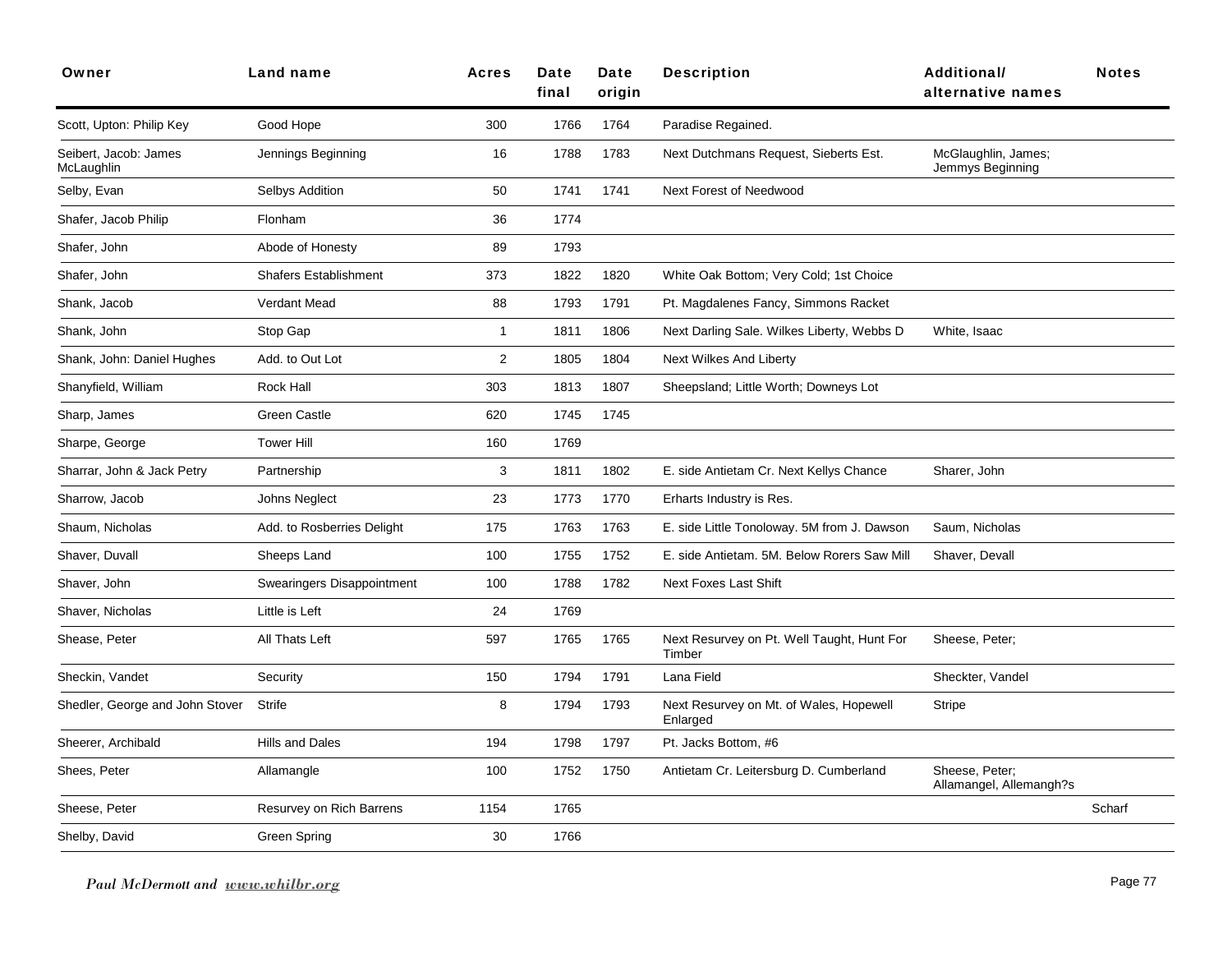| Owner | Land name | Acres | Date final | Date origin | Description | Additional/ alternative names | Notes |
|---|---|---|---|---|---|---|---|
| Scott, Upton: Philip Key | Good Hope | 300 | 1766 | 1764 | Paradise Regained. | | |
| Seibert, Jacob: James McLaughlin | Jennings Beginning | 16 | 1788 | 1783 | Next Dutchmans Request, Sieberts Est. | McGlaughlin, James; Jemmys Beginning | |
| Selby, Evan | Selbys Addition | 50 | 1741 | 1741 | Next Forest of Needwood | | |
| Shafer, Jacob Philip | Flonham | 36 | 1774 | | | | |
| Shafer, John | Abode of Honesty | 89 | 1793 | | | | |
| Shafer, John | Shafers Establishment | 373 | 1822 | 1820 | White Oak Bottom; Very Cold; 1st Choice | | |
| Shank, Jacob | Verdant Mead | 88 | 1793 | 1791 | Pt. Magdalenes Fancy, Simmons Racket | | |
| Shank, John | Stop Gap | 1 | 1811 | 1806 | Next Darling Sale. Wilkes Liberty, Webbs D | White, Isaac | |
| Shank, John: Daniel Hughes | Add. to Out Lot | 2 | 1805 | 1804 | Next Wilkes And Liberty | | |
| Shanyfield, William | Rock Hall | 303 | 1813 | 1807 | Sheepsland; Little Worth; Downeys Lot | | |
| Sharp, James | Green Castle | 620 | 1745 | 1745 | | | |
| Sharpe, George | Tower Hill | 160 | 1769 | | | | |
| Sharrar, John & Jack Petry | Partnership | 3 | 1811 | 1802 | E. side Antietam Cr. Next Kellys Chance | Sharer, John | |
| Sharrow, Jacob | Johns Neglect | 23 | 1773 | 1770 | Erharts Industry is Res. | | |
| Shaum, Nicholas | Add. to Rosberries Delight | 175 | 1763 | 1763 | E. side Little Tonoloway. 5M from J. Dawson | Saum, Nicholas | |
| Shaver, Duvall | Sheeps Land | 100 | 1755 | 1752 | E. side Antietam. 5M. Below Rorers Saw Mill | Shaver, Devall | |
| Shaver, John | Swearingers Disappointment | 100 | 1788 | 1782 | Next Foxes Last Shift | | |
| Shaver, Nicholas | Little is Left | 24 | 1769 | | | | |
| Shease, Peter | All Thats Left | 597 | 1765 | 1765 | Next Resurvey on Pt. Well Taught, Hunt For Timber | Sheese, Peter; | |
| Sheckin, Vandet | Security | 150 | 1794 | 1791 | Lana Field | Sheckter, Vandel | |
| Shedler, George and John Stover | Strife | 8 | 1794 | 1793 | Next Resurvey on Mt. of Wales, Hopewell Enlarged | Stripe | |
| Sheerer, Archibald | Hills and Dales | 194 | 1798 | 1797 | Pt. Jacks Bottom, #6 | | |
| Shees, Peter | Allamangle | 100 | 1752 | 1750 | Antietam Cr. Leitersburg D. Cumberland | Sheese, Peter; Allamangel, Allemangh?s | |
| Sheese, Peter | Resurvey on Rich Barrens | 1154 | 1765 | | | | Scharf |
| Shelby, David | Green Spring | 30 | 1766 | | | | |

*Paul McDermott and* *www.whilbr.org*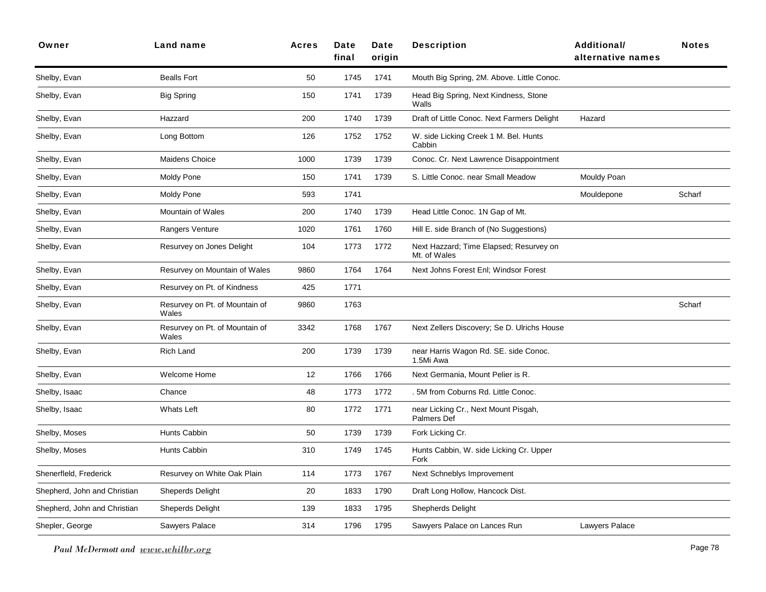| Owner | Land name | Acres | Date final | Date origin | Description | Additional/ alternative names | Notes |
|---|---|---|---|---|---|---|---|
| Shelby, Evan | Bealls Fort | 50 | 1745 | 1741 | Mouth Big Spring, 2M. Above. Little Conoc. | | |
| Shelby, Evan | Big Spring | 150 | 1741 | 1739 | Head Big Spring, Next Kindness, Stone Walls | | |
| Shelby, Evan | Hazzard | 200 | 1740 | 1739 | Draft of Little Conoc. Next Farmers Delight | Hazard | |
| Shelby, Evan | Long Bottom | 126 | 1752 | 1752 | W. side Licking Creek 1 M. Bel. Hunts Cabbin | | |
| Shelby, Evan | Maidens Choice | 1000 | 1739 | 1739 | Conoc. Cr. Next Lawrence Disappointment | | |
| Shelby, Evan | Moldy Pone | 150 | 1741 | 1739 | S. Little Conoc. near Small Meadow | Mouldy Poan | |
| Shelby, Evan | Moldy Pone | 593 | 1741 | | | Mouldepone | Scharf |
| Shelby, Evan | Mountain of Wales | 200 | 1740 | 1739 | Head Little Conoc. 1N Gap of Mt. | | |
| Shelby, Evan | Rangers Venture | 1020 | 1761 | 1760 | Hill E. side Branch of (No Suggestions) | | |
| Shelby, Evan | Resurvey on Jones Delight | 104 | 1773 | 1772 | Next Hazzard; Time Elapsed; Resurvey on Mt. of Wales | | |
| Shelby, Evan | Resurvey on Mountain of Wales | 9860 | 1764 | 1764 | Next Johns Forest Enl; Windsor Forest | | |
| Shelby, Evan | Resurvey on Pt. of Kindness | 425 | 1771 | | | | |
| Shelby, Evan | Resurvey on Pt. of Mountain of Wales | 9860 | 1763 | | | | Scharf |
| Shelby, Evan | Resurvey on Pt. of Mountain of Wales | 3342 | 1768 | 1767 | Next Zellers Discovery; Se D. Ulrichs House | | |
| Shelby, Evan | Rich Land | 200 | 1739 | 1739 | near Harris Wagon Rd. SE. side Conoc. 1.5Mi Awa | | |
| Shelby, Evan | Welcome Home | 12 | 1766 | 1766 | Next Germania, Mount Pelier is R. | | |
| Shelby, Isaac | Chance | 48 | 1773 | 1772 | . 5M from Coburns Rd. Little Conoc. | | |
| Shelby, Isaac | Whats Left | 80 | 1772 | 1771 | near Licking Cr., Next Mount Pisgah, Palmers Def | | |
| Shelby, Moses | Hunts Cabbin | 50 | 1739 | 1739 | Fork Licking Cr. | | |
| Shelby, Moses | Hunts Cabbin | 310 | 1749 | 1745 | Hunts Cabbin, W. side Licking Cr. Upper Fork | | |
| Shenerfleld, Frederick | Resurvey on White Oak Plain | 114 | 1773 | 1767 | Next Schneblys Improvement | | |
| Shepherd, John and Christian | Sheperds Delight | 20 | 1833 | 1790 | Draft Long Hollow, Hancock Dist. | | |
| Shepherd, John and Christian | Sheperds Delight | 139 | 1833 | 1795 | Shepherds Delight | | |
| Shepler, George | Sawyers Palace | 314 | 1796 | 1795 | Sawyers Palace on Lances Run | Lawyers Palace | |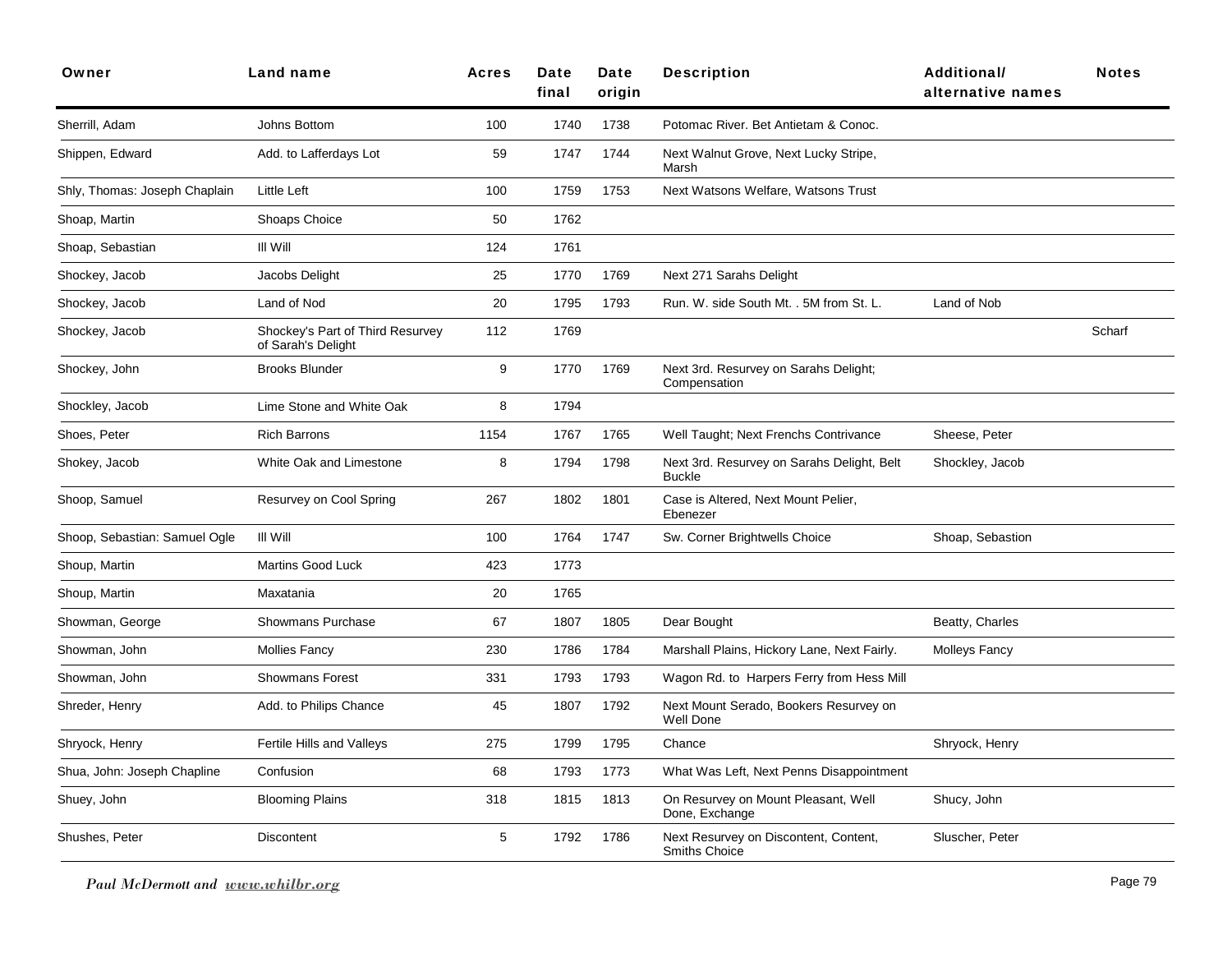| Owner | Land name | Acres | Date final | Date origin | Description | Additional/ alternative names | Notes |
|---|---|---|---|---|---|---|---|
| Sherrill, Adam | Johns Bottom | 100 | 1740 | 1738 | Potomac River. Bet Antietam & Conoc. | | |
| Shippen, Edward | Add. to Lafferdays Lot | 59 | 1747 | 1744 | Next Walnut Grove, Next Lucky Stripe, Marsh | | |
| Shly, Thomas: Joseph Chaplain | Little Left | 100 | 1759 | 1753 | Next Watsons Welfare, Watsons Trust | | |
| Shoap, Martin | Shoaps Choice | 50 | 1762 | | | | |
| Shoap, Sebastian | Ill Will | 124 | 1761 | | | | |
| Shockey, Jacob | Jacobs Delight | 25 | 1770 | 1769 | Next 271 Sarahs Delight | | |
| Shockey, Jacob | Land of Nod | 20 | 1795 | 1793 | Run. W. side South Mt. . 5M from St. L. | Land of Nob | |
| Shockey, Jacob | Shockey's Part of Third Resurvey of Sarah's Delight | 112 | 1769 | | | | Scharf |
| Shockey, John | Brooks Blunder | 9 | 1770 | 1769 | Next 3rd. Resurvey on Sarahs Delight; Compensation | | |
| Shockley, Jacob | Lime Stone and White Oak | 8 | 1794 | | | | |
| Shoes, Peter | Rich Barrons | 1154 | 1767 | 1765 | Well Taught; Next Frenchs Contrivance | Sheese, Peter | |
| Shokey, Jacob | White Oak and Limestone | 8 | 1794 | 1798 | Next 3rd. Resurvey on Sarahs Delight, Belt Buckle | Shockley, Jacob | |
| Shoop, Samuel | Resurvey on Cool Spring | 267 | 1802 | 1801 | Case is Altered, Next Mount Pelier, Ebenezer | | |
| Shoop, Sebastian: Samuel Ogle | Ill Will | 100 | 1764 | 1747 | Sw. Corner Brightwells Choice | Shoap, Sebastion | |
| Shoup, Martin | Martins Good Luck | 423 | 1773 | | | | |
| Shoup, Martin | Maxatania | 20 | 1765 | | | | |
| Showman, George | Showmans Purchase | 67 | 1807 | 1805 | Dear Bought | Beatty, Charles | |
| Showman, John | Mollies Fancy | 230 | 1786 | 1784 | Marshall Plains, Hickory Lane, Next Fairly. | Molleys Fancy | |
| Showman, John | Showmans Forest | 331 | 1793 | 1793 | Wagon Rd. to Harpers Ferry from Hess Mill | | |
| Shreder, Henry | Add. to Philips Chance | 45 | 1807 | 1792 | Next Mount Serado, Bookers Resurvey on Well Done | | |
| Shryock, Henry | Fertile Hills and Valleys | 275 | 1799 | 1795 | Chance | Shryock, Henry | |
| Shua, John: Joseph Chapline | Confusion | 68 | 1793 | 1773 | What Was Left, Next Penns Disappointment | | |
| Shuey, John | Blooming Plains | 318 | 1815 | 1813 | On Resurvey on Mount Pleasant, Well Done, Exchange | Shucy, John | |
| Shushes, Peter | Discontent | 5 | 1792 | 1786 | Next Resurvey on Discontent, Content, Smiths Choice | Sluscher, Peter | |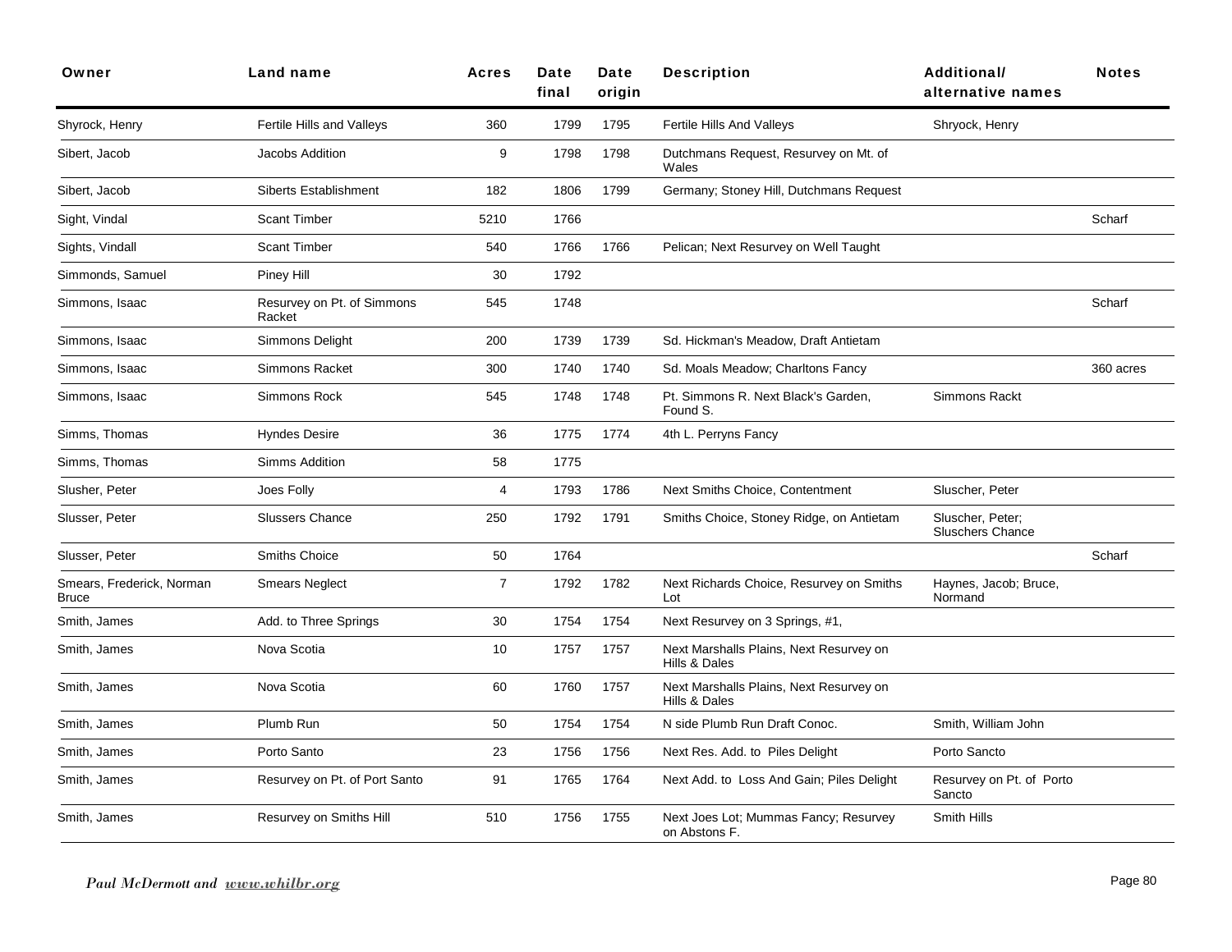| Owner | Land name | Acres | Date final | Date origin | Description | Additional/ alternative names | Notes |
|---|---|---|---|---|---|---|---|
| Shyrock, Henry | Fertile Hills and Valleys | 360 | 1799 | 1795 | Fertile Hills And Valleys | Shryock, Henry | |
| Sibert, Jacob | Jacobs Addition | 9 | 1798 | 1798 | Dutchmans Request, Resurvey on Mt. of Wales | | |
| Sibert, Jacob | Siberts Establishment | 182 | 1806 | 1799 | Germany; Stoney Hill, Dutchmans Request | | |
| Sight, Vindal | Scant Timber | 5210 | 1766 | | | | Scharf |
| Sights, Vindall | Scant Timber | 540 | 1766 | 1766 | Pelican; Next Resurvey on Well Taught | | |
| Simmonds, Samuel | Piney Hill | 30 | 1792 | | | | |
| Simmons, Isaac | Resurvey on Pt. of Simmons Racket | 545 | 1748 | | | | Scharf |
| Simmons, Isaac | Simmons Delight | 200 | 1739 | 1739 | Sd. Hickman's Meadow, Draft Antietam | | |
| Simmons, Isaac | Simmons Racket | 300 | 1740 | 1740 | Sd. Moals Meadow; Charltons Fancy | | 360 acres |
| Simmons, Isaac | Simmons Rock | 545 | 1748 | 1748 | Pt. Simmons R. Next Black's Garden, Found S. | Simmons Rackt | |
| Simms, Thomas | Hyndes Desire | 36 | 1775 | 1774 | 4th L. Perryns Fancy | | |
| Simms, Thomas | Simms Addition | 58 | 1775 | | | | |
| Slusher, Peter | Joes Folly | 4 | 1793 | 1786 | Next Smiths Choice, Contentment | Sluscher, Peter | |
| Slusser, Peter | Slussers Chance | 250 | 1792 | 1791 | Smiths Choice, Stoney Ridge, on Antietam | Sluscher, Peter; Sluschers Chance | |
| Slusser, Peter | Smiths Choice | 50 | 1764 | | | | Scharf |
| Smears, Frederick, Norman Bruce | Smears Neglect | 7 | 1792 | 1782 | Next Richards Choice, Resurvey on Smiths Lot | Haynes, Jacob; Bruce, Normand | |
| Smith, James | Add. to Three Springs | 30 | 1754 | 1754 | Next Resurvey on 3 Springs, #1, | | |
| Smith, James | Nova Scotia | 10 | 1757 | 1757 | Next Marshalls Plains, Next Resurvey on Hills & Dales | | |
| Smith, James | Nova Scotia | 60 | 1760 | 1757 | Next Marshalls Plains, Next Resurvey on Hills & Dales | | |
| Smith, James | Plumb Run | 50 | 1754 | 1754 | N side Plumb Run Draft Conoc. | Smith, William John | |
| Smith, James | Porto Santo | 23 | 1756 | 1756 | Next Res. Add. to Piles Delight | Porto Sancto | |
| Smith, James | Resurvey on Pt. of Port Santo | 91 | 1765 | 1764 | Next Add. to Loss And Gain; Piles Delight | Resurvey on Pt. of Porto Sancto | |
| Smith, James | Resurvey on Smiths Hill | 510 | 1756 | 1755 | Next Joes Lot; Mummas Fancy; Resurvey on Abstons F. | Smith Hills | |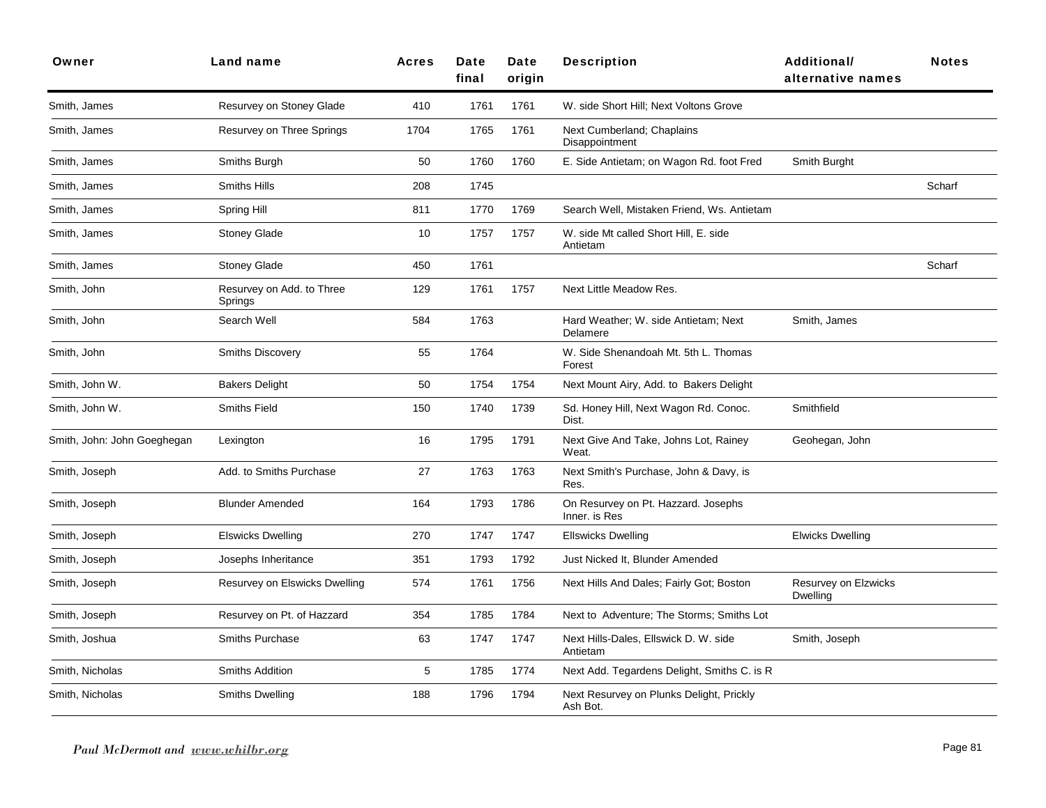| Owner | Land name | Acres | Date final | Date origin | Description | Additional/ alternative names | Notes |
|---|---|---|---|---|---|---|---|
| Smith, James | Resurvey on Stoney Glade | 410 | 1761 | 1761 | W. side Short Hill; Next Voltons Grove | | |
| Smith, James | Resurvey on Three Springs | 1704 | 1765 | 1761 | Next Cumberland; Chaplains Disappointment | | |
| Smith, James | Smiths Burgh | 50 | 1760 | 1760 | E. Side Antietam; on Wagon Rd. foot Fred | Smith Burght | |
| Smith, James | Smiths Hills | 208 | 1745 | | | | Scharf |
| Smith, James | Spring Hill | 811 | 1770 | 1769 | Search Well, Mistaken Friend, Ws. Antietam | | |
| Smith, James | Stoney Glade | 10 | 1757 | 1757 | W. side Mt called Short Hill, E. side Antietam | | |
| Smith, James | Stoney Glade | 450 | 1761 | | | | Scharf |
| Smith, John | Resurvey on Add. to Three Springs | 129 | 1761 | 1757 | Next Little Meadow Res. | | |
| Smith, John | Search Well | 584 | 1763 | | Hard Weather; W. side Antietam; Next Delamere | Smith, James | |
| Smith, John | Smiths Discovery | 55 | 1764 | | W. Side Shenandoah Mt. 5th L. Thomas Forest | | |
| Smith, John W. | Bakers Delight | 50 | 1754 | 1754 | Next Mount Airy, Add. to Bakers Delight | | |
| Smith, John W. | Smiths Field | 150 | 1740 | 1739 | Sd. Honey Hill, Next Wagon Rd. Conoc. Dist. | Smithfield | |
| Smith, John: John Goeghegan | Lexington | 16 | 1795 | 1791 | Next Give And Take, Johns Lot, Rainey Weat. | Geohegan, John | |
| Smith, Joseph | Add. to Smiths Purchase | 27 | 1763 | 1763 | Next Smith's Purchase, John & Davy, is Res. | | |
| Smith, Joseph | Blunder Amended | 164 | 1793 | 1786 | On Resurvey on Pt. Hazzard. Josephs Inner. is Res | | |
| Smith, Joseph | Elswicks Dwelling | 270 | 1747 | 1747 | Ellswicks Dwelling | Elwicks Dwelling | |
| Smith, Joseph | Josephs Inheritance | 351 | 1793 | 1792 | Just Nicked It, Blunder Amended | | |
| Smith, Joseph | Resurvey on Elswicks Dwelling | 574 | 1761 | 1756 | Next Hills And Dales; Fairly Got; Boston | Resurvey on Elzwicks Dwelling | |
| Smith, Joseph | Resurvey on Pt. of Hazzard | 354 | 1785 | 1784 | Next to Adventure; The Storms; Smiths Lot | | |
| Smith, Joshua | Smiths Purchase | 63 | 1747 | 1747 | Next Hills-Dales, Ellswick D. W. side Antietam | Smith, Joseph | |
| Smith, Nicholas | Smiths Addition | 5 | 1785 | 1774 | Next Add. Tegardens Delight, Smiths C. is R | | |
| Smith, Nicholas | Smiths Dwelling | 188 | 1796 | 1794 | Next Resurvey on Plunks Delight, Prickly Ash Bot. | | |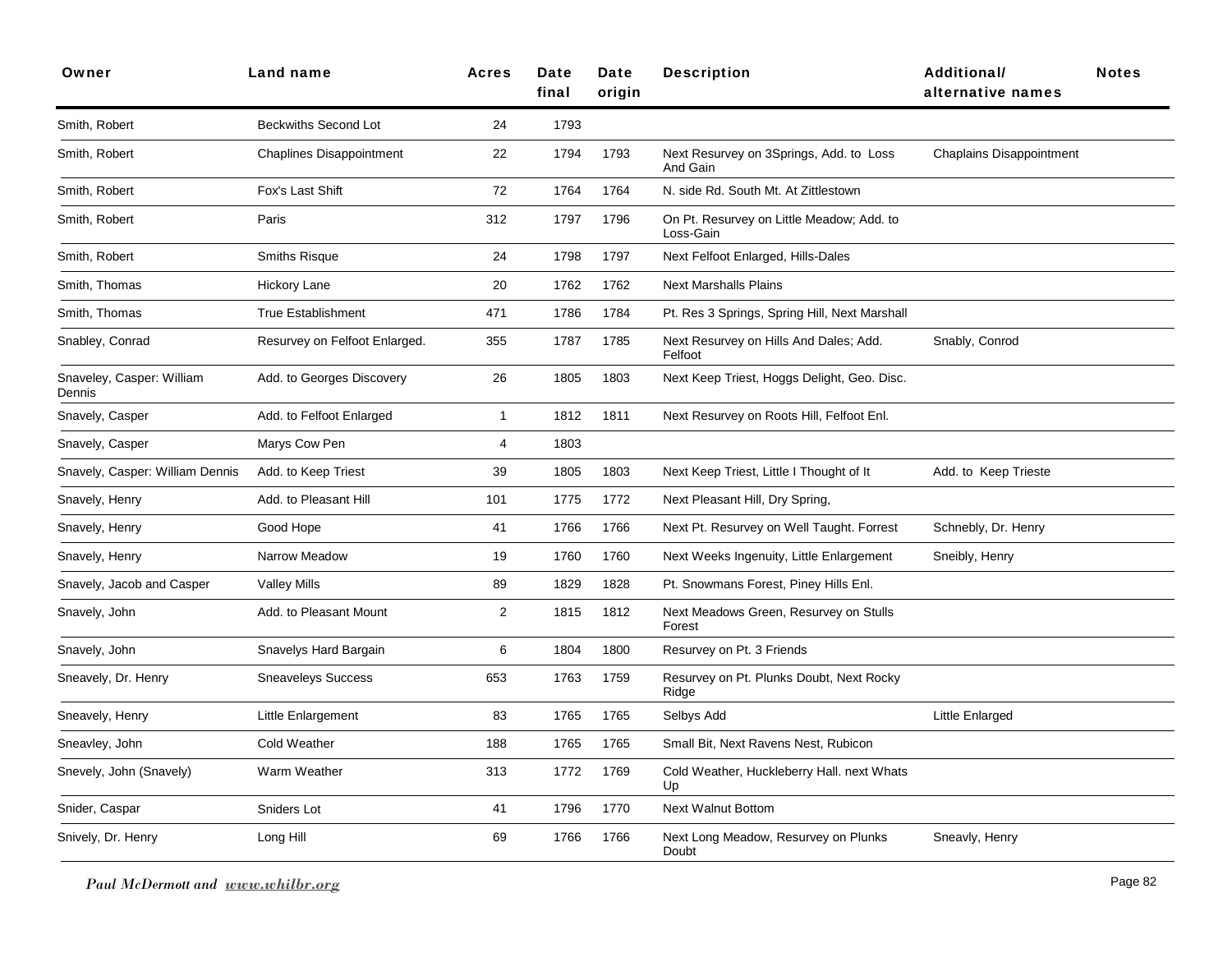| Owner | Land name | Acres | Date final | Date origin | Description | Additional/ alternative names | Notes |
|---|---|---|---|---|---|---|---|
| Smith, Robert | Beckwiths Second Lot | 24 | 1793 | | | | |
| Smith, Robert | Chaplines Disappointment | 22 | 1794 | 1793 | Next Resurvey on 3Springs, Add. to Loss And Gain | Chaplains Disappointment | |
| Smith, Robert | Fox's Last Shift | 72 | 1764 | 1764 | N. side Rd. South Mt. At Zittlestown | | |
| Smith, Robert | Paris | 312 | 1797 | 1796 | On Pt. Resurvey on Little Meadow; Add. to Loss-Gain | | |
| Smith, Robert | Smiths Risque | 24 | 1798 | 1797 | Next Felfoot Enlarged, Hills-Dales | | |
| Smith, Thomas | Hickory Lane | 20 | 1762 | 1762 | Next Marshalls Plains | | |
| Smith, Thomas | True Establishment | 471 | 1786 | 1784 | Pt. Res 3 Springs, Spring Hill, Next Marshall | | |
| Snabley, Conrad | Resurvey on Felfoot Enlarged. | 355 | 1787 | 1785 | Next Resurvey on Hills And Dales; Add. Felfoot | Snably, Conrod | |
| Snaveley, Casper: William Dennis | Add. to Georges Discovery | 26 | 1805 | 1803 | Next Keep Triest, Hoggs Delight, Geo. Disc. | | |
| Snavely, Casper | Add. to Felfoot Enlarged | 1 | 1812 | 1811 | Next Resurvey on Roots Hill, Felfoot Enl. | | |
| Snavely, Casper | Marys Cow Pen | 4 | 1803 | | | | |
| Snavely, Casper: William Dennis | Add. to Keep Triest | 39 | 1805 | 1803 | Next Keep Triest, Little I Thought of It | Add. to Keep Trieste | |
| Snavely, Henry | Add. to Pleasant Hill | 101 | 1775 | 1772 | Next Pleasant Hill, Dry Spring, | | |
| Snavely, Henry | Good Hope | 41 | 1766 | 1766 | Next Pt. Resurvey on Well Taught. Forrest | Schnebly, Dr. Henry | |
| Snavely, Henry | Narrow Meadow | 19 | 1760 | 1760 | Next Weeks Ingenuity, Little Enlargement | Sneibly, Henry | |
| Snavely, Jacob and Casper | Valley Mills | 89 | 1829 | 1828 | Pt. Snowmans Forest, Piney Hills Enl. | | |
| Snavely, John | Add. to Pleasant Mount | 2 | 1815 | 1812 | Next Meadows Green, Resurvey on Stulls Forest | | |
| Snavely, John | Snavelys Hard Bargain | 6 | 1804 | 1800 | Resurvey on Pt. 3 Friends | | |
| Sneavely, Dr. Henry | Sneaveleys Success | 653 | 1763 | 1759 | Resurvey on Pt. Plunks Doubt, Next Rocky Ridge | | |
| Sneavely, Henry | Little Enlargement | 83 | 1765 | 1765 | Selbys Add | Little Enlarged | |
| Sneavley, John | Cold Weather | 188 | 1765 | 1765 | Small Bit, Next Ravens Nest, Rubicon | | |
| Snevely, John (Snavely) | Warm Weather | 313 | 1772 | 1769 | Cold Weather, Huckleberry Hall. next Whats Up | | |
| Snider, Caspar | Sniders Lot | 41 | 1796 | 1770 | Next Walnut Bottom | | |
| Snively, Dr. Henry | Long Hill | 69 | 1766 | 1766 | Next Long Meadow, Resurvey on Plunks Doubt | Sneavly, Henry | |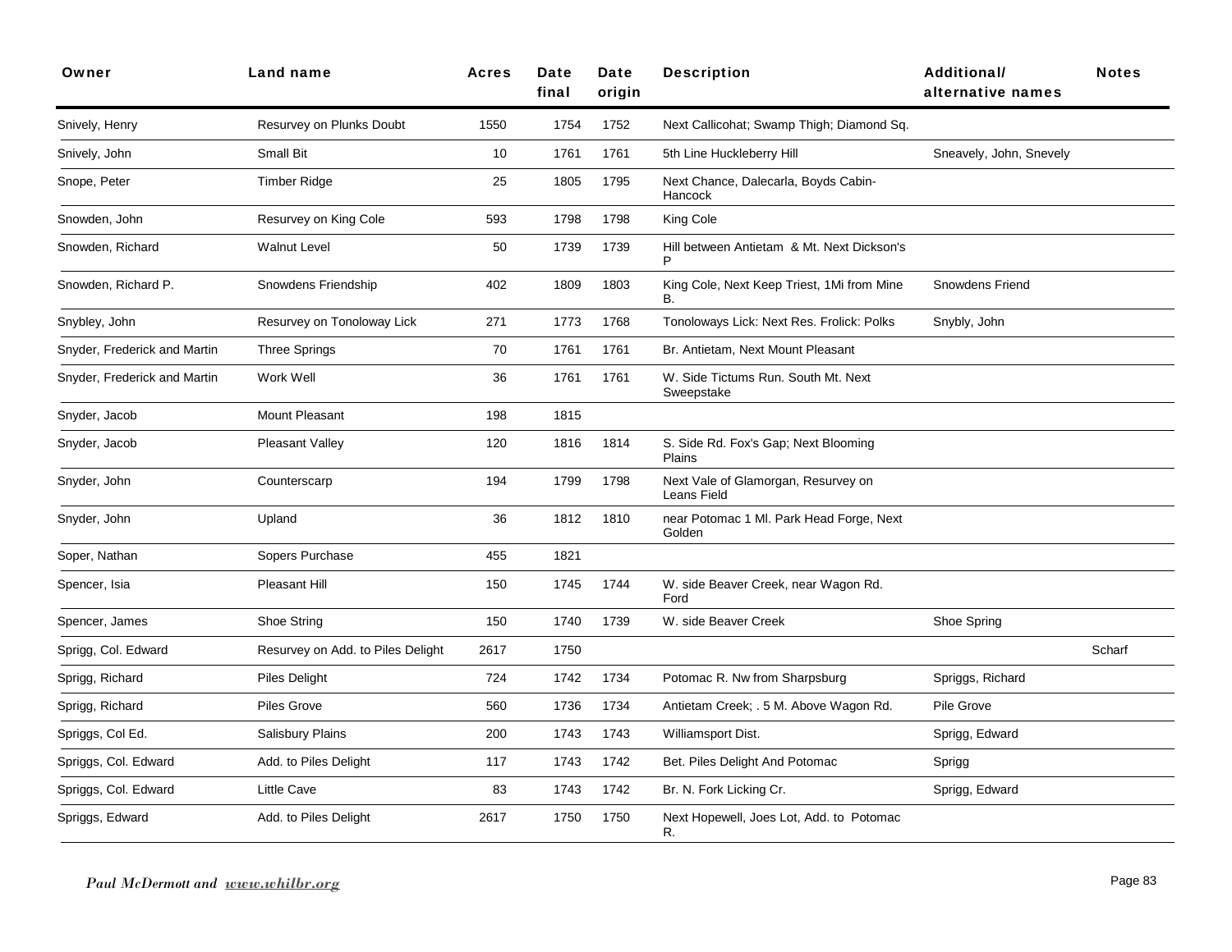| Owner | Land name | Acres | Date final | Date origin | Description | Additional/ alternative names | Notes |
|---|---|---|---|---|---|---|---|
| Snively, Henry | Resurvey on Plunks Doubt | 1550 | 1754 | 1752 | Next Callicohat; Swamp Thigh; Diamond Sq. | | |
| Snively, John | Small Bit | 10 | 1761 | 1761 | 5th Line Huckleberry Hill | Sneavely, John, Snevely | |
| Snope, Peter | Timber Ridge | 25 | 1805 | 1795 | Next Chance, Dalecarla, Boyds Cabin-Hancock | | |
| Snowden, John | Resurvey on King Cole | 593 | 1798 | 1798 | King Cole | | |
| Snowden, Richard | Walnut Level | 50 | 1739 | 1739 | Hill between Antietam & Mt. Next Dickson's P | | |
| Snowden, Richard P. | Snowdens Friendship | 402 | 1809 | 1803 | King Cole, Next Keep Triest, 1Mi from Mine B. | Snowdens Friend | |
| Snybley, John | Resurvey on Tonoloway Lick | 271 | 1773 | 1768 | Tonoloways Lick: Next Res. Frolick: Polks | Snybly, John | |
| Snyder, Frederick and Martin | Three Springs | 70 | 1761 | 1761 | Br. Antietam, Next Mount Pleasant | | |
| Snyder, Frederick and Martin | Work Well | 36 | 1761 | 1761 | W. Side Tictums Run. South Mt. Next Sweepstake | | |
| Snyder, Jacob | Mount Pleasant | 198 | 1815 | | | | |
| Snyder, Jacob | Pleasant Valley | 120 | 1816 | 1814 | S. Side Rd. Fox's Gap; Next Blooming Plains | | |
| Snyder, John | Counterscarp | 194 | 1799 | 1798 | Next Vale of Glamorgan, Resurvey on Leans Field | | |
| Snyder, John | Upland | 36 | 1812 | 1810 | near Potomac 1 Ml. Park Head Forge, Next Golden | | |
| Soper, Nathan | Sopers Purchase | 455 | 1821 | | | | |
| Spencer, Isia | Pleasant Hill | 150 | 1745 | 1744 | W. side Beaver Creek, near Wagon Rd. Ford | | |
| Spencer, James | Shoe String | 150 | 1740 | 1739 | W. side Beaver Creek | Shoe Spring | |
| Sprigg, Col. Edward | Resurvey on Add. to Piles Delight | 2617 | 1750 | | | | Scharf |
| Sprigg, Richard | Piles Delight | 724 | 1742 | 1734 | Potomac R. Nw from Sharpsburg | Spriggs, Richard | |
| Sprigg, Richard | Piles Grove | 560 | 1736 | 1734 | Antietam Creek; . 5 M. Above Wagon Rd. | Pile Grove | |
| Spriggs, Col Ed. | Salisbury Plains | 200 | 1743 | 1743 | Williamsport Dist. | Sprigg, Edward | |
| Spriggs, Col. Edward | Add. to Piles Delight | 117 | 1743 | 1742 | Bet. Piles Delight And Potomac | Sprigg | |
| Spriggs, Col. Edward | Little Cave | 83 | 1743 | 1742 | Br. N. Fork Licking Cr. | Sprigg, Edward | |
| Spriggs, Edward | Add. to Piles Delight | 2617 | 1750 | 1750 | Next Hopewell, Joes Lot, Add. to Potomac R. | | |

*Paul McDermott and www.whilbr.org*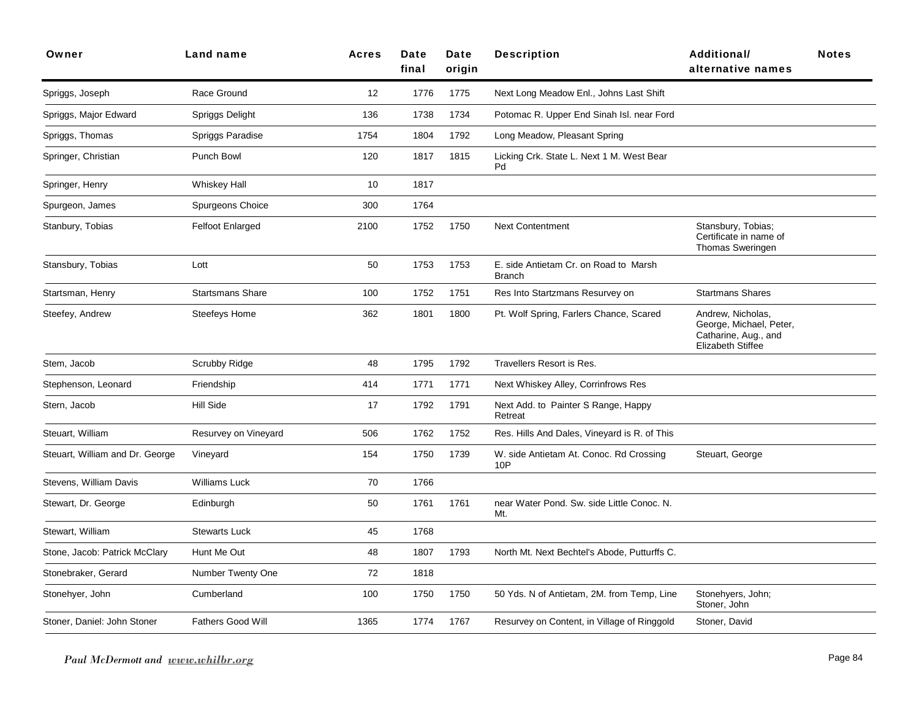| Owner | Land name | Acres | Date final | Date origin | Description | Additional/ alternative names | Notes |
|---|---|---|---|---|---|---|---|
| Spriggs, Joseph | Race Ground | 12 | 1776 | 1775 | Next Long Meadow Enl., Johns Last Shift | | |
| Spriggs, Major Edward | Spriggs Delight | 136 | 1738 | 1734 | Potomac R. Upper End Sinah Isl. near Ford | | |
| Spriggs, Thomas | Spriggs Paradise | 1754 | 1804 | 1792 | Long Meadow, Pleasant Spring | | |
| Springer, Christian | Punch Bowl | 120 | 1817 | 1815 | Licking Crk. State L. Next 1 M. West Bear Pd | | |
| Springer, Henry | Whiskey Hall | 10 | 1817 | | | | |
| Spurgeon, James | Spurgeons Choice | 300 | 1764 | | | | |
| Stanbury, Tobias | Felfoot Enlarged | 2100 | 1752 | 1750 | Next Contentment | Stansbury, Tobias; Certificate in name of Thomas Sweringen | |
| Stansbury, Tobias | Lott | 50 | 1753 | 1753 | E. side Antietam Cr. on Road to Marsh Branch | | |
| Startsman, Henry | Startsmans Share | 100 | 1752 | 1751 | Res Into Startzmans Resurvey on | Startmans Shares | |
| Steefey, Andrew | Steefeys Home | 362 | 1801 | 1800 | Pt. Wolf Spring, Farlers Chance, Scared | Andrew, Nicholas, George, Michael, Peter, Catharine, Aug., and Elizabeth Stiffee | |
| Stem, Jacob | Scrubby Ridge | 48 | 1795 | 1792 | Travellers Resort is Res. | | |
| Stephenson, Leonard | Friendship | 414 | 1771 | 1771 | Next Whiskey Alley, Corrinfrows Res | | |
| Stern, Jacob | Hill Side | 17 | 1792 | 1791 | Next Add. to Painter S Range, Happy Retreat | | |
| Steuart, William | Resurvey on Vineyard | 506 | 1762 | 1752 | Res. Hills And Dales, Vineyard is R. of This | | |
| Steuart, William and Dr. George | Vineyard | 154 | 1750 | 1739 | W. side Antietam At. Conoc. Rd Crossing 10P | Steuart, George | |
| Stevens, William Davis | Williams Luck | 70 | 1766 | | | | |
| Stewart, Dr. George | Edinburgh | 50 | 1761 | 1761 | near Water Pond. Sw. side Little Conoc. N. Mt. | | |
| Stewart, William | Stewarts Luck | 45 | 1768 | | | | |
| Stone, Jacob: Patrick McClary | Hunt Me Out | 48 | 1807 | 1793 | North Mt. Next Bechtel's Abode, Putturffs C. | | |
| Stonebraker, Gerard | Number Twenty One | 72 | 1818 | | | | |
| Stonehyer, John | Cumberland | 100 | 1750 | 1750 | 50 Yds. N of Antietam, 2M. from Temp, Line | Stonehyers, John; Stoner, John | |
| Stoner, Daniel: John Stoner | Fathers Good Will | 1365 | 1774 | 1767 | Resurvey on Content, in Village of Ringgold | Stoner, David | |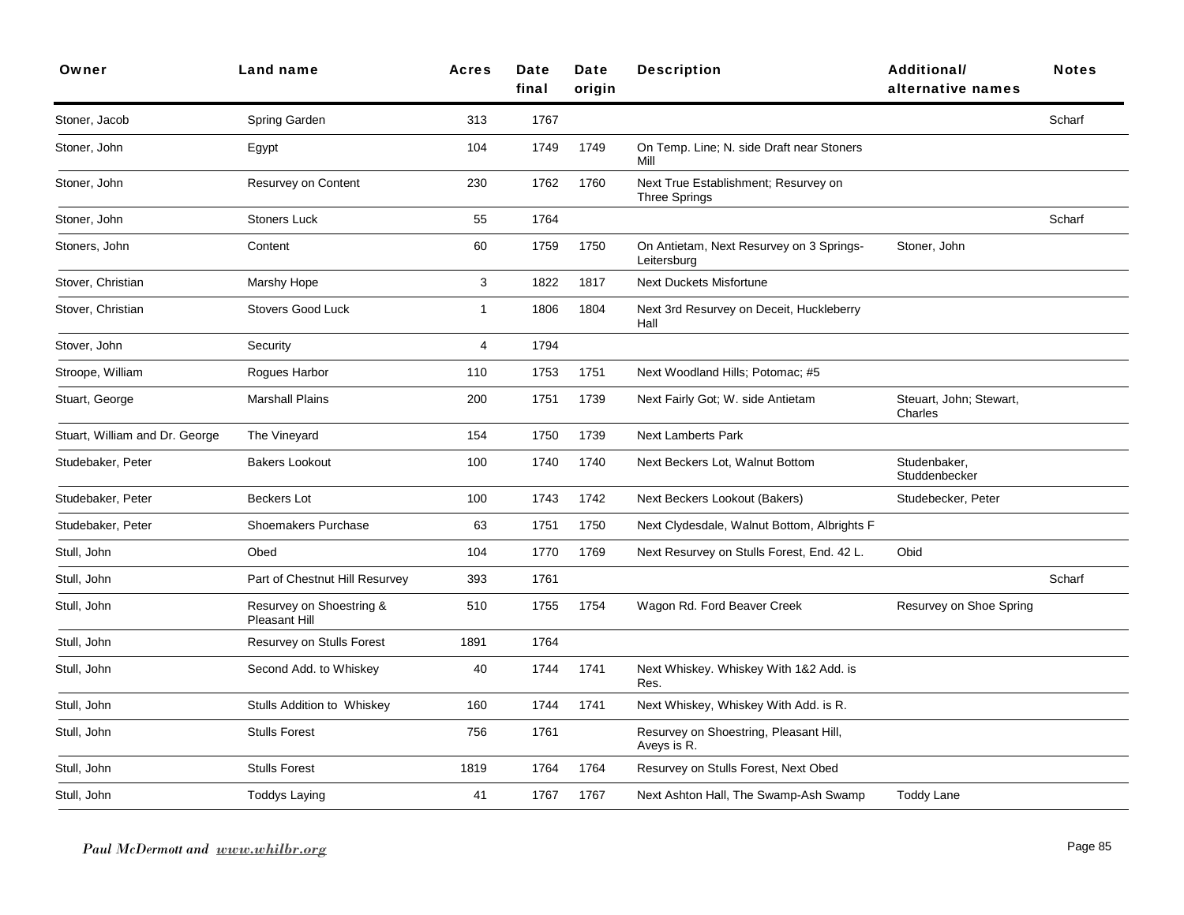| Owner | Land name | Acres | Date final | Date origin | Description | Additional/ alternative names | Notes |
|---|---|---|---|---|---|---|---|
| Stoner, Jacob | Spring Garden | 313 | 1767 | | | | Scharf |
| Stoner, John | Egypt | 104 | 1749 | 1749 | On Temp. Line; N. side Draft near Stoners Mill | | |
| Stoner, John | Resurvey on Content | 230 | 1762 | 1760 | Next True Establishment; Resurvey on Three Springs | | |
| Stoner, John | Stoners Luck | 55 | 1764 | | | | Scharf |
| Stoners, John | Content | 60 | 1759 | 1750 | On Antietam, Next Resurvey on 3 Springs-Leitersburg | Stoner, John | |
| Stover, Christian | Marshy Hope | 3 | 1822 | 1817 | Next Duckets Misfortune | | |
| Stover, Christian | Stovers Good Luck | 1 | 1806 | 1804 | Next 3rd Resurvey on Deceit, Huckleberry Hall | | |
| Stover, John | Security | 4 | 1794 | | | | |
| Stroope, William | Rogues Harbor | 110 | 1753 | 1751 | Next Woodland Hills; Potomac; #5 | | |
| Stuart, George | Marshall Plains | 200 | 1751 | 1739 | Next Fairly Got; W. side Antietam | Steuart, John; Stewart, Charles | |
| Stuart, William and Dr. George | The Vineyard | 154 | 1750 | 1739 | Next Lamberts Park | | |
| Studebaker, Peter | Bakers Lookout | 100 | 1740 | 1740 | Next Beckers Lot, Walnut Bottom | Studenbaker, Studdenbecker | |
| Studebaker, Peter | Beckers Lot | 100 | 1743 | 1742 | Next Beckers Lookout (Bakers) | Studebecker, Peter | |
| Studebaker, Peter | Shoemakers Purchase | 63 | 1751 | 1750 | Next Clydesdale, Walnut Bottom, Albrights F | | |
| Stull, John | Obed | 104 | 1770 | 1769 | Next Resurvey on Stulls Forest, End. 42 L. | Obid | |
| Stull, John | Part of Chestnut Hill Resurvey | 393 | 1761 | | | | Scharf |
| Stull, John | Resurvey on Shoestring & Pleasant Hill | 510 | 1755 | 1754 | Wagon Rd. Ford Beaver Creek | Resurvey on Shoe Spring | |
| Stull, John | Resurvey on Stulls Forest | 1891 | 1764 | | | | |
| Stull, John | Second Add. to Whiskey | 40 | 1744 | 1741 | Next Whiskey. Whiskey With 1&2 Add. is Res. | | |
| Stull, John | Stulls Addition to Whiskey | 160 | 1744 | 1741 | Next Whiskey, Whiskey With Add. is R. | | |
| Stull, John | Stulls Forest | 756 | 1761 | | Resurvey on Shoestring, Pleasant Hill, Aveys is R. | | |
| Stull, John | Stulls Forest | 1819 | 1764 | 1764 | Resurvey on Stulls Forest, Next Obed | | |
| Stull, John | Toddys Laying | 41 | 1767 | 1767 | Next Ashton Hall, The Swamp-Ash Swamp | Toddy Lane | |

*Paul McDermott and www.whilbr.org*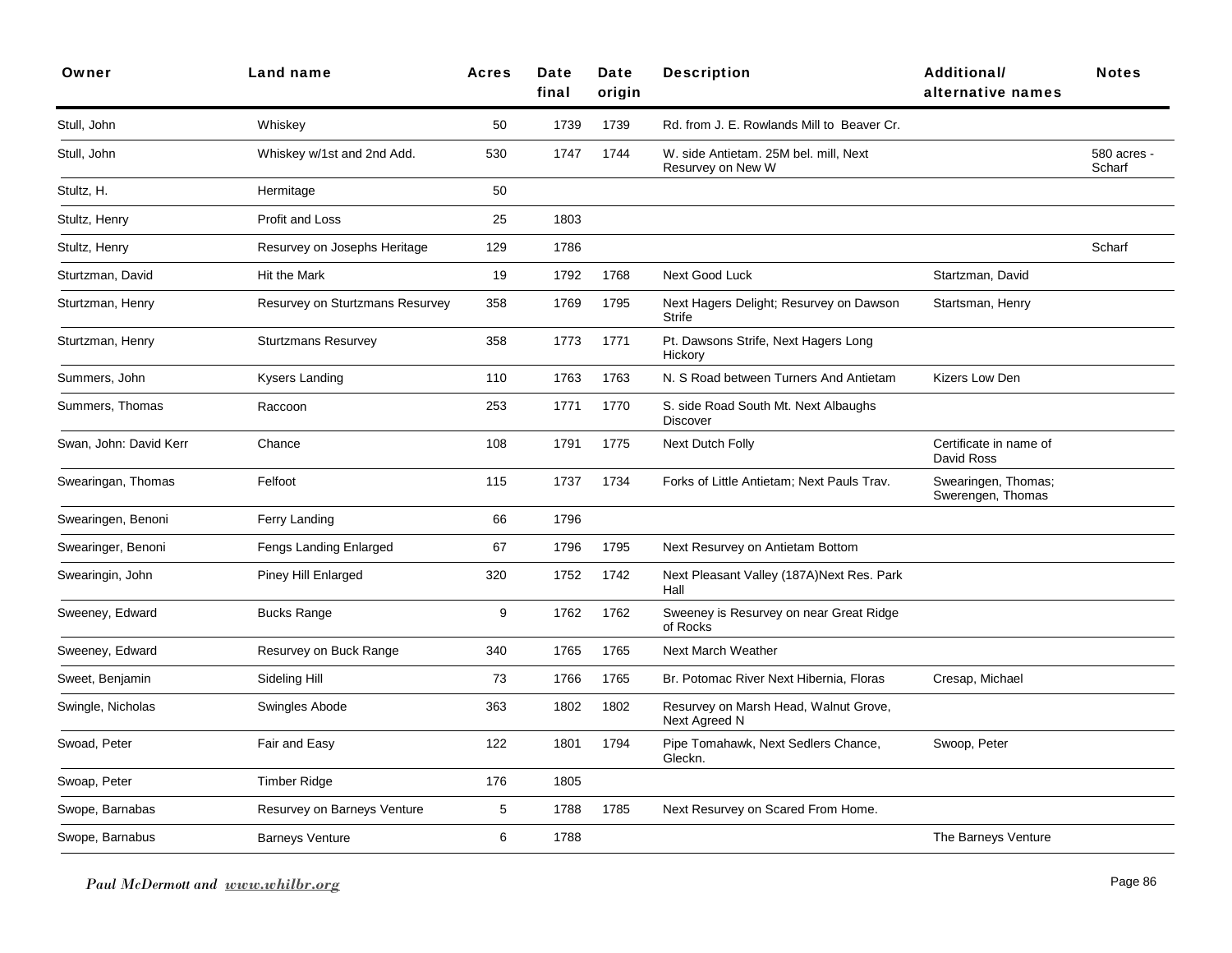| Owner | Land name | Acres | Date final | Date origin | Description | Additional/ alternative names | Notes |
|---|---|---|---|---|---|---|---|
| Stull, John | Whiskey | 50 | 1739 | 1739 | Rd. from J. E. Rowlands Mill to Beaver Cr. | | |
| Stull, John | Whiskey w/1st and 2nd Add. | 530 | 1747 | 1744 | W. side Antietam. 25M bel. mill, Next Resurvey on New W | | 580 acres - Scharf |
| Stultz, H. | Hermitage | 50 | | | | | |
| Stultz, Henry | Profit and Loss | 25 | 1803 | | | | |
| Stultz, Henry | Resurvey on Josephs Heritage | 129 | 1786 | | | | Scharf |
| Sturtzman, David | Hit the Mark | 19 | 1792 | 1768 | Next Good Luck | Startzman, David | |
| Sturtzman, Henry | Resurvey on Sturtzmans Resurvey | 358 | 1769 | 1795 | Next Hagers Delight; Resurvey on Dawson Strife | Startsman, Henry | |
| Sturtzman, Henry | Sturtzmans Resurvey | 358 | 1773 | 1771 | Pt. Dawsons Strife, Next Hagers Long Hickory | | |
| Summers, John | Kysers Landing | 110 | 1763 | 1763 | N. S Road between Turners And Antietam | Kizers Low Den | |
| Summers, Thomas | Raccoon | 253 | 1771 | 1770 | S. side Road South Mt. Next Albaughs Discover | | |
| Swan, John: David Kerr | Chance | 108 | 1791 | 1775 | Next Dutch Folly | Certificate in name of David Ross | |
| Swearingan, Thomas | Felfoot | 115 | 1737 | 1734 | Forks of Little Antietam; Next Pauls Trav. | Swearingen, Thomas; Swerengen, Thomas | |
| Swearingen, Benoni | Ferry Landing | 66 | 1796 | | | | |
| Swearinger, Benoni | Fengs Landing Enlarged | 67 | 1796 | 1795 | Next Resurvey on Antietam Bottom | | |
| Swearingin, John | Piney Hill Enlarged | 320 | 1752 | 1742 | Next Pleasant Valley (187A)Next Res. Park Hall | | |
| Sweeney, Edward | Bucks Range | 9 | 1762 | 1762 | Sweeney is Resurvey on near Great Ridge of Rocks | | |
| Sweeney, Edward | Resurvey on Buck Range | 340 | 1765 | 1765 | Next March Weather | | |
| Sweet, Benjamin | Sideling Hill | 73 | 1766 | 1765 | Br. Potomac River Next Hibernia, Floras | Cresap, Michael | |
| Swingle, Nicholas | Swingles Abode | 363 | 1802 | 1802 | Resurvey on Marsh Head, Walnut Grove, Next Agreed N | | |
| Swoad, Peter | Fair and Easy | 122 | 1801 | 1794 | Pipe Tomahawk, Next Sedlers Chance, Gleckn. | Swoop, Peter | |
| Swoap, Peter | Timber Ridge | 176 | 1805 | | | | |
| Swope, Barnabas | Resurvey on Barneys Venture | 5 | 1788 | 1785 | Next Resurvey on Scared From Home. | | |
| Swope, Barnabus | Barneys Venture | 6 | 1788 | | | The Barneys Venture | |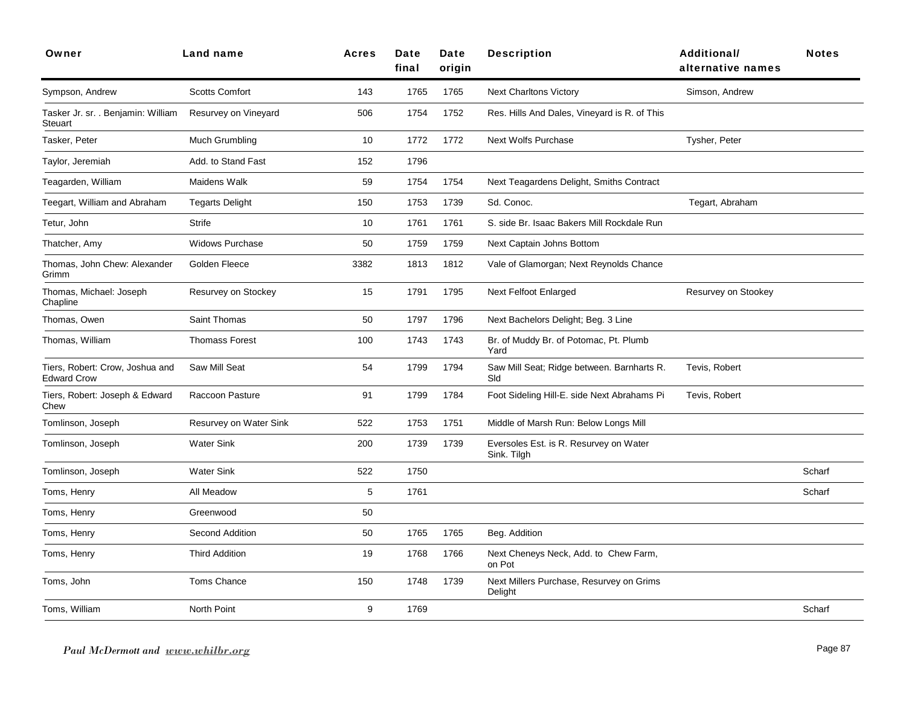| Owner | Land name | Acres | Date final | Date origin | Description | Additional/ alternative names | Notes |
|---|---|---|---|---|---|---|---|
| Sympson, Andrew | Scotts Comfort | 143 | 1765 | 1765 | Next Charltons Victory | Simson, Andrew | |
| Tasker Jr. sr. . Benjamin: William Steuart | Resurvey on Vineyard | 506 | 1754 | 1752 | Res. Hills And Dales, Vineyard is R. of This | | |
| Tasker, Peter | Much Grumbling | 10 | 1772 | 1772 | Next Wolfs Purchase | Tysher, Peter | |
| Taylor, Jeremiah | Add. to Stand Fast | 152 | 1796 | | | | |
| Teagarden, William | Maidens Walk | 59 | 1754 | 1754 | Next Teagardens Delight, Smiths Contract | | |
| Teegart, William and Abraham | Tegarts Delight | 150 | 1753 | 1739 | Sd. Conoc. | Tegart, Abraham | |
| Tetur, John | Strife | 10 | 1761 | 1761 | S. side Br. Isaac Bakers Mill Rockdale Run | | |
| Thatcher, Amy | Widows Purchase | 50 | 1759 | 1759 | Next Captain Johns Bottom | | |
| Thomas, John Chew: Alexander Grimm | Golden Fleece | 3382 | 1813 | 1812 | Vale of Glamorgan; Next Reynolds Chance | | |
| Thomas, Michael: Joseph Chapline | Resurvey on Stockey | 15 | 1791 | 1795 | Next Felfoot Enlarged | Resurvey on Stookey | |
| Thomas, Owen | Saint Thomas | 50 | 1797 | 1796 | Next Bachelors Delight; Beg. 3 Line | | |
| Thomas, William | Thomass Forest | 100 | 1743 | 1743 | Br. of Muddy Br. of Potomac, Pt. Plumb Yard | | |
| Tiers, Robert: Crow, Joshua and Edward Crow | Saw Mill Seat | 54 | 1799 | 1794 | Saw Mill Seat; Ridge between. Barnharts R. Sld | Tevis, Robert | |
| Tiers, Robert: Joseph & Edward Chew | Raccoon Pasture | 91 | 1799 | 1784 | Foot Sideling Hill-E. side Next Abrahams Pi | Tevis, Robert | |
| Tomlinson, Joseph | Resurvey on Water Sink | 522 | 1753 | 1751 | Middle of Marsh Run: Below Longs Mill | | |
| Tomlinson, Joseph | Water Sink | 200 | 1739 | 1739 | Eversoles Est. is R. Resurvey on Water Sink. Tilgh | | |
| Tomlinson, Joseph | Water Sink | 522 | 1750 | | | | Scharf |
| Toms, Henry | All Meadow | 5 | 1761 | | | | Scharf |
| Toms, Henry | Greenwood | 50 | | | | | |
| Toms, Henry | Second Addition | 50 | 1765 | 1765 | Beg. Addition | | |
| Toms, Henry | Third Addition | 19 | 1768 | 1766 | Next Cheneys Neck, Add. to Chew Farm, on Pot | | |
| Toms, John | Toms Chance | 150 | 1748 | 1739 | Next Millers Purchase, Resurvey on Grims Delight | | |
| Toms, William | North Point | 9 | 1769 | | | | Scharf |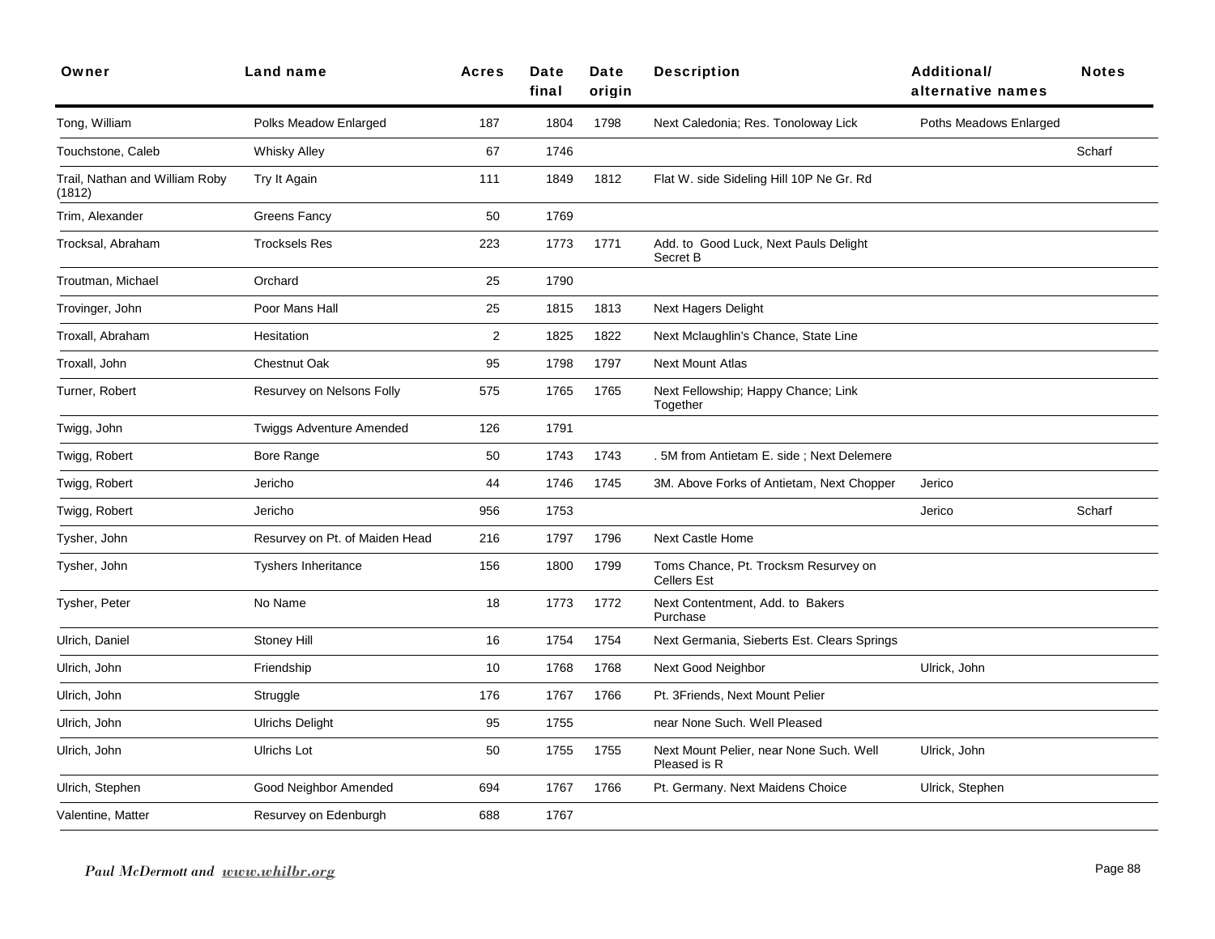| Owner | Land name | Acres | Date final | Date origin | Description | Additional/ alternative names | Notes |
|---|---|---|---|---|---|---|---|
| Tong, William | Polks Meadow Enlarged | 187 | 1804 | 1798 | Next Caledonia; Res. Tonoloway Lick | Poths Meadows Enlarged | |
| Touchstone, Caleb | Whisky Alley | 67 | 1746 | | | | Scharf |
| Trail, Nathan and William Roby (1812) | Try It Again | 111 | 1849 | 1812 | Flat W. side Sideling Hill 10P Ne Gr. Rd | | |
| Trim, Alexander | Greens Fancy | 50 | 1769 | | | | |
| Trocksal, Abraham | Trocksels Res | 223 | 1773 | 1771 | Add. to Good Luck, Next Pauls Delight Secret B | | |
| Troutman, Michael | Orchard | 25 | 1790 | | | | |
| Trovinger, John | Poor Mans Hall | 25 | 1815 | 1813 | Next Hagers Delight | | |
| Troxall, Abraham | Hesitation | 2 | 1825 | 1822 | Next Mclaughlin's Chance, State Line | | |
| Troxall, John | Chestnut Oak | 95 | 1798 | 1797 | Next Mount Atlas | | |
| Turner, Robert | Resurvey on Nelsons Folly | 575 | 1765 | 1765 | Next Fellowship; Happy Chance; Link Together | | |
| Twigg, John | Twiggs Adventure Amended | 126 | 1791 | | | | |
| Twigg, Robert | Bore Range | 50 | 1743 | 1743 | . 5M from Antietam E. side ; Next Delemere | | |
| Twigg, Robert | Jericho | 44 | 1746 | 1745 | 3M. Above Forks of Antietam, Next Chopper | Jerico | |
| Twigg, Robert | Jericho | 956 | 1753 | | | Jerico | Scharf |
| Tysher, John | Resurvey on Pt. of Maiden Head | 216 | 1797 | 1796 | Next Castle Home | | |
| Tysher, John | Tyshers Inheritance | 156 | 1800 | 1799 | Toms Chance, Pt. Trocksm Resurvey on Cellers Est | | |
| Tysher, Peter | No Name | 18 | 1773 | 1772 | Next Contentment, Add. to Bakers Purchase | | |
| Ulrich, Daniel | Stoney Hill | 16 | 1754 | 1754 | Next Germania, Sieberts Est. Clears Springs | | |
| Ulrich, John | Friendship | 10 | 1768 | 1768 | Next Good Neighbor | Ulrick, John | |
| Ulrich, John | Struggle | 176 | 1767 | 1766 | Pt. 3Friends, Next Mount Pelier | | |
| Ulrich, John | Ulrichs Delight | 95 | 1755 | | near None Such. Well Pleased | | |
| Ulrich, John | Ulrichs Lot | 50 | 1755 | 1755 | Next Mount Pelier, near None Such. Well Pleased is R | Ulrick, John | |
| Ulrich, Stephen | Good Neighbor Amended | 694 | 1767 | 1766 | Pt. Germany. Next Maidens Choice | Ulrick, Stephen | |
| Valentine, Matter | Resurvey on Edenburgh | 688 | 1767 | | | | |

*Paul McDermott and www.whilbr.org*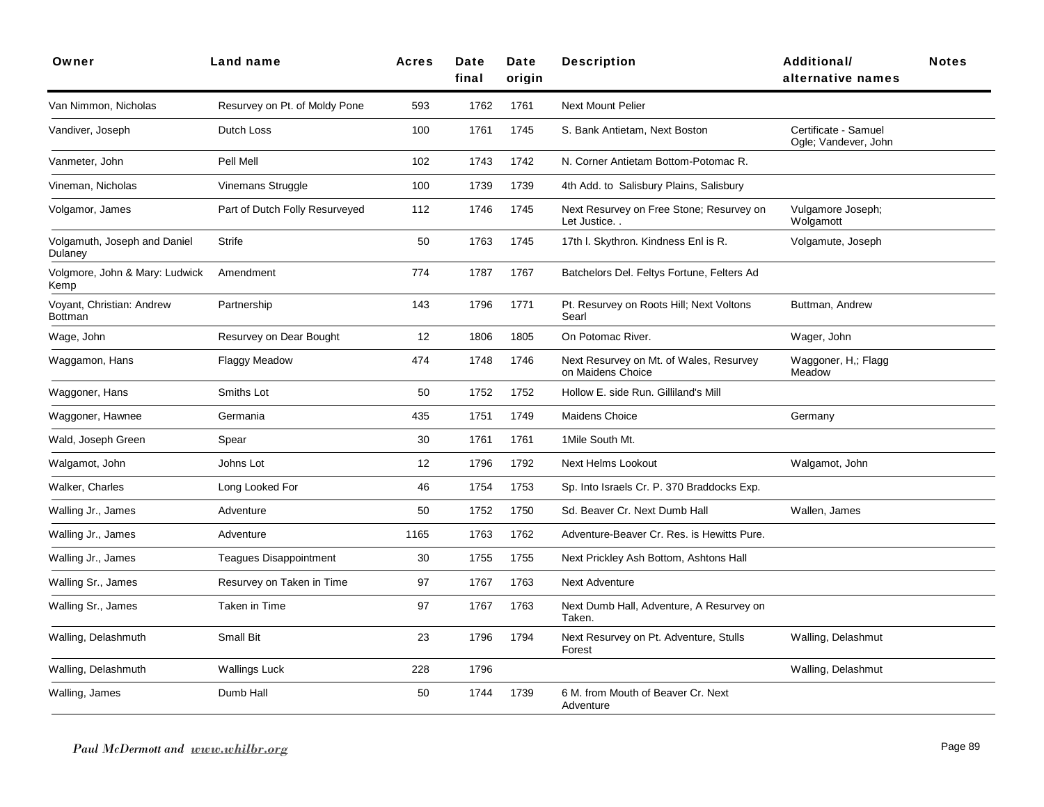| Owner | Land name | Acres | Date final | Date origin | Description | Additional/ alternative names | Notes |
|---|---|---|---|---|---|---|---|
| Van Nimmon, Nicholas | Resurvey on Pt. of Moldy Pone | 593 | 1762 | 1761 | Next Mount Pelier | | |
| Vandiver, Joseph | Dutch Loss | 100 | 1761 | 1745 | S. Bank Antietam, Next Boston | Certificate - Samuel Ogle; Vandever, John | |
| Vanmeter, John | Pell Mell | 102 | 1743 | 1742 | N. Corner Antietam Bottom-Potomac R. | | |
| Vineman, Nicholas | Vinemans Struggle | 100 | 1739 | 1739 | 4th Add. to Salisbury Plains, Salisbury | | |
| Volgamor, James | Part of Dutch Folly Resurveyed | 112 | 1746 | 1745 | Next Resurvey on Free Stone; Resurvey on Let Justice. . | Vulgamore Joseph; Wolgamott | |
| Volgamuth, Joseph and Daniel Dulaney | Strife | 50 | 1763 | 1745 | 17th l. Skythron. Kindness Enl is R. | Volgamute, Joseph | |
| Volgmore, John & Mary: Ludwick Kemp | Amendment | 774 | 1787 | 1767 | Batchelors Del. Feltys Fortune, Felters Ad | | |
| Voyant, Christian: Andrew Bottman | Partnership | 143 | 1796 | 1771 | Pt. Resurvey on Roots Hill; Next Voltons Searl | Buttman, Andrew | |
| Wage, John | Resurvey on Dear Bought | 12 | 1806 | 1805 | On Potomac River. | Wager, John | |
| Waggamon, Hans | Flaggy Meadow | 474 | 1748 | 1746 | Next Resurvey on Mt. of Wales, Resurvey on Maidens Choice | Waggoner, H,; Flagg Meadow | |
| Waggoner, Hans | Smiths Lot | 50 | 1752 | 1752 | Hollow E. side Run. Gilliland's Mill | | |
| Waggoner, Hawnee | Germania | 435 | 1751 | 1749 | Maidens Choice | Germany | |
| Wald, Joseph Green | Spear | 30 | 1761 | 1761 | 1Mile South Mt. | | |
| Walgamot, John | Johns Lot | 12 | 1796 | 1792 | Next Helms Lookout | Walgamot, John | |
| Walker, Charles | Long Looked For | 46 | 1754 | 1753 | Sp. Into Israels Cr. P. 370 Braddocks Exp. | | |
| Walling Jr., James | Adventure | 50 | 1752 | 1750 | Sd. Beaver Cr. Next Dumb Hall | Wallen, James | |
| Walling Jr., James | Adventure | 1165 | 1763 | 1762 | Adventure-Beaver Cr. Res. is Hewitts Pure. | | |
| Walling Jr., James | Teagues Disappointment | 30 | 1755 | 1755 | Next Prickley Ash Bottom, Ashtons Hall | | |
| Walling Sr., James | Resurvey on Taken in Time | 97 | 1767 | 1763 | Next Adventure | | |
| Walling Sr., James | Taken in Time | 97 | 1767 | 1763 | Next Dumb Hall, Adventure, A Resurvey on Taken. | | |
| Walling, Delashmuth | Small Bit | 23 | 1796 | 1794 | Next Resurvey on Pt. Adventure, Stulls Forest | Walling, Delashmut | |
| Walling, Delashmuth | Wallings Luck | 228 | 1796 | | | Walling, Delashmut | |
| Walling, James | Dumb Hall | 50 | 1744 | 1739 | 6 M. from Mouth of Beaver Cr. Next Adventure | | |

*Paul McDermott and www.whilbr.org*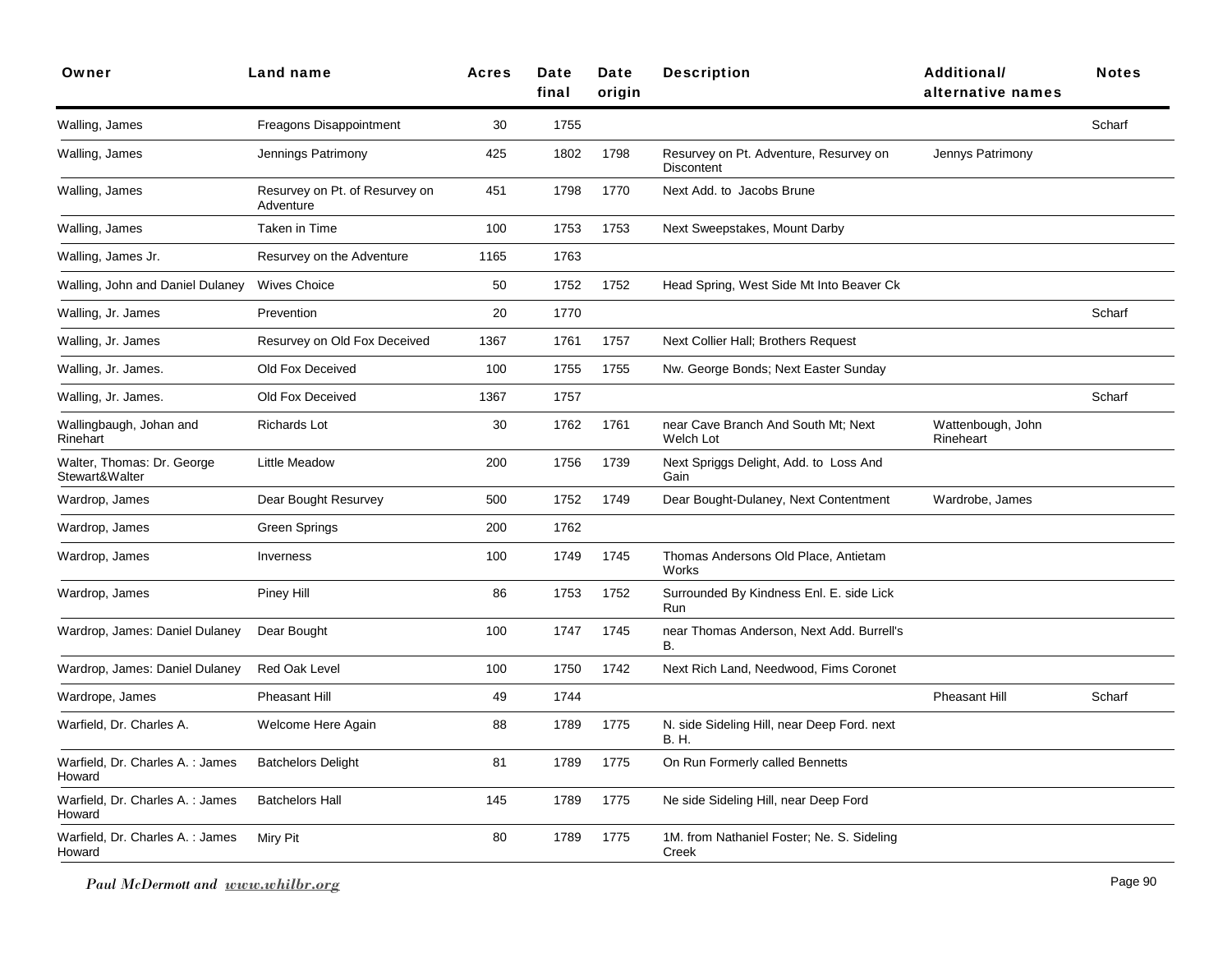| Owner | Land name | Acres | Date final | Date origin | Description | Additional/ alternative names | Notes |
|---|---|---|---|---|---|---|---|
| Walling, James | Freagons Disappointment | 30 | 1755 | | | | Scharf |
| Walling, James | Jennings Patrimony | 425 | 1802 | 1798 | Resurvey on Pt. Adventure, Resurvey on Discontent | Jennys Patrimony | |
| Walling, James | Resurvey on Pt. of Resurvey on Adventure | 451 | 1798 | 1770 | Next Add. to Jacobs Brune | | |
| Walling, James | Taken in Time | 100 | 1753 | 1753 | Next Sweepstakes, Mount Darby | | |
| Walling, James Jr. | Resurvey on the Adventure | 1165 | 1763 | | | | |
| Walling, John and Daniel Dulaney | Wives Choice | 50 | 1752 | 1752 | Head Spring, West Side Mt Into Beaver Ck | | |
| Walling, Jr. James | Prevention | 20 | 1770 | | | | Scharf |
| Walling, Jr. James | Resurvey on Old Fox Deceived | 1367 | 1761 | 1757 | Next Collier Hall; Brothers Request | | |
| Walling, Jr. James. | Old Fox Deceived | 100 | 1755 | 1755 | Nw. George Bonds; Next Easter Sunday | | |
| Walling, Jr. James. | Old Fox Deceived | 1367 | 1757 | | | | Scharf |
| Wallingbaugh, Johan and Rinehart | Richards Lot | 30 | 1762 | 1761 | near Cave Branch And South Mt; Next Welch Lot | Wattenbough, John Rineheart | |
| Walter, Thomas: Dr. George Stewart&Walter | Little Meadow | 200 | 1756 | 1739 | Next Spriggs Delight, Add. to Loss And Gain | | |
| Wardrop, James | Dear Bought Resurvey | 500 | 1752 | 1749 | Dear Bought-Dulaney, Next Contentment | Wardrobe, James | |
| Wardrop, James | Green Springs | 200 | 1762 | | | | |
| Wardrop, James | Inverness | 100 | 1749 | 1745 | Thomas Andersons Old Place, Antietam Works | | |
| Wardrop, James | Piney Hill | 86 | 1753 | 1752 | Surrounded By Kindness Enl. E. side Lick Run | | |
| Wardrop, James: Daniel Dulaney | Dear Bought | 100 | 1747 | 1745 | near Thomas Anderson, Next Add. Burrell's B. | | |
| Wardrop, James: Daniel Dulaney | Red Oak Level | 100 | 1750 | 1742 | Next Rich Land, Needwood, Fims Coronet | | |
| Wardrope, James | Pheasant Hill | 49 | 1744 | | | Pheasant Hill | Scharf |
| Warfield, Dr. Charles A. | Welcome Here Again | 88 | 1789 | 1775 | N. side Sideling Hill, near Deep Ford. next B. H. | | |
| Warfield, Dr. Charles A. : James Howard | Batchelors Delight | 81 | 1789 | 1775 | On Run Formerly called Bennetts | | |
| Warfield, Dr. Charles A. : James Howard | Batchelors Hall | 145 | 1789 | 1775 | Ne side Sideling Hill, near Deep Ford | | |
| Warfield, Dr. Charles A. : James Howard | Miry Pit | 80 | 1789 | 1775 | 1M. from Nathaniel Foster; Ne. S. Sideling Creek | | |

*Paul McDermott and www.whilbr.org*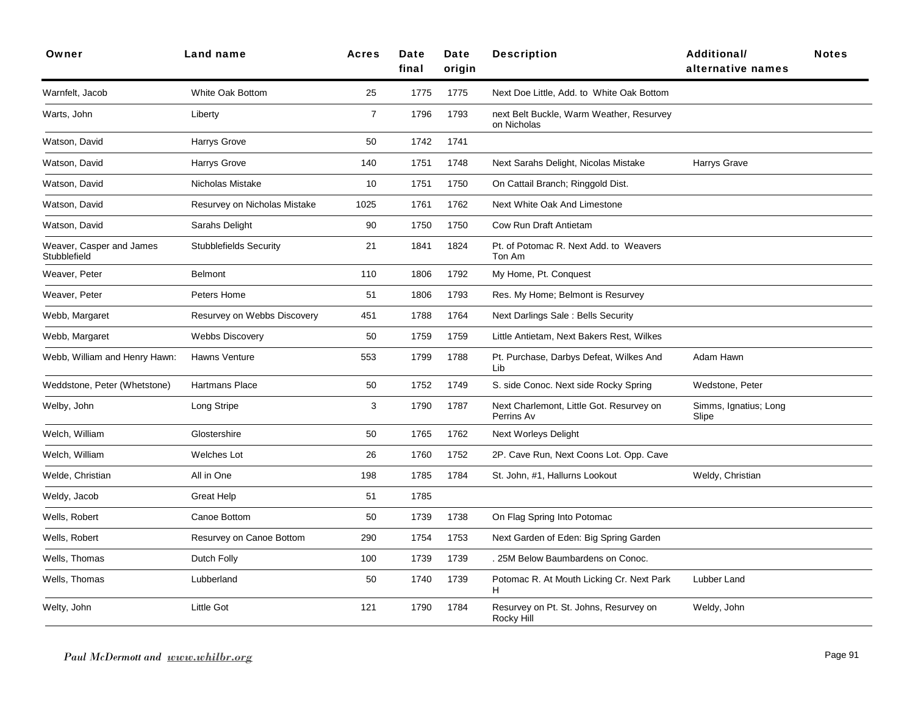| Owner | Land name | Acres | Date final | Date origin | Description | Additional/ alternative names | Notes |
|---|---|---|---|---|---|---|---|
| Warnfelt, Jacob | White Oak Bottom | 25 | 1775 | 1775 | Next Doe Little, Add. to White Oak Bottom | | |
| Warts, John | Liberty | 7 | 1796 | 1793 | next Belt Buckle, Warm Weather, Resurvey on Nicholas | | |
| Watson, David | Harrys Grove | 50 | 1742 | 1741 | | | |
| Watson, David | Harrys Grove | 140 | 1751 | 1748 | Next Sarahs Delight, Nicolas Mistake | Harrys Grave | |
| Watson, David | Nicholas Mistake | 10 | 1751 | 1750 | On Cattail Branch; Ringgold Dist. | | |
| Watson, David | Resurvey on Nicholas Mistake | 1025 | 1761 | 1762 | Next White Oak And Limestone | | |
| Watson, David | Sarahs Delight | 90 | 1750 | 1750 | Cow Run Draft Antietam | | |
| Weaver, Casper and James Stubblefield | Stubblefields Security | 21 | 1841 | 1824 | Pt. of Potomac R. Next Add. to Weavers Ton Am | | |
| Weaver, Peter | Belmont | 110 | 1806 | 1792 | My Home, Pt. Conquest | | |
| Weaver, Peter | Peters Home | 51 | 1806 | 1793 | Res. My Home; Belmont is Resurvey | | |
| Webb, Margaret | Resurvey on Webbs Discovery | 451 | 1788 | 1764 | Next Darlings Sale : Bells Security | | |
| Webb, Margaret | Webbs Discovery | 50 | 1759 | 1759 | Little Antietam, Next Bakers Rest, Wilkes | | |
| Webb, William and Henry Hawn: | Hawns Venture | 553 | 1799 | 1788 | Pt. Purchase, Darbys Defeat, Wilkes And Lib | Adam Hawn | |
| Weddstone, Peter (Whetstone) | Hartmans Place | 50 | 1752 | 1749 | S. side Conoc. Next side Rocky Spring | Wedstone, Peter | |
| Welby, John | Long Stripe | 3 | 1790 | 1787 | Next Charlemont, Little Got. Resurvey on Perrins Av | Simms, Ignatius; Long Slipe | |
| Welch, William | Glostershire | 50 | 1765 | 1762 | Next Worleys Delight | | |
| Welch, William | Welches Lot | 26 | 1760 | 1752 | 2P. Cave Run, Next Coons Lot. Opp. Cave | | |
| Welde, Christian | All in One | 198 | 1785 | 1784 | St. John, #1, Hallurns Lookout | Weldy, Christian | |
| Weldy, Jacob | Great Help | 51 | 1785 | | | | |
| Wells, Robert | Canoe Bottom | 50 | 1739 | 1738 | On Flag Spring Into Potomac | | |
| Wells, Robert | Resurvey on Canoe Bottom | 290 | 1754 | 1753 | Next Garden of Eden: Big Spring Garden | | |
| Wells, Thomas | Dutch Folly | 100 | 1739 | 1739 | . 25M Below Baumbardens on Conoc. | | |
| Wells, Thomas | Lubberland | 50 | 1740 | 1739 | Potomac R. At Mouth Licking Cr. Next Park H | Lubber Land | |
| Welty, John | Little Got | 121 | 1790 | 1784 | Resurvey on Pt. St. Johns, Resurvey on Rocky Hill | Weldy, John | |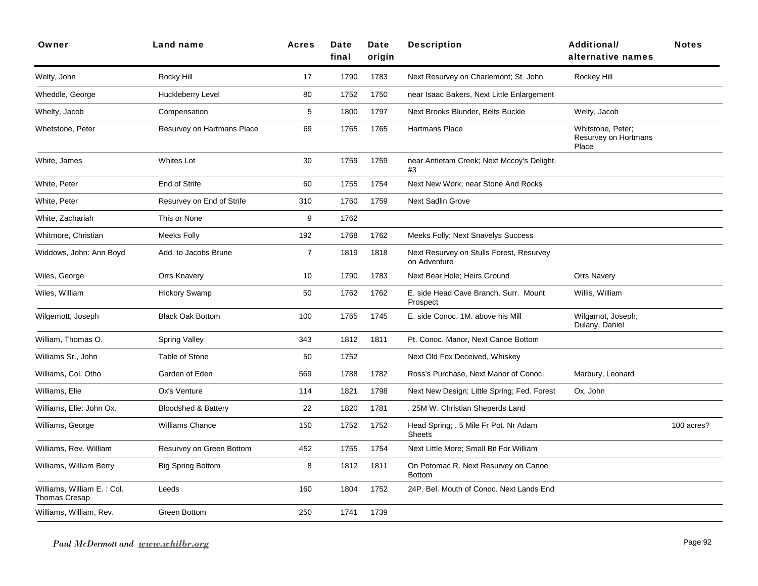| Owner | Land name | Acres | Date final | Date origin | Description | Additional/ alternative names | Notes |
|---|---|---|---|---|---|---|---|
| Welty, John | Rocky Hill | 17 | 1790 | 1783 | Next Resurvey on Charlemont; St. John | Rockey Hill | |
| Wheddle, George | Huckleberry Level | 80 | 1752 | 1750 | near Isaac Bakers, Next Little Enlargement | | |
| Whelty, Jacob | Compensation | 5 | 1800 | 1797 | Next Brooks Blunder, Belts Buckle | Welty, Jacob | |
| Whetstone, Peter | Resurvey on Hartmans Place | 69 | 1765 | 1765 | Hartmans Place | Whitstone, Peter; Resurvey on Hortmans Place | |
| White, James | Whites Lot | 30 | 1759 | 1759 | near Antietam Creek; Next Mccoy's Delight, #3 | | |
| White, Peter | End of Strife | 60 | 1755 | 1754 | Next New Work, near Stone And Rocks | | |
| White, Peter | Resurvey on End of Strife | 310 | 1760 | 1759 | Next Sadlin Grove | | |
| White, Zachariah | This or None | 9 | 1762 | | | | |
| Whitmore, Christian | Meeks Folly | 192 | 1768 | 1762 | Meeks Folly; Next Snavelys Success | | |
| Widdows, John: Ann Boyd | Add. to Jacobs Brune | 7 | 1819 | 1818 | Next Resurvey on Stulls Forest, Resurvey on Adventure | | |
| Wiles, George | Orrs Knavery | 10 | 1790 | 1783 | Next Bear Hole; Heirs Ground | Orrs Navery | |
| Wiles, William | Hickory Swamp | 50 | 1762 | 1762 | E. side Head Cave Branch. Surr. Mount Prospect | Willis, William | |
| Wilgemott, Joseph | Black Oak Bottom | 100 | 1765 | 1745 | E. side Conoc. 1M. above his Mill | Wilgamot, Joseph; Dulany, Daniel | |
| William, Thomas O. | Spring Valley | 343 | 1812 | 1811 | Pt. Conoc. Manor, Next Canoe Bottom | | |
| Williams Sr., John | Table of Stone | 50 | 1752 | | Next Old Fox Deceived, Whiskey | | |
| Williams, Col. Otho | Garden of Eden | 569 | 1788 | 1782 | Ross's Purchase, Next Manor of Conoc. | Marbury, Leonard | |
| Williams, Elie | Ox's Venture | 114 | 1821 | 1798 | Next New Design; Little Spring; Fed. Forest | Ox, John | |
| Williams, Elie: John Ox. | Bloodshed & Battery | 22 | 1820 | 1781 | . 25M W. Christian Sheperds Land | | |
| Williams, George | Williams Chance | 150 | 1752 | 1752 | Head Spring; . 5 Mile Fr Pot. Nr Adam Sheets | | 100 acres? |
| Williams, Rev. William | Resurvey on Green Bottom | 452 | 1755 | 1754 | Next Little More; Small Bit For William | | |
| Williams, William Berry | Big Spring Bottom | 8 | 1812 | 1811 | On Potomac R. Next Resurvey on Canoe Bottom | | |
| Williams, William E. : Col. Thomas Cresap | Leeds | 160 | 1804 | 1752 | 24P. Bel. Mouth of Conoc. Next Lands End | | |
| Williams, William, Rev. | Green Bottom | 250 | 1741 | 1739 | | | |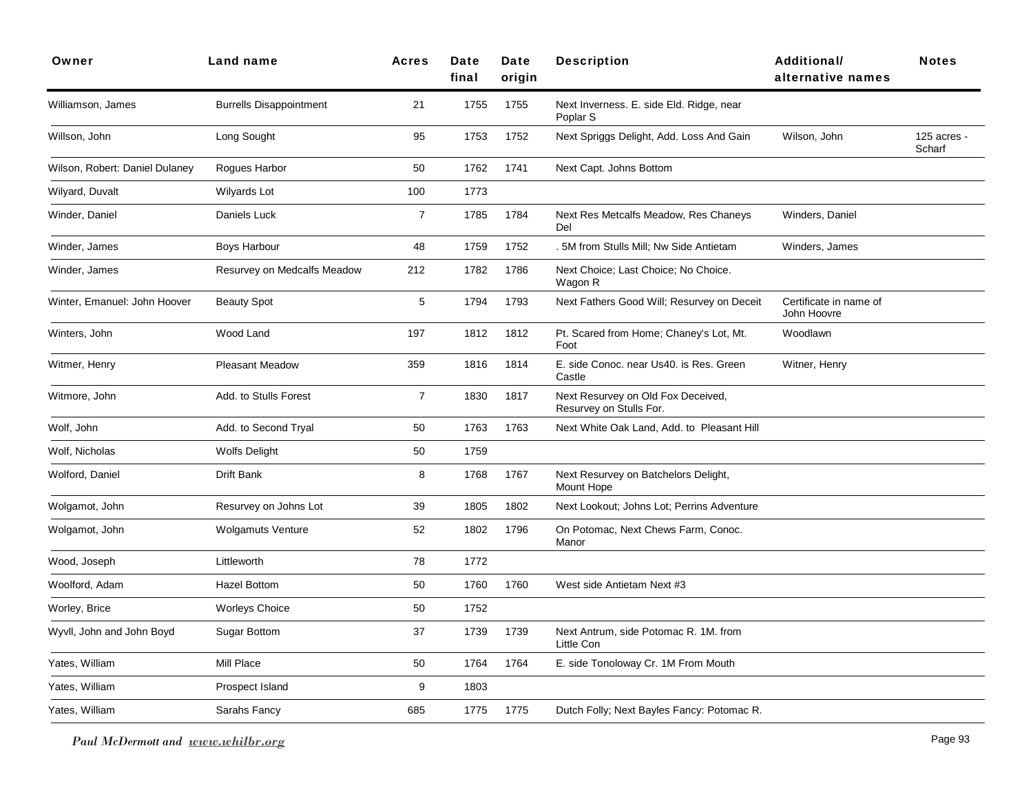| Owner | Land name | Acres | Date final | Date origin | Description | Additional/ alternative names | Notes |
|---|---|---|---|---|---|---|---|
| Williamson, James | Burrells Disappointment | 21 | 1755 | 1755 | Next Inverness. E. side Eld. Ridge, near Poplar S | | |
| Willson, John | Long Sought | 95 | 1753 | 1752 | Next Spriggs Delight, Add. Loss And Gain | Wilson, John | 125 acres - Scharf |
| Wilson, Robert: Daniel Dulaney | Rogues Harbor | 50 | 1762 | 1741 | Next Capt. Johns Bottom | | |
| Wilyard, Duvalt | Wilyards Lot | 100 | 1773 | | | | |
| Winder, Daniel | Daniels Luck | 7 | 1785 | 1784 | Next Res Metcalfs Meadow, Res Chaneys Del | Winders, Daniel | |
| Winder, James | Boys Harbour | 48 | 1759 | 1752 | . 5M from Stulls Mill; Nw Side Antietam | Winders, James | |
| Winder, James | Resurvey on Medcalfs Meadow | 212 | 1782 | 1786 | Next Choice; Last Choice; No Choice. Wagon R | | |
| Winter, Emanuel: John Hoover | Beauty Spot | 5 | 1794 | 1793 | Next Fathers Good Will; Resurvey on Deceit | Certificate in name of John Hoovre | |
| Winters, John | Wood Land | 197 | 1812 | 1812 | Pt. Scared from Home; Chaney's Lot, Mt. Foot | Woodlawn | |
| Witmer, Henry | Pleasant Meadow | 359 | 1816 | 1814 | E. side Conoc. near Us40. is Res. Green Castle | Witner, Henry | |
| Witmore, John | Add. to Stulls Forest | 7 | 1830 | 1817 | Next Resurvey on Old Fox Deceived, Resurvey on Stulls For. | | |
| Wolf, John | Add. to Second Tryal | 50 | 1763 | 1763 | Next White Oak Land, Add. to Pleasant Hill | | |
| Wolf, Nicholas | Wolfs Delight | 50 | 1759 | | | | |
| Wolford, Daniel | Drift Bank | 8 | 1768 | 1767 | Next Resurvey on Batchelors Delight, Mount Hope | | |
| Wolgamot, John | Resurvey on Johns Lot | 39 | 1805 | 1802 | Next Lookout; Johns Lot; Perrins Adventure | | |
| Wolgamot, John | Wolgamuts Venture | 52 | 1802 | 1796 | On Potomac, Next Chews Farm, Conoc. Manor | | |
| Wood, Joseph | Littleworth | 78 | 1772 | | | | |
| Woolford, Adam | Hazel Bottom | 50 | 1760 | 1760 | West side Antietam Next #3 | | |
| Worley, Brice | Worleys Choice | 50 | 1752 | | | | |
| Wyvll, John and John Boyd | Sugar Bottom | 37 | 1739 | 1739 | Next Antrum, side Potomac R. 1M. from Little Con | | |
| Yates, William | Mill Place | 50 | 1764 | 1764 | E. side Tonoloway Cr. 1M From Mouth | | |
| Yates, William | Prospect Island | 9 | 1803 | | | | |
| Yates, William | Sarahs Fancy | 685 | 1775 | 1775 | Dutch Folly; Next Bayles Fancy: Potomac R. | | |

*Paul McDermott and www.whilbr.org*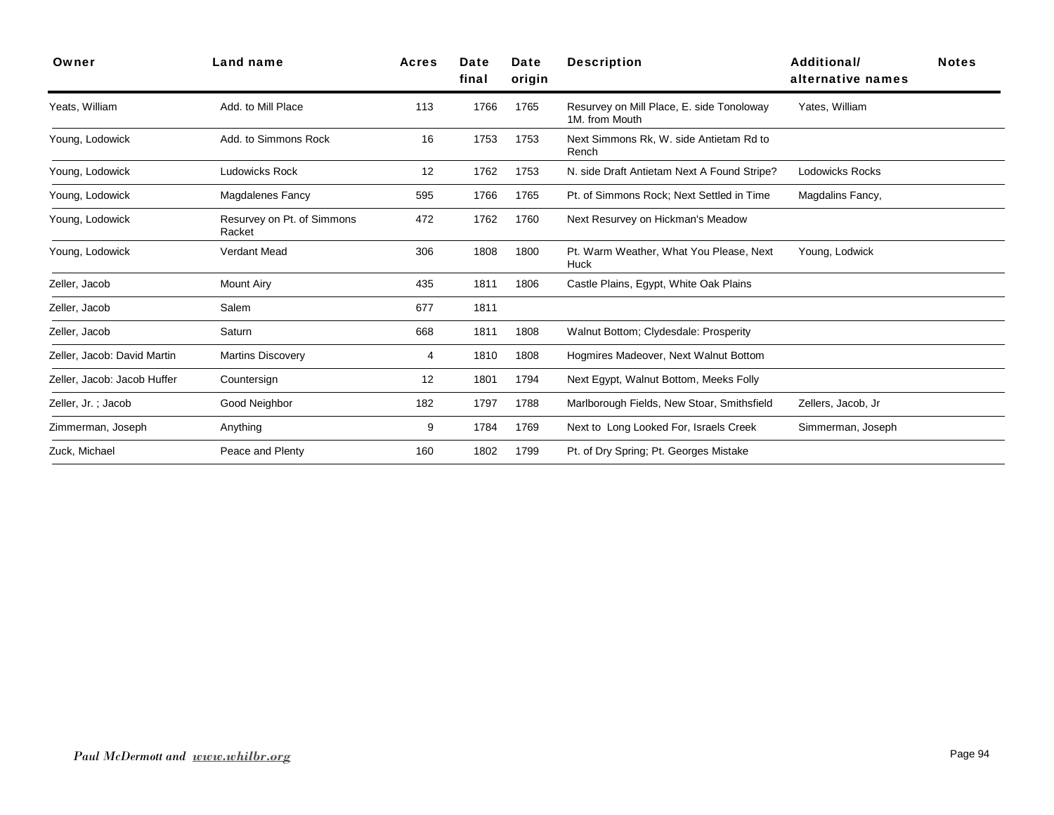| Owner | Land name | Acres | Date final | Date origin | Description | Additional/ alternative names | Notes |
|---|---|---|---|---|---|---|---|
| Yeats, William | Add. to Mill Place | 113 | 1766 | 1765 | Resurvey on Mill Place, E. side Tonoloway 1M. from Mouth | Yates, William | |
| Young, Lodowick | Add. to Simmons Rock | 16 | 1753 | 1753 | Next Simmons Rk, W. side Antietam Rd to Rench | | |
| Young, Lodowick | Ludowicks Rock | 12 | 1762 | 1753 | N. side Draft Antietam Next A Found Stripe? | Lodowicks Rocks | |
| Young, Lodowick | Magdalenes Fancy | 595 | 1766 | 1765 | Pt. of Simmons Rock; Next Settled in Time | Magdalins Fancy, | |
| Young, Lodowick | Resurvey on Pt. of Simmons Racket | 472 | 1762 | 1760 | Next Resurvey on Hickman's Meadow | | |
| Young, Lodowick | Verdant Mead | 306 | 1808 | 1800 | Pt. Warm Weather, What You Please, Next Huck | Young, Lodwick | |
| Zeller, Jacob | Mount Airy | 435 | 1811 | 1806 | Castle Plains, Egypt, White Oak Plains | | |
| Zeller, Jacob | Salem | 677 | 1811 | | | | |
| Zeller, Jacob | Saturn | 668 | 1811 | 1808 | Walnut Bottom; Clydesdale: Prosperity | | |
| Zeller, Jacob: David Martin | Martins Discovery | 4 | 1810 | 1808 | Hogmires Madeover, Next Walnut Bottom | | |
| Zeller, Jacob: Jacob Huffer | Countersign | 12 | 1801 | 1794 | Next Egypt, Walnut Bottom, Meeks Folly | | |
| Zeller, Jr. ; Jacob | Good Neighbor | 182 | 1797 | 1788 | Marlborough Fields, New Stoar, Smithsfield | Zellers, Jacob, Jr | |
| Zimmerman, Joseph | Anything | 9 | 1784 | 1769 | Next to Long Looked For, Israels Creek | Simmerman, Joseph | |
| Zuck, Michael | Peace and Plenty | 160 | 1802 | 1799 | Pt. of Dry Spring; Pt. Georges Mistake | | |